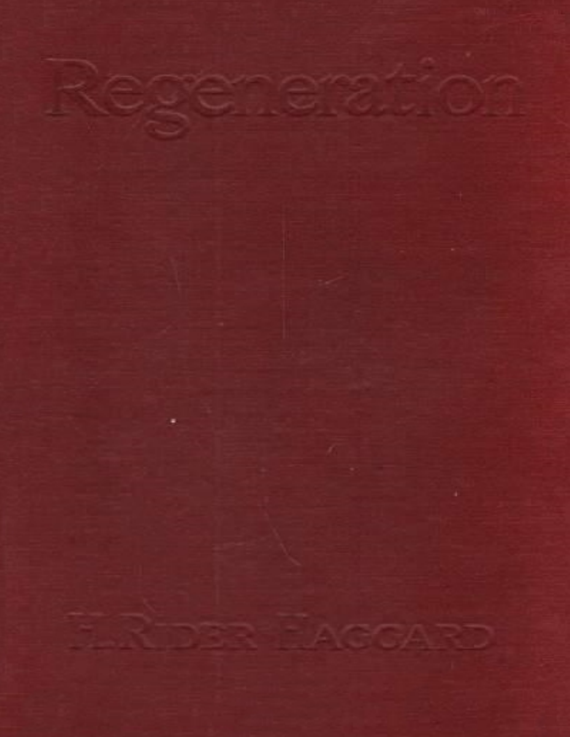# Regeneration

H. Rider Haggard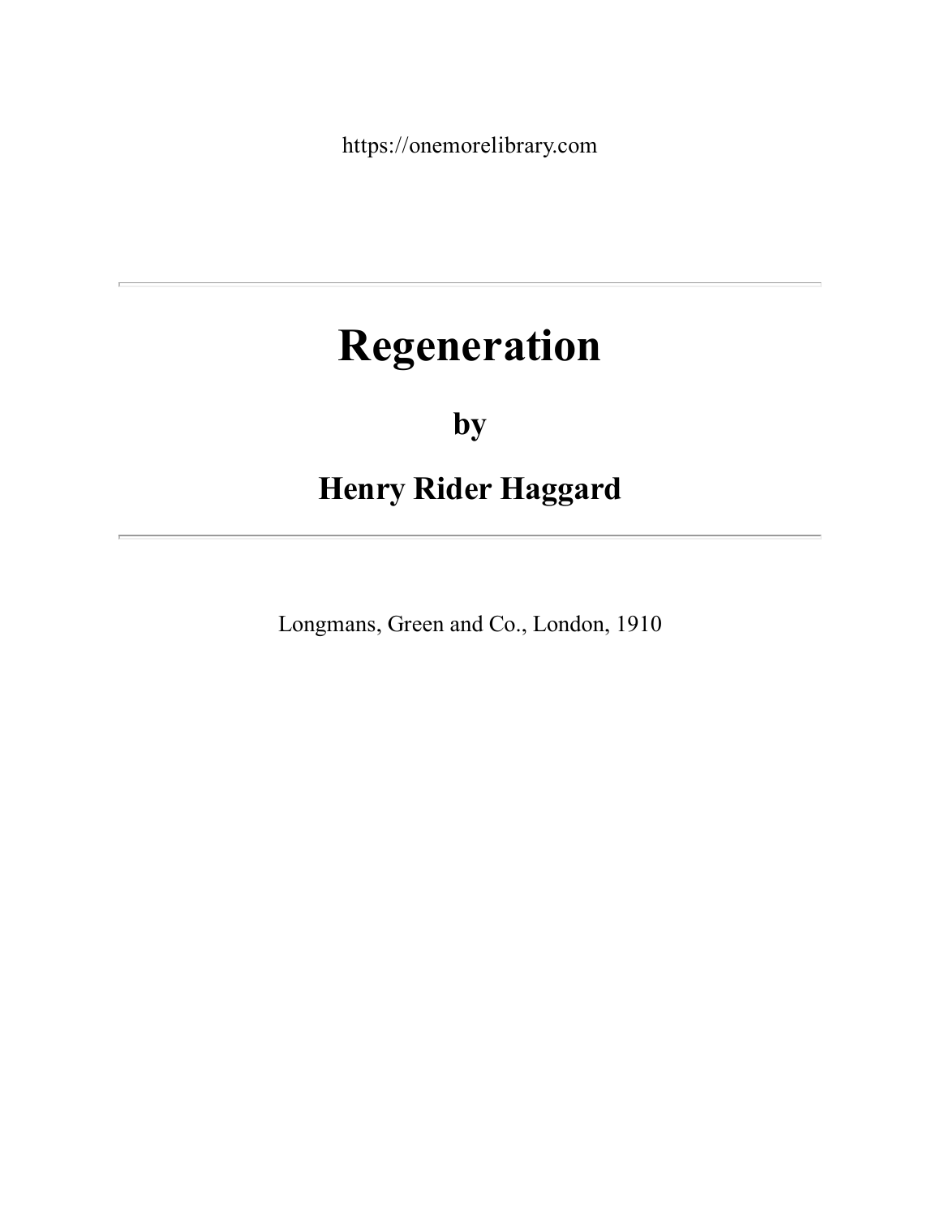https://onemorelibrary.com

---

# Regeneration

## by

## Henry Rider Haggard

---

Longmans, Green and Co., London, 1910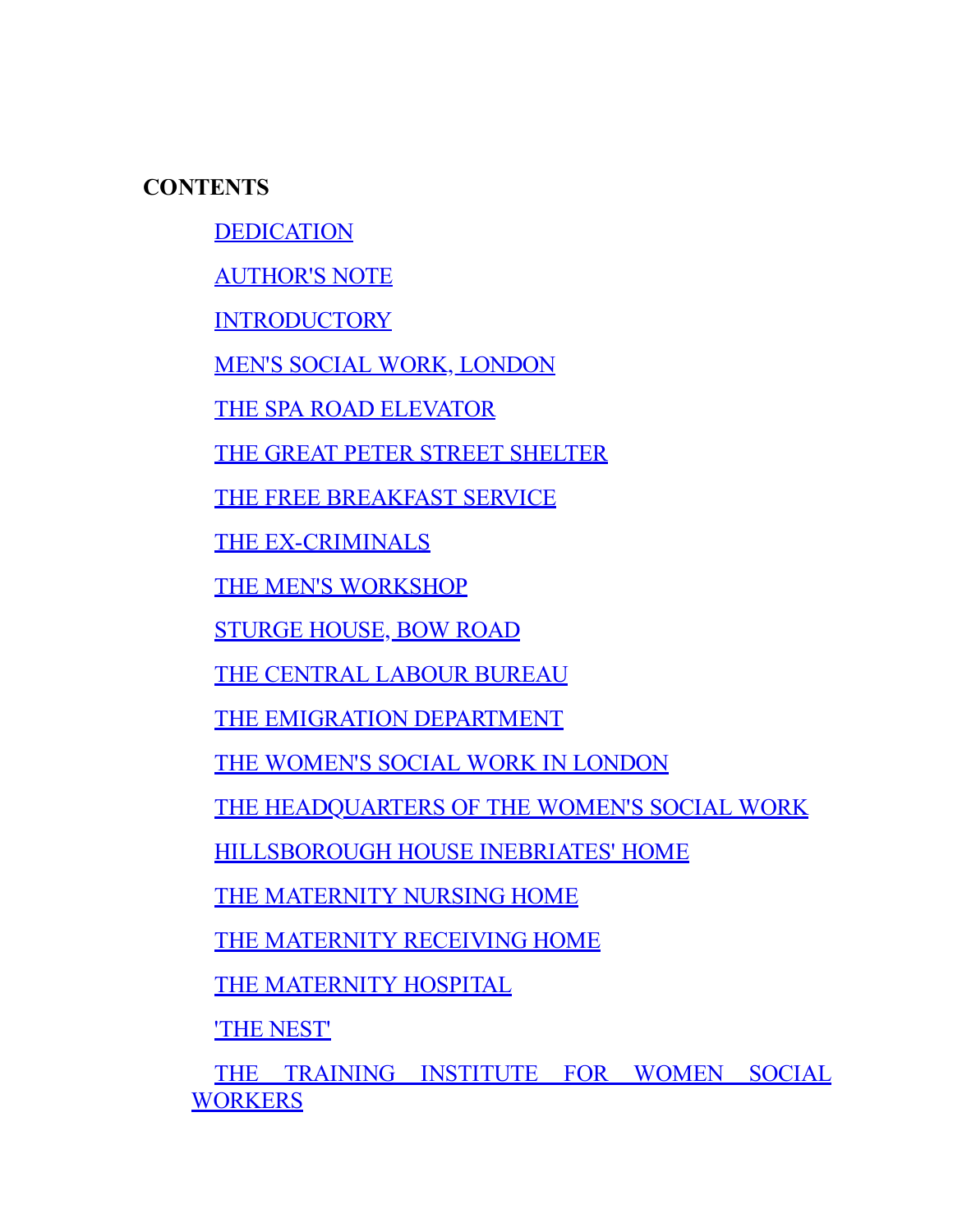**CONTENTS**

- DEDICATION
- AUTHOR'S NOTE
- INTRODUCTORY
- MEN'S SOCIAL WORK, LONDON
- THE SPA ROAD ELEVATOR
- THE GREAT PETER STREET SHELTER
- THE FREE BREAKFAST SERVICE
- THE EX-CRIMINALS
- THE MEN'S WORKSHOP
- STURGE HOUSE, BOW ROAD
- THE CENTRAL LABOUR BUREAU
- THE EMIGRATION DEPARTMENT
- THE WOMEN'S SOCIAL WORK IN LONDON
- THE HEADQUARTERS OF THE WOMEN'S SOCIAL WORK
- HILLSBOROUGH HOUSE INEBRIATES' HOME
- THE MATERNITY NURSING HOME
- THE MATERNITY RECEIVING HOME
- THE MATERNITY HOSPITAL
- 'THE NEST'
- THE TRAINING INSTITUTE FOR WOMEN SOCIAL WORKERS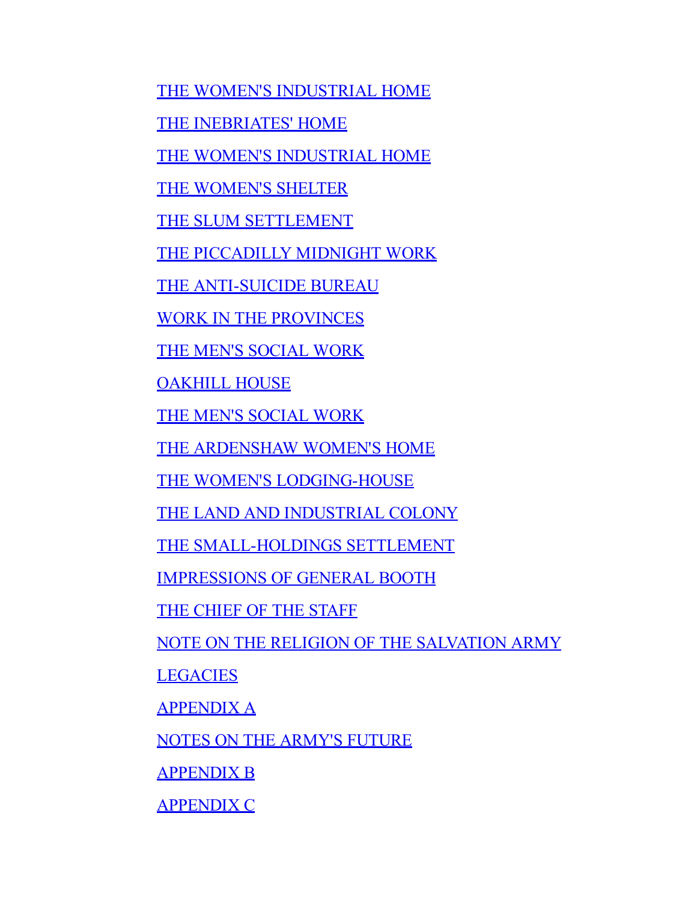THE WOMEN'S INDUSTRIAL HOME

THE INEBRIATES' HOME

THE WOMEN'S INDUSTRIAL HOME

THE WOMEN'S SHELTER

THE SLUM SETTLEMENT

THE PICCADILLY MIDNIGHT WORK

THE ANTI-SUICIDE BUREAU

WORK IN THE PROVINCES

THE MEN'S SOCIAL WORK

OAKHILL HOUSE

THE MEN'S SOCIAL WORK

THE ARDENSHAW WOMEN'S HOME

THE WOMEN'S LODGING-HOUSE

THE LAND AND INDUSTRIAL COLONY

THE SMALL-HOLDINGS SETTLEMENT

IMPRESSIONS OF GENERAL BOOTH

THE CHIEF OF THE STAFF

NOTE ON THE RELIGION OF THE SALVATION ARMY

LEGACIES

APPENDIX A

NOTES ON THE ARMY'S FUTURE

APPENDIX B

APPENDIX C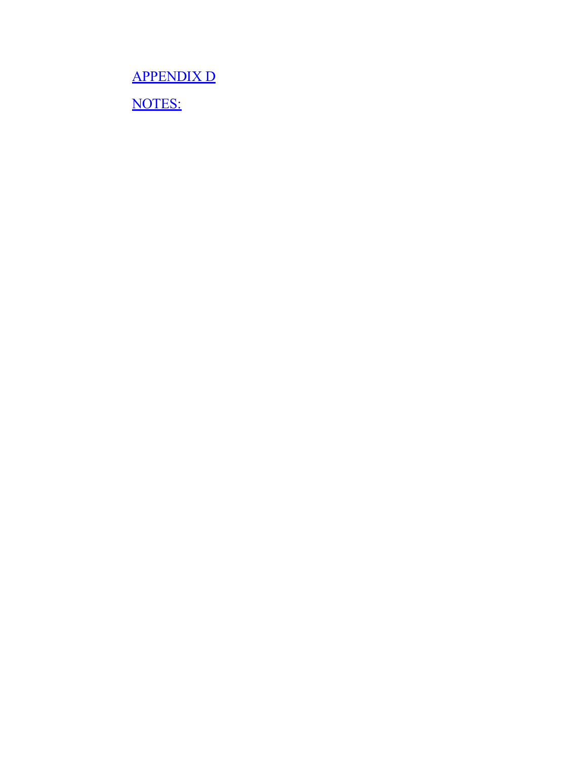[APPENDIX D]

[NOTES:]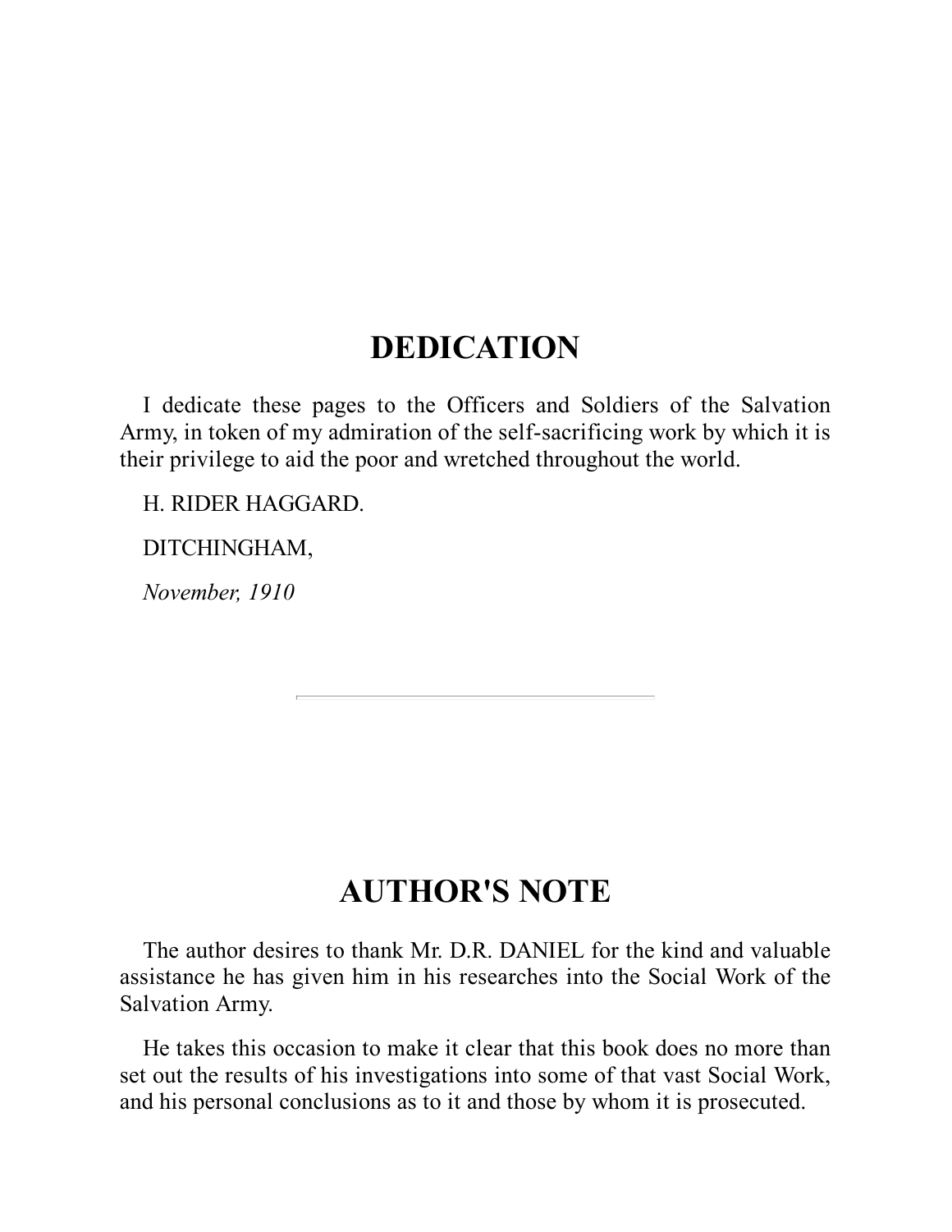# DEDICATION

I dedicate these pages to the Officers and Soldiers of the Salvation Army, in token of my admiration of the self-sacrificing work by which it is their privilege to aid the poor and wretched throughout the world.

H. RIDER HAGGARD.

DITCHINGHAM,

*November, 1910*

---

# AUTHOR'S NOTE

The author desires to thank Mr. D.R. DANIEL for the kind and valuable assistance he has given him in his researches into the Social Work of the Salvation Army.

He takes this occasion to make it clear that this book does no more than set out the results of his investigations into some of that vast Social Work, and his personal conclusions as to it and those by whom it is prosecuted.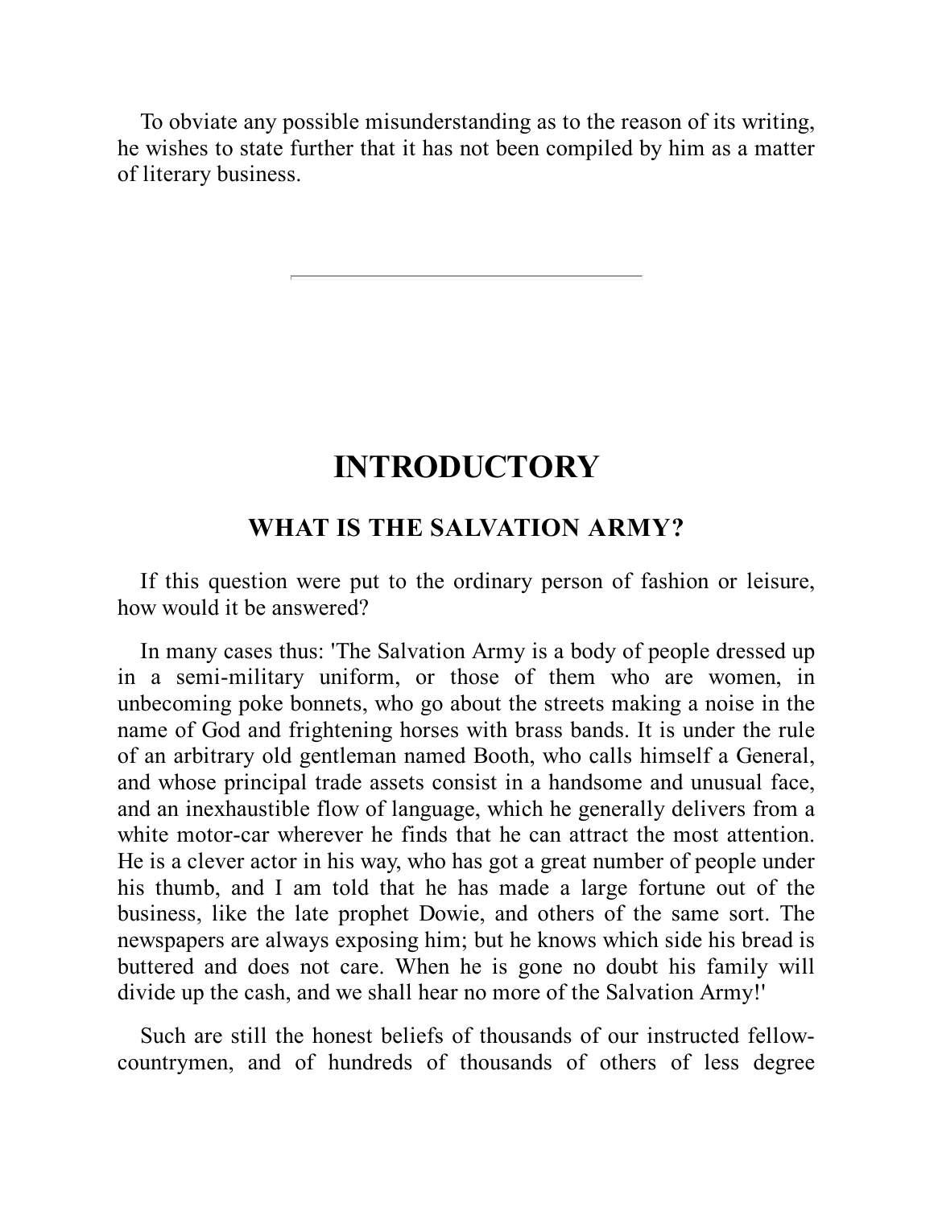To obviate any possible misunderstanding as to the reason of its writing, he wishes to state further that it has not been compiled by him as a matter of literary business.

---

# INTRODUCTORY

## WHAT IS THE SALVATION ARMY?

If this question were put to the ordinary person of fashion or leisure, how would it be answered?

In many cases thus: 'The Salvation Army is a body of people dressed up in a semi-military uniform, or those of them who are women, in unbecoming poke bonnets, who go about the streets making a noise in the name of God and frightening horses with brass bands. It is under the rule of an arbitrary old gentleman named Booth, who calls himself a General, and whose principal trade assets consist in a handsome and unusual face, and an inexhaustible flow of language, which he generally delivers from a white motor-car wherever he finds that he can attract the most attention. He is a clever actor in his way, who has got a great number of people under his thumb, and I am told that he has made a large fortune out of the business, like the late prophet Dowie, and others of the same sort. The newspapers are always exposing him; but he knows which side his bread is buttered and does not care. When he is gone no doubt his family will divide up the cash, and we shall hear no more of the Salvation Army!'

Such are still the honest beliefs of thousands of our instructed fellow-countrymen, and of hundreds of thousands of others of less degree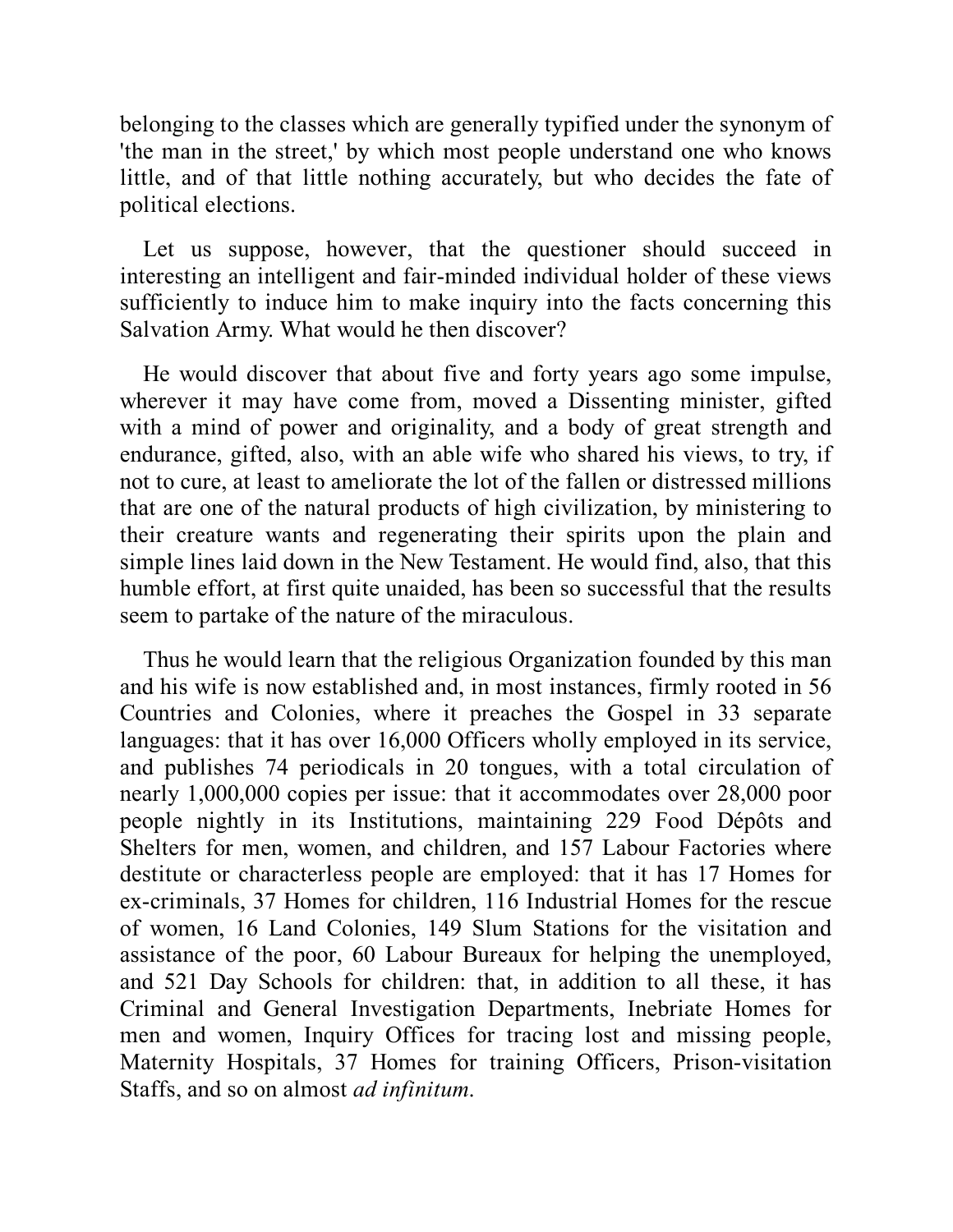belonging to the classes which are generally typified under the synonym of 'the man in the street,' by which most people understand one who knows little, and of that little nothing accurately, but who decides the fate of political elections.

Let us suppose, however, that the questioner should succeed in interesting an intelligent and fair-minded individual holder of these views sufficiently to induce him to make inquiry into the facts concerning this Salvation Army. What would he then discover?

He would discover that about five and forty years ago some impulse, wherever it may have come from, moved a Dissenting minister, gifted with a mind of power and originality, and a body of great strength and endurance, gifted, also, with an able wife who shared his views, to try, if not to cure, at least to ameliorate the lot of the fallen or distressed millions that are one of the natural products of high civilization, by ministering to their creature wants and regenerating their spirits upon the plain and simple lines laid down in the New Testament. He would find, also, that this humble effort, at first quite unaided, has been so successful that the results seem to partake of the nature of the miraculous.

Thus he would learn that the religious Organization founded by this man and his wife is now established and, in most instances, firmly rooted in 56 Countries and Colonies, where it preaches the Gospel in 33 separate languages: that it has over 16,000 Officers wholly employed in its service, and publishes 74 periodicals in 20 tongues, with a total circulation of nearly 1,000,000 copies per issue: that it accommodates over 28,000 poor people nightly in its Institutions, maintaining 229 Food Dépôts and Shelters for men, women, and children, and 157 Labour Factories where destitute or characterless people are employed: that it has 17 Homes for ex-criminals, 37 Homes for children, 116 Industrial Homes for the rescue of women, 16 Land Colonies, 149 Slum Stations for the visitation and assistance of the poor, 60 Labour Bureaux for helping the unemployed, and 521 Day Schools for children: that, in addition to all these, it has Criminal and General Investigation Departments, Inebriate Homes for men and women, Inquiry Offices for tracing lost and missing people, Maternity Hospitals, 37 Homes for training Officers, Prison-visitation Staffs, and so on almost *ad infinitum*.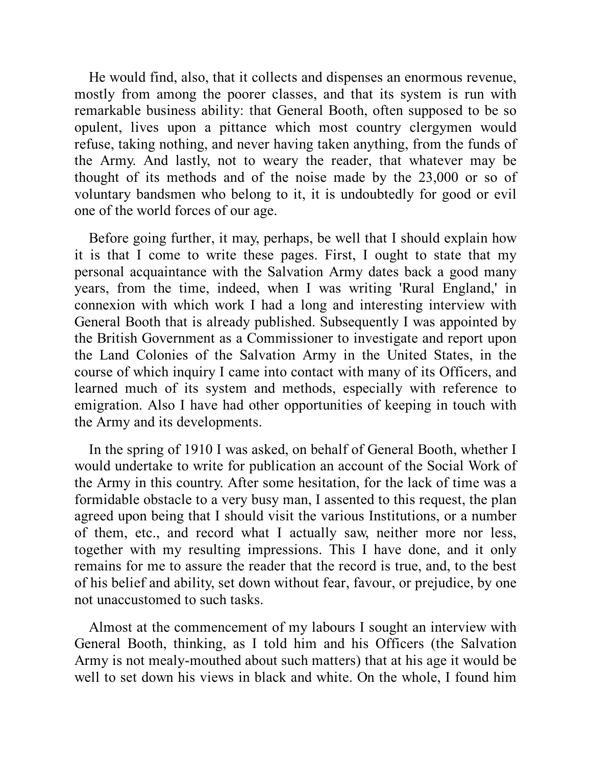He would find, also, that it collects and dispenses an enormous revenue, mostly from among the poorer classes, and that its system is run with remarkable business ability: that General Booth, often supposed to be so opulent, lives upon a pittance which most country clergymen would refuse, taking nothing, and never having taken anything, from the funds of the Army. And lastly, not to weary the reader, that whatever may be thought of its methods and of the noise made by the 23,000 or so of voluntary bandsmen who belong to it, it is undoubtedly for good or evil one of the world forces of our age.

Before going further, it may, perhaps, be well that I should explain how it is that I come to write these pages. First, I ought to state that my personal acquaintance with the Salvation Army dates back a good many years, from the time, indeed, when I was writing 'Rural England,' in connexion with which work I had a long and interesting interview with General Booth that is already published. Subsequently I was appointed by the British Government as a Commissioner to investigate and report upon the Land Colonies of the Salvation Army in the United States, in the course of which inquiry I came into contact with many of its Officers, and learned much of its system and methods, especially with reference to emigration. Also I have had other opportunities of keeping in touch with the Army and its developments.

In the spring of 1910 I was asked, on behalf of General Booth, whether I would undertake to write for publication an account of the Social Work of the Army in this country. After some hesitation, for the lack of time was a formidable obstacle to a very busy man, I assented to this request, the plan agreed upon being that I should visit the various Institutions, or a number of them, etc., and record what I actually saw, neither more nor less, together with my resulting impressions. This I have done, and it only remains for me to assure the reader that the record is true, and, to the best of his belief and ability, set down without fear, favour, or prejudice, by one not unaccustomed to such tasks.

Almost at the commencement of my labours I sought an interview with General Booth, thinking, as I told him and his Officers (the Salvation Army is not mealy-mouthed about such matters) that at his age it would be well to set down his views in black and white. On the whole, I found him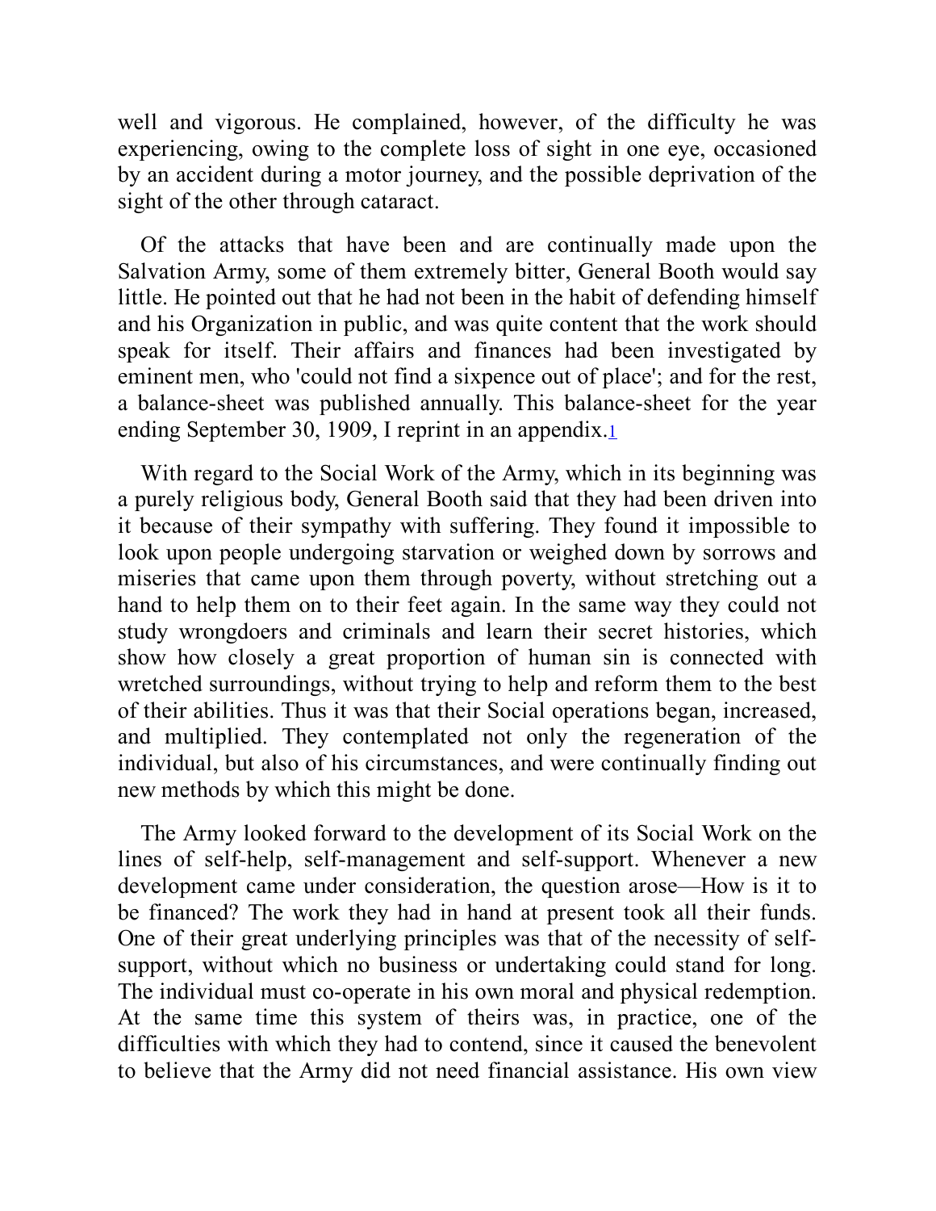well and vigorous. He complained, however, of the difficulty he was experiencing, owing to the complete loss of sight in one eye, occasioned by an accident during a motor journey, and the possible deprivation of the sight of the other through cataract.

Of the attacks that have been and are continually made upon the Salvation Army, some of them extremely bitter, General Booth would say little. He pointed out that he had not been in the habit of defending himself and his Organization in public, and was quite content that the work should speak for itself. Their affairs and finances had been investigated by eminent men, who 'could not find a sixpence out of place'; and for the rest, a balance-sheet was published annually. This balance-sheet for the year ending September 30, 1909, I reprint in an appendix.[1]

With regard to the Social Work of the Army, which in its beginning was a purely religious body, General Booth said that they had been driven into it because of their sympathy with suffering. They found it impossible to look upon people undergoing starvation or weighed down by sorrows and miseries that came upon them through poverty, without stretching out a hand to help them on to their feet again. In the same way they could not study wrongdoers and criminals and learn their secret histories, which show how closely a great proportion of human sin is connected with wretched surroundings, without trying to help and reform them to the best of their abilities. Thus it was that their Social operations began, increased, and multiplied. They contemplated not only the regeneration of the individual, but also of his circumstances, and were continually finding out new methods by which this might be done.

The Army looked forward to the development of its Social Work on the lines of self-help, self-management and self-support. Whenever a new development came under consideration, the question arose—How is it to be financed? The work they had in hand at present took all their funds. One of their great underlying principles was that of the necessity of self-support, without which no business or undertaking could stand for long. The individual must co-operate in his own moral and physical redemption. At the same time this system of theirs was, in practice, one of the difficulties with which they had to contend, since it caused the benevolent to believe that the Army did not need financial assistance. His own view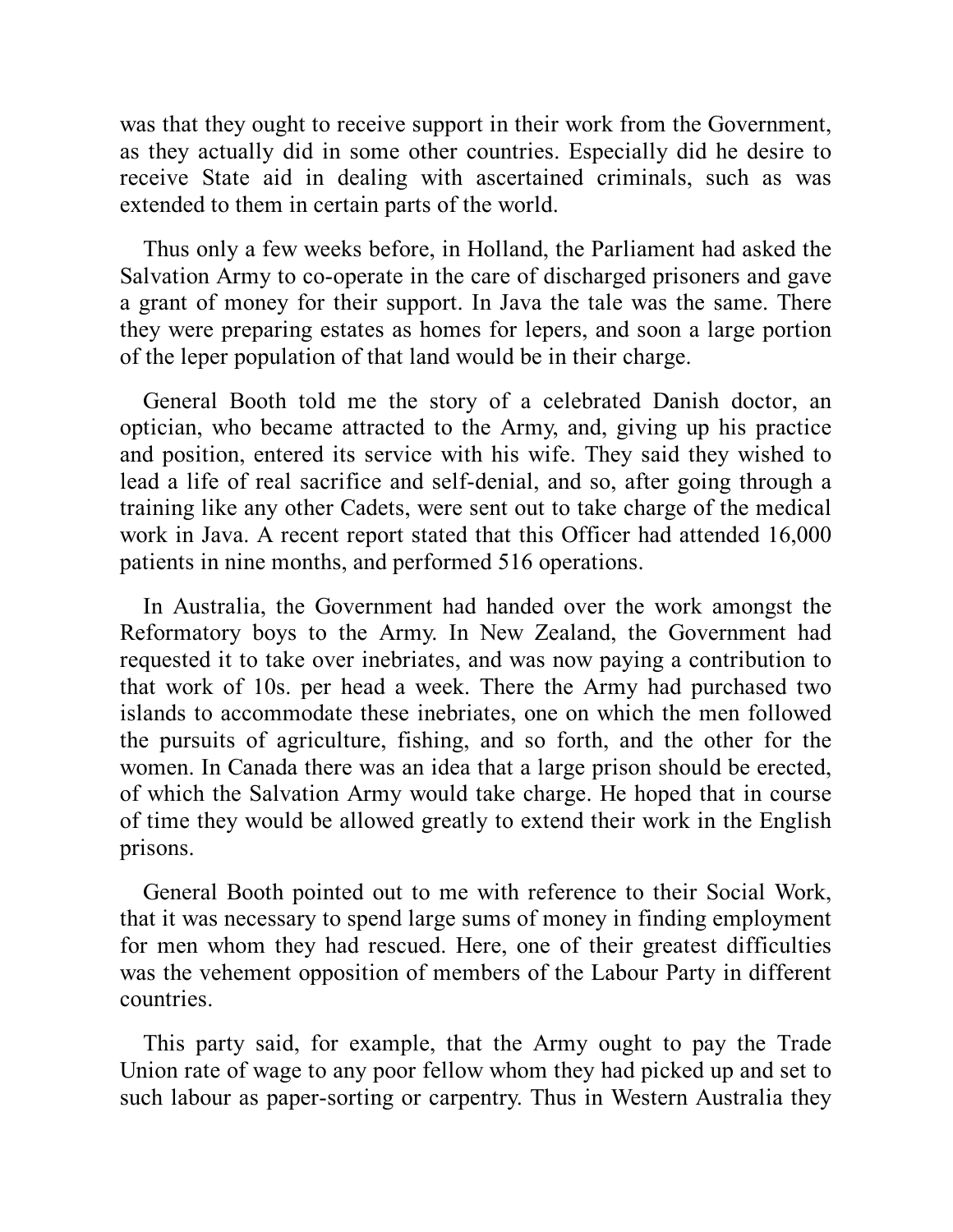was that they ought to receive support in their work from the Government, as they actually did in some other countries. Especially did he desire to receive State aid in dealing with ascertained criminals, such as was extended to them in certain parts of the world.

Thus only a few weeks before, in Holland, the Parliament had asked the Salvation Army to co-operate in the care of discharged prisoners and gave a grant of money for their support. In Java the tale was the same. There they were preparing estates as homes for lepers, and soon a large portion of the leper population of that land would be in their charge.

General Booth told me the story of a celebrated Danish doctor, an optician, who became attracted to the Army, and, giving up his practice and position, entered its service with his wife. They said they wished to lead a life of real sacrifice and self-denial, and so, after going through a training like any other Cadets, were sent out to take charge of the medical work in Java. A recent report stated that this Officer had attended 16,000 patients in nine months, and performed 516 operations.

In Australia, the Government had handed over the work amongst the Reformatory boys to the Army. In New Zealand, the Government had requested it to take over inebriates, and was now paying a contribution to that work of 10s. per head a week. There the Army had purchased two islands to accommodate these inebriates, one on which the men followed the pursuits of agriculture, fishing, and so forth, and the other for the women. In Canada there was an idea that a large prison should be erected, of which the Salvation Army would take charge. He hoped that in course of time they would be allowed greatly to extend their work in the English prisons.

General Booth pointed out to me with reference to their Social Work, that it was necessary to spend large sums of money in finding employment for men whom they had rescued. Here, one of their greatest difficulties was the vehement opposition of members of the Labour Party in different countries.

This party said, for example, that the Army ought to pay the Trade Union rate of wage to any poor fellow whom they had picked up and set to such labour as paper-sorting or carpentry. Thus in Western Australia they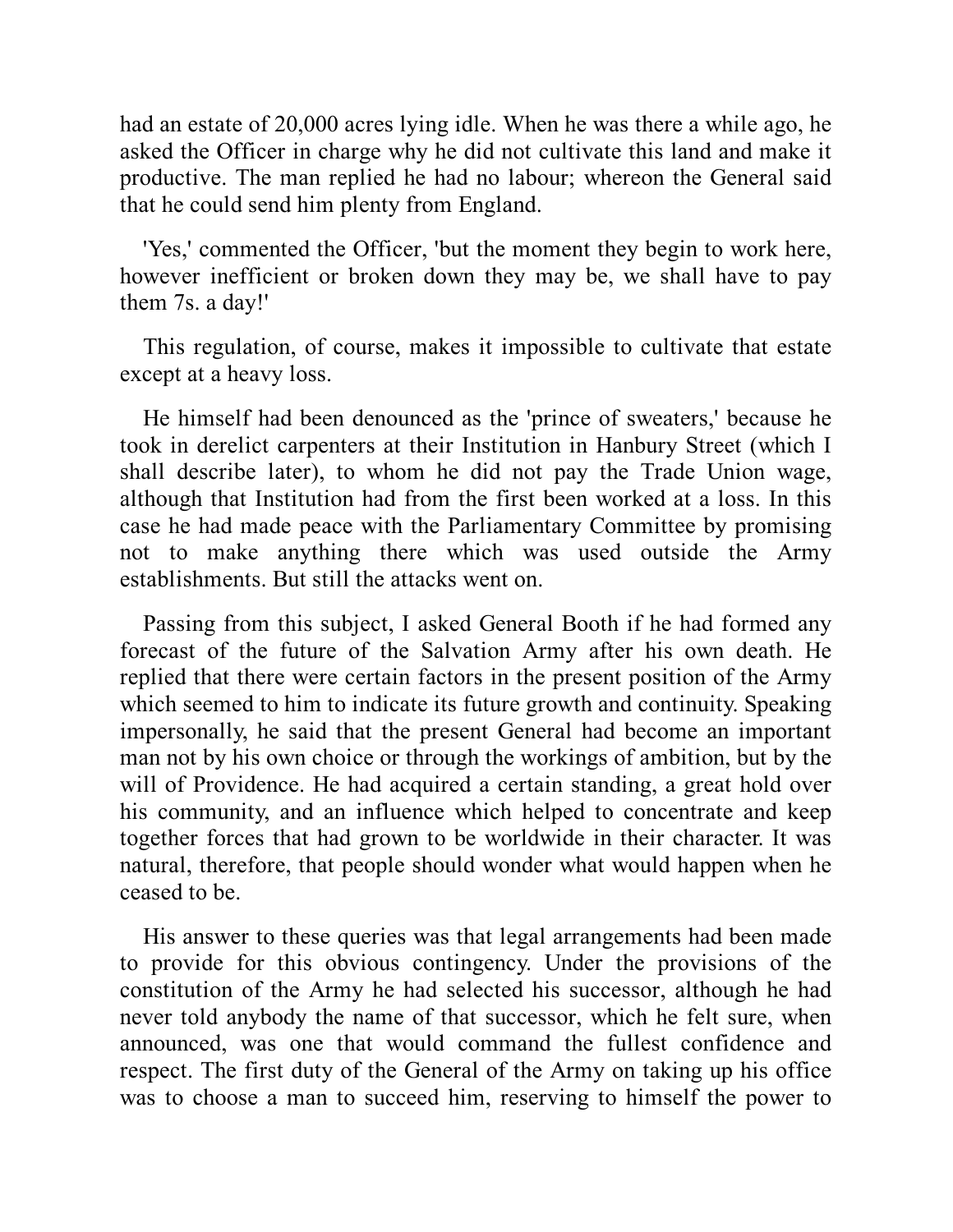had an estate of 20,000 acres lying idle. When he was there a while ago, he asked the Officer in charge why he did not cultivate this land and make it productive. The man replied he had no labour; whereon the General said that he could send him plenty from England.

'Yes,' commented the Officer, 'but the moment they begin to work here, however inefficient or broken down they may be, we shall have to pay them 7s. a day!'

This regulation, of course, makes it impossible to cultivate that estate except at a heavy loss.

He himself had been denounced as the 'prince of sweaters,' because he took in derelict carpenters at their Institution in Hanbury Street (which I shall describe later), to whom he did not pay the Trade Union wage, although that Institution had from the first been worked at a loss. In this case he had made peace with the Parliamentary Committee by promising not to make anything there which was used outside the Army establishments. But still the attacks went on.

Passing from this subject, I asked General Booth if he had formed any forecast of the future of the Salvation Army after his own death. He replied that there were certain factors in the present position of the Army which seemed to him to indicate its future growth and continuity. Speaking impersonally, he said that the present General had become an important man not by his own choice or through the workings of ambition, but by the will of Providence. He had acquired a certain standing, a great hold over his community, and an influence which helped to concentrate and keep together forces that had grown to be worldwide in their character. It was natural, therefore, that people should wonder what would happen when he ceased to be.

His answer to these queries was that legal arrangements had been made to provide for this obvious contingency. Under the provisions of the constitution of the Army he had selected his successor, although he had never told anybody the name of that successor, which he felt sure, when announced, was one that would command the fullest confidence and respect. The first duty of the General of the Army on taking up his office was to choose a man to succeed him, reserving to himself the power to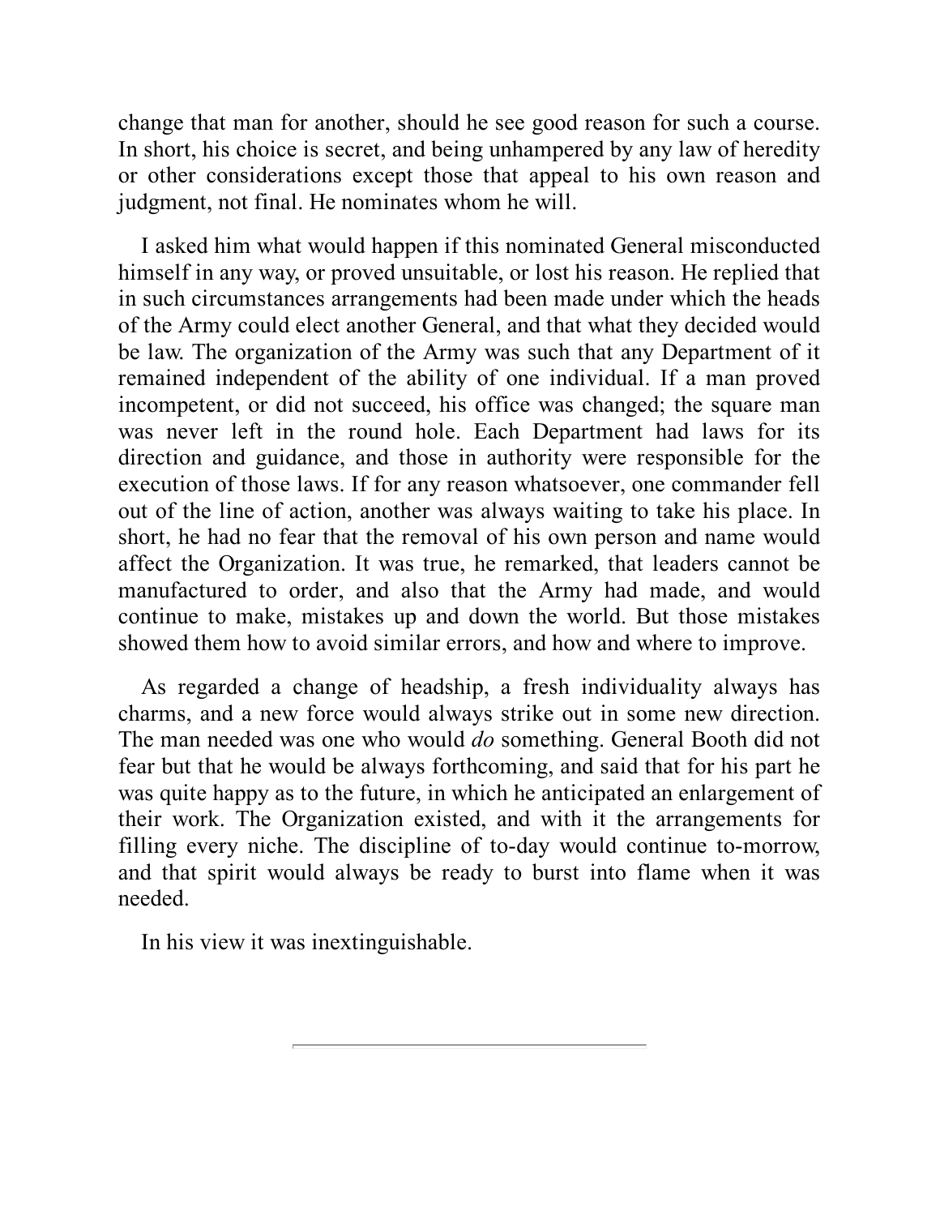change that man for another, should he see good reason for such a course. In short, his choice is secret, and being unhampered by any law of heredity or other considerations except those that appeal to his own reason and judgment, not final. He nominates whom he will.

I asked him what would happen if this nominated General misconducted himself in any way, or proved unsuitable, or lost his reason. He replied that in such circumstances arrangements had been made under which the heads of the Army could elect another General, and that what they decided would be law. The organization of the Army was such that any Department of it remained independent of the ability of one individual. If a man proved incompetent, or did not succeed, his office was changed; the square man was never left in the round hole. Each Department had laws for its direction and guidance, and those in authority were responsible for the execution of those laws. If for any reason whatsoever, one commander fell out of the line of action, another was always waiting to take his place. In short, he had no fear that the removal of his own person and name would affect the Organization. It was true, he remarked, that leaders cannot be manufactured to order, and also that the Army had made, and would continue to make, mistakes up and down the world. But those mistakes showed them how to avoid similar errors, and how and where to improve.

As regarded a change of headship, a fresh individuality always has charms, and a new force would always strike out in some new direction. The man needed was one who would *do* something. General Booth did not fear but that he would be always forthcoming, and said that for his part he was quite happy as to the future, in which he anticipated an enlargement of their work. The Organization existed, and with it the arrangements for filling every niche. The discipline of to-day would continue to-morrow, and that spirit would always be ready to burst into flame when it was needed.

In his view it was inextinguishable.

---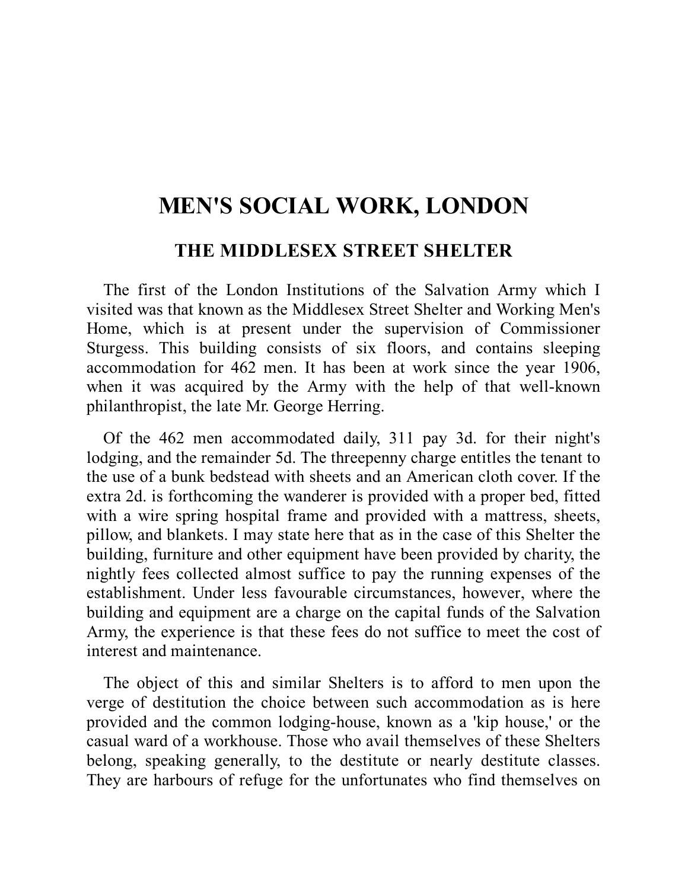# MEN'S SOCIAL WORK, LONDON

## THE MIDDLESEX STREET SHELTER

The first of the London Institutions of the Salvation Army which I visited was that known as the Middlesex Street Shelter and Working Men's Home, which is at present under the supervision of Commissioner Sturgess. This building consists of six floors, and contains sleeping accommodation for 462 men. It has been at work since the year 1906, when it was acquired by the Army with the help of that well-known philanthropist, the late Mr. George Herring.

Of the 462 men accommodated daily, 311 pay 3d. for their night's lodging, and the remainder 5d. The threepenny charge entitles the tenant to the use of a bunk bedstead with sheets and an American cloth cover. If the extra 2d. is forthcoming the wanderer is provided with a proper bed, fitted with a wire spring hospital frame and provided with a mattress, sheets, pillow, and blankets. I may state here that as in the case of this Shelter the building, furniture and other equipment have been provided by charity, the nightly fees collected almost suffice to pay the running expenses of the establishment. Under less favourable circumstances, however, where the building and equipment are a charge on the capital funds of the Salvation Army, the experience is that these fees do not suffice to meet the cost of interest and maintenance.

The object of this and similar Shelters is to afford to men upon the verge of destitution the choice between such accommodation as is here provided and the common lodging-house, known as a 'kip house,' or the casual ward of a workhouse. Those who avail themselves of these Shelters belong, speaking generally, to the destitute or nearly destitute classes. They are harbours of refuge for the unfortunates who find themselves on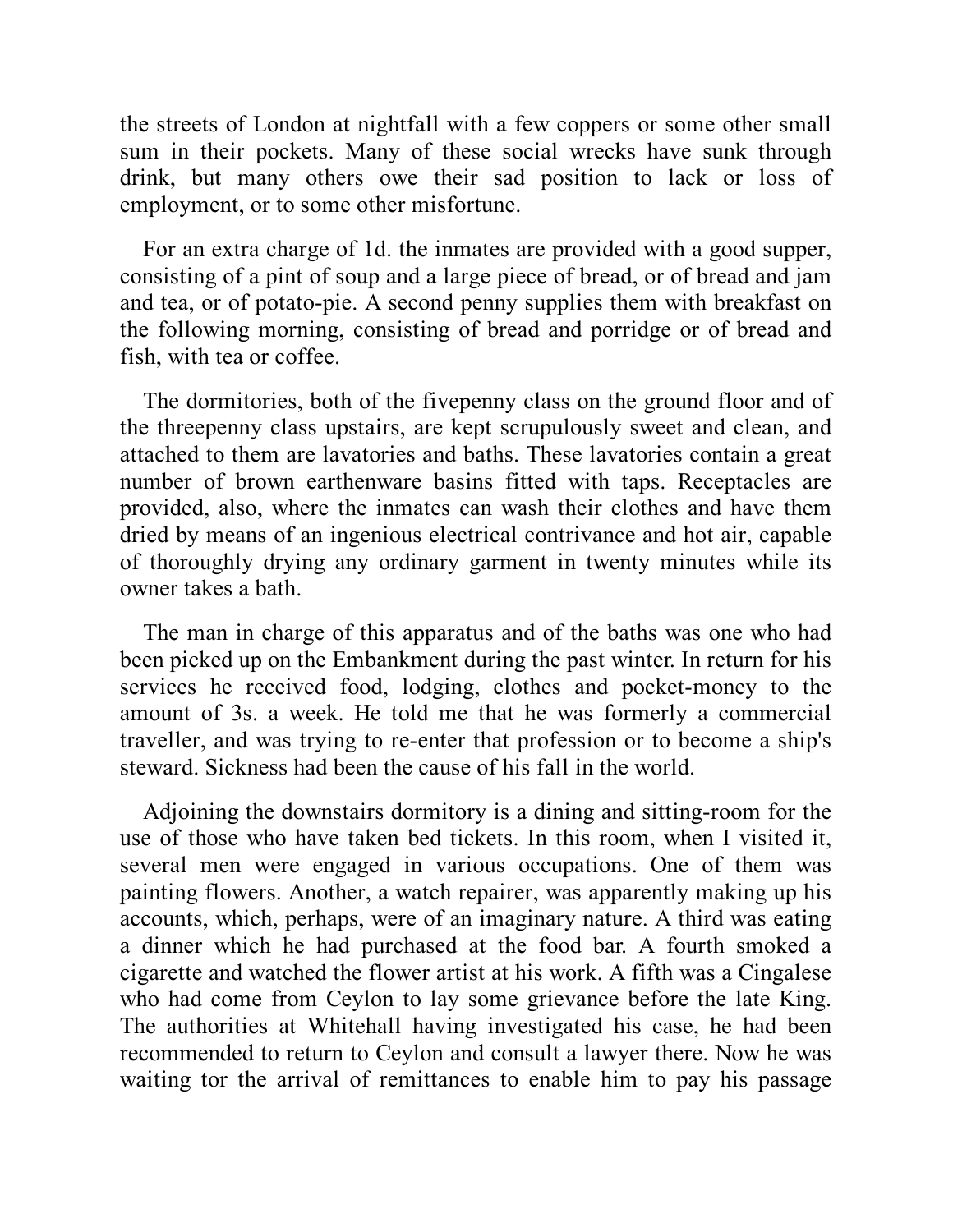the streets of London at nightfall with a few coppers or some other small sum in their pockets. Many of these social wrecks have sunk through drink, but many others owe their sad position to lack or loss of employment, or to some other misfortune.

For an extra charge of 1d. the inmates are provided with a good supper, consisting of a pint of soup and a large piece of bread, or of bread and jam and tea, or of potato-pie. A second penny supplies them with breakfast on the following morning, consisting of bread and porridge or of bread and fish, with tea or coffee.

The dormitories, both of the fivepenny class on the ground floor and of the threepenny class upstairs, are kept scrupulously sweet and clean, and attached to them are lavatories and baths. These lavatories contain a great number of brown earthenware basins fitted with taps. Receptacles are provided, also, where the inmates can wash their clothes and have them dried by means of an ingenious electrical contrivance and hot air, capable of thoroughly drying any ordinary garment in twenty minutes while its owner takes a bath.

The man in charge of this apparatus and of the baths was one who had been picked up on the Embankment during the past winter. In return for his services he received food, lodging, clothes and pocket-money to the amount of 3s. a week. He told me that he was formerly a commercial traveller, and was trying to re-enter that profession or to become a ship's steward. Sickness had been the cause of his fall in the world.

Adjoining the downstairs dormitory is a dining and sitting-room for the use of those who have taken bed tickets. In this room, when I visited it, several men were engaged in various occupations. One of them was painting flowers. Another, a watch repairer, was apparently making up his accounts, which, perhaps, were of an imaginary nature. A third was eating a dinner which he had purchased at the food bar. A fourth smoked a cigarette and watched the flower artist at his work. A fifth was a Cingalese who had come from Ceylon to lay some grievance before the late King. The authorities at Whitehall having investigated his case, he had been recommended to return to Ceylon and consult a lawyer there. Now he was waiting tor the arrival of remittances to enable him to pay his passage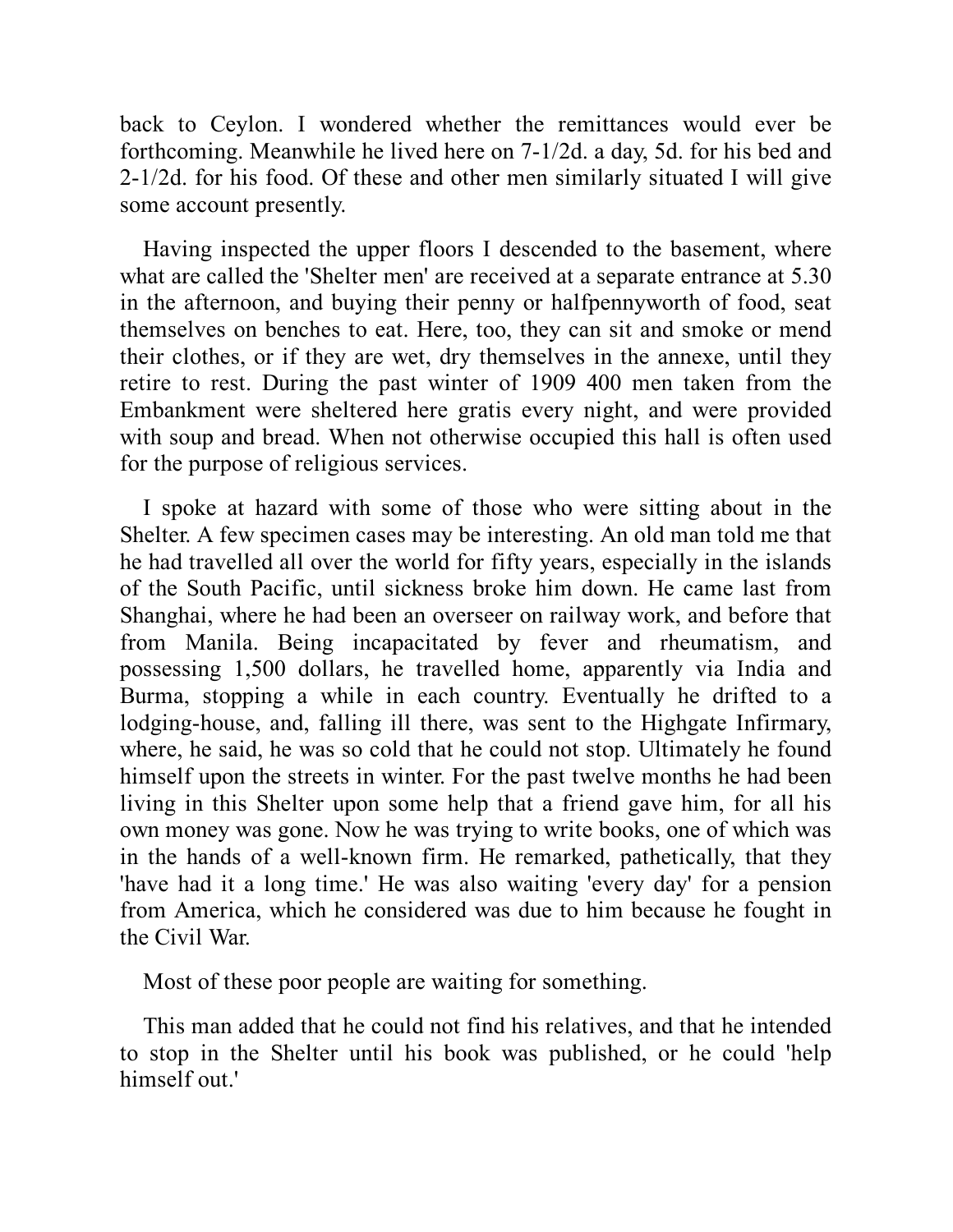back to Ceylon. I wondered whether the remittances would ever be forthcoming. Meanwhile he lived here on 7-1/2d. a day, 5d. for his bed and 2-1/2d. for his food. Of these and other men similarly situated I will give some account presently.

Having inspected the upper floors I descended to the basement, where what are called the 'Shelter men' are received at a separate entrance at 5.30 in the afternoon, and buying their penny or halfpennyworth of food, seat themselves on benches to eat. Here, too, they can sit and smoke or mend their clothes, or if they are wet, dry themselves in the annexe, until they retire to rest. During the past winter of 1909 400 men taken from the Embankment were sheltered here gratis every night, and were provided with soup and bread. When not otherwise occupied this hall is often used for the purpose of religious services.

I spoke at hazard with some of those who were sitting about in the Shelter. A few specimen cases may be interesting. An old man told me that he had travelled all over the world for fifty years, especially in the islands of the South Pacific, until sickness broke him down. He came last from Shanghai, where he had been an overseer on railway work, and before that from Manila. Being incapacitated by fever and rheumatism, and possessing 1,500 dollars, he travelled home, apparently via India and Burma, stopping a while in each country. Eventually he drifted to a lodging-house, and, falling ill there, was sent to the Highgate Infirmary, where, he said, he was so cold that he could not stop. Ultimately he found himself upon the streets in winter. For the past twelve months he had been living in this Shelter upon some help that a friend gave him, for all his own money was gone. Now he was trying to write books, one of which was in the hands of a well-known firm. He remarked, pathetically, that they 'have had it a long time.' He was also waiting 'every day' for a pension from America, which he considered was due to him because he fought in the Civil War.

Most of these poor people are waiting for something.

This man added that he could not find his relatives, and that he intended to stop in the Shelter until his book was published, or he could 'help himself out.'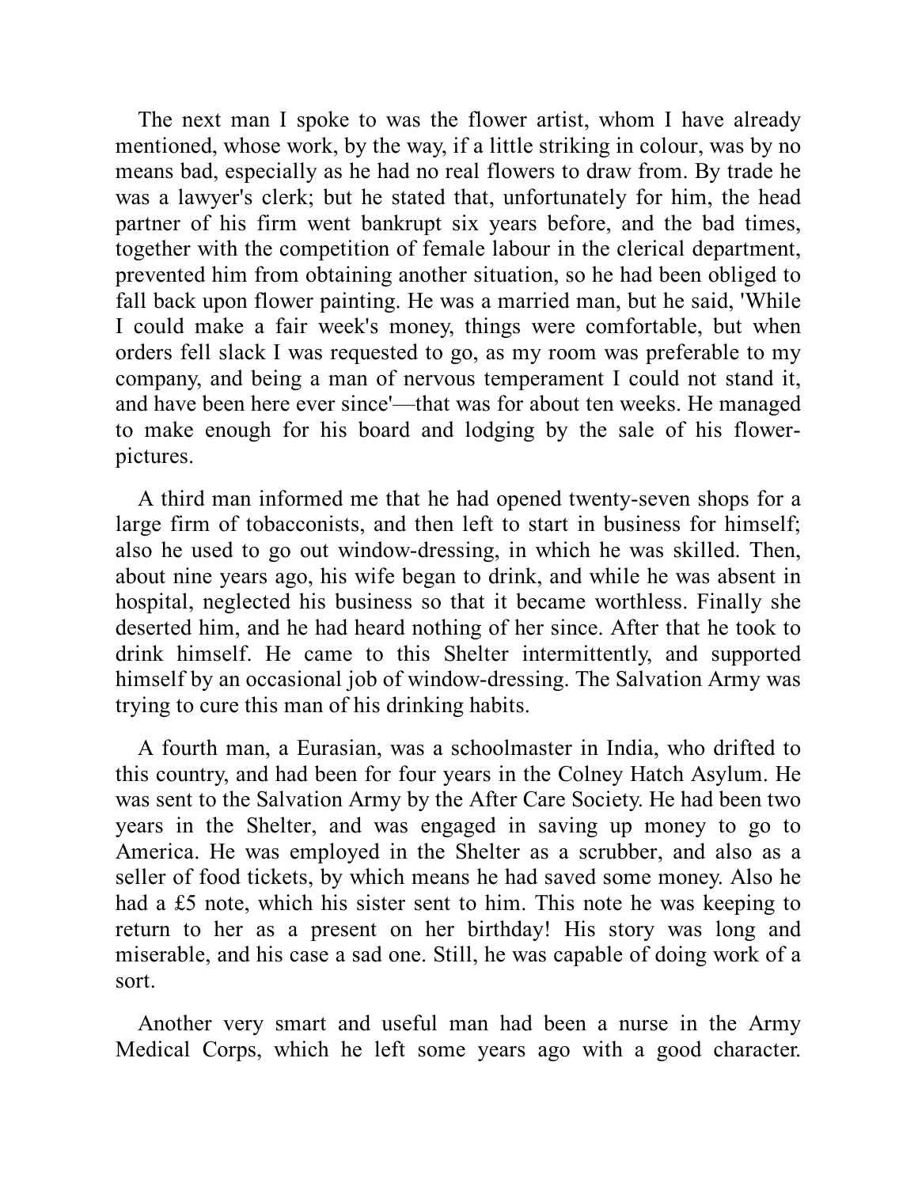The next man I spoke to was the flower artist, whom I have already mentioned, whose work, by the way, if a little striking in colour, was by no means bad, especially as he had no real flowers to draw from. By trade he was a lawyer's clerk; but he stated that, unfortunately for him, the head partner of his firm went bankrupt six years before, and the bad times, together with the competition of female labour in the clerical department, prevented him from obtaining another situation, so he had been obliged to fall back upon flower painting. He was a married man, but he said, 'While I could make a fair week's money, things were comfortable, but when orders fell slack I was requested to go, as my room was preferable to my company, and being a man of nervous temperament I could not stand it, and have been here ever since'—that was for about ten weeks. He managed to make enough for his board and lodging by the sale of his flower-pictures.

A third man informed me that he had opened twenty-seven shops for a large firm of tobacconists, and then left to start in business for himself; also he used to go out window-dressing, in which he was skilled. Then, about nine years ago, his wife began to drink, and while he was absent in hospital, neglected his business so that it became worthless. Finally she deserted him, and he had heard nothing of her since. After that he took to drink himself. He came to this Shelter intermittently, and supported himself by an occasional job of window-dressing. The Salvation Army was trying to cure this man of his drinking habits.

A fourth man, a Eurasian, was a schoolmaster in India, who drifted to this country, and had been for four years in the Colney Hatch Asylum. He was sent to the Salvation Army by the After Care Society. He had been two years in the Shelter, and was engaged in saving up money to go to America. He was employed in the Shelter as a scrubber, and also as a seller of food tickets, by which means he had saved some money. Also he had a £5 note, which his sister sent to him. This note he was keeping to return to her as a present on her birthday! His story was long and miserable, and his case a sad one. Still, he was capable of doing work of a sort.

Another very smart and useful man had been a nurse in the Army Medical Corps, which he left some years ago with a good character.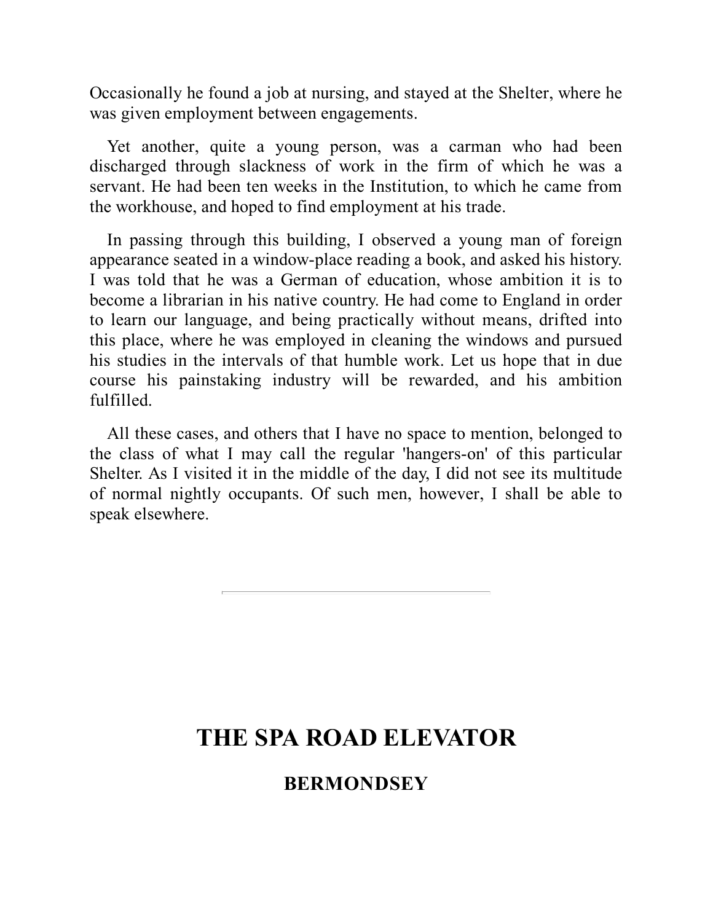Occasionally he found a job at nursing, and stayed at the Shelter, where he was given employment between engagements.

Yet another, quite a young person, was a carman who had been discharged through slackness of work in the firm of which he was a servant. He had been ten weeks in the Institution, to which he came from the workhouse, and hoped to find employment at his trade.

In passing through this building, I observed a young man of foreign appearance seated in a window-place reading a book, and asked his history. I was told that he was a German of education, whose ambition it is to become a librarian in his native country. He had come to England in order to learn our language, and being practically without means, drifted into this place, where he was employed in cleaning the windows and pursued his studies in the intervals of that humble work. Let us hope that in due course his painstaking industry will be rewarded, and his ambition fulfilled.

All these cases, and others that I have no space to mention, belonged to the class of what I may call the regular 'hangers-on' of this particular Shelter. As I visited it in the middle of the day, I did not see its multitude of normal nightly occupants. Of such men, however, I shall be able to speak elsewhere.

---

# THE SPA ROAD ELEVATOR

## BERMONDSEY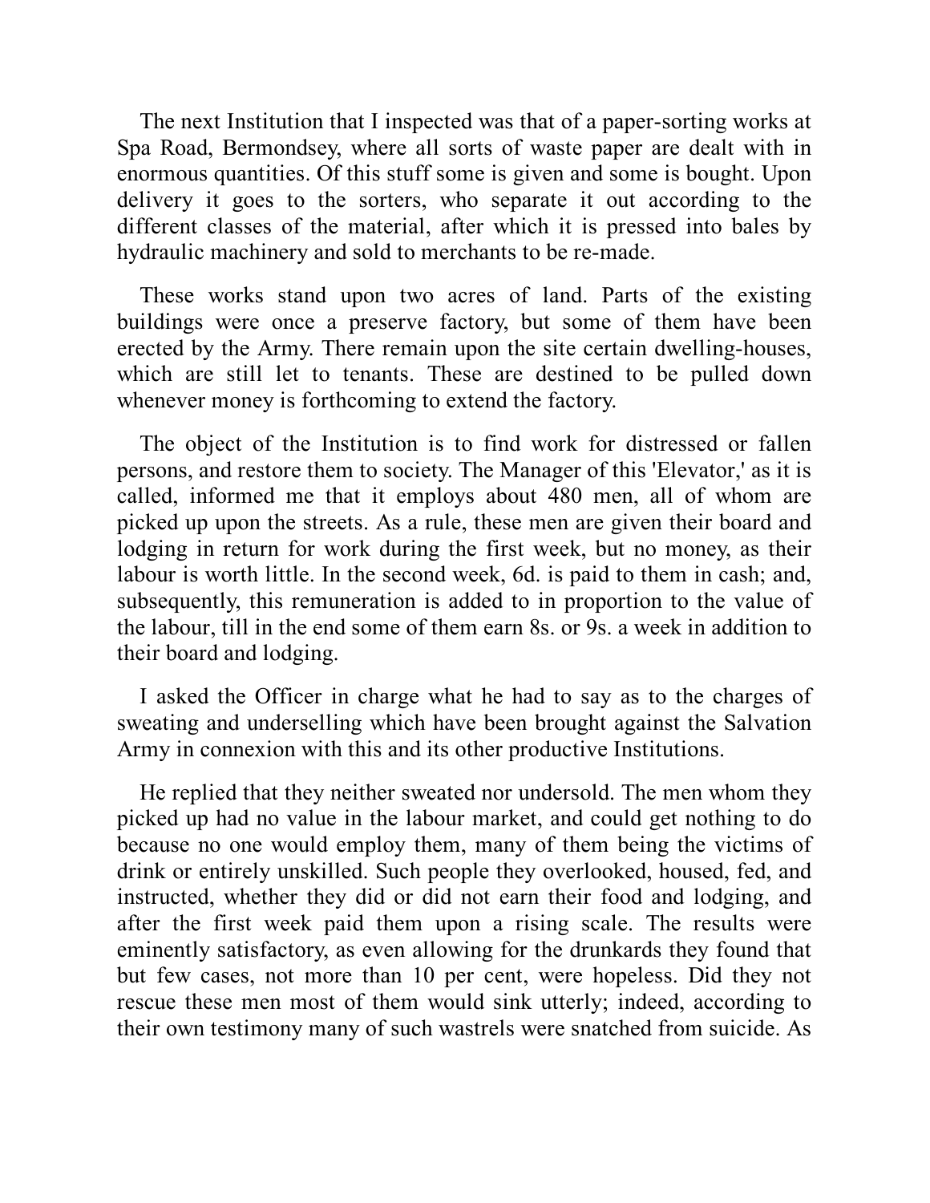The next Institution that I inspected was that of a paper-sorting works at Spa Road, Bermondsey, where all sorts of waste paper are dealt with in enormous quantities. Of this stuff some is given and some is bought. Upon delivery it goes to the sorters, who separate it out according to the different classes of the material, after which it is pressed into bales by hydraulic machinery and sold to merchants to be re-made.

These works stand upon two acres of land. Parts of the existing buildings were once a preserve factory, but some of them have been erected by the Army. There remain upon the site certain dwelling-houses, which are still let to tenants. These are destined to be pulled down whenever money is forthcoming to extend the factory.

The object of the Institution is to find work for distressed or fallen persons, and restore them to society. The Manager of this 'Elevator,' as it is called, informed me that it employs about 480 men, all of whom are picked up upon the streets. As a rule, these men are given their board and lodging in return for work during the first week, but no money, as their labour is worth little. In the second week, 6d. is paid to them in cash; and, subsequently, this remuneration is added to in proportion to the value of the labour, till in the end some of them earn 8s. or 9s. a week in addition to their board and lodging.

I asked the Officer in charge what he had to say as to the charges of sweating and underselling which have been brought against the Salvation Army in connexion with this and its other productive Institutions.

He replied that they neither sweated nor undersold. The men whom they picked up had no value in the labour market, and could get nothing to do because no one would employ them, many of them being the victims of drink or entirely unskilled. Such people they overlooked, housed, fed, and instructed, whether they did or did not earn their food and lodging, and after the first week paid them upon a rising scale. The results were eminently satisfactory, as even allowing for the drunkards they found that but few cases, not more than 10 per cent, were hopeless. Did they not rescue these men most of them would sink utterly; indeed, according to their own testimony many of such wastrels were snatched from suicide. As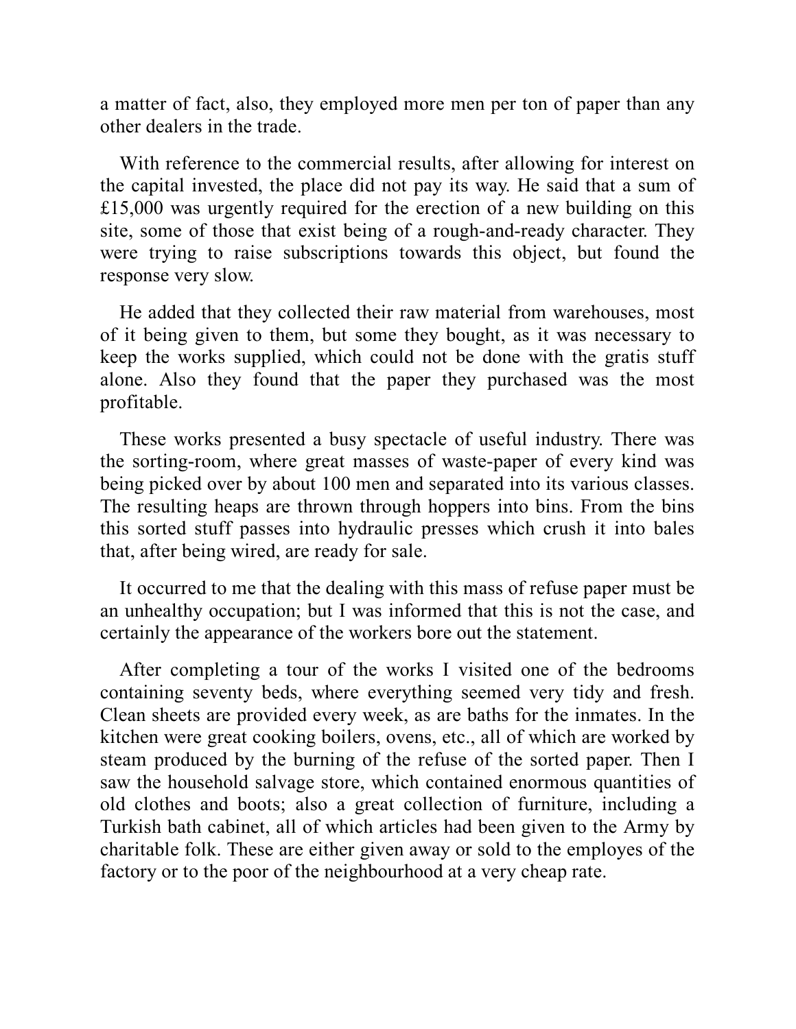a matter of fact, also, they employed more men per ton of paper than any other dealers in the trade.

With reference to the commercial results, after allowing for interest on the capital invested, the place did not pay its way. He said that a sum of £15,000 was urgently required for the erection of a new building on this site, some of those that exist being of a rough-and-ready character. They were trying to raise subscriptions towards this object, but found the response very slow.

He added that they collected their raw material from warehouses, most of it being given to them, but some they bought, as it was necessary to keep the works supplied, which could not be done with the gratis stuff alone. Also they found that the paper they purchased was the most profitable.

These works presented a busy spectacle of useful industry. There was the sorting-room, where great masses of waste-paper of every kind was being picked over by about 100 men and separated into its various classes. The resulting heaps are thrown through hoppers into bins. From the bins this sorted stuff passes into hydraulic presses which crush it into bales that, after being wired, are ready for sale.

It occurred to me that the dealing with this mass of refuse paper must be an unhealthy occupation; but I was informed that this is not the case, and certainly the appearance of the workers bore out the statement.

After completing a tour of the works I visited one of the bedrooms containing seventy beds, where everything seemed very tidy and fresh. Clean sheets are provided every week, as are baths for the inmates. In the kitchen were great cooking boilers, ovens, etc., all of which are worked by steam produced by the burning of the refuse of the sorted paper. Then I saw the household salvage store, which contained enormous quantities of old clothes and boots; also a great collection of furniture, including a Turkish bath cabinet, all of which articles had been given to the Army by charitable folk. These are either given away or sold to the employes of the factory or to the poor of the neighbourhood at a very cheap rate.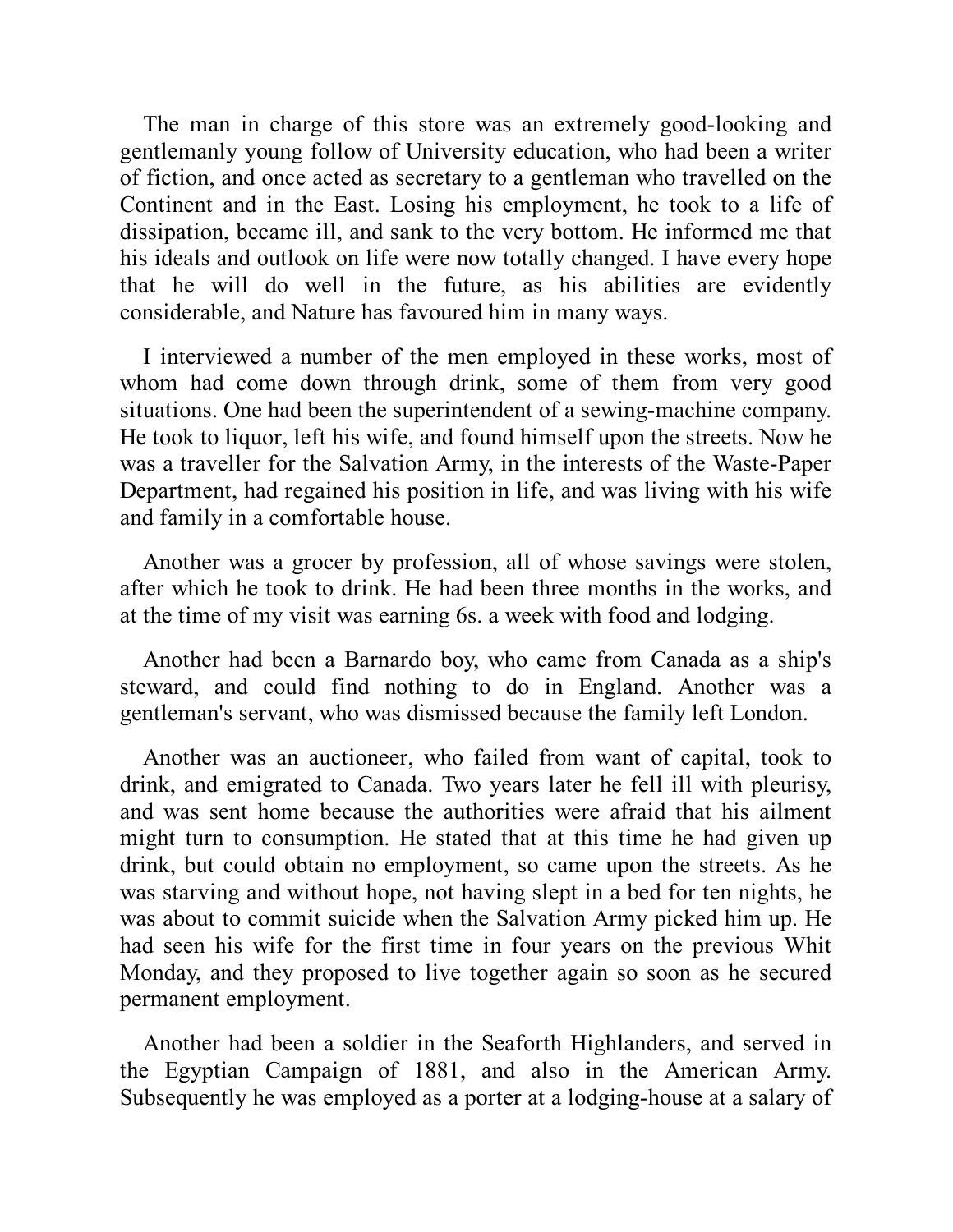The man in charge of this store was an extremely good-looking and gentlemanly young follow of University education, who had been a writer of fiction, and once acted as secretary to a gentleman who travelled on the Continent and in the East. Losing his employment, he took to a life of dissipation, became ill, and sank to the very bottom. He informed me that his ideals and outlook on life were now totally changed. I have every hope that he will do well in the future, as his abilities are evidently considerable, and Nature has favoured him in many ways.

I interviewed a number of the men employed in these works, most of whom had come down through drink, some of them from very good situations. One had been the superintendent of a sewing-machine company. He took to liquor, left his wife, and found himself upon the streets. Now he was a traveller for the Salvation Army, in the interests of the Waste-Paper Department, had regained his position in life, and was living with his wife and family in a comfortable house.

Another was a grocer by profession, all of whose savings were stolen, after which he took to drink. He had been three months in the works, and at the time of my visit was earning 6s. a week with food and lodging.

Another had been a Barnardo boy, who came from Canada as a ship's steward, and could find nothing to do in England. Another was a gentleman's servant, who was dismissed because the family left London.

Another was an auctioneer, who failed from want of capital, took to drink, and emigrated to Canada. Two years later he fell ill with pleurisy, and was sent home because the authorities were afraid that his ailment might turn to consumption. He stated that at this time he had given up drink, but could obtain no employment, so came upon the streets. As he was starving and without hope, not having slept in a bed for ten nights, he was about to commit suicide when the Salvation Army picked him up. He had seen his wife for the first time in four years on the previous Whit Monday, and they proposed to live together again so soon as he secured permanent employment.

Another had been a soldier in the Seaforth Highlanders, and served in the Egyptian Campaign of 1881, and also in the American Army. Subsequently he was employed as a porter at a lodging-house at a salary of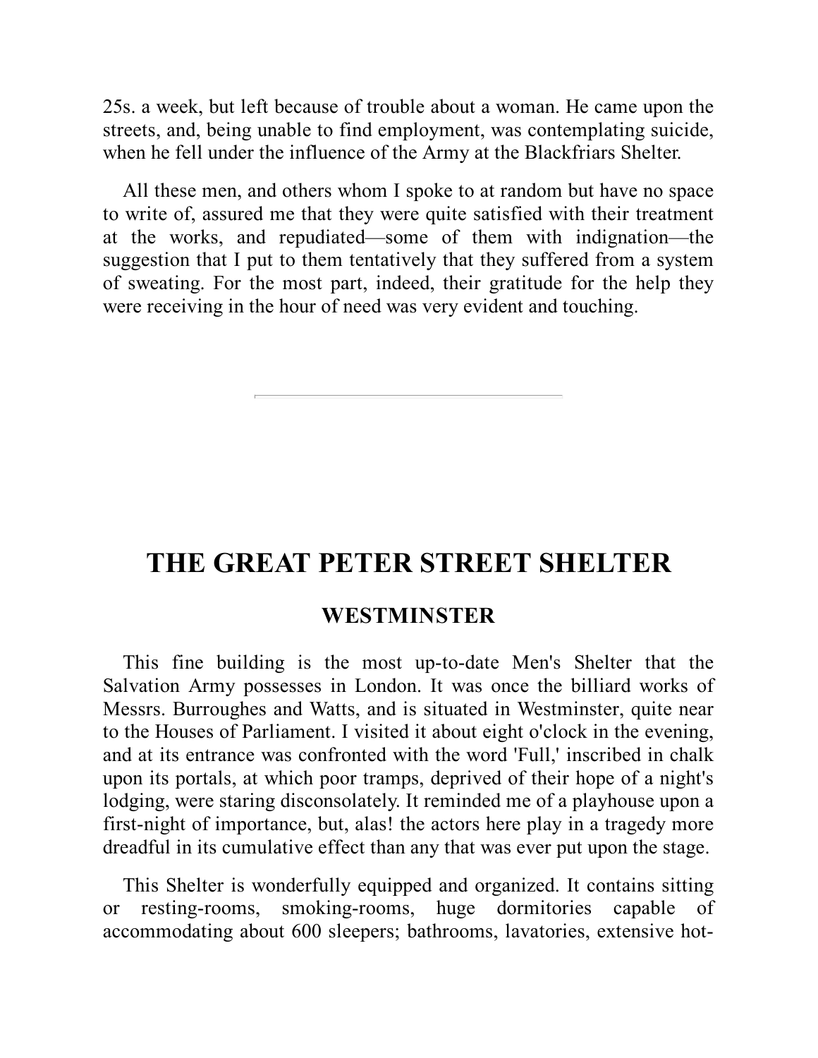25s. a week, but left because of trouble about a woman. He came upon the streets, and, being unable to find employment, was contemplating suicide, when he fell under the influence of the Army at the Blackfriars Shelter.

All these men, and others whom I spoke to at random but have no space to write of, assured me that they were quite satisfied with their treatment at the works, and repudiated—some of them with indignation—the suggestion that I put to them tentatively that they suffered from a system of sweating. For the most part, indeed, their gratitude for the help they were receiving in the hour of need was very evident and touching.

---

# THE GREAT PETER STREET SHELTER

## WESTMINSTER

This fine building is the most up-to-date Men's Shelter that the Salvation Army possesses in London. It was once the billiard works of Messrs. Burroughes and Watts, and is situated in Westminster, quite near to the Houses of Parliament. I visited it about eight o'clock in the evening, and at its entrance was confronted with the word 'Full,' inscribed in chalk upon its portals, at which poor tramps, deprived of their hope of a night's lodging, were staring disconsolately. It reminded me of a playhouse upon a first-night of importance, but, alas! the actors here play in a tragedy more dreadful in its cumulative effect than any that was ever put upon the stage.

This Shelter is wonderfully equipped and organized. It contains sitting or resting-rooms, smoking-rooms, huge dormitories capable of accommodating about 600 sleepers; bathrooms, lavatories, extensive hot-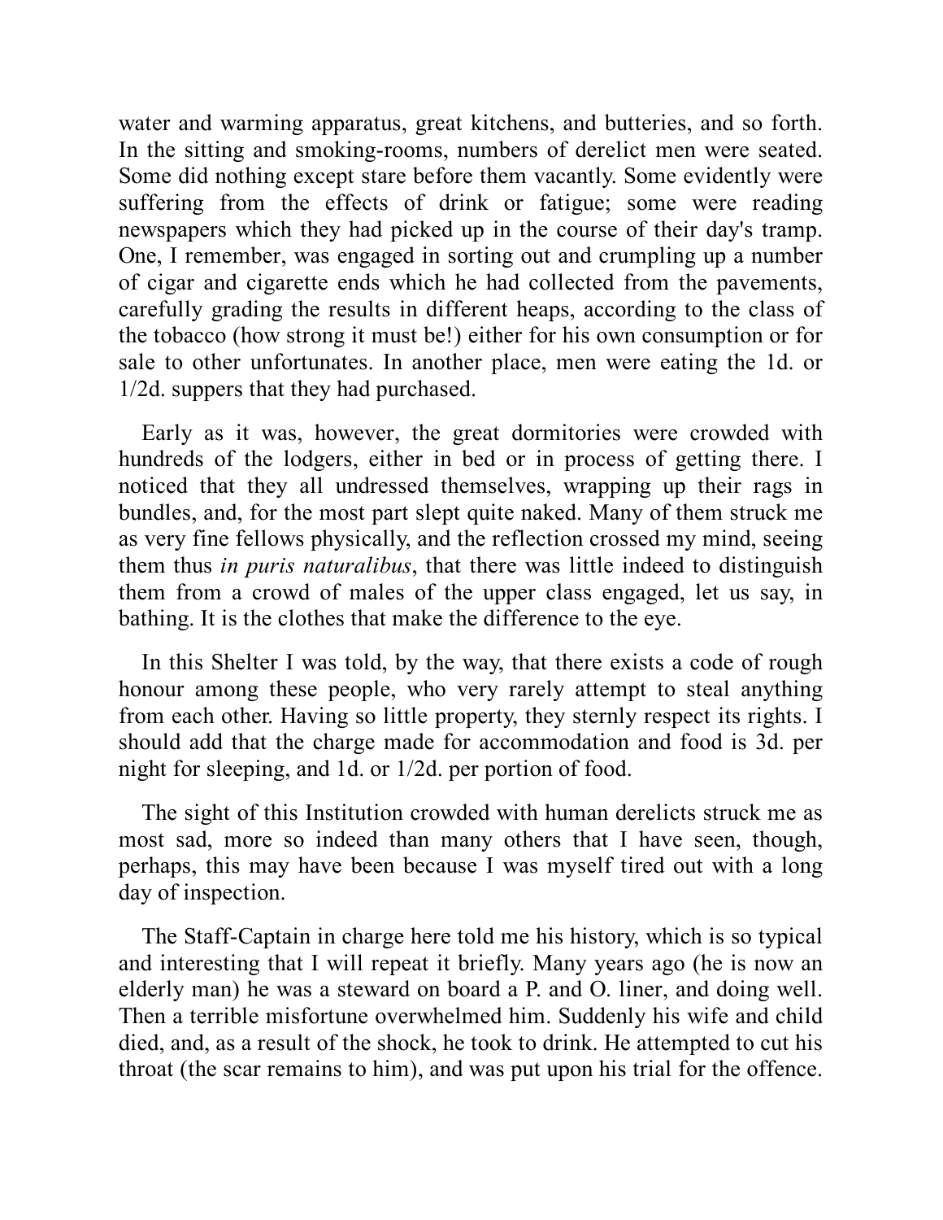water and warming apparatus, great kitchens, and butteries, and so forth. In the sitting and smoking-rooms, numbers of derelict men were seated. Some did nothing except stare before them vacantly. Some evidently were suffering from the effects of drink or fatigue; some were reading newspapers which they had picked up in the course of their day's tramp. One, I remember, was engaged in sorting out and crumpling up a number of cigar and cigarette ends which he had collected from the pavements, carefully grading the results in different heaps, according to the class of the tobacco (how strong it must be!) either for his own consumption or for sale to other unfortunates. In another place, men were eating the 1d. or 1/2d. suppers that they had purchased.

Early as it was, however, the great dormitories were crowded with hundreds of the lodgers, either in bed or in process of getting there. I noticed that they all undressed themselves, wrapping up their rags in bundles, and, for the most part slept quite naked. Many of them struck me as very fine fellows physically, and the reflection crossed my mind, seeing them thus *in puris naturalibus*, that there was little indeed to distinguish them from a crowd of males of the upper class engaged, let us say, in bathing. It is the clothes that make the difference to the eye.

In this Shelter I was told, by the way, that there exists a code of rough honour among these people, who very rarely attempt to steal anything from each other. Having so little property, they sternly respect its rights. I should add that the charge made for accommodation and food is 3d. per night for sleeping, and 1d. or 1/2d. per portion of food.

The sight of this Institution crowded with human derelicts struck me as most sad, more so indeed than many others that I have seen, though, perhaps, this may have been because I was myself tired out with a long day of inspection.

The Staff-Captain in charge here told me his history, which is so typical and interesting that I will repeat it briefly. Many years ago (he is now an elderly man) he was a steward on board a P. and O. liner, and doing well. Then a terrible misfortune overwhelmed him. Suddenly his wife and child died, and, as a result of the shock, he took to drink. He attempted to cut his throat (the scar remains to him), and was put upon his trial for the offence.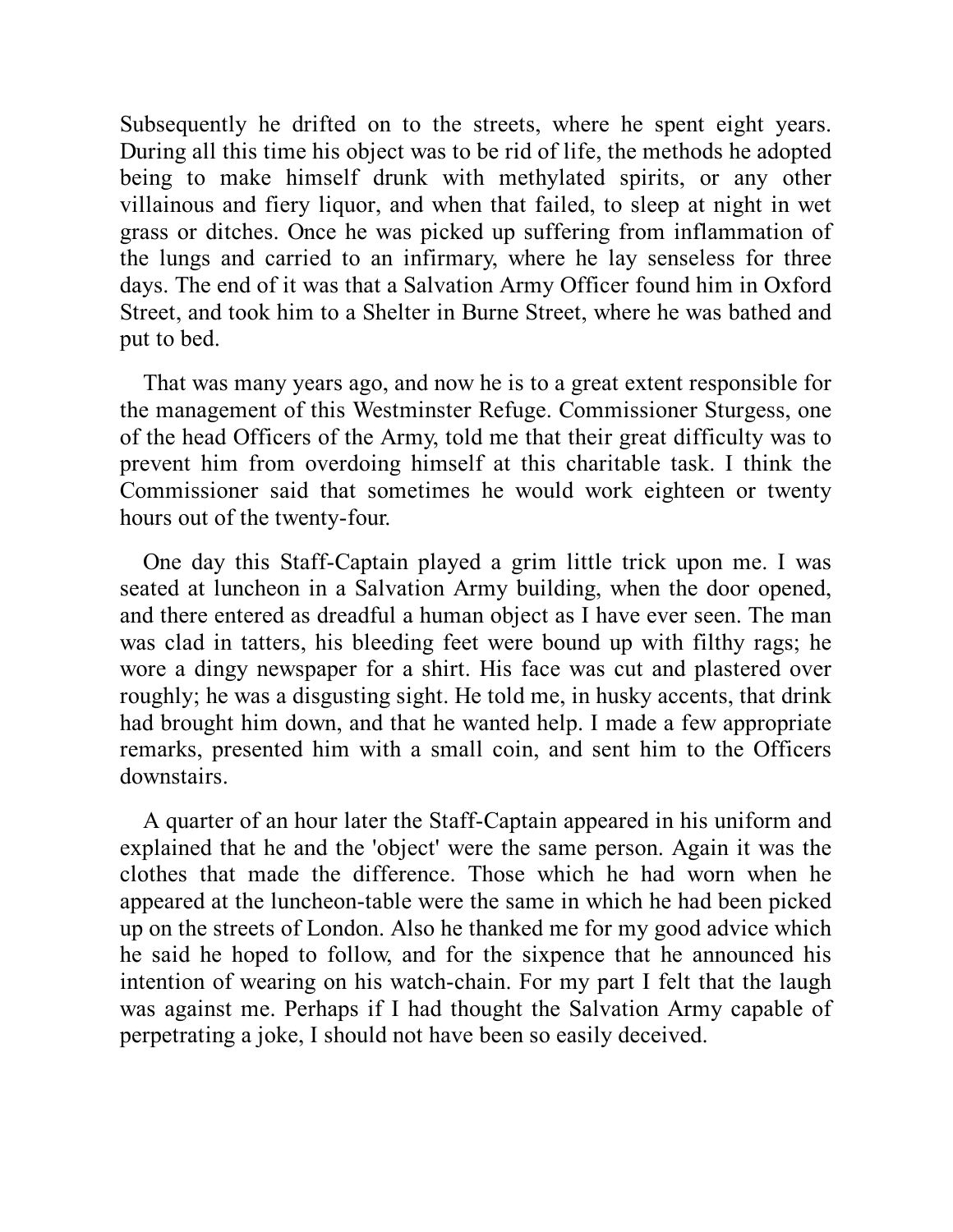Subsequently he drifted on to the streets, where he spent eight years. During all this time his object was to be rid of life, the methods he adopted being to make himself drunk with methylated spirits, or any other villainous and fiery liquor, and when that failed, to sleep at night in wet grass or ditches. Once he was picked up suffering from inflammation of the lungs and carried to an infirmary, where he lay senseless for three days. The end of it was that a Salvation Army Officer found him in Oxford Street, and took him to a Shelter in Burne Street, where he was bathed and put to bed.

That was many years ago, and now he is to a great extent responsible for the management of this Westminster Refuge. Commissioner Sturgess, one of the head Officers of the Army, told me that their great difficulty was to prevent him from overdoing himself at this charitable task. I think the Commissioner said that sometimes he would work eighteen or twenty hours out of the twenty-four.

One day this Staff-Captain played a grim little trick upon me. I was seated at luncheon in a Salvation Army building, when the door opened, and there entered as dreadful a human object as I have ever seen. The man was clad in tatters, his bleeding feet were bound up with filthy rags; he wore a dingy newspaper for a shirt. His face was cut and plastered over roughly; he was a disgusting sight. He told me, in husky accents, that drink had brought him down, and that he wanted help. I made a few appropriate remarks, presented him with a small coin, and sent him to the Officers downstairs.

A quarter of an hour later the Staff-Captain appeared in his uniform and explained that he and the 'object' were the same person. Again it was the clothes that made the difference. Those which he had worn when he appeared at the luncheon-table were the same in which he had been picked up on the streets of London. Also he thanked me for my good advice which he said he hoped to follow, and for the sixpence that he announced his intention of wearing on his watch-chain. For my part I felt that the laugh was against me. Perhaps if I had thought the Salvation Army capable of perpetrating a joke, I should not have been so easily deceived.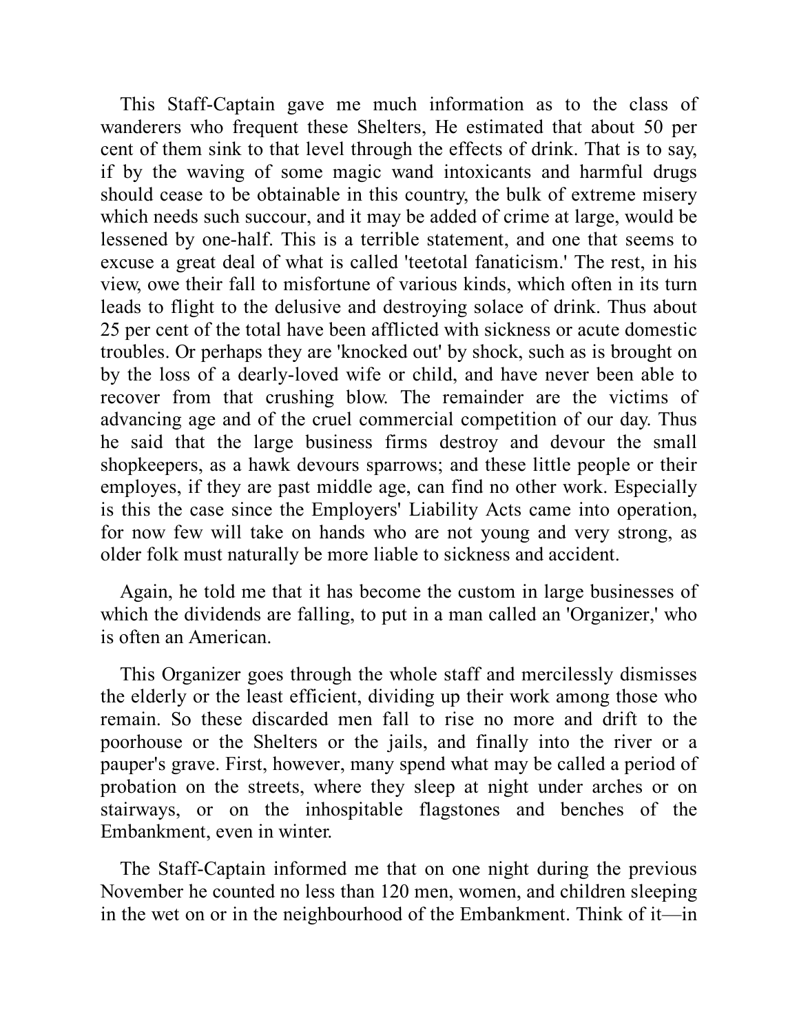This Staff-Captain gave me much information as to the class of wanderers who frequent these Shelters, He estimated that about 50 per cent of them sink to that level through the effects of drink. That is to say, if by the waving of some magic wand intoxicants and harmful drugs should cease to be obtainable in this country, the bulk of extreme misery which needs such succour, and it may be added of crime at large, would be lessened by one-half. This is a terrible statement, and one that seems to excuse a great deal of what is called 'teetotal fanaticism.' The rest, in his view, owe their fall to misfortune of various kinds, which often in its turn leads to flight to the delusive and destroying solace of drink. Thus about 25 per cent of the total have been afflicted with sickness or acute domestic troubles. Or perhaps they are 'knocked out' by shock, such as is brought on by the loss of a dearly-loved wife or child, and have never been able to recover from that crushing blow. The remainder are the victims of advancing age and of the cruel commercial competition of our day. Thus he said that the large business firms destroy and devour the small shopkeepers, as a hawk devours sparrows; and these little people or their employes, if they are past middle age, can find no other work. Especially is this the case since the Employers' Liability Acts came into operation, for now few will take on hands who are not young and very strong, as older folk must naturally be more liable to sickness and accident.

Again, he told me that it has become the custom in large businesses of which the dividends are falling, to put in a man called an 'Organizer,' who is often an American.

This Organizer goes through the whole staff and mercilessly dismisses the elderly or the least efficient, dividing up their work among those who remain. So these discarded men fall to rise no more and drift to the poorhouse or the Shelters or the jails, and finally into the river or a pauper's grave. First, however, many spend what may be called a period of probation on the streets, where they sleep at night under arches or on stairways, or on the inhospitable flagstones and benches of the Embankment, even in winter.

The Staff-Captain informed me that on one night during the previous November he counted no less than 120 men, women, and children sleeping in the wet on or in the neighbourhood of the Embankment. Think of it—in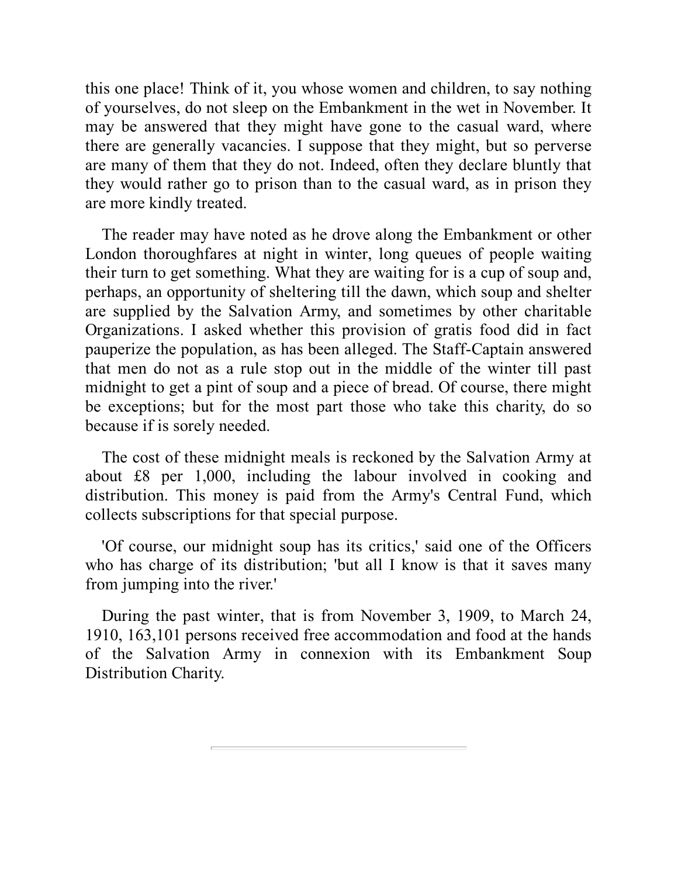this one place! Think of it, you whose women and children, to say nothing of yourselves, do not sleep on the Embankment in the wet in November. It may be answered that they might have gone to the casual ward, where there are generally vacancies. I suppose that they might, but so perverse are many of them that they do not. Indeed, often they declare bluntly that they would rather go to prison than to the casual ward, as in prison they are more kindly treated.

The reader may have noted as he drove along the Embankment or other London thoroughfares at night in winter, long queues of people waiting their turn to get something. What they are waiting for is a cup of soup and, perhaps, an opportunity of sheltering till the dawn, which soup and shelter are supplied by the Salvation Army, and sometimes by other charitable Organizations. I asked whether this provision of gratis food did in fact pauperize the population, as has been alleged. The Staff-Captain answered that men do not as a rule stop out in the middle of the winter till past midnight to get a pint of soup and a piece of bread. Of course, there might be exceptions; but for the most part those who take this charity, do so because if is sorely needed.

The cost of these midnight meals is reckoned by the Salvation Army at about £8 per 1,000, including the labour involved in cooking and distribution. This money is paid from the Army's Central Fund, which collects subscriptions for that special purpose.

'Of course, our midnight soup has its critics,' said one of the Officers who has charge of its distribution; 'but all I know is that it saves many from jumping into the river.'

During the past winter, that is from November 3, 1909, to March 24, 1910, 163,101 persons received free accommodation and food at the hands of the Salvation Army in connexion with its Embankment Soup Distribution Charity.

---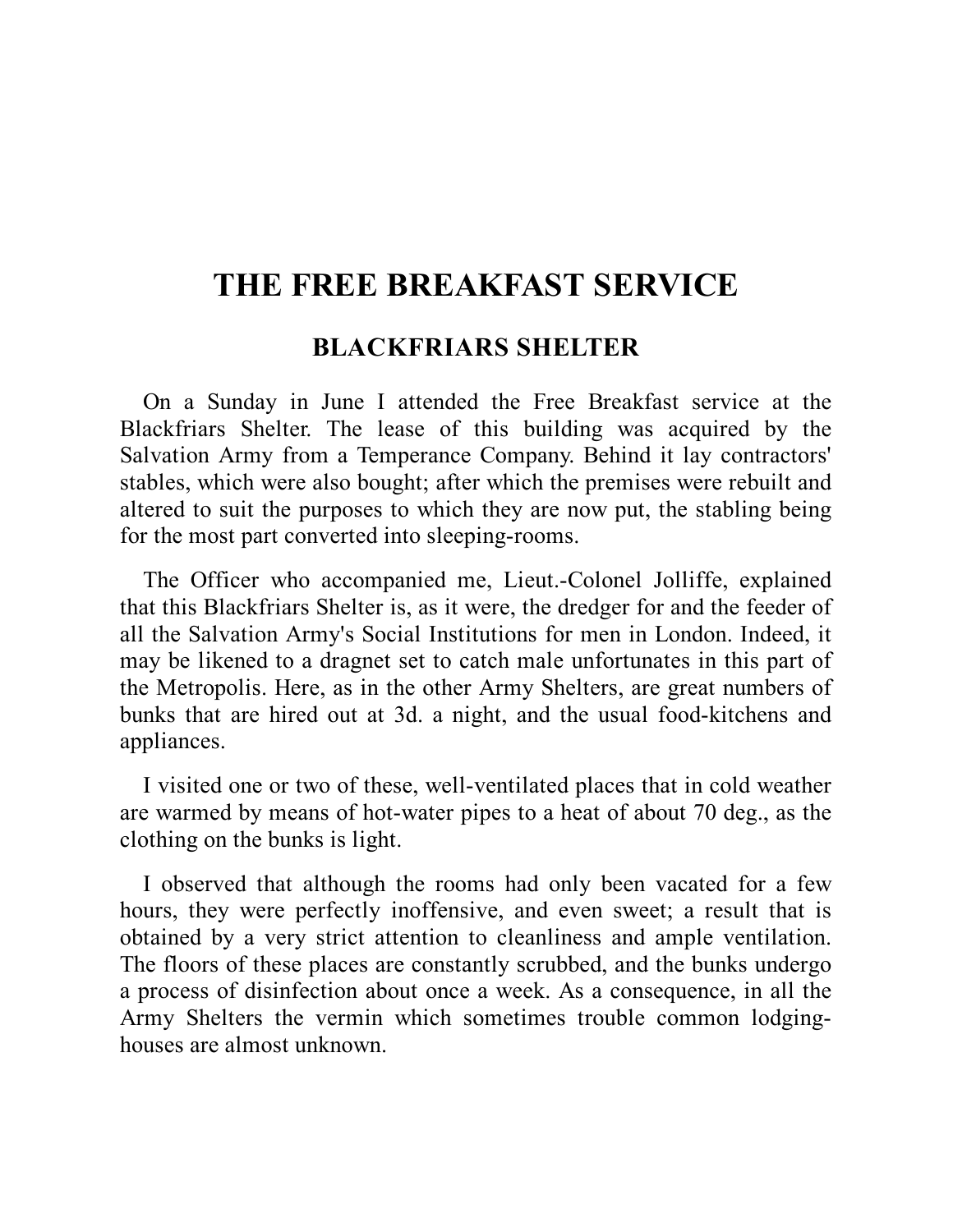# THE FREE BREAKFAST SERVICE

## BLACKFRIARS SHELTER

On a Sunday in June I attended the Free Breakfast service at the Blackfriars Shelter. The lease of this building was acquired by the Salvation Army from a Temperance Company. Behind it lay contractors' stables, which were also bought; after which the premises were rebuilt and altered to suit the purposes to which they are now put, the stabling being for the most part converted into sleeping-rooms.

The Officer who accompanied me, Lieut.-Colonel Jolliffe, explained that this Blackfriars Shelter is, as it were, the dredger for and the feeder of all the Salvation Army's Social Institutions for men in London. Indeed, it may be likened to a dragnet set to catch male unfortunates in this part of the Metropolis. Here, as in the other Army Shelters, are great numbers of bunks that are hired out at 3d. a night, and the usual food-kitchens and appliances.

I visited one or two of these, well-ventilated places that in cold weather are warmed by means of hot-water pipes to a heat of about 70 deg., as the clothing on the bunks is light.

I observed that although the rooms had only been vacated for a few hours, they were perfectly inoffensive, and even sweet; a result that is obtained by a very strict attention to cleanliness and ample ventilation. The floors of these places are constantly scrubbed, and the bunks undergo a process of disinfection about once a week. As a consequence, in all the Army Shelters the vermin which sometimes trouble common lodging-houses are almost unknown.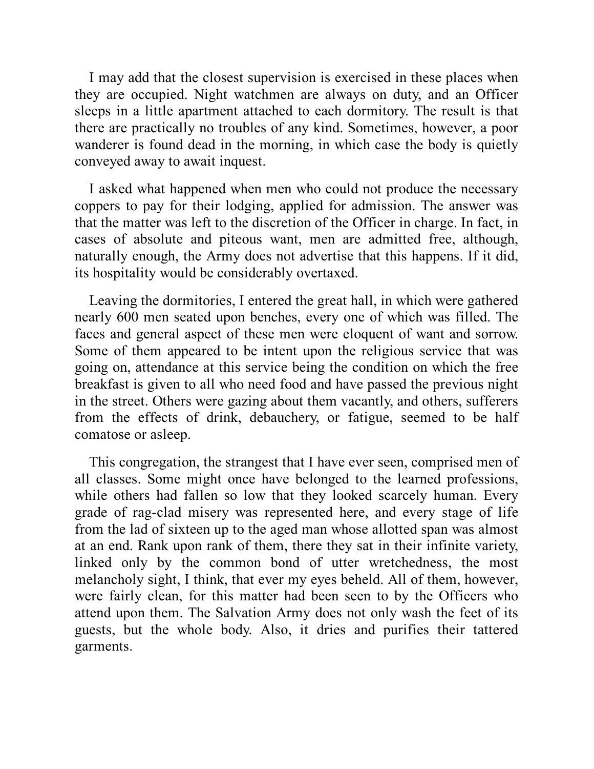I may add that the closest supervision is exercised in these places when they are occupied. Night watchmen are always on duty, and an Officer sleeps in a little apartment attached to each dormitory. The result is that there are practically no troubles of any kind. Sometimes, however, a poor wanderer is found dead in the morning, in which case the body is quietly conveyed away to await inquest.

I asked what happened when men who could not produce the necessary coppers to pay for their lodging, applied for admission. The answer was that the matter was left to the discretion of the Officer in charge. In fact, in cases of absolute and piteous want, men are admitted free, although, naturally enough, the Army does not advertise that this happens. If it did, its hospitality would be considerably overtaxed.

Leaving the dormitories, I entered the great hall, in which were gathered nearly 600 men seated upon benches, every one of which was filled. The faces and general aspect of these men were eloquent of want and sorrow. Some of them appeared to be intent upon the religious service that was going on, attendance at this service being the condition on which the free breakfast is given to all who need food and have passed the previous night in the street. Others were gazing about them vacantly, and others, sufferers from the effects of drink, debauchery, or fatigue, seemed to be half comatose or asleep.

This congregation, the strangest that I have ever seen, comprised men of all classes. Some might once have belonged to the learned professions, while others had fallen so low that they looked scarcely human. Every grade of rag-clad misery was represented here, and every stage of life from the lad of sixteen up to the aged man whose allotted span was almost at an end. Rank upon rank of them, there they sat in their infinite variety, linked only by the common bond of utter wretchedness, the most melancholy sight, I think, that ever my eyes beheld. All of them, however, were fairly clean, for this matter had been seen to by the Officers who attend upon them. The Salvation Army does not only wash the feet of its guests, but the whole body. Also, it dries and purifies their tattered garments.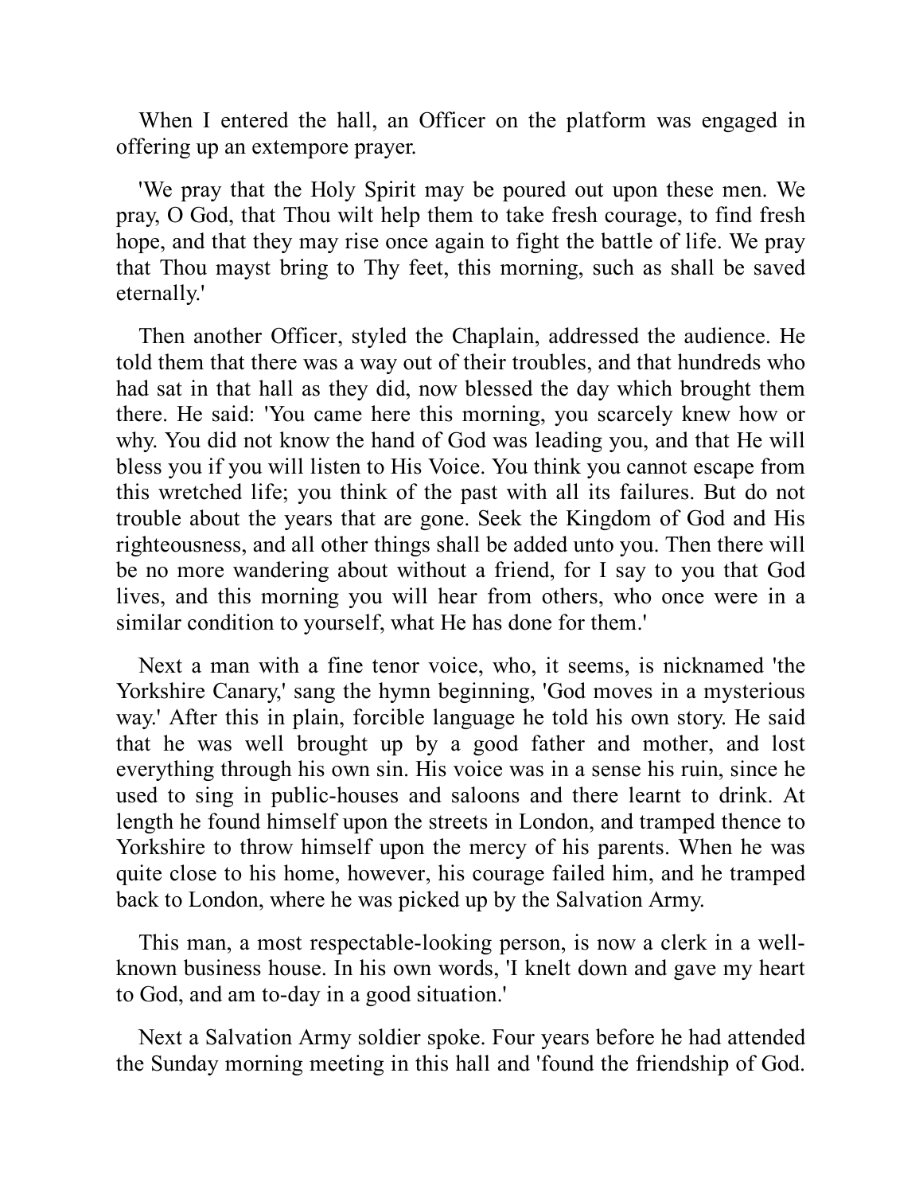When I entered the hall, an Officer on the platform was engaged in offering up an extempore prayer.

'We pray that the Holy Spirit may be poured out upon these men. We pray, O God, that Thou wilt help them to take fresh courage, to find fresh hope, and that they may rise once again to fight the battle of life. We pray that Thou mayst bring to Thy feet, this morning, such as shall be saved eternally.'

Then another Officer, styled the Chaplain, addressed the audience. He told them that there was a way out of their troubles, and that hundreds who had sat in that hall as they did, now blessed the day which brought them there. He said: 'You came here this morning, you scarcely knew how or why. You did not know the hand of God was leading you, and that He will bless you if you will listen to His Voice. You think you cannot escape from this wretched life; you think of the past with all its failures. But do not trouble about the years that are gone. Seek the Kingdom of God and His righteousness, and all other things shall be added unto you. Then there will be no more wandering about without a friend, for I say to you that God lives, and this morning you will hear from others, who once were in a similar condition to yourself, what He has done for them.'

Next a man with a fine tenor voice, who, it seems, is nicknamed 'the Yorkshire Canary,' sang the hymn beginning, 'God moves in a mysterious way.' After this in plain, forcible language he told his own story. He said that he was well brought up by a good father and mother, and lost everything through his own sin. His voice was in a sense his ruin, since he used to sing in public-houses and saloons and there learnt to drink. At length he found himself upon the streets in London, and tramped thence to Yorkshire to throw himself upon the mercy of his parents. When he was quite close to his home, however, his courage failed him, and he tramped back to London, where he was picked up by the Salvation Army.

This man, a most respectable-looking person, is now a clerk in a well-known business house. In his own words, 'I knelt down and gave my heart to God, and am to-day in a good situation.'

Next a Salvation Army soldier spoke. Four years before he had attended the Sunday morning meeting in this hall and 'found the friendship of God.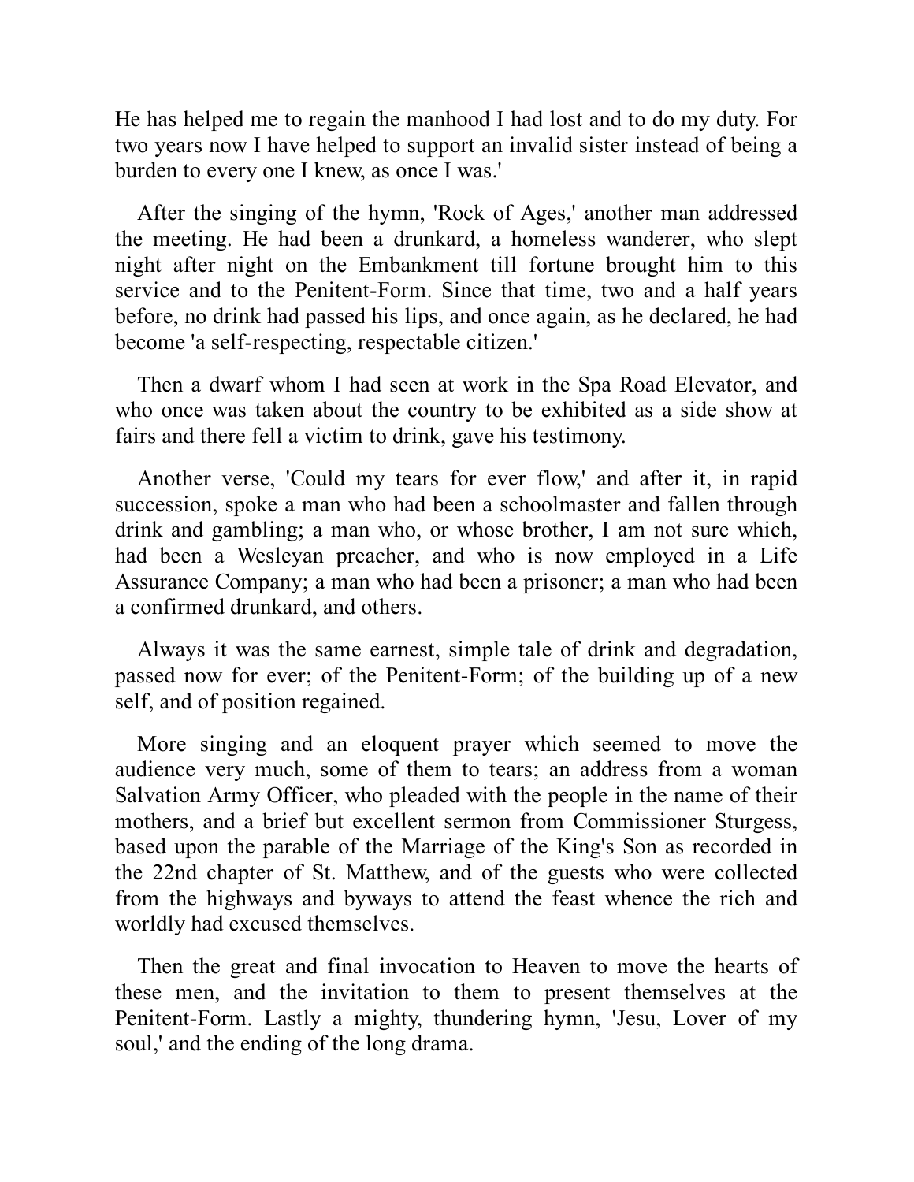He has helped me to regain the manhood I had lost and to do my duty. For two years now I have helped to support an invalid sister instead of being a burden to every one I knew, as once I was.'

After the singing of the hymn, 'Rock of Ages,' another man addressed the meeting. He had been a drunkard, a homeless wanderer, who slept night after night on the Embankment till fortune brought him to this service and to the Penitent-Form. Since that time, two and a half years before, no drink had passed his lips, and once again, as he declared, he had become 'a self-respecting, respectable citizen.'

Then a dwarf whom I had seen at work in the Spa Road Elevator, and who once was taken about the country to be exhibited as a side show at fairs and there fell a victim to drink, gave his testimony.

Another verse, 'Could my tears for ever flow,' and after it, in rapid succession, spoke a man who had been a schoolmaster and fallen through drink and gambling; a man who, or whose brother, I am not sure which, had been a Wesleyan preacher, and who is now employed in a Life Assurance Company; a man who had been a prisoner; a man who had been a confirmed drunkard, and others.

Always it was the same earnest, simple tale of drink and degradation, passed now for ever; of the Penitent-Form; of the building up of a new self, and of position regained.

More singing and an eloquent prayer which seemed to move the audience very much, some of them to tears; an address from a woman Salvation Army Officer, who pleaded with the people in the name of their mothers, and a brief but excellent sermon from Commissioner Sturgess, based upon the parable of the Marriage of the King's Son as recorded in the 22nd chapter of St. Matthew, and of the guests who were collected from the highways and byways to attend the feast whence the rich and worldly had excused themselves.

Then the great and final invocation to Heaven to move the hearts of these men, and the invitation to them to present themselves at the Penitent-Form. Lastly a mighty, thundering hymn, 'Jesu, Lover of my soul,' and the ending of the long drama.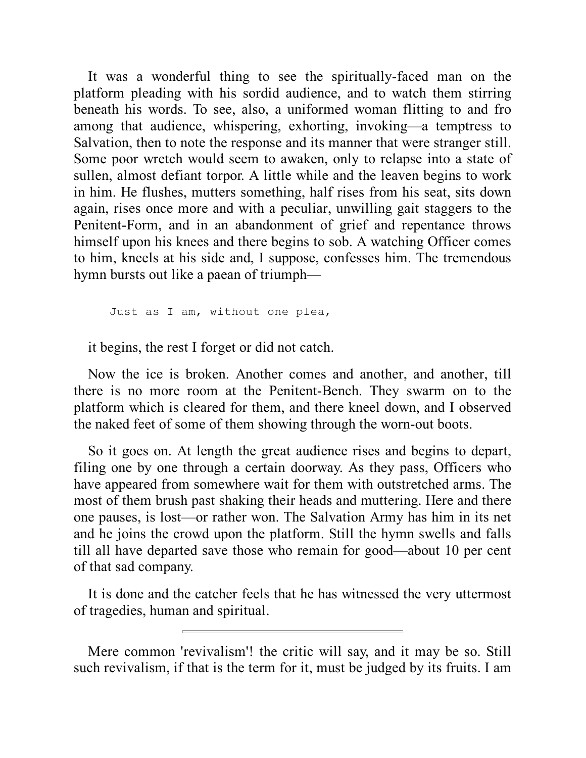It was a wonderful thing to see the spiritually-faced man on the platform pleading with his sordid audience, and to watch them stirring beneath his words. To see, also, a uniformed woman flitting to and fro among that audience, whispering, exhorting, invoking—a temptress to Salvation, then to note the response and its manner that were stranger still. Some poor wretch would seem to awaken, only to relapse into a state of sullen, almost defiant torpor. A little while and the leaven begins to work in him. He flushes, mutters something, half rises from his seat, sits down again, rises once more and with a peculiar, unwilling gait staggers to the Penitent-Form, and in an abandonment of grief and repentance throws himself upon his knees and there begins to sob. A watching Officer comes to him, kneels at his side and, I suppose, confesses him. The tremendous hymn bursts out like a paean of triumph—

```
Just as I am, without one plea,
```

it begins, the rest I forget or did not catch.

Now the ice is broken. Another comes and another, and another, till there is no more room at the Penitent-Bench. They swarm on to the platform which is cleared for them, and there kneel down, and I observed the naked feet of some of them showing through the worn-out boots.

So it goes on. At length the great audience rises and begins to depart, filing one by one through a certain doorway. As they pass, Officers who have appeared from somewhere wait for them with outstretched arms. The most of them brush past shaking their heads and muttering. Here and there one pauses, is lost—or rather won. The Salvation Army has him in its net and he joins the crowd upon the platform. Still the hymn swells and falls till all have departed save those who remain for good—about 10 per cent of that sad company.

It is done and the catcher feels that he has witnessed the very uttermost of tragedies, human and spiritual.

---

Mere common 'revivalism'! the critic will say, and it may be so. Still such revivalism, if that is the term for it, must be judged by its fruits. I am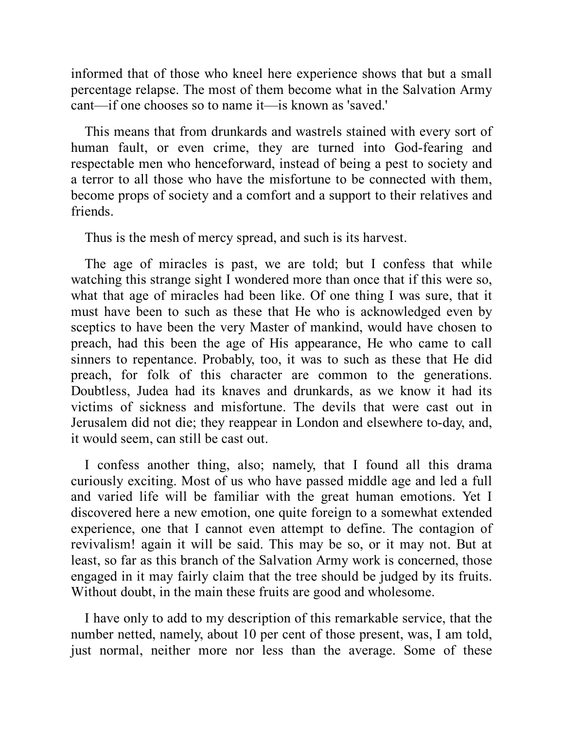informed that of those who kneel here experience shows that but a small percentage relapse. The most of them become what in the Salvation Army cant—if one chooses so to name it—is known as 'saved.'

This means that from drunkards and wastrels stained with every sort of human fault, or even crime, they are turned into God-fearing and respectable men who henceforward, instead of being a pest to society and a terror to all those who have the misfortune to be connected with them, become props of society and a comfort and a support to their relatives and friends.

Thus is the mesh of mercy spread, and such is its harvest.

The age of miracles is past, we are told; but I confess that while watching this strange sight I wondered more than once that if this were so, what that age of miracles had been like. Of one thing I was sure, that it must have been to such as these that He who is acknowledged even by sceptics to have been the very Master of mankind, would have chosen to preach, had this been the age of His appearance, He who came to call sinners to repentance. Probably, too, it was to such as these that He did preach, for folk of this character are common to the generations. Doubtless, Judea had its knaves and drunkards, as we know it had its victims of sickness and misfortune. The devils that were cast out in Jerusalem did not die; they reappear in London and elsewhere to-day, and, it would seem, can still be cast out.

I confess another thing, also; namely, that I found all this drama curiously exciting. Most of us who have passed middle age and led a full and varied life will be familiar with the great human emotions. Yet I discovered here a new emotion, one quite foreign to a somewhat extended experience, one that I cannot even attempt to define. The contagion of revivalism! again it will be said. This may be so, or it may not. But at least, so far as this branch of the Salvation Army work is concerned, those engaged in it may fairly claim that the tree should be judged by its fruits. Without doubt, in the main these fruits are good and wholesome.

I have only to add to my description of this remarkable service, that the number netted, namely, about 10 per cent of those present, was, I am told, just normal, neither more nor less than the average. Some of these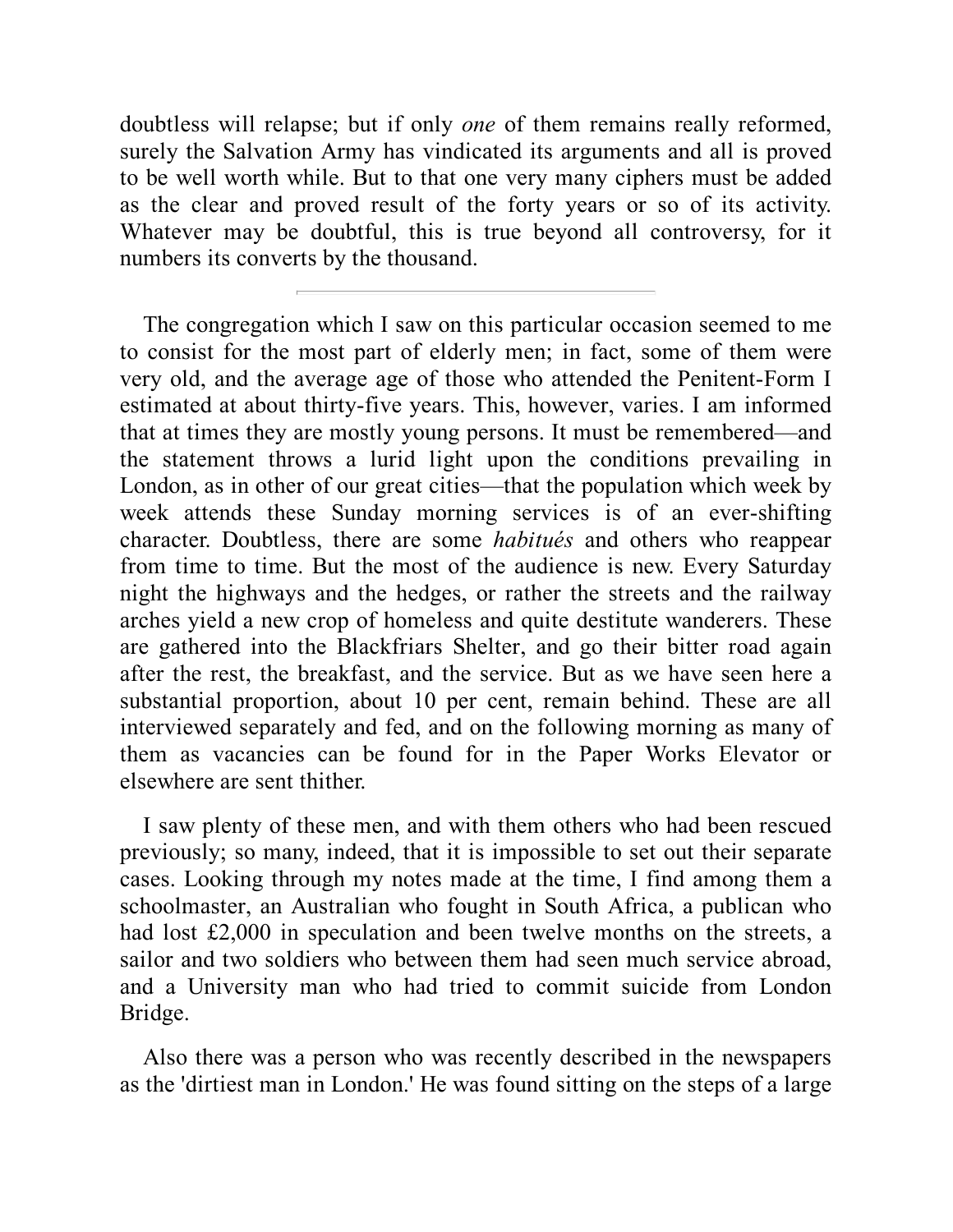doubtless will relapse; but if only *one* of them remains really reformed, surely the Salvation Army has vindicated its arguments and all is proved to be well worth while. But to that one very many ciphers must be added as the clear and proved result of the forty years or so of its activity. Whatever may be doubtful, this is true beyond all controversy, for it numbers its converts by the thousand.

---

The congregation which I saw on this particular occasion seemed to me to consist for the most part of elderly men; in fact, some of them were very old, and the average age of those who attended the Penitent-Form I estimated at about thirty-five years. This, however, varies. I am informed that at times they are mostly young persons. It must be remembered—and the statement throws a lurid light upon the conditions prevailing in London, as in other of our great cities—that the population which week by week attends these Sunday morning services is of an ever-shifting character. Doubtless, there are some *habitués* and others who reappear from time to time. But the most of the audience is new. Every Saturday night the highways and the hedges, or rather the streets and the railway arches yield a new crop of homeless and quite destitute wanderers. These are gathered into the Blackfriars Shelter, and go their bitter road again after the rest, the breakfast, and the service. But as we have seen here a substantial proportion, about 10 per cent, remain behind. These are all interviewed separately and fed, and on the following morning as many of them as vacancies can be found for in the Paper Works Elevator or elsewhere are sent thither.

I saw plenty of these men, and with them others who had been rescued previously; so many, indeed, that it is impossible to set out their separate cases. Looking through my notes made at the time, I find among them a schoolmaster, an Australian who fought in South Africa, a publican who had lost £2,000 in speculation and been twelve months on the streets, a sailor and two soldiers who between them had seen much service abroad, and a University man who had tried to commit suicide from London Bridge.

Also there was a person who was recently described in the newspapers as the 'dirtiest man in London.' He was found sitting on the steps of a large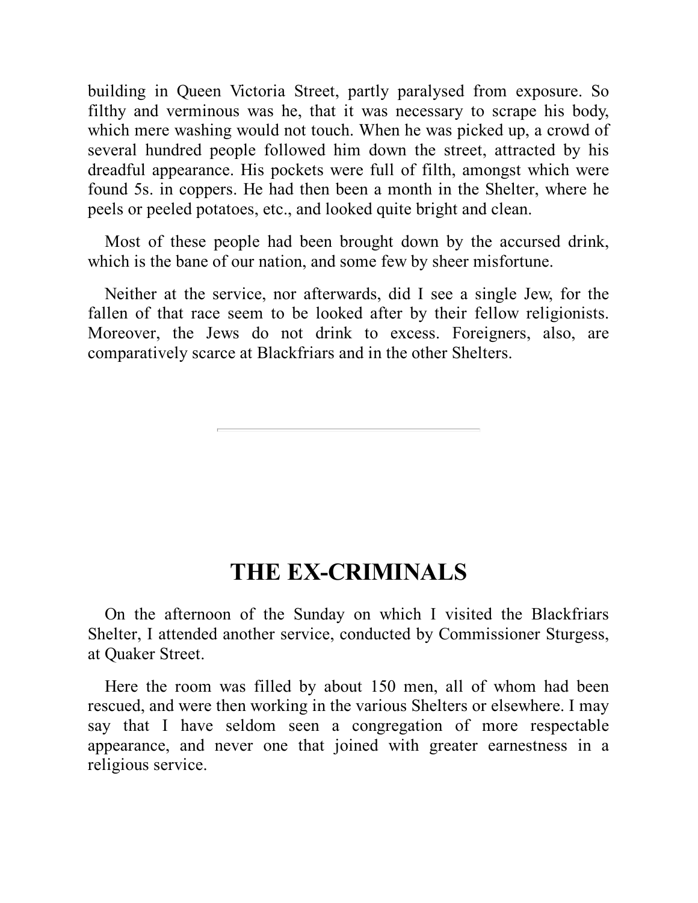building in Queen Victoria Street, partly paralysed from exposure. So filthy and verminous was he, that it was necessary to scrape his body, which mere washing would not touch. When he was picked up, a crowd of several hundred people followed him down the street, attracted by his dreadful appearance. His pockets were full of filth, amongst which were found 5s. in coppers. He had then been a month in the Shelter, where he peels or peeled potatoes, etc., and looked quite bright and clean.

Most of these people had been brought down by the accursed drink, which is the bane of our nation, and some few by sheer misfortune.

Neither at the service, nor afterwards, did I see a single Jew, for the fallen of that race seem to be looked after by their fellow religionists. Moreover, the Jews do not drink to excess. Foreigners, also, are comparatively scarce at Blackfriars and in the other Shelters.

---

## THE EX-CRIMINALS

On the afternoon of the Sunday on which I visited the Blackfriars Shelter, I attended another service, conducted by Commissioner Sturgess, at Quaker Street.

Here the room was filled by about 150 men, all of whom had been rescued, and were then working in the various Shelters or elsewhere. I may say that I have seldom seen a congregation of more respectable appearance, and never one that joined with greater earnestness in a religious service.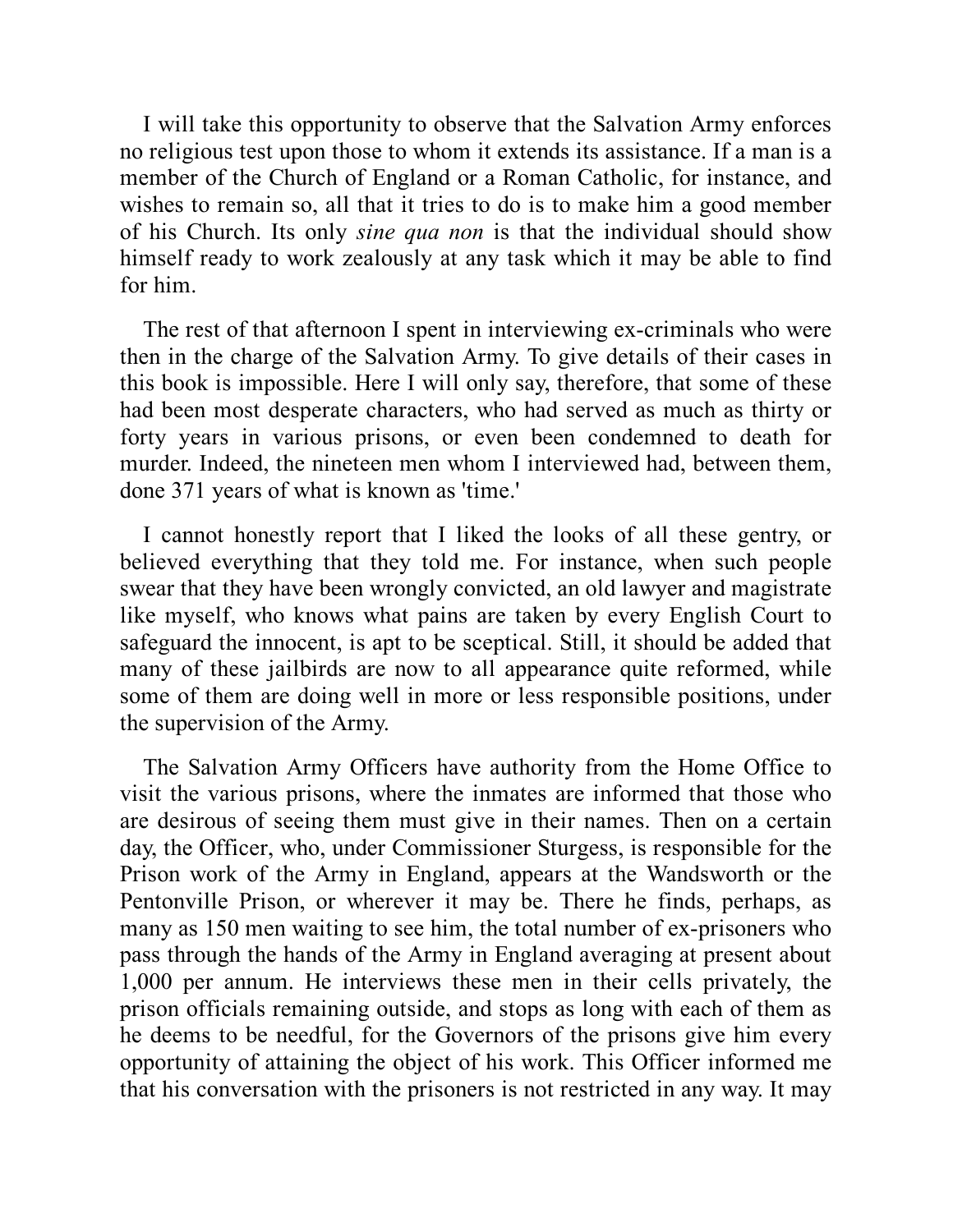I will take this opportunity to observe that the Salvation Army enforces no religious test upon those to whom it extends its assistance. If a man is a member of the Church of England or a Roman Catholic, for instance, and wishes to remain so, all that it tries to do is to make him a good member of his Church. Its only *sine qua non* is that the individual should show himself ready to work zealously at any task which it may be able to find for him.

The rest of that afternoon I spent in interviewing ex-criminals who were then in the charge of the Salvation Army. To give details of their cases in this book is impossible. Here I will only say, therefore, that some of these had been most desperate characters, who had served as much as thirty or forty years in various prisons, or even been condemned to death for murder. Indeed, the nineteen men whom I interviewed had, between them, done 371 years of what is known as 'time.'

I cannot honestly report that I liked the looks of all these gentry, or believed everything that they told me. For instance, when such people swear that they have been wrongly convicted, an old lawyer and magistrate like myself, who knows what pains are taken by every English Court to safeguard the innocent, is apt to be sceptical. Still, it should be added that many of these jailbirds are now to all appearance quite reformed, while some of them are doing well in more or less responsible positions, under the supervision of the Army.

The Salvation Army Officers have authority from the Home Office to visit the various prisons, where the inmates are informed that those who are desirous of seeing them must give in their names. Then on a certain day, the Officer, who, under Commissioner Sturgess, is responsible for the Prison work of the Army in England, appears at the Wandsworth or the Pentonville Prison, or wherever it may be. There he finds, perhaps, as many as 150 men waiting to see him, the total number of ex-prisoners who pass through the hands of the Army in England averaging at present about 1,000 per annum. He interviews these men in their cells privately, the prison officials remaining outside, and stops as long with each of them as he deems to be needful, for the Governors of the prisons give him every opportunity of attaining the object of his work. This Officer informed me that his conversation with the prisoners is not restricted in any way. It may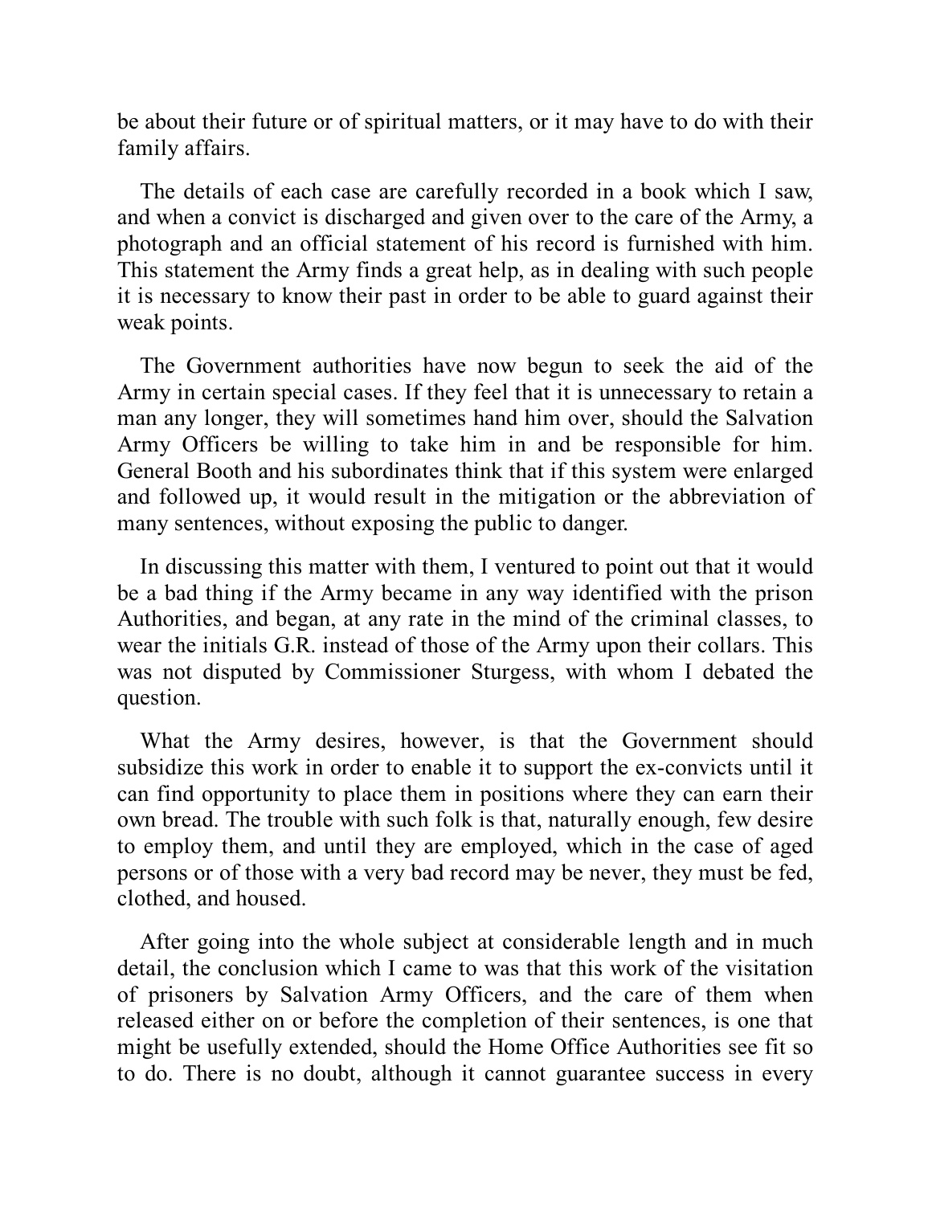be about their future or of spiritual matters, or it may have to do with their family affairs.

The details of each case are carefully recorded in a book which I saw, and when a convict is discharged and given over to the care of the Army, a photograph and an official statement of his record is furnished with him. This statement the Army finds a great help, as in dealing with such people it is necessary to know their past in order to be able to guard against their weak points.

The Government authorities have now begun to seek the aid of the Army in certain special cases. If they feel that it is unnecessary to retain a man any longer, they will sometimes hand him over, should the Salvation Army Officers be willing to take him in and be responsible for him. General Booth and his subordinates think that if this system were enlarged and followed up, it would result in the mitigation or the abbreviation of many sentences, without exposing the public to danger.

In discussing this matter with them, I ventured to point out that it would be a bad thing if the Army became in any way identified with the prison Authorities, and began, at any rate in the mind of the criminal classes, to wear the initials G.R. instead of those of the Army upon their collars. This was not disputed by Commissioner Sturgess, with whom I debated the question.

What the Army desires, however, is that the Government should subsidize this work in order to enable it to support the ex-convicts until it can find opportunity to place them in positions where they can earn their own bread. The trouble with such folk is that, naturally enough, few desire to employ them, and until they are employed, which in the case of aged persons or of those with a very bad record may be never, they must be fed, clothed, and housed.

After going into the whole subject at considerable length and in much detail, the conclusion which I came to was that this work of the visitation of prisoners by Salvation Army Officers, and the care of them when released either on or before the completion of their sentences, is one that might be usefully extended, should the Home Office Authorities see fit so to do. There is no doubt, although it cannot guarantee success in every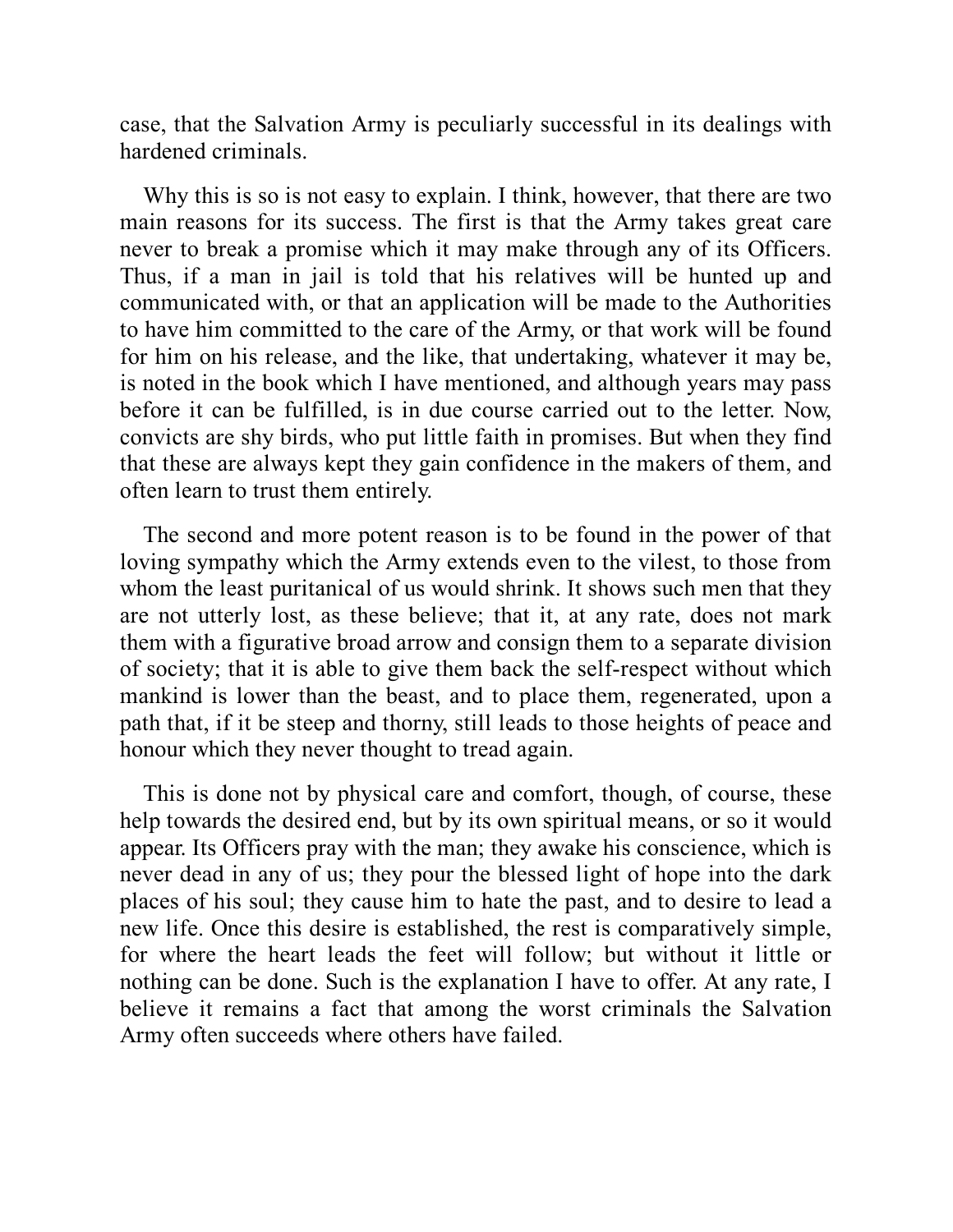case, that the Salvation Army is peculiarly successful in its dealings with hardened criminals.

Why this is so is not easy to explain. I think, however, that there are two main reasons for its success. The first is that the Army takes great care never to break a promise which it may make through any of its Officers. Thus, if a man in jail is told that his relatives will be hunted up and communicated with, or that an application will be made to the Authorities to have him committed to the care of the Army, or that work will be found for him on his release, and the like, that undertaking, whatever it may be, is noted in the book which I have mentioned, and although years may pass before it can be fulfilled, is in due course carried out to the letter. Now, convicts are shy birds, who put little faith in promises. But when they find that these are always kept they gain confidence in the makers of them, and often learn to trust them entirely.

The second and more potent reason is to be found in the power of that loving sympathy which the Army extends even to the vilest, to those from whom the least puritanical of us would shrink. It shows such men that they are not utterly lost, as these believe; that it, at any rate, does not mark them with a figurative broad arrow and consign them to a separate division of society; that it is able to give them back the self-respect without which mankind is lower than the beast, and to place them, regenerated, upon a path that, if it be steep and thorny, still leads to those heights of peace and honour which they never thought to tread again.

This is done not by physical care and comfort, though, of course, these help towards the desired end, but by its own spiritual means, or so it would appear. Its Officers pray with the man; they awake his conscience, which is never dead in any of us; they pour the blessed light of hope into the dark places of his soul; they cause him to hate the past, and to desire to lead a new life. Once this desire is established, the rest is comparatively simple, for where the heart leads the feet will follow; but without it little or nothing can be done. Such is the explanation I have to offer. At any rate, I believe it remains a fact that among the worst criminals the Salvation Army often succeeds where others have failed.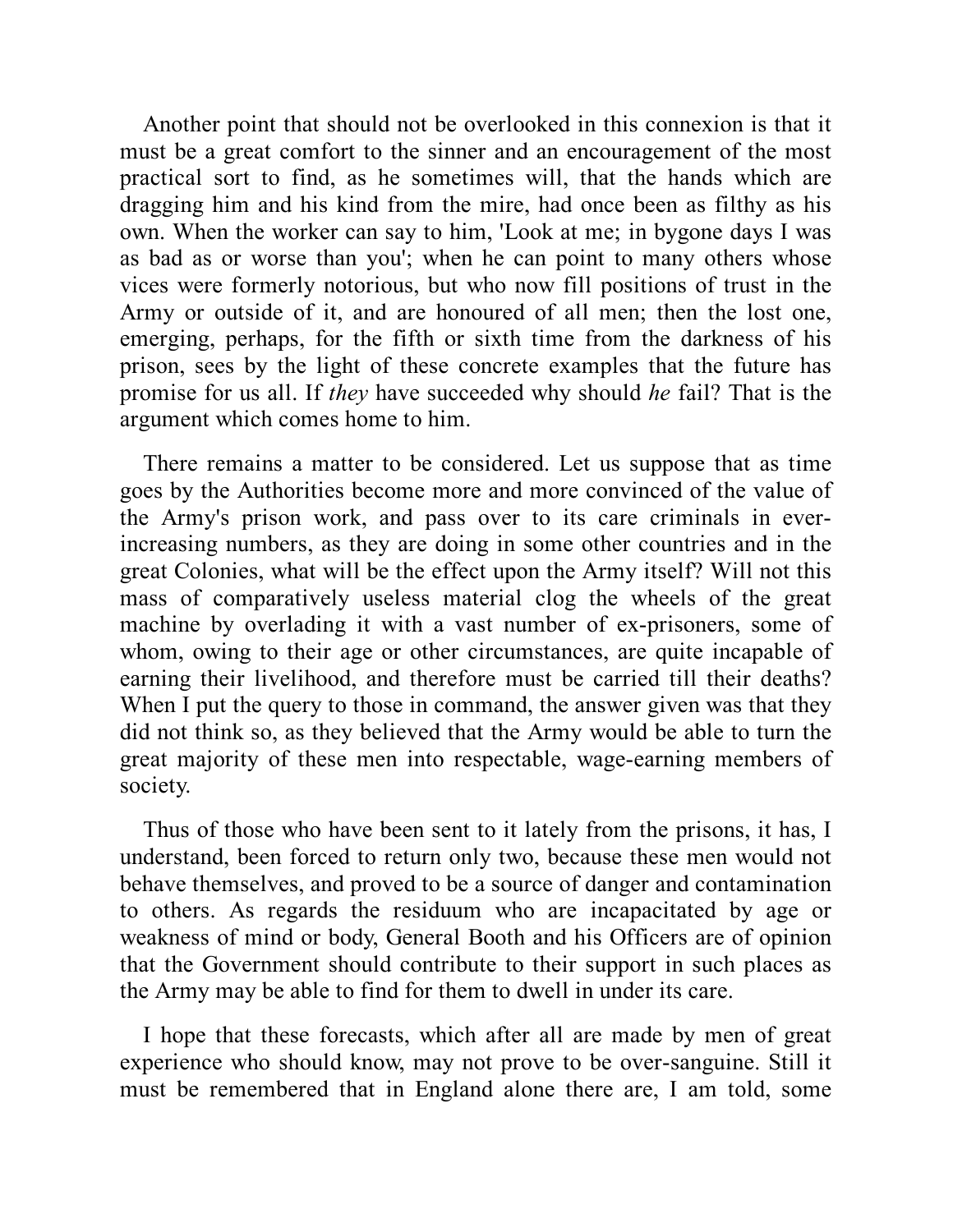Another point that should not be overlooked in this connexion is that it must be a great comfort to the sinner and an encouragement of the most practical sort to find, as he sometimes will, that the hands which are dragging him and his kind from the mire, had once been as filthy as his own. When the worker can say to him, 'Look at me; in bygone days I was as bad as or worse than you'; when he can point to many others whose vices were formerly notorious, but who now fill positions of trust in the Army or outside of it, and are honoured of all men; then the lost one, emerging, perhaps, for the fifth or sixth time from the darkness of his prison, sees by the light of these concrete examples that the future has promise for us all. If *they* have succeeded why should *he* fail? That is the argument which comes home to him.

There remains a matter to be considered. Let us suppose that as time goes by the Authorities become more and more convinced of the value of the Army's prison work, and pass over to its care criminals in ever-increasing numbers, as they are doing in some other countries and in the great Colonies, what will be the effect upon the Army itself? Will not this mass of comparatively useless material clog the wheels of the great machine by overlading it with a vast number of ex-prisoners, some of whom, owing to their age or other circumstances, are quite incapable of earning their livelihood, and therefore must be carried till their deaths? When I put the query to those in command, the answer given was that they did not think so, as they believed that the Army would be able to turn the great majority of these men into respectable, wage-earning members of society.

Thus of those who have been sent to it lately from the prisons, it has, I understand, been forced to return only two, because these men would not behave themselves, and proved to be a source of danger and contamination to others. As regards the residuum who are incapacitated by age or weakness of mind or body, General Booth and his Officers are of opinion that the Government should contribute to their support in such places as the Army may be able to find for them to dwell in under its care.

I hope that these forecasts, which after all are made by men of great experience who should know, may not prove to be over-sanguine. Still it must be remembered that in England alone there are, I am told, some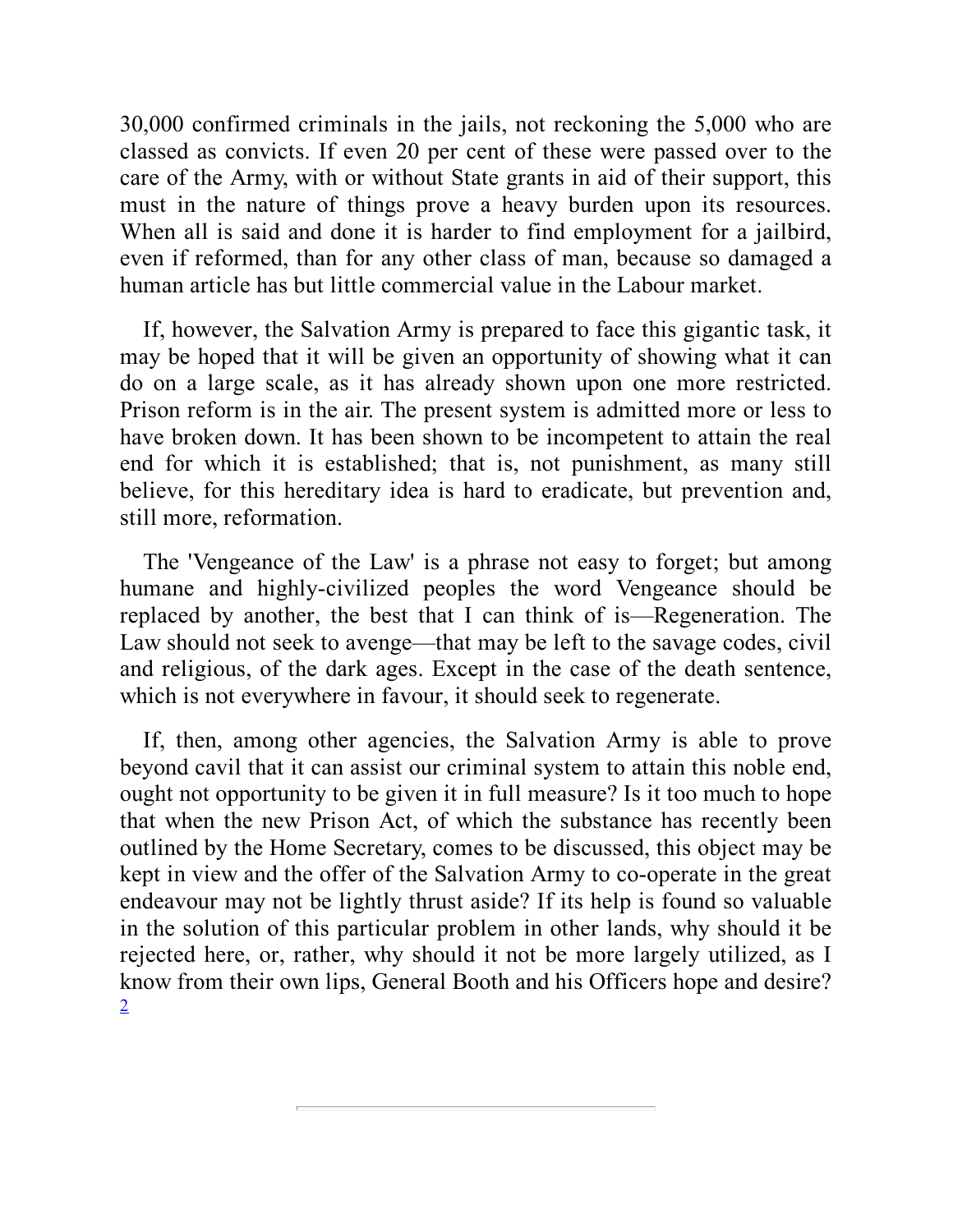30,000 confirmed criminals in the jails, not reckoning the 5,000 who are classed as convicts. If even 20 per cent of these were passed over to the care of the Army, with or without State grants in aid of their support, this must in the nature of things prove a heavy burden upon its resources. When all is said and done it is harder to find employment for a jailbird, even if reformed, than for any other class of man, because so damaged a human article has but little commercial value in the Labour market.

If, however, the Salvation Army is prepared to face this gigantic task, it may be hoped that it will be given an opportunity of showing what it can do on a large scale, as it has already shown upon one more restricted. Prison reform is in the air. The present system is admitted more or less to have broken down. It has been shown to be incompetent to attain the real end for which it is established; that is, not punishment, as many still believe, for this hereditary idea is hard to eradicate, but prevention and, still more, reformation.

The 'Vengeance of the Law' is a phrase not easy to forget; but among humane and highly-civilized peoples the word Vengeance should be replaced by another, the best that I can think of is—Regeneration. The Law should not seek to avenge—that may be left to the savage codes, civil and religious, of the dark ages. Except in the case of the death sentence, which is not everywhere in favour, it should seek to regenerate.

If, then, among other agencies, the Salvation Army is able to prove beyond cavil that it can assist our criminal system to attain this noble end, ought not opportunity to be given it in full measure? Is it too much to hope that when the new Prison Act, of which the substance has recently been outlined by the Home Secretary, comes to be discussed, this object may be kept in view and the offer of the Salvation Army to co-operate in the great endeavour may not be lightly thrust aside? If its help is found so valuable in the solution of this particular problem in other lands, why should it be rejected here, or, rather, why should it not be more largely utilized, as I know from their own lips, General Booth and his Officers hope and desire? [2]

---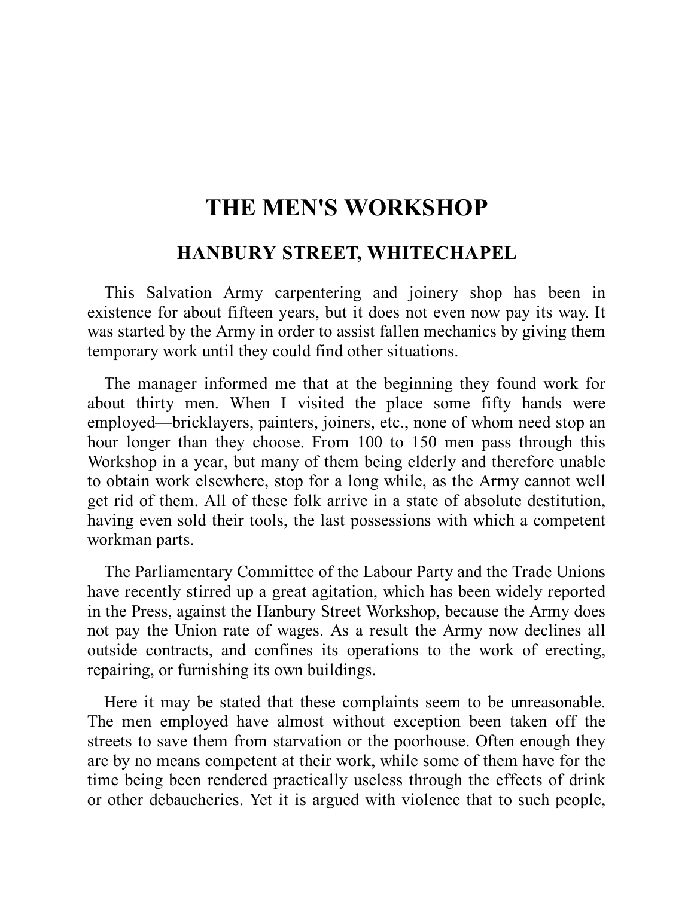# THE MEN'S WORKSHOP

## HANBURY STREET, WHITECHAPEL

This Salvation Army carpentering and joinery shop has been in existence for about fifteen years, but it does not even now pay its way. It was started by the Army in order to assist fallen mechanics by giving them temporary work until they could find other situations.

The manager informed me that at the beginning they found work for about thirty men. When I visited the place some fifty hands were employed—bricklayers, painters, joiners, etc., none of whom need stop an hour longer than they choose. From 100 to 150 men pass through this Workshop in a year, but many of them being elderly and therefore unable to obtain work elsewhere, stop for a long while, as the Army cannot well get rid of them. All of these folk arrive in a state of absolute destitution, having even sold their tools, the last possessions with which a competent workman parts.

The Parliamentary Committee of the Labour Party and the Trade Unions have recently stirred up a great agitation, which has been widely reported in the Press, against the Hanbury Street Workshop, because the Army does not pay the Union rate of wages. As a result the Army now declines all outside contracts, and confines its operations to the work of erecting, repairing, or furnishing its own buildings.

Here it may be stated that these complaints seem to be unreasonable. The men employed have almost without exception been taken off the streets to save them from starvation or the poorhouse. Often enough they are by no means competent at their work, while some of them have for the time being been rendered practically useless through the effects of drink or other debaucheries. Yet it is argued with violence that to such people,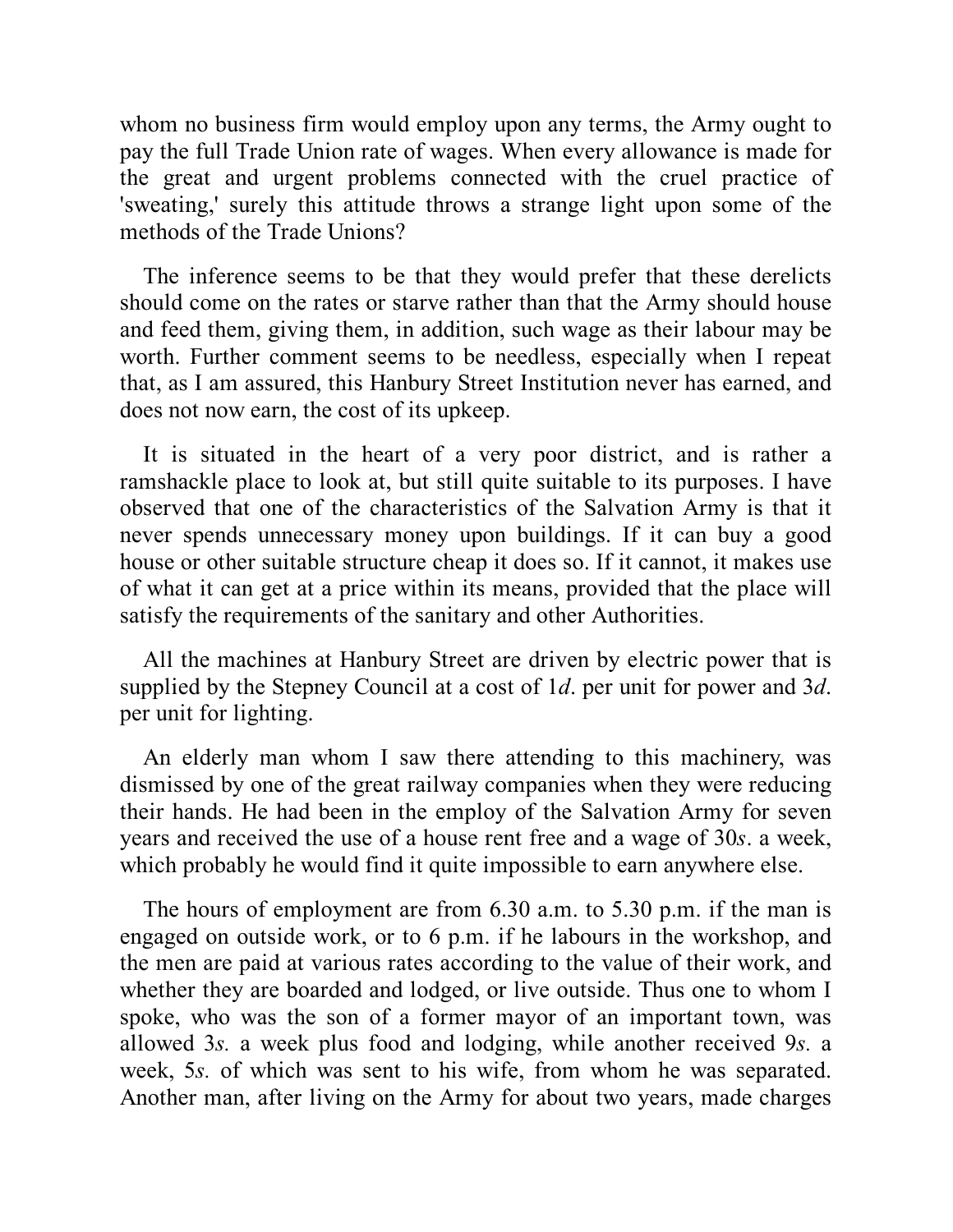whom no business firm would employ upon any terms, the Army ought to pay the full Trade Union rate of wages. When every allowance is made for the great and urgent problems connected with the cruel practice of 'sweating,' surely this attitude throws a strange light upon some of the methods of the Trade Unions?

The inference seems to be that they would prefer that these derelicts should come on the rates or starve rather than that the Army should house and feed them, giving them, in addition, such wage as their labour may be worth. Further comment seems to be needless, especially when I repeat that, as I am assured, this Hanbury Street Institution never has earned, and does not now earn, the cost of its upkeep.

It is situated in the heart of a very poor district, and is rather a ramshackle place to look at, but still quite suitable to its purposes. I have observed that one of the characteristics of the Salvation Army is that it never spends unnecessary money upon buildings. If it can buy a good house or other suitable structure cheap it does so. If it cannot, it makes use of what it can get at a price within its means, provided that the place will satisfy the requirements of the sanitary and other Authorities.

All the machines at Hanbury Street are driven by electric power that is supplied by the Stepney Council at a cost of 1*d*. per unit for power and 3*d*. per unit for lighting.

An elderly man whom I saw there attending to this machinery, was dismissed by one of the great railway companies when they were reducing their hands. He had been in the employ of the Salvation Army for seven years and received the use of a house rent free and a wage of 30*s*. a week, which probably he would find it quite impossible to earn anywhere else.

The hours of employment are from 6.30 a.m. to 5.30 p.m. if the man is engaged on outside work, or to 6 p.m. if he labours in the workshop, and the men are paid at various rates according to the value of their work, and whether they are boarded and lodged, or live outside. Thus one to whom I spoke, who was the son of a former mayor of an important town, was allowed 3*s.* a week plus food and lodging, while another received 9*s.* a week, 5*s.* of which was sent to his wife, from whom he was separated. Another man, after living on the Army for about two years, made charges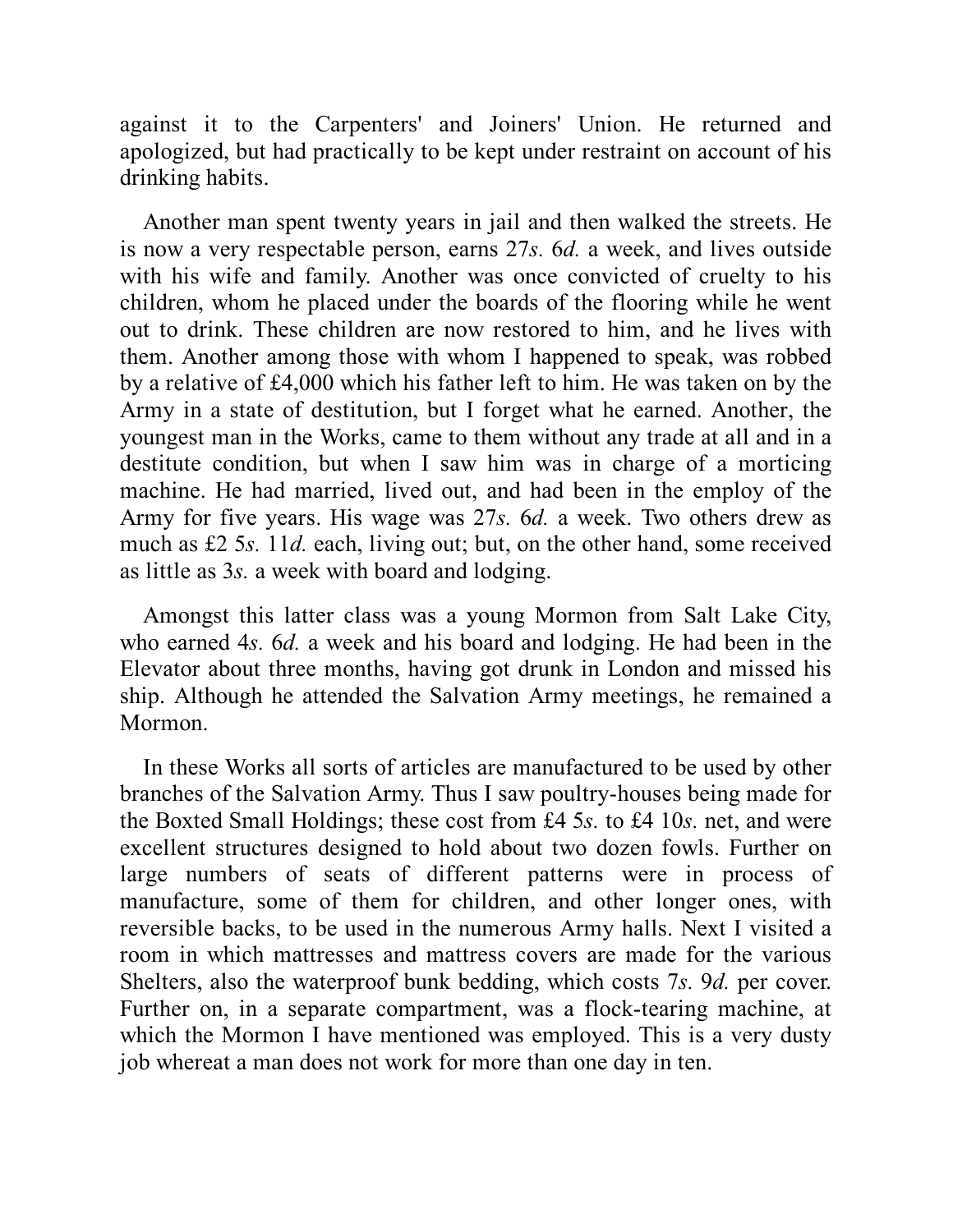against it to the Carpenters' and Joiners' Union. He returned and apologized, but had practically to be kept under restraint on account of his drinking habits.

Another man spent twenty years in jail and then walked the streets. He is now a very respectable person, earns 27*s.* 6*d.* a week, and lives outside with his wife and family. Another was once convicted of cruelty to his children, whom he placed under the boards of the flooring while he went out to drink. These children are now restored to him, and he lives with them. Another among those with whom I happened to speak, was robbed by a relative of £4,000 which his father left to him. He was taken on by the Army in a state of destitution, but I forget what he earned. Another, the youngest man in the Works, came to them without any trade at all and in a destitute condition, but when I saw him was in charge of a morticing machine. He had married, lived out, and had been in the employ of the Army for five years. His wage was 27*s.* 6*d.* a week. Two others drew as much as £2 5*s.* 11*d.* each, living out; but, on the other hand, some received as little as 3*s.* a week with board and lodging.

Amongst this latter class was a young Mormon from Salt Lake City, who earned 4*s.* 6*d.* a week and his board and lodging. He had been in the Elevator about three months, having got drunk in London and missed his ship. Although he attended the Salvation Army meetings, he remained a Mormon.

In these Works all sorts of articles are manufactured to be used by other branches of the Salvation Army. Thus I saw poultry-houses being made for the Boxted Small Holdings; these cost from £4 5*s.* to £4 10*s.* net, and were excellent structures designed to hold about two dozen fowls. Further on large numbers of seats of different patterns were in process of manufacture, some of them for children, and other longer ones, with reversible backs, to be used in the numerous Army halls. Next I visited a room in which mattresses and mattress covers are made for the various Shelters, also the waterproof bunk bedding, which costs 7*s.* 9*d.* per cover. Further on, in a separate compartment, was a flock-tearing machine, at which the Mormon I have mentioned was employed. This is a very dusty job whereat a man does not work for more than one day in ten.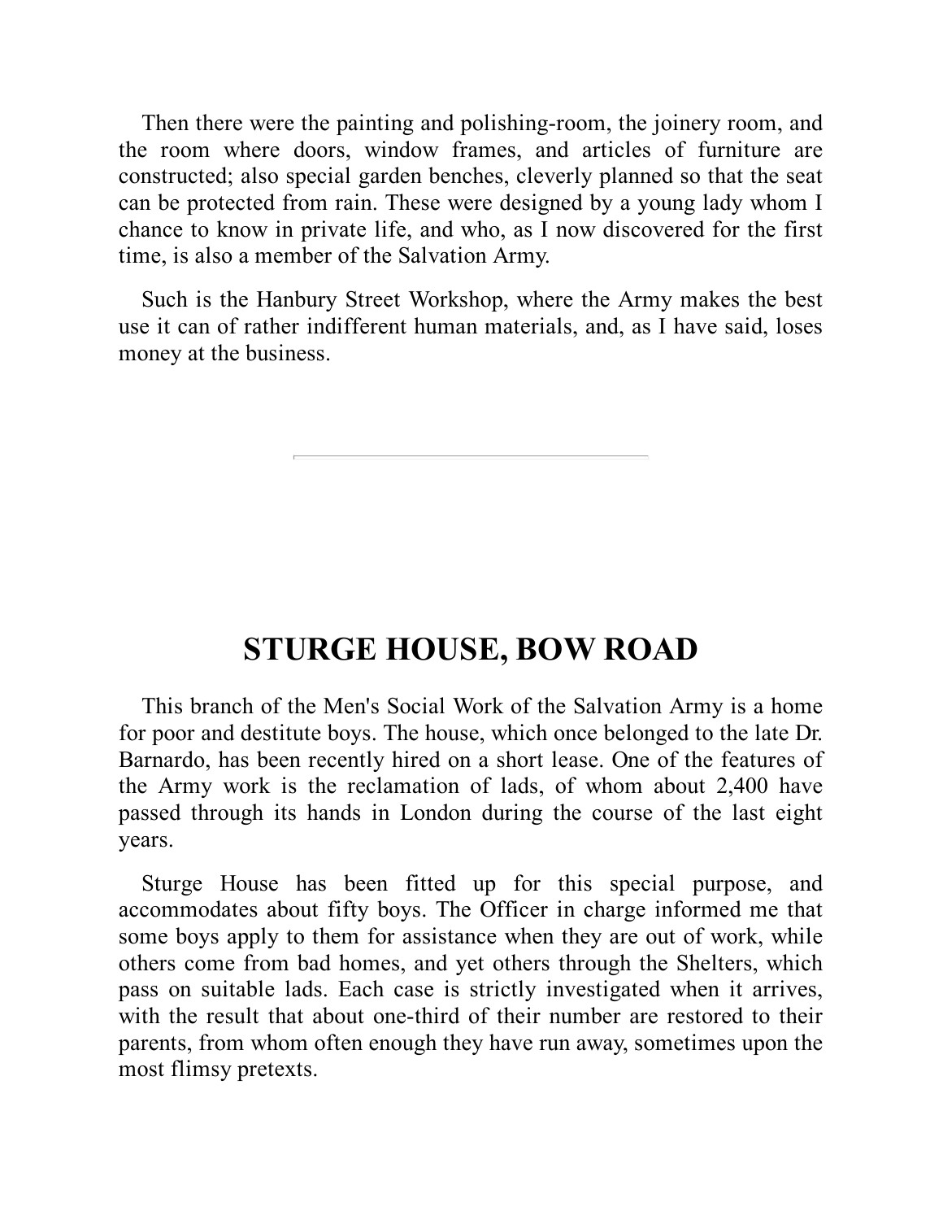Then there were the painting and polishing-room, the joinery room, and the room where doors, window frames, and articles of furniture are constructed; also special garden benches, cleverly planned so that the seat can be protected from rain. These were designed by a young lady whom I chance to know in private life, and who, as I now discovered for the first time, is also a member of the Salvation Army.

Such is the Hanbury Street Workshop, where the Army makes the best use it can of rather indifferent human materials, and, as I have said, loses money at the business.

---

## STURGE HOUSE, BOW ROAD

This branch of the Men's Social Work of the Salvation Army is a home for poor and destitute boys. The house, which once belonged to the late Dr. Barnardo, has been recently hired on a short lease. One of the features of the Army work is the reclamation of lads, of whom about 2,400 have passed through its hands in London during the course of the last eight years.

Sturge House has been fitted up for this special purpose, and accommodates about fifty boys. The Officer in charge informed me that some boys apply to them for assistance when they are out of work, while others come from bad homes, and yet others through the Shelters, which pass on suitable lads. Each case is strictly investigated when it arrives, with the result that about one-third of their number are restored to their parents, from whom often enough they have run away, sometimes upon the most flimsy pretexts.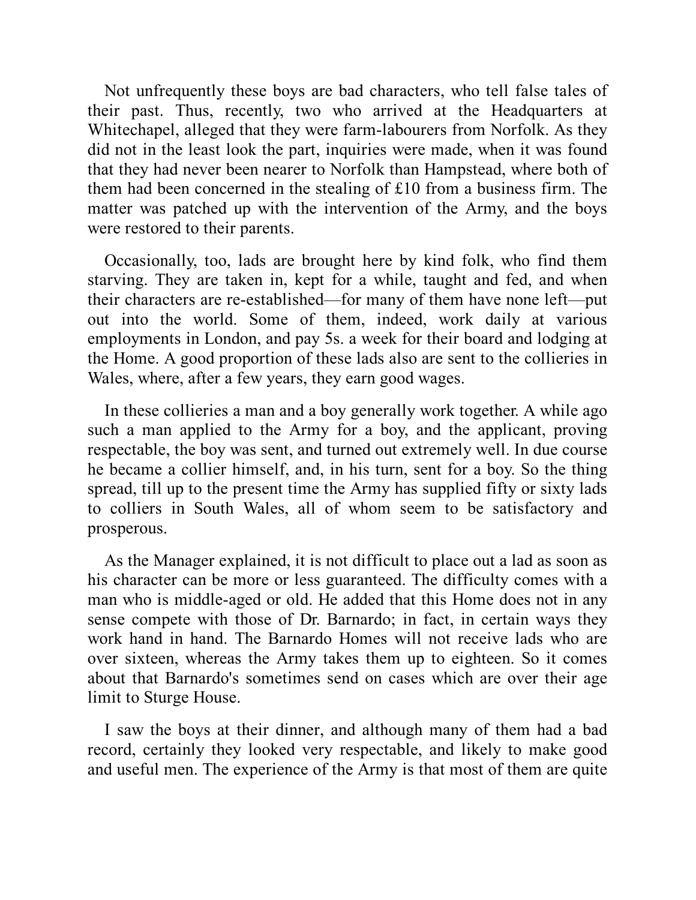Not unfrequently these boys are bad characters, who tell false tales of their past. Thus, recently, two who arrived at the Headquarters at Whitechapel, alleged that they were farm-labourers from Norfolk. As they did not in the least look the part, inquiries were made, when it was found that they had never been nearer to Norfolk than Hampstead, where both of them had been concerned in the stealing of £10 from a business firm. The matter was patched up with the intervention of the Army, and the boys were restored to their parents.

Occasionally, too, lads are brought here by kind folk, who find them starving. They are taken in, kept for a while, taught and fed, and when their characters are re-established—for many of them have none left—put out into the world. Some of them, indeed, work daily at various employments in London, and pay 5s. a week for their board and lodging at the Home. A good proportion of these lads also are sent to the collieries in Wales, where, after a few years, they earn good wages.

In these collieries a man and a boy generally work together. A while ago such a man applied to the Army for a boy, and the applicant, proving respectable, the boy was sent, and turned out extremely well. In due course he became a collier himself, and, in his turn, sent for a boy. So the thing spread, till up to the present time the Army has supplied fifty or sixty lads to colliers in South Wales, all of whom seem to be satisfactory and prosperous.

As the Manager explained, it is not difficult to place out a lad as soon as his character can be more or less guaranteed. The difficulty comes with a man who is middle-aged or old. He added that this Home does not in any sense compete with those of Dr. Barnardo; in fact, in certain ways they work hand in hand. The Barnardo Homes will not receive lads who are over sixteen, whereas the Army takes them up to eighteen. So it comes about that Barnardo's sometimes send on cases which are over their age limit to Sturge House.

I saw the boys at their dinner, and although many of them had a bad record, certainly they looked very respectable, and likely to make good and useful men. The experience of the Army is that most of them are quite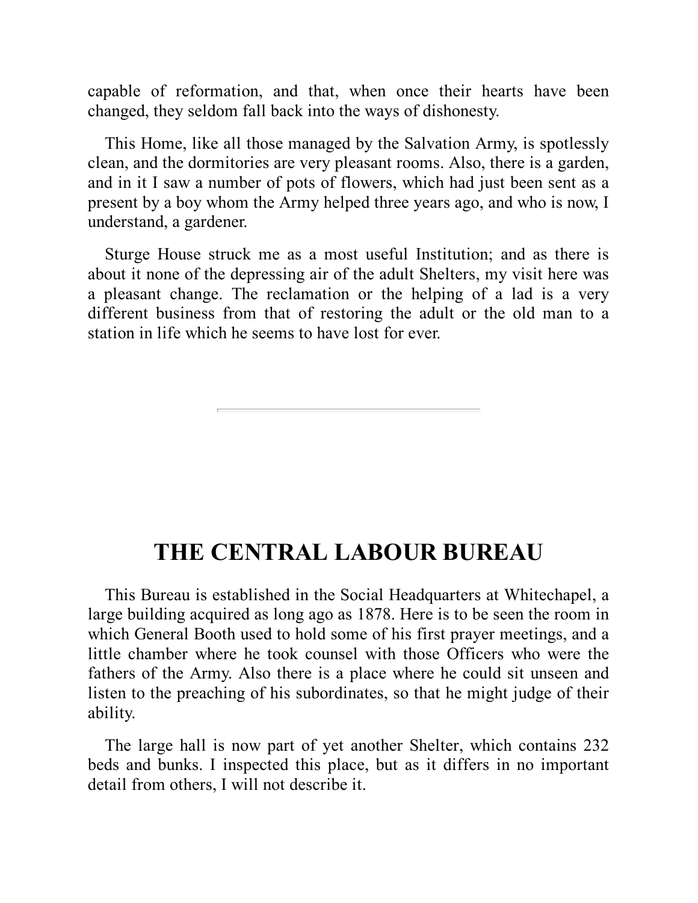capable of reformation, and that, when once their hearts have been changed, they seldom fall back into the ways of dishonesty.

This Home, like all those managed by the Salvation Army, is spotlessly clean, and the dormitories are very pleasant rooms. Also, there is a garden, and in it I saw a number of pots of flowers, which had just been sent as a present by a boy whom the Army helped three years ago, and who is now, I understand, a gardener.

Sturge House struck me as a most useful Institution; and as there is about it none of the depressing air of the adult Shelters, my visit here was a pleasant change. The reclamation or the helping of a lad is a very different business from that of restoring the adult or the old man to a station in life which he seems to have lost for ever.

---

## THE CENTRAL LABOUR BUREAU

This Bureau is established in the Social Headquarters at Whitechapel, a large building acquired as long ago as 1878. Here is to be seen the room in which General Booth used to hold some of his first prayer meetings, and a little chamber where he took counsel with those Officers who were the fathers of the Army. Also there is a place where he could sit unseen and listen to the preaching of his subordinates, so that he might judge of their ability.

The large hall is now part of yet another Shelter, which contains 232 beds and bunks. I inspected this place, but as it differs in no important detail from others, I will not describe it.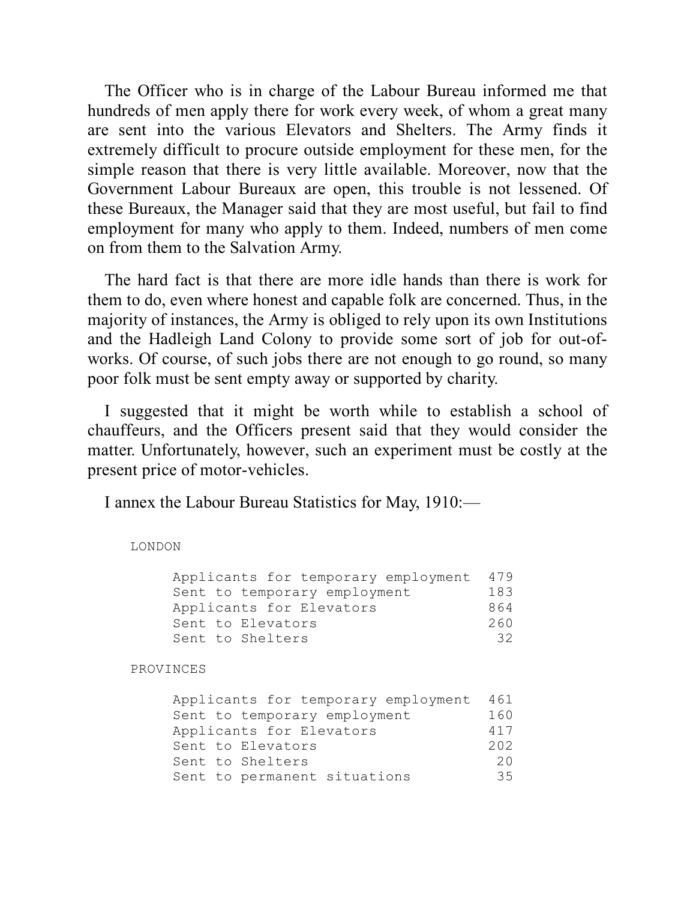The Officer who is in charge of the Labour Bureau informed me that hundreds of men apply there for work every week, of whom a great many are sent into the various Elevators and Shelters. The Army finds it extremely difficult to procure outside employment for these men, for the simple reason that there is very little available. Moreover, now that the Government Labour Bureaux are open, this trouble is not lessened. Of these Bureaux, the Manager said that they are most useful, but fail to find employment for many who apply to them. Indeed, numbers of men come on from them to the Salvation Army.

The hard fact is that there are more idle hands than there is work for them to do, even where honest and capable folk are concerned. Thus, in the majority of instances, the Army is obliged to rely upon its own Institutions and the Hadleigh Land Colony to provide some sort of job for out-of-works. Of course, of such jobs there are not enough to go round, so many poor folk must be sent empty away or supported by charity.

I suggested that it might be worth while to establish a school of chauffeurs, and the Officers present said that they would consider the matter. Unfortunately, however, such an experiment must be costly at the present price of motor-vehicles.

I annex the Labour Bureau Statistics for May, 1910:—

```
LONDON

     Applicants for temporary employment  479
     Sent to temporary employment         183
     Applicants for Elevators             864
     Sent to Elevators                    260
     Sent to Shelters                      32

PROVINCES

     Applicants for temporary employment  461
     Sent to temporary employment         160
     Applicants for Elevators             417
     Sent to Elevators                    202
     Sent to Shelters                      20
     Sent to permanent situations          35
```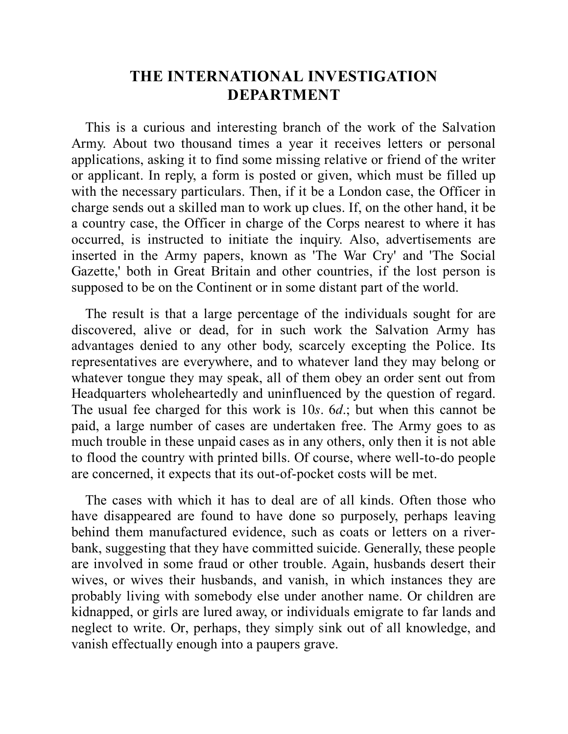# THE INTERNATIONAL INVESTIGATION DEPARTMENT

This is a curious and interesting branch of the work of the Salvation Army. About two thousand times a year it receives letters or personal applications, asking it to find some missing relative or friend of the writer or applicant. In reply, a form is posted or given, which must be filled up with the necessary particulars. Then, if it be a London case, the Officer in charge sends out a skilled man to work up clues. If, on the other hand, it be a country case, the Officer in charge of the Corps nearest to where it has occurred, is instructed to initiate the inquiry. Also, advertisements are inserted in the Army papers, known as 'The War Cry' and 'The Social Gazette,' both in Great Britain and other countries, if the lost person is supposed to be on the Continent or in some distant part of the world.

The result is that a large percentage of the individuals sought for are discovered, alive or dead, for in such work the Salvation Army has advantages denied to any other body, scarcely excepting the Police. Its representatives are everywhere, and to whatever land they may belong or whatever tongue they may speak, all of them obey an order sent out from Headquarters wholeheartedly and uninfluenced by the question of regard. The usual fee charged for this work is 10*s*. 6*d*.; but when this cannot be paid, a large number of cases are undertaken free. The Army goes to as much trouble in these unpaid cases as in any others, only then it is not able to flood the country with printed bills. Of course, where well-to-do people are concerned, it expects that its out-of-pocket costs will be met.

The cases with which it has to deal are of all kinds. Often those who have disappeared are found to have done so purposely, perhaps leaving behind them manufactured evidence, such as coats or letters on a river-bank, suggesting that they have committed suicide. Generally, these people are involved in some fraud or other trouble. Again, husbands desert their wives, or wives their husbands, and vanish, in which instances they are probably living with somebody else under another name. Or children are kidnapped, or girls are lured away, or individuals emigrate to far lands and neglect to write. Or, perhaps, they simply sink out of all knowledge, and vanish effectually enough into a paupers grave.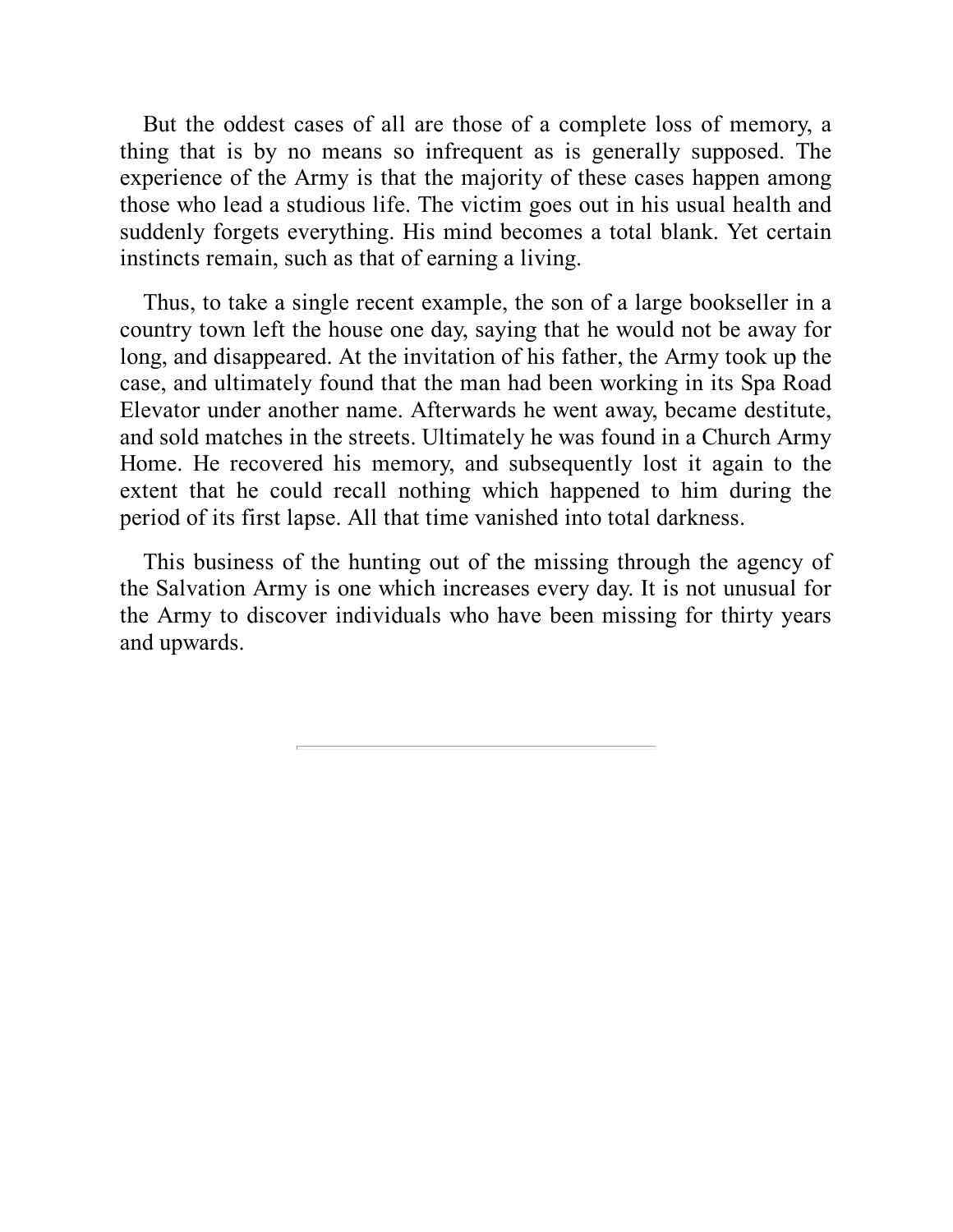But the oddest cases of all are those of a complete loss of memory, a thing that is by no means so infrequent as is generally supposed. The experience of the Army is that the majority of these cases happen among those who lead a studious life. The victim goes out in his usual health and suddenly forgets everything. His mind becomes a total blank. Yet certain instincts remain, such as that of earning a living.

Thus, to take a single recent example, the son of a large bookseller in a country town left the house one day, saying that he would not be away for long, and disappeared. At the invitation of his father, the Army took up the case, and ultimately found that the man had been working in its Spa Road Elevator under another name. Afterwards he went away, became destitute, and sold matches in the streets. Ultimately he was found in a Church Army Home. He recovered his memory, and subsequently lost it again to the extent that he could recall nothing which happened to him during the period of its first lapse. All that time vanished into total darkness.

This business of the hunting out of the missing through the agency of the Salvation Army is one which increases every day. It is not unusual for the Army to discover individuals who have been missing for thirty years and upwards.

---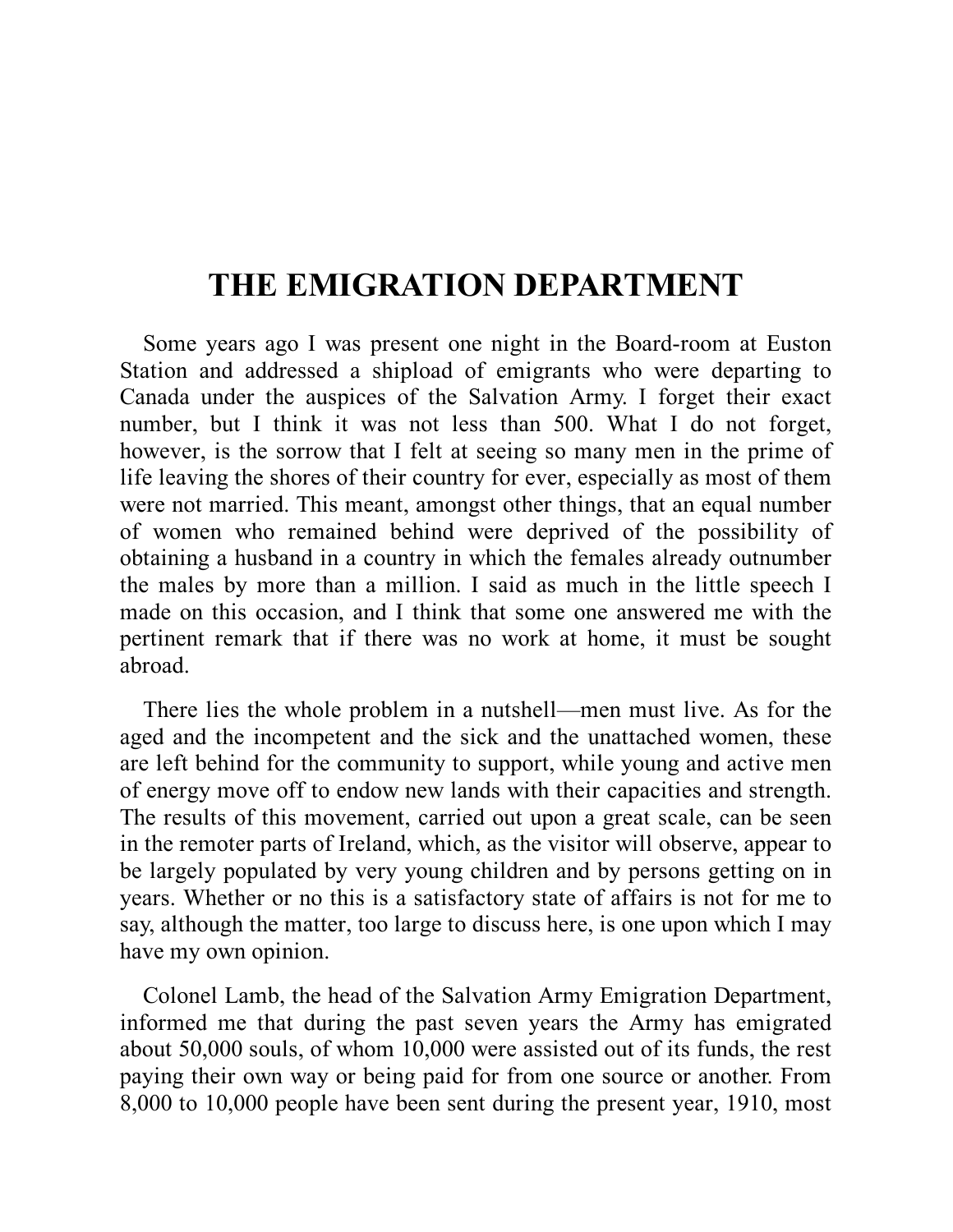# THE EMIGRATION DEPARTMENT

Some years ago I was present one night in the Board-room at Euston Station and addressed a shipload of emigrants who were departing to Canada under the auspices of the Salvation Army. I forget their exact number, but I think it was not less than 500. What I do not forget, however, is the sorrow that I felt at seeing so many men in the prime of life leaving the shores of their country for ever, especially as most of them were not married. This meant, amongst other things, that an equal number of women who remained behind were deprived of the possibility of obtaining a husband in a country in which the females already outnumber the males by more than a million. I said as much in the little speech I made on this occasion, and I think that some one answered me with the pertinent remark that if there was no work at home, it must be sought abroad.

There lies the whole problem in a nutshell—men must live. As for the aged and the incompetent and the sick and the unattached women, these are left behind for the community to support, while young and active men of energy move off to endow new lands with their capacities and strength. The results of this movement, carried out upon a great scale, can be seen in the remoter parts of Ireland, which, as the visitor will observe, appear to be largely populated by very young children and by persons getting on in years. Whether or no this is a satisfactory state of affairs is not for me to say, although the matter, too large to discuss here, is one upon which I may have my own opinion.

Colonel Lamb, the head of the Salvation Army Emigration Department, informed me that during the past seven years the Army has emigrated about 50,000 souls, of whom 10,000 were assisted out of its funds, the rest paying their own way or being paid for from one source or another. From 8,000 to 10,000 people have been sent during the present year, 1910, most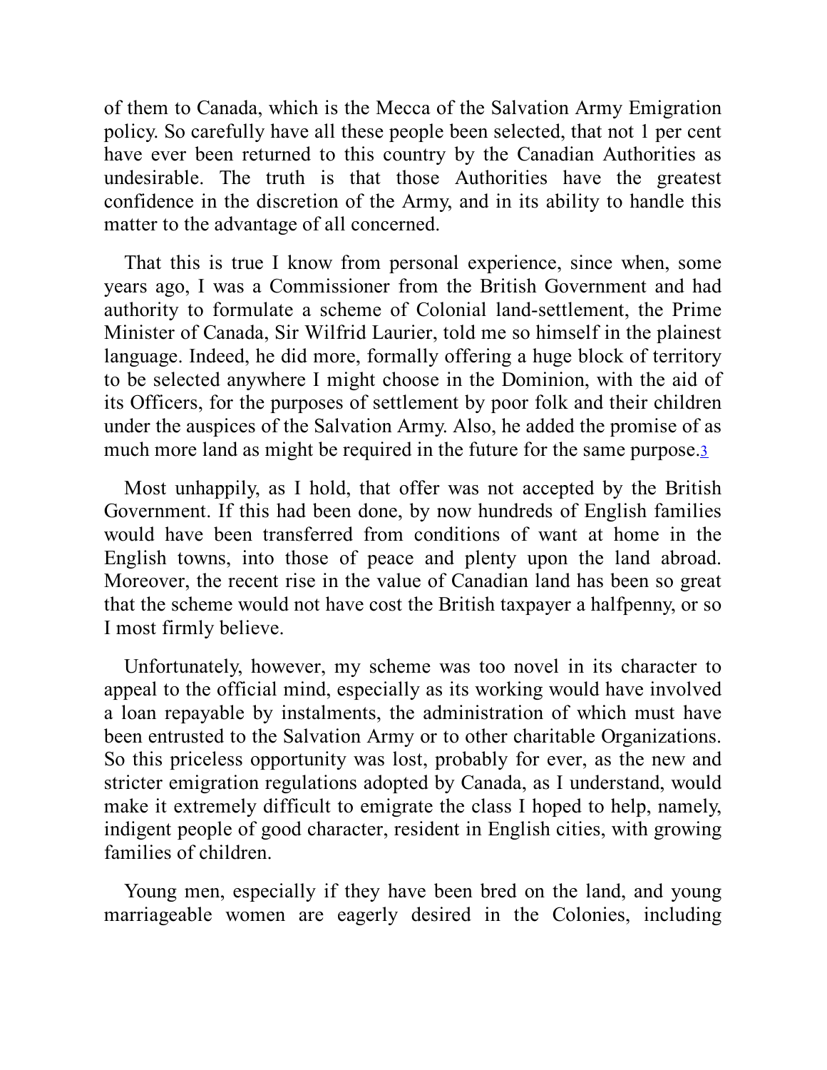of them to Canada, which is the Mecca of the Salvation Army Emigration policy. So carefully have all these people been selected, that not 1 per cent have ever been returned to this country by the Canadian Authorities as undesirable. The truth is that those Authorities have the greatest confidence in the discretion of the Army, and in its ability to handle this matter to the advantage of all concerned.

That this is true I know from personal experience, since when, some years ago, I was a Commissioner from the British Government and had authority to formulate a scheme of Colonial land-settlement, the Prime Minister of Canada, Sir Wilfrid Laurier, told me so himself in the plainest language. Indeed, he did more, formally offering a huge block of territory to be selected anywhere I might choose in the Dominion, with the aid of its Officers, for the purposes of settlement by poor folk and their children under the auspices of the Salvation Army. Also, he added the promise of as much more land as might be required in the future for the same purpose.[3]

Most unhappily, as I hold, that offer was not accepted by the British Government. If this had been done, by now hundreds of English families would have been transferred from conditions of want at home in the English towns, into those of peace and plenty upon the land abroad. Moreover, the recent rise in the value of Canadian land has been so great that the scheme would not have cost the British taxpayer a halfpenny, or so I most firmly believe.

Unfortunately, however, my scheme was too novel in its character to appeal to the official mind, especially as its working would have involved a loan repayable by instalments, the administration of which must have been entrusted to the Salvation Army or to other charitable Organizations. So this priceless opportunity was lost, probably for ever, as the new and stricter emigration regulations adopted by Canada, as I understand, would make it extremely difficult to emigrate the class I hoped to help, namely, indigent people of good character, resident in English cities, with growing families of children.

Young men, especially if they have been bred on the land, and young marriageable women are eagerly desired in the Colonies, including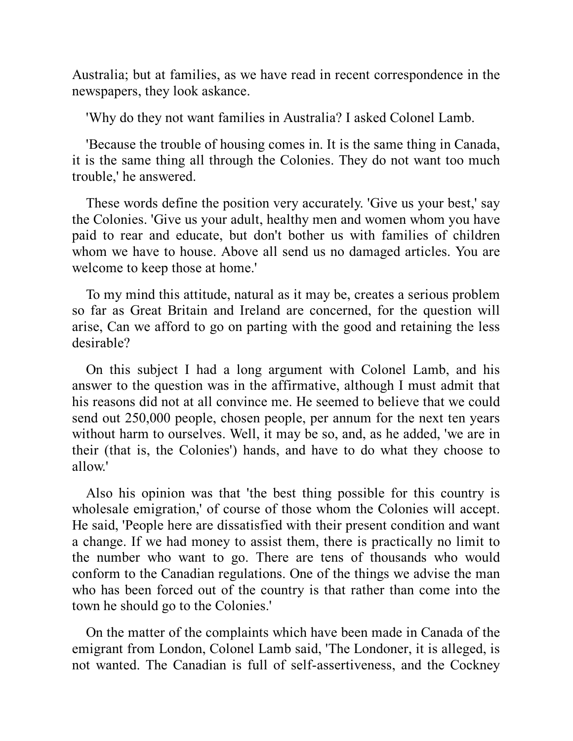Australia; but at families, as we have read in recent correspondence in the newspapers, they look askance.

'Why do they not want families in Australia? I asked Colonel Lamb.

'Because the trouble of housing comes in. It is the same thing in Canada, it is the same thing all through the Colonies. They do not want too much trouble,' he answered.

These words define the position very accurately. 'Give us your best,' say the Colonies. 'Give us your adult, healthy men and women whom you have paid to rear and educate, but don't bother us with families of children whom we have to house. Above all send us no damaged articles. You are welcome to keep those at home.'

To my mind this attitude, natural as it may be, creates a serious problem so far as Great Britain and Ireland are concerned, for the question will arise, Can we afford to go on parting with the good and retaining the less desirable?

On this subject I had a long argument with Colonel Lamb, and his answer to the question was in the affirmative, although I must admit that his reasons did not at all convince me. He seemed to believe that we could send out 250,000 people, chosen people, per annum for the next ten years without harm to ourselves. Well, it may be so, and, as he added, 'we are in their (that is, the Colonies') hands, and have to do what they choose to allow.'

Also his opinion was that 'the best thing possible for this country is wholesale emigration,' of course of those whom the Colonies will accept. He said, 'People here are dissatisfied with their present condition and want a change. If we had money to assist them, there is practically no limit to the number who want to go. There are tens of thousands who would conform to the Canadian regulations. One of the things we advise the man who has been forced out of the country is that rather than come into the town he should go to the Colonies.'

On the matter of the complaints which have been made in Canada of the emigrant from London, Colonel Lamb said, 'The Londoner, it is alleged, is not wanted. The Canadian is full of self-assertiveness, and the Cockney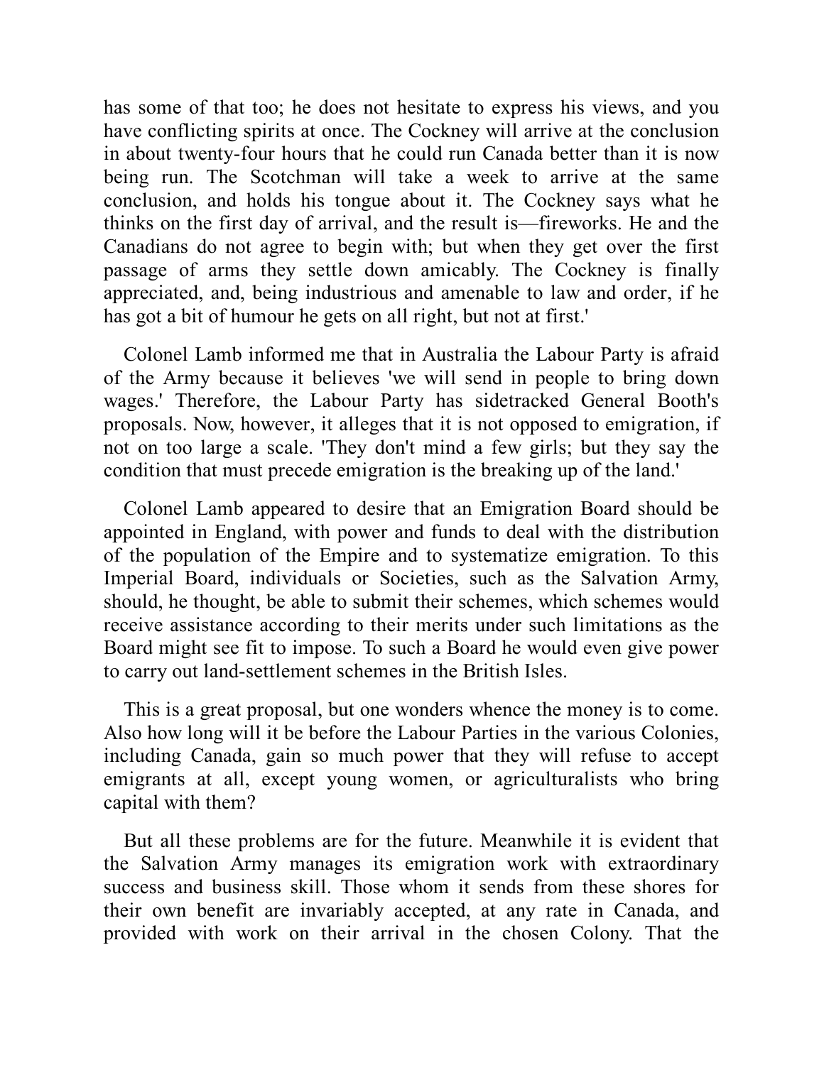has some of that too; he does not hesitate to express his views, and you have conflicting spirits at once. The Cockney will arrive at the conclusion in about twenty-four hours that he could run Canada better than it is now being run. The Scotchman will take a week to arrive at the same conclusion, and holds his tongue about it. The Cockney says what he thinks on the first day of arrival, and the result is—fireworks. He and the Canadians do not agree to begin with; but when they get over the first passage of arms they settle down amicably. The Cockney is finally appreciated, and, being industrious and amenable to law and order, if he has got a bit of humour he gets on all right, but not at first.'

Colonel Lamb informed me that in Australia the Labour Party is afraid of the Army because it believes 'we will send in people to bring down wages.' Therefore, the Labour Party has sidetracked General Booth's proposals. Now, however, it alleges that it is not opposed to emigration, if not on too large a scale. 'They don't mind a few girls; but they say the condition that must precede emigration is the breaking up of the land.'

Colonel Lamb appeared to desire that an Emigration Board should be appointed in England, with power and funds to deal with the distribution of the population of the Empire and to systematize emigration. To this Imperial Board, individuals or Societies, such as the Salvation Army, should, he thought, be able to submit their schemes, which schemes would receive assistance according to their merits under such limitations as the Board might see fit to impose. To such a Board he would even give power to carry out land-settlement schemes in the British Isles.

This is a great proposal, but one wonders whence the money is to come. Also how long will it be before the Labour Parties in the various Colonies, including Canada, gain so much power that they will refuse to accept emigrants at all, except young women, or agriculturalists who bring capital with them?

But all these problems are for the future. Meanwhile it is evident that the Salvation Army manages its emigration work with extraordinary success and business skill. Those whom it sends from these shores for their own benefit are invariably accepted, at any rate in Canada, and provided with work on their arrival in the chosen Colony. That the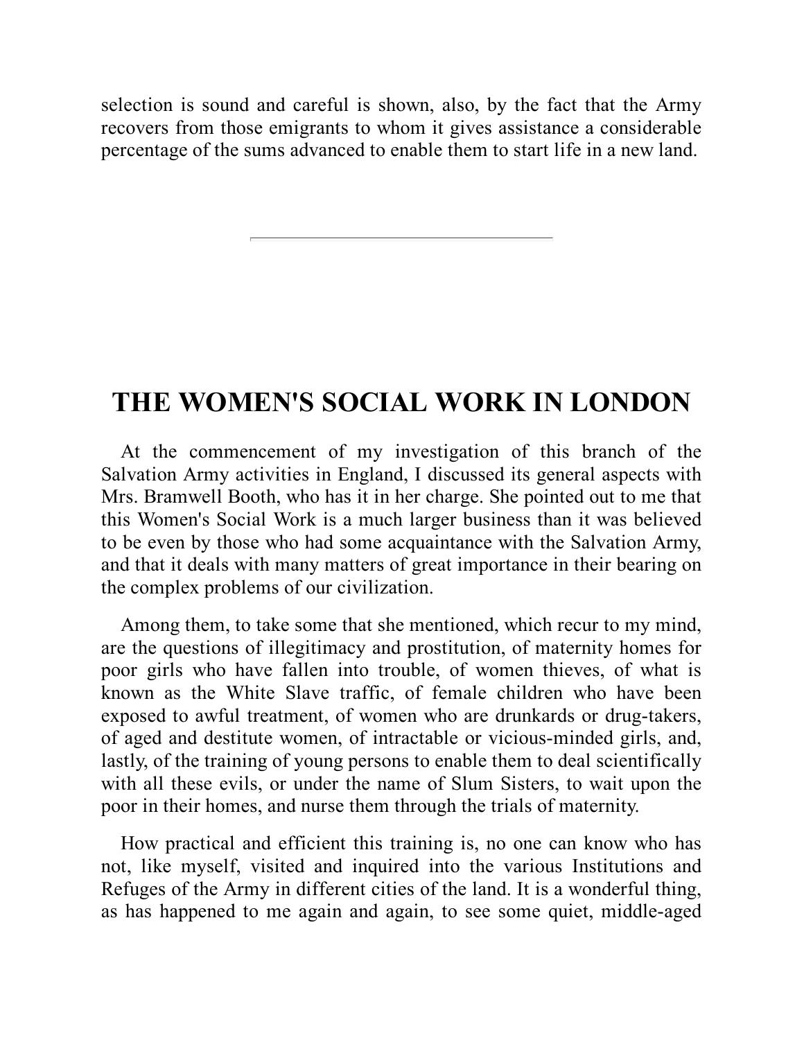selection is sound and careful is shown, also, by the fact that the Army recovers from those emigrants to whom it gives assistance a considerable percentage of the sums advanced to enable them to start life in a new land.

---

## THE WOMEN'S SOCIAL WORK IN LONDON

At the commencement of my investigation of this branch of the Salvation Army activities in England, I discussed its general aspects with Mrs. Bramwell Booth, who has it in her charge. She pointed out to me that this Women's Social Work is a much larger business than it was believed to be even by those who had some acquaintance with the Salvation Army, and that it deals with many matters of great importance in their bearing on the complex problems of our civilization.

Among them, to take some that she mentioned, which recur to my mind, are the questions of illegitimacy and prostitution, of maternity homes for poor girls who have fallen into trouble, of women thieves, of what is known as the White Slave traffic, of female children who have been exposed to awful treatment, of women who are drunkards or drug-takers, of aged and destitute women, of intractable or vicious-minded girls, and, lastly, of the training of young persons to enable them to deal scientifically with all these evils, or under the name of Slum Sisters, to wait upon the poor in their homes, and nurse them through the trials of maternity.

How practical and efficient this training is, no one can know who has not, like myself, visited and inquired into the various Institutions and Refuges of the Army in different cities of the land. It is a wonderful thing, as has happened to me again and again, to see some quiet, middle-aged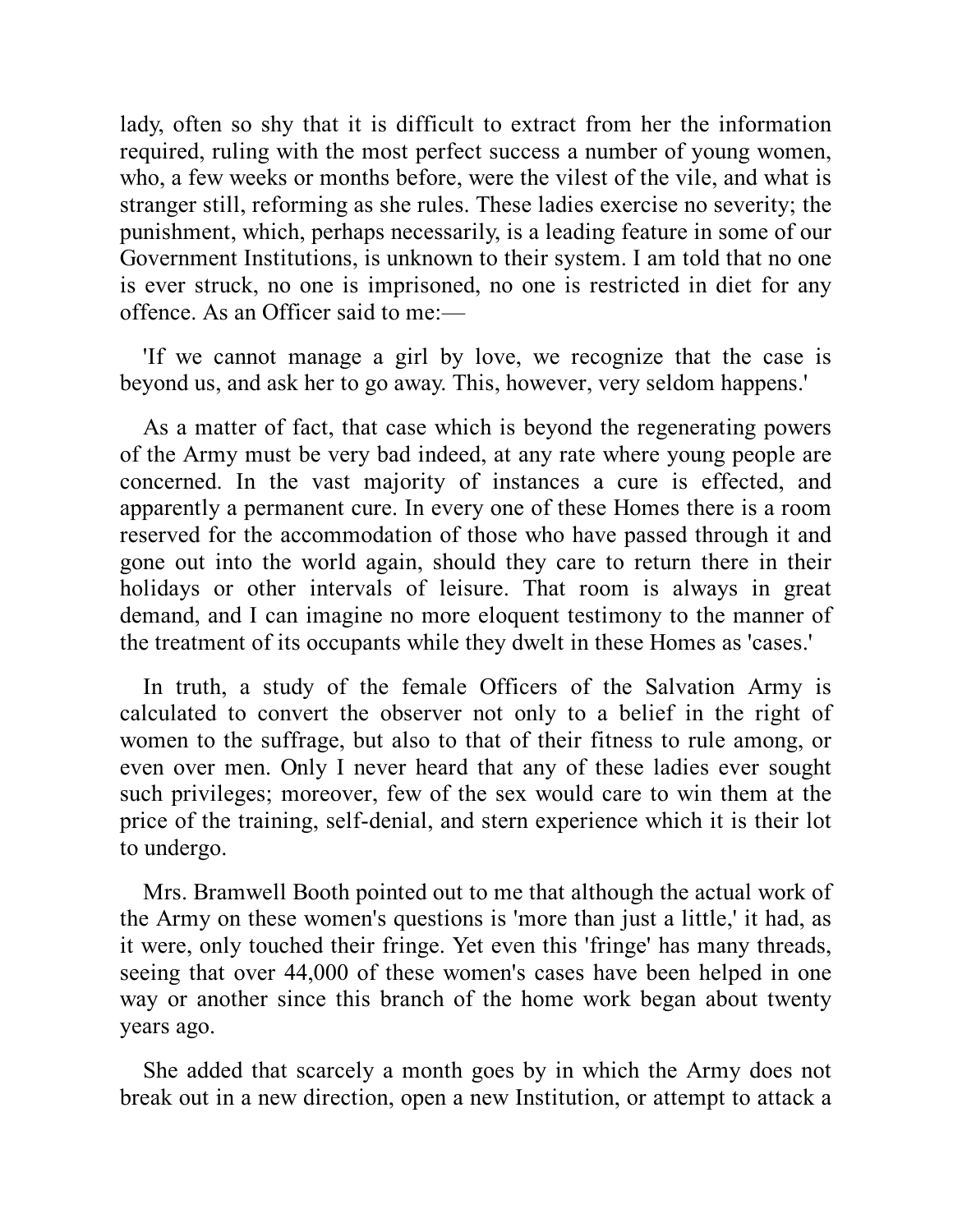lady, often so shy that it is difficult to extract from her the information required, ruling with the most perfect success a number of young women, who, a few weeks or months before, were the vilest of the vile, and what is stranger still, reforming as she rules. These ladies exercise no severity; the punishment, which, perhaps necessarily, is a leading feature in some of our Government Institutions, is unknown to their system. I am told that no one is ever struck, no one is imprisoned, no one is restricted in diet for any offence. As an Officer said to me:—

'If we cannot manage a girl by love, we recognize that the case is beyond us, and ask her to go away. This, however, very seldom happens.'

As a matter of fact, that case which is beyond the regenerating powers of the Army must be very bad indeed, at any rate where young people are concerned. In the vast majority of instances a cure is effected, and apparently a permanent cure. In every one of these Homes there is a room reserved for the accommodation of those who have passed through it and gone out into the world again, should they care to return there in their holidays or other intervals of leisure. That room is always in great demand, and I can imagine no more eloquent testimony to the manner of the treatment of its occupants while they dwelt in these Homes as 'cases.'

In truth, a study of the female Officers of the Salvation Army is calculated to convert the observer not only to a belief in the right of women to the suffrage, but also to that of their fitness to rule among, or even over men. Only I never heard that any of these ladies ever sought such privileges; moreover, few of the sex would care to win them at the price of the training, self-denial, and stern experience which it is their lot to undergo.

Mrs. Bramwell Booth pointed out to me that although the actual work of the Army on these women's questions is 'more than just a little,' it had, as it were, only touched their fringe. Yet even this 'fringe' has many threads, seeing that over 44,000 of these women's cases have been helped in one way or another since this branch of the home work began about twenty years ago.

She added that scarcely a month goes by in which the Army does not break out in a new direction, open a new Institution, or attempt to attack a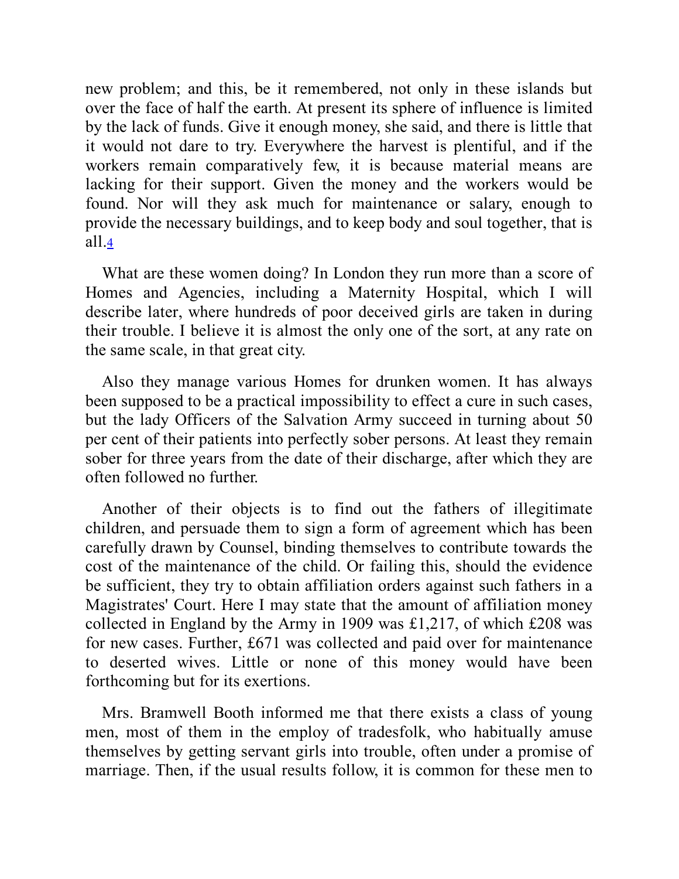new problem; and this, be it remembered, not only in these islands but over the face of half the earth. At present its sphere of influence is limited by the lack of funds. Give it enough money, she said, and there is little that it would not dare to try. Everywhere the harvest is plentiful, and if the workers remain comparatively few, it is because material means are lacking for their support. Given the money and the workers would be found. Nor will they ask much for maintenance or salary, enough to provide the necessary buildings, and to keep body and soul together, that is all.[4]

What are these women doing? In London they run more than a score of Homes and Agencies, including a Maternity Hospital, which I will describe later, where hundreds of poor deceived girls are taken in during their trouble. I believe it is almost the only one of the sort, at any rate on the same scale, in that great city.

Also they manage various Homes for drunken women. It has always been supposed to be a practical impossibility to effect a cure in such cases, but the lady Officers of the Salvation Army succeed in turning about 50 per cent of their patients into perfectly sober persons. At least they remain sober for three years from the date of their discharge, after which they are often followed no further.

Another of their objects is to find out the fathers of illegitimate children, and persuade them to sign a form of agreement which has been carefully drawn by Counsel, binding themselves to contribute towards the cost of the maintenance of the child. Or failing this, should the evidence be sufficient, they try to obtain affiliation orders against such fathers in a Magistrates' Court. Here I may state that the amount of affiliation money collected in England by the Army in 1909 was £1,217, of which £208 was for new cases. Further, £671 was collected and paid over for maintenance to deserted wives. Little or none of this money would have been forthcoming but for its exertions.

Mrs. Bramwell Booth informed me that there exists a class of young men, most of them in the employ of tradesfolk, who habitually amuse themselves by getting servant girls into trouble, often under a promise of marriage. Then, if the usual results follow, it is common for these men to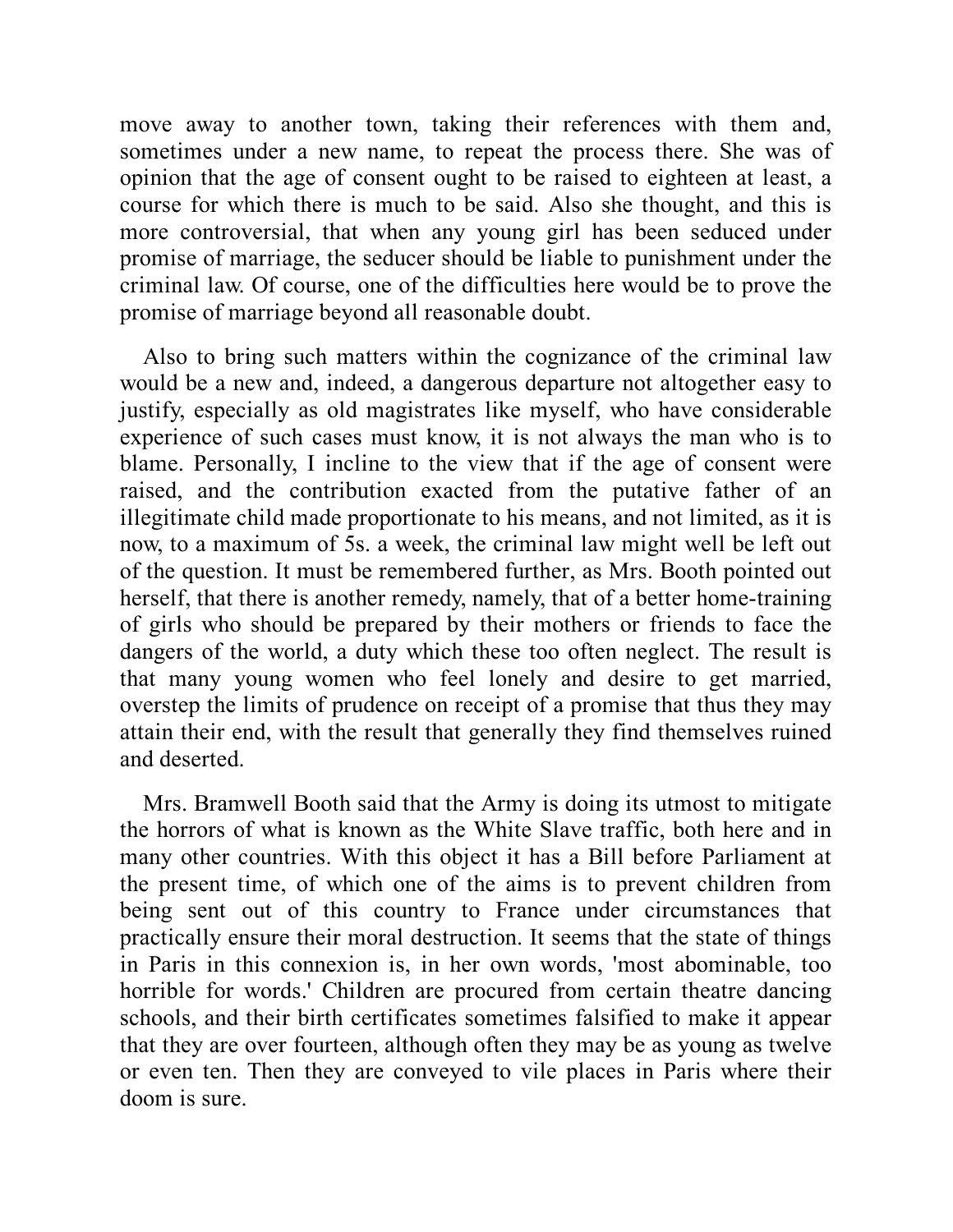move away to another town, taking their references with them and, sometimes under a new name, to repeat the process there. She was of opinion that the age of consent ought to be raised to eighteen at least, a course for which there is much to be said. Also she thought, and this is more controversial, that when any young girl has been seduced under promise of marriage, the seducer should be liable to punishment under the criminal law. Of course, one of the difficulties here would be to prove the promise of marriage beyond all reasonable doubt.

Also to bring such matters within the cognizance of the criminal law would be a new and, indeed, a dangerous departure not altogether easy to justify, especially as old magistrates like myself, who have considerable experience of such cases must know, it is not always the man who is to blame. Personally, I incline to the view that if the age of consent were raised, and the contribution exacted from the putative father of an illegitimate child made proportionate to his means, and not limited, as it is now, to a maximum of 5s. a week, the criminal law might well be left out of the question. It must be remembered further, as Mrs. Booth pointed out herself, that there is another remedy, namely, that of a better home-training of girls who should be prepared by their mothers or friends to face the dangers of the world, a duty which these too often neglect. The result is that many young women who feel lonely and desire to get married, overstep the limits of prudence on receipt of a promise that thus they may attain their end, with the result that generally they find themselves ruined and deserted.

Mrs. Bramwell Booth said that the Army is doing its utmost to mitigate the horrors of what is known as the White Slave traffic, both here and in many other countries. With this object it has a Bill before Parliament at the present time, of which one of the aims is to prevent children from being sent out of this country to France under circumstances that practically ensure their moral destruction. It seems that the state of things in Paris in this connexion is, in her own words, 'most abominable, too horrible for words.' Children are procured from certain theatre dancing schools, and their birth certificates sometimes falsified to make it appear that they are over fourteen, although often they may be as young as twelve or even ten. Then they are conveyed to vile places in Paris where their doom is sure.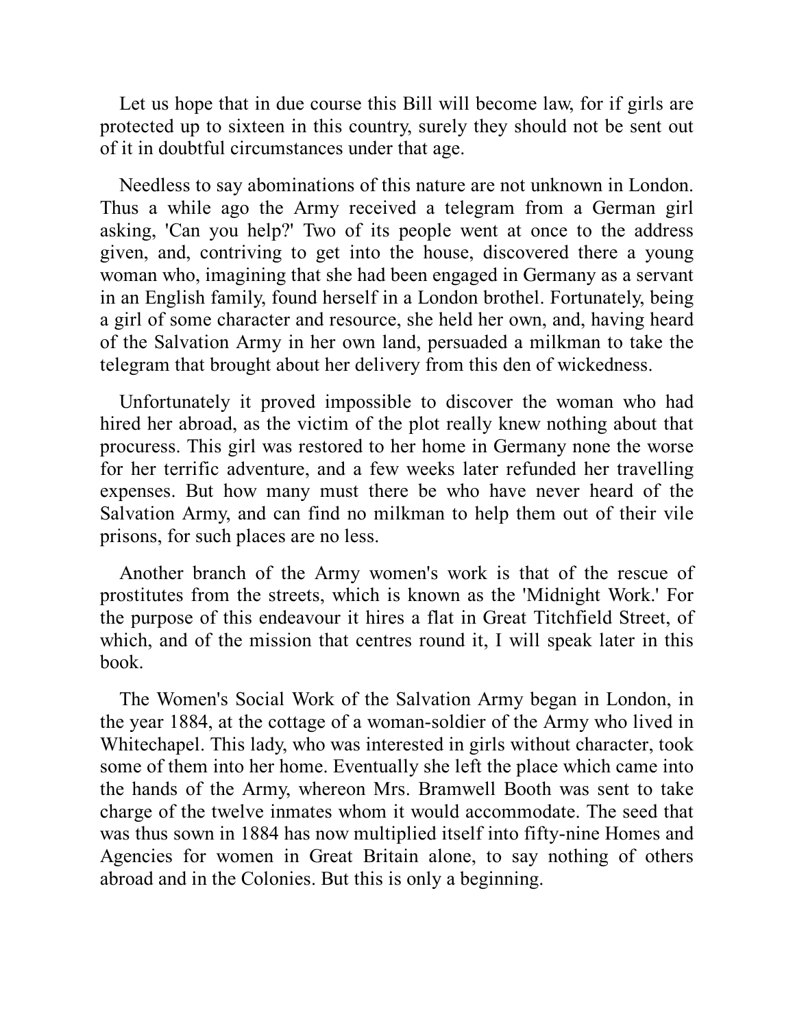Let us hope that in due course this Bill will become law, for if girls are protected up to sixteen in this country, surely they should not be sent out of it in doubtful circumstances under that age.

Needless to say abominations of this nature are not unknown in London. Thus a while ago the Army received a telegram from a German girl asking, 'Can you help?' Two of its people went at once to the address given, and, contriving to get into the house, discovered there a young woman who, imagining that she had been engaged in Germany as a servant in an English family, found herself in a London brothel. Fortunately, being a girl of some character and resource, she held her own, and, having heard of the Salvation Army in her own land, persuaded a milkman to take the telegram that brought about her delivery from this den of wickedness.

Unfortunately it proved impossible to discover the woman who had hired her abroad, as the victim of the plot really knew nothing about that procuress. This girl was restored to her home in Germany none the worse for her terrific adventure, and a few weeks later refunded her travelling expenses. But how many must there be who have never heard of the Salvation Army, and can find no milkman to help them out of their vile prisons, for such places are no less.

Another branch of the Army women's work is that of the rescue of prostitutes from the streets, which is known as the 'Midnight Work.' For the purpose of this endeavour it hires a flat in Great Titchfield Street, of which, and of the mission that centres round it, I will speak later in this book.

The Women's Social Work of the Salvation Army began in London, in the year 1884, at the cottage of a woman-soldier of the Army who lived in Whitechapel. This lady, who was interested in girls without character, took some of them into her home. Eventually she left the place which came into the hands of the Army, whereon Mrs. Bramwell Booth was sent to take charge of the twelve inmates whom it would accommodate. The seed that was thus sown in 1884 has now multiplied itself into fifty-nine Homes and Agencies for women in Great Britain alone, to say nothing of others abroad and in the Colonies. But this is only a beginning.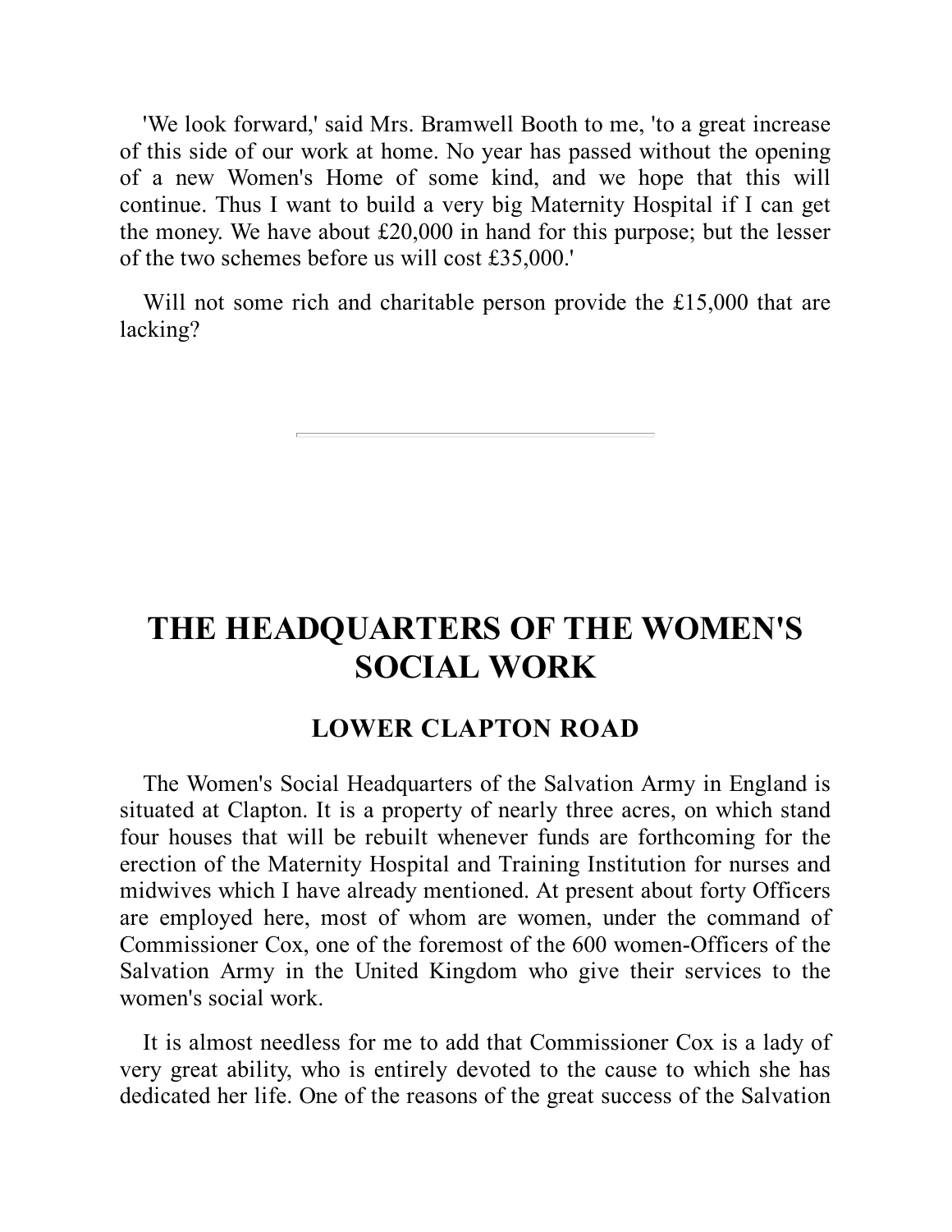'We look forward,' said Mrs. Bramwell Booth to me, 'to a great increase of this side of our work at home. No year has passed without the opening of a new Women's Home of some kind, and we hope that this will continue. Thus I want to build a very big Maternity Hospital if I can get the money. We have about £20,000 in hand for this purpose; but the lesser of the two schemes before us will cost £35,000.'

Will not some rich and charitable person provide the £15,000 that are lacking?

---

# THE HEADQUARTERS OF THE WOMEN'S SOCIAL WORK

## LOWER CLAPTON ROAD

The Women's Social Headquarters of the Salvation Army in England is situated at Clapton. It is a property of nearly three acres, on which stand four houses that will be rebuilt whenever funds are forthcoming for the erection of the Maternity Hospital and Training Institution for nurses and midwives which I have already mentioned. At present about forty Officers are employed here, most of whom are women, under the command of Commissioner Cox, one of the foremost of the 600 women-Officers of the Salvation Army in the United Kingdom who give their services to the women's social work.

It is almost needless for me to add that Commissioner Cox is a lady of very great ability, who is entirely devoted to the cause to which she has dedicated her life. One of the reasons of the great success of the Salvation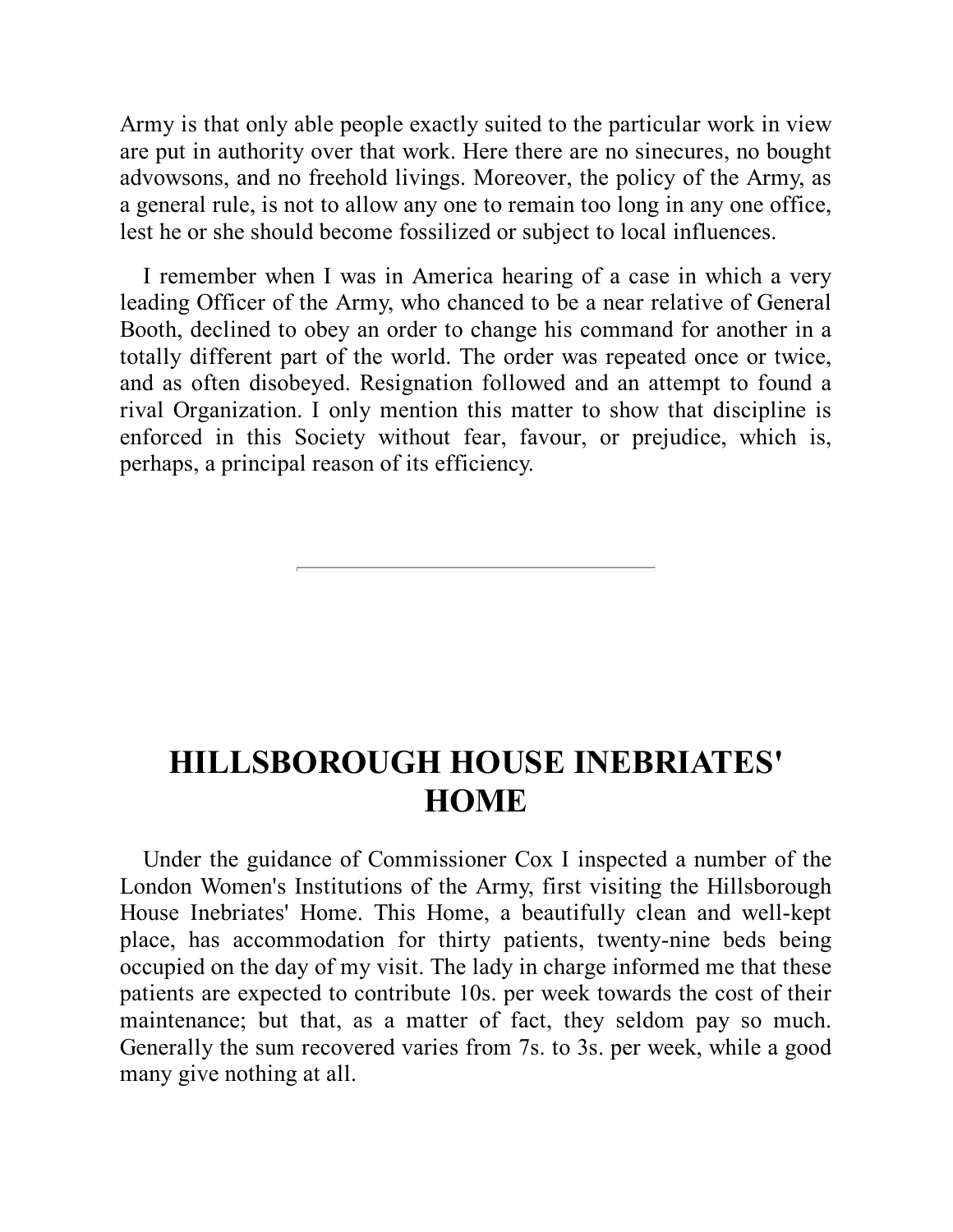Army is that only able people exactly suited to the particular work in view are put in authority over that work. Here there are no sinecures, no bought advowsons, and no freehold livings. Moreover, the policy of the Army, as a general rule, is not to allow any one to remain too long in any one office, lest he or she should become fossilized or subject to local influences.

I remember when I was in America hearing of a case in which a very leading Officer of the Army, who chanced to be a near relative of General Booth, declined to obey an order to change his command for another in a totally different part of the world. The order was repeated once or twice, and as often disobeyed. Resignation followed and an attempt to found a rival Organization. I only mention this matter to show that discipline is enforced in this Society without fear, favour, or prejudice, which is, perhaps, a principal reason of its efficiency.

---

# HILLSBOROUGH HOUSE INEBRIATES' HOME

Under the guidance of Commissioner Cox I inspected a number of the London Women's Institutions of the Army, first visiting the Hillsborough House Inebriates' Home. This Home, a beautifully clean and well-kept place, has accommodation for thirty patients, twenty-nine beds being occupied on the day of my visit. The lady in charge informed me that these patients are expected to contribute 10s. per week towards the cost of their maintenance; but that, as a matter of fact, they seldom pay so much. Generally the sum recovered varies from 7s. to 3s. per week, while a good many give nothing at all.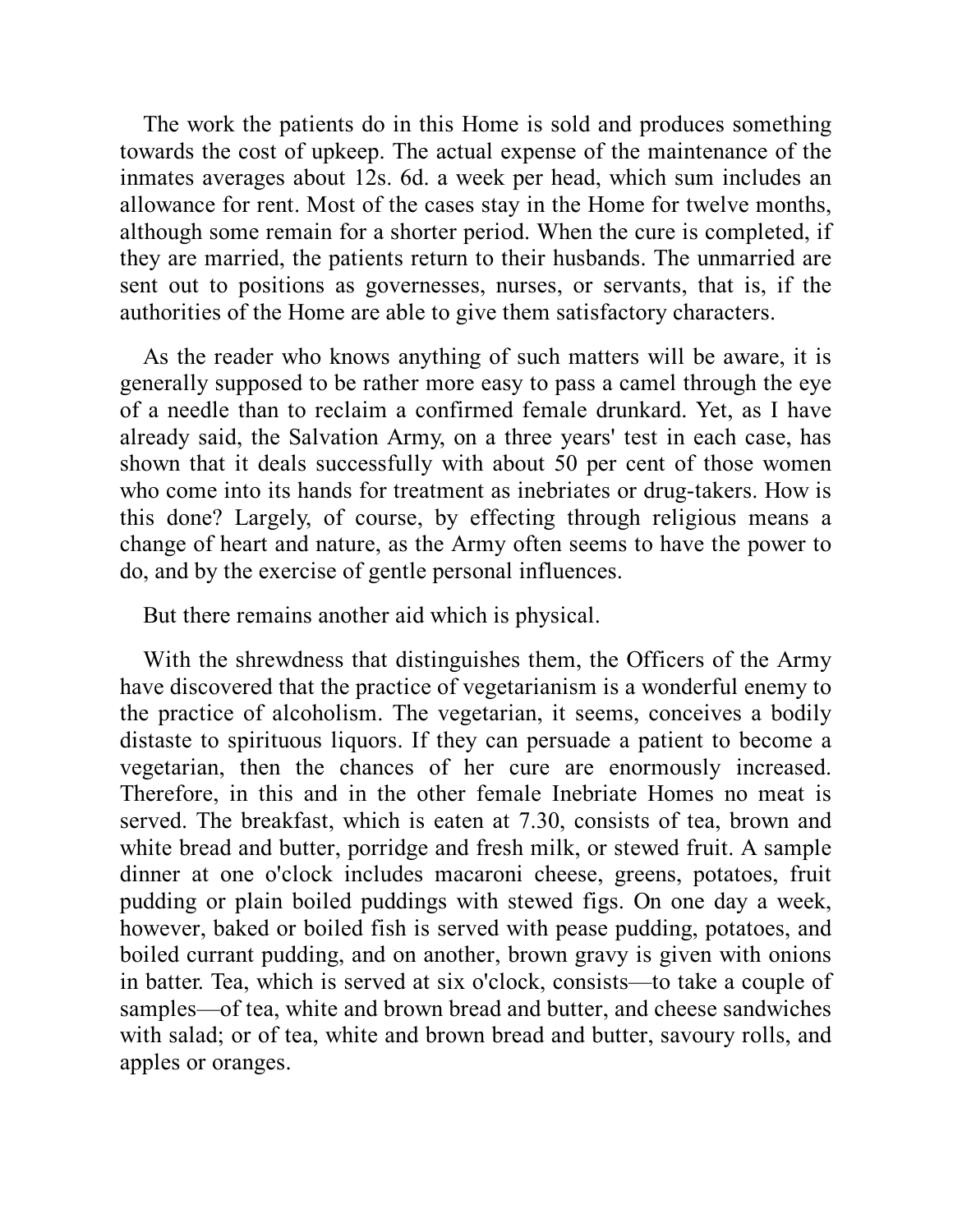The work the patients do in this Home is sold and produces something towards the cost of upkeep. The actual expense of the maintenance of the inmates averages about 12s. 6d. a week per head, which sum includes an allowance for rent. Most of the cases stay in the Home for twelve months, although some remain for a shorter period. When the cure is completed, if they are married, the patients return to their husbands. The unmarried are sent out to positions as governesses, nurses, or servants, that is, if the authorities of the Home are able to give them satisfactory characters.

As the reader who knows anything of such matters will be aware, it is generally supposed to be rather more easy to pass a camel through the eye of a needle than to reclaim a confirmed female drunkard. Yet, as I have already said, the Salvation Army, on a three years' test in each case, has shown that it deals successfully with about 50 per cent of those women who come into its hands for treatment as inebriates or drug-takers. How is this done? Largely, of course, by effecting through religious means a change of heart and nature, as the Army often seems to have the power to do, and by the exercise of gentle personal influences.

But there remains another aid which is physical.

With the shrewdness that distinguishes them, the Officers of the Army have discovered that the practice of vegetarianism is a wonderful enemy to the practice of alcoholism. The vegetarian, it seems, conceives a bodily distaste to spirituous liquors. If they can persuade a patient to become a vegetarian, then the chances of her cure are enormously increased. Therefore, in this and in the other female Inebriate Homes no meat is served. The breakfast, which is eaten at 7.30, consists of tea, brown and white bread and butter, porridge and fresh milk, or stewed fruit. A sample dinner at one o'clock includes macaroni cheese, greens, potatoes, fruit pudding or plain boiled puddings with stewed figs. On one day a week, however, baked or boiled fish is served with pease pudding, potatoes, and boiled currant pudding, and on another, brown gravy is given with onions in batter. Tea, which is served at six o'clock, consists—to take a couple of samples—of tea, white and brown bread and butter, and cheese sandwiches with salad; or of tea, white and brown bread and butter, savoury rolls, and apples or oranges.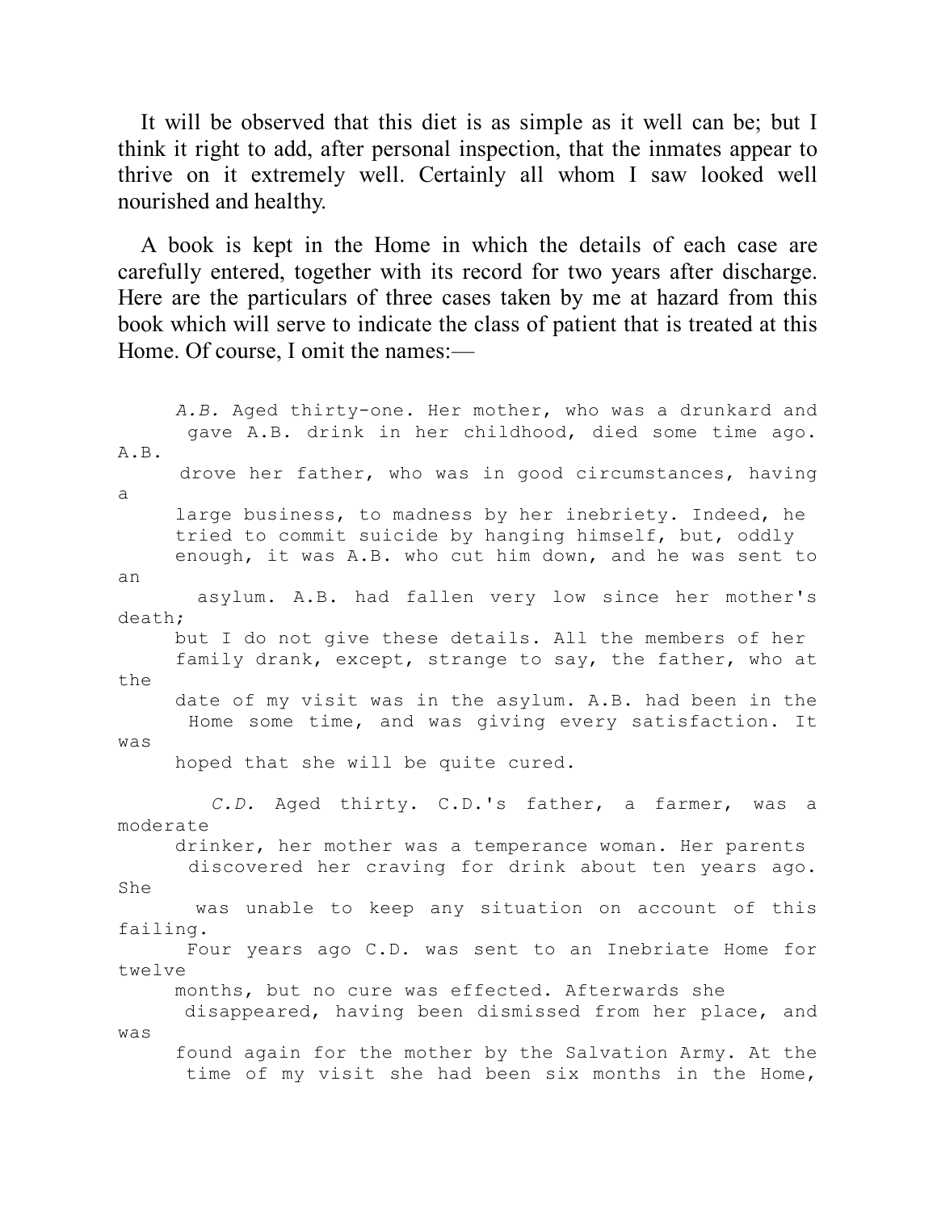It will be observed that this diet is as simple as it well can be; but I think it right to add, after personal inspection, that the inmates appear to thrive on it extremely well. Certainly all whom I saw looked well nourished and healthy.

A book is kept in the Home in which the details of each case are carefully entered, together with its record for two years after discharge. Here are the particulars of three cases taken by me at hazard from this book which will serve to indicate the class of patient that is treated at this Home. Of course, I omit the names:—

> *A.B.* Aged thirty-one. Her mother, who was a drunkard and gave A.B. drink in her childhood, died some time ago. A.B. drove her father, who was in good circumstances, having a large business, to madness by her inebriety. Indeed, he tried to commit suicide by hanging himself, but, oddly enough, it was A.B. who cut him down, and he was sent to an asylum. A.B. had fallen very low since her mother's death; but I do not give these details. All the members of her family drank, except, strange to say, the father, who at the date of my visit was in the asylum. A.B. had been in the Home some time, and was giving every satisfaction. It was hoped that she will be quite cured.

> *C.D.* Aged thirty. C.D.'s father, a farmer, was a moderate drinker, her mother was a temperance woman. Her parents discovered her craving for drink about ten years ago. She was unable to keep any situation on account of this failing. Four years ago C.D. was sent to an Inebriate Home for twelve months, but no cure was effected. Afterwards she disappeared, having been dismissed from her place, and was found again for the mother by the Salvation Army. At the time of my visit she had been six months in the Home,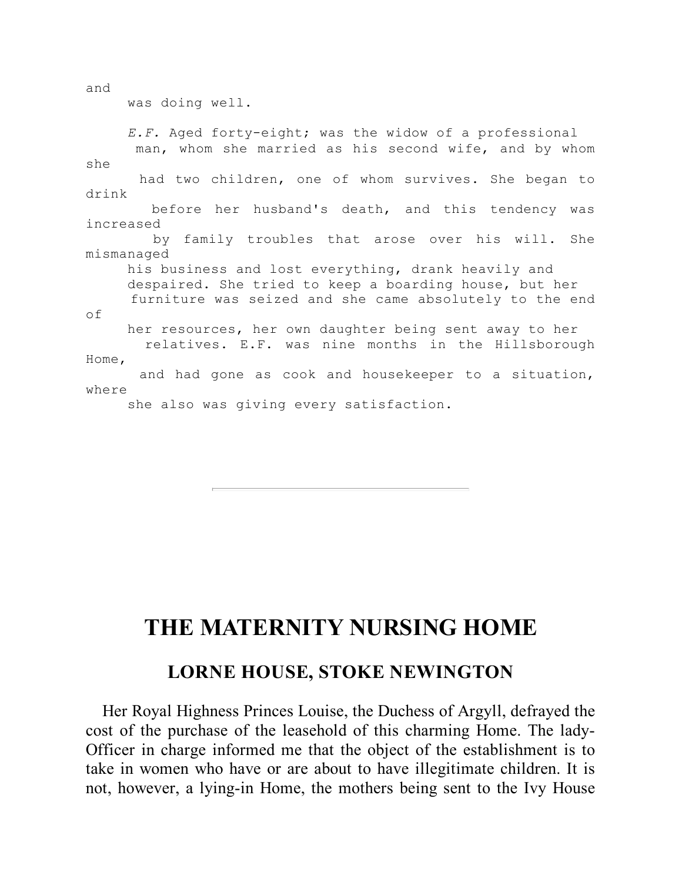and was doing well.

*E.F.* Aged forty-eight; was the widow of a professional man, whom she married as his second wife, and by whom she had two children, one of whom survives. She began to drink before her husband's death, and this tendency was increased by family troubles that arose over his will. She mismanaged his business and lost everything, drank heavily and despaired. She tried to keep a boarding house, but her furniture was seized and she came absolutely to the end of her resources, her own daughter being sent away to her relatives. E.F. was nine months in the Hillsborough Home, and had gone as cook and housekeeper to a situation, where she also was giving every satisfaction.

---

## THE MATERNITY NURSING HOME

### LORNE HOUSE, STOKE NEWINGTON

Her Royal Highness Princes Louise, the Duchess of Argyll, defrayed the cost of the purchase of the leasehold of this charming Home. The lady-Officer in charge informed me that the object of the establishment is to take in women who have or are about to have illegitimate children. It is not, however, a lying-in Home, the mothers being sent to the Ivy House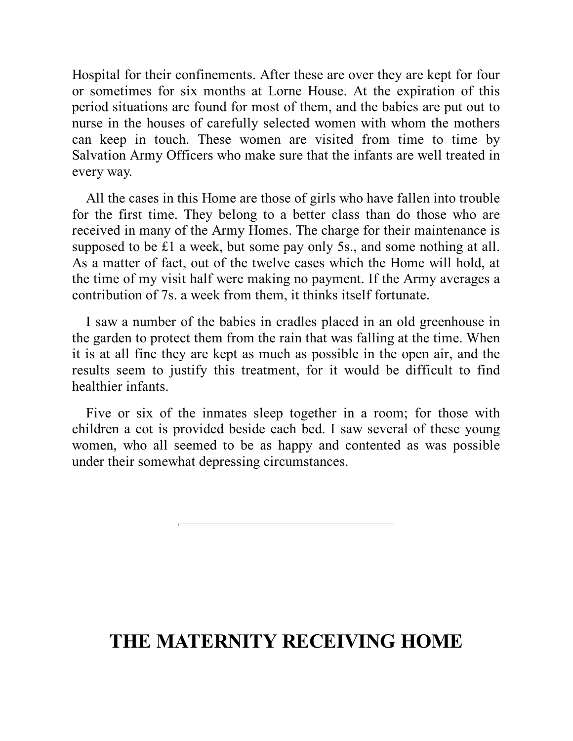Hospital for their confinements. After these are over they are kept for four or sometimes for six months at Lorne House. At the expiration of this period situations are found for most of them, and the babies are put out to nurse in the houses of carefully selected women with whom the mothers can keep in touch. These women are visited from time to time by Salvation Army Officers who make sure that the infants are well treated in every way.

All the cases in this Home are those of girls who have fallen into trouble for the first time. They belong to a better class than do those who are received in many of the Army Homes. The charge for their maintenance is supposed to be £1 a week, but some pay only 5s., and some nothing at all. As a matter of fact, out of the twelve cases which the Home will hold, at the time of my visit half were making no payment. If the Army averages a contribution of 7s. a week from them, it thinks itself fortunate.

I saw a number of the babies in cradles placed in an old greenhouse in the garden to protect them from the rain that was falling at the time. When it is at all fine they are kept as much as possible in the open air, and the results seem to justify this treatment, for it would be difficult to find healthier infants.

Five or six of the inmates sleep together in a room; for those with children a cot is provided beside each bed. I saw several of these young women, who all seemed to be as happy and contented as was possible under their somewhat depressing circumstances.

---

## THE MATERNITY RECEIVING HOME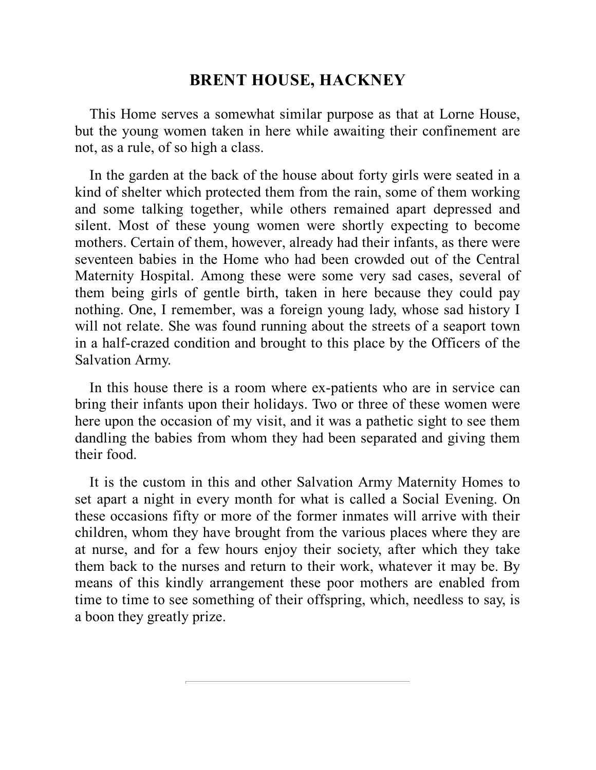## BRENT HOUSE, HACKNEY

This Home serves a somewhat similar purpose as that at Lorne House, but the young women taken in here while awaiting their confinement are not, as a rule, of so high a class.

In the garden at the back of the house about forty girls were seated in a kind of shelter which protected them from the rain, some of them working and some talking together, while others remained apart depressed and silent. Most of these young women were shortly expecting to become mothers. Certain of them, however, already had their infants, as there were seventeen babies in the Home who had been crowded out of the Central Maternity Hospital. Among these were some very sad cases, several of them being girls of gentle birth, taken in here because they could pay nothing. One, I remember, was a foreign young lady, whose sad history I will not relate. She was found running about the streets of a seaport town in a half-crazed condition and brought to this place by the Officers of the Salvation Army.

In this house there is a room where ex-patients who are in service can bring their infants upon their holidays. Two or three of these women were here upon the occasion of my visit, and it was a pathetic sight to see them dandling the babies from whom they had been separated and giving them their food.

It is the custom in this and other Salvation Army Maternity Homes to set apart a night in every month for what is called a Social Evening. On these occasions fifty or more of the former inmates will arrive with their children, whom they have brought from the various places where they are at nurse, and for a few hours enjoy their society, after which they take them back to the nurses and return to their work, whatever it may be. By means of this kindly arrangement these poor mothers are enabled from time to time to see something of their offspring, which, needless to say, is a boon they greatly prize.

---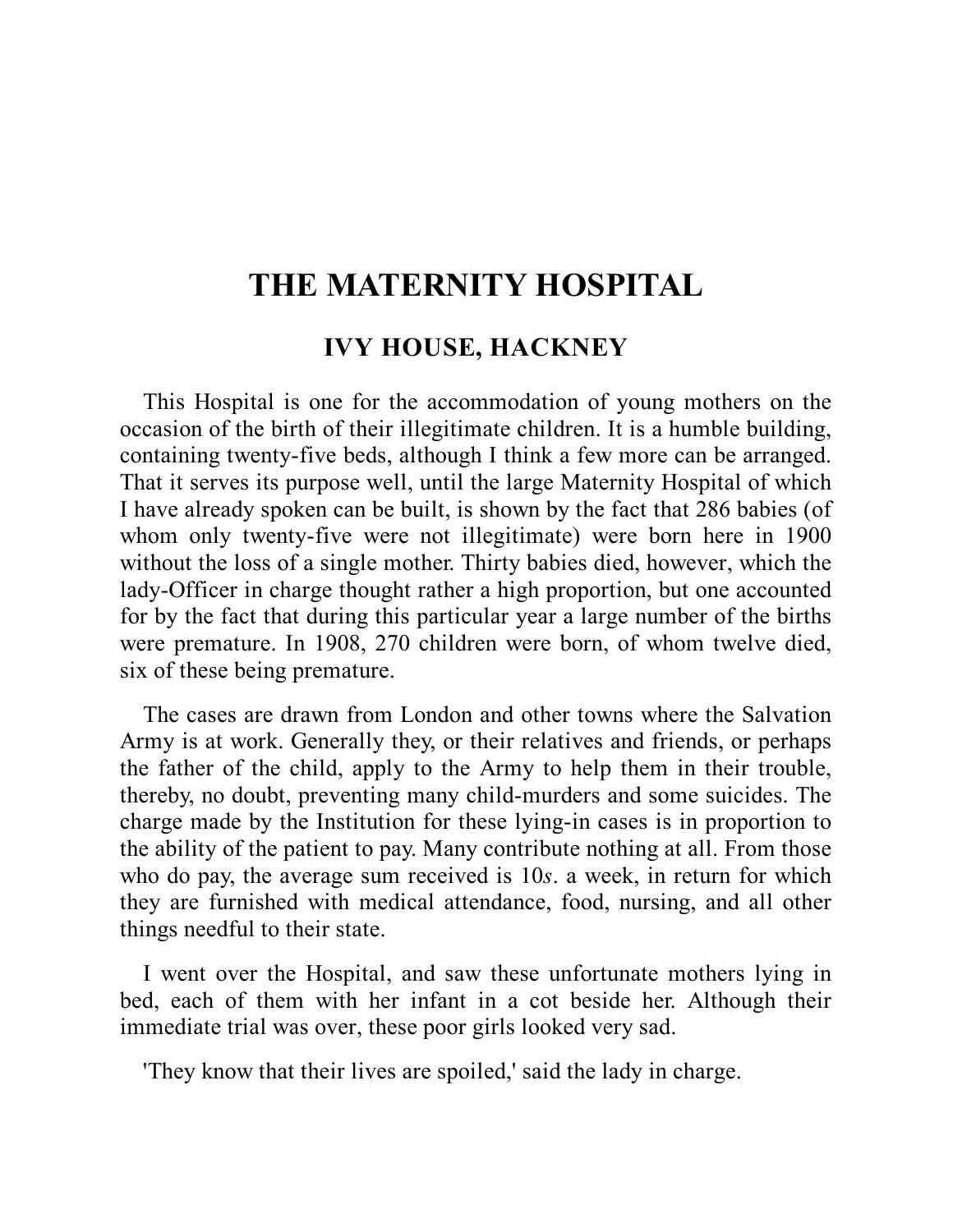# THE MATERNITY HOSPITAL

## IVY HOUSE, HACKNEY

This Hospital is one for the accommodation of young mothers on the occasion of the birth of their illegitimate children. It is a humble building, containing twenty-five beds, although I think a few more can be arranged. That it serves its purpose well, until the large Maternity Hospital of which I have already spoken can be built, is shown by the fact that 286 babies (of whom only twenty-five were not illegitimate) were born here in 1900 without the loss of a single mother. Thirty babies died, however, which the lady-Officer in charge thought rather a high proportion, but one accounted for by the fact that during this particular year a large number of the births were premature. In 1908, 270 children were born, of whom twelve died, six of these being premature.

The cases are drawn from London and other towns where the Salvation Army is at work. Generally they, or their relatives and friends, or perhaps the father of the child, apply to the Army to help them in their trouble, thereby, no doubt, preventing many child-murders and some suicides. The charge made by the Institution for these lying-in cases is in proportion to the ability of the patient to pay. Many contribute nothing at all. From those who do pay, the average sum received is 10*s*. a week, in return for which they are furnished with medical attendance, food, nursing, and all other things needful to their state.

I went over the Hospital, and saw these unfortunate mothers lying in bed, each of them with her infant in a cot beside her. Although their immediate trial was over, these poor girls looked very sad.

'They know that their lives are spoiled,' said the lady in charge.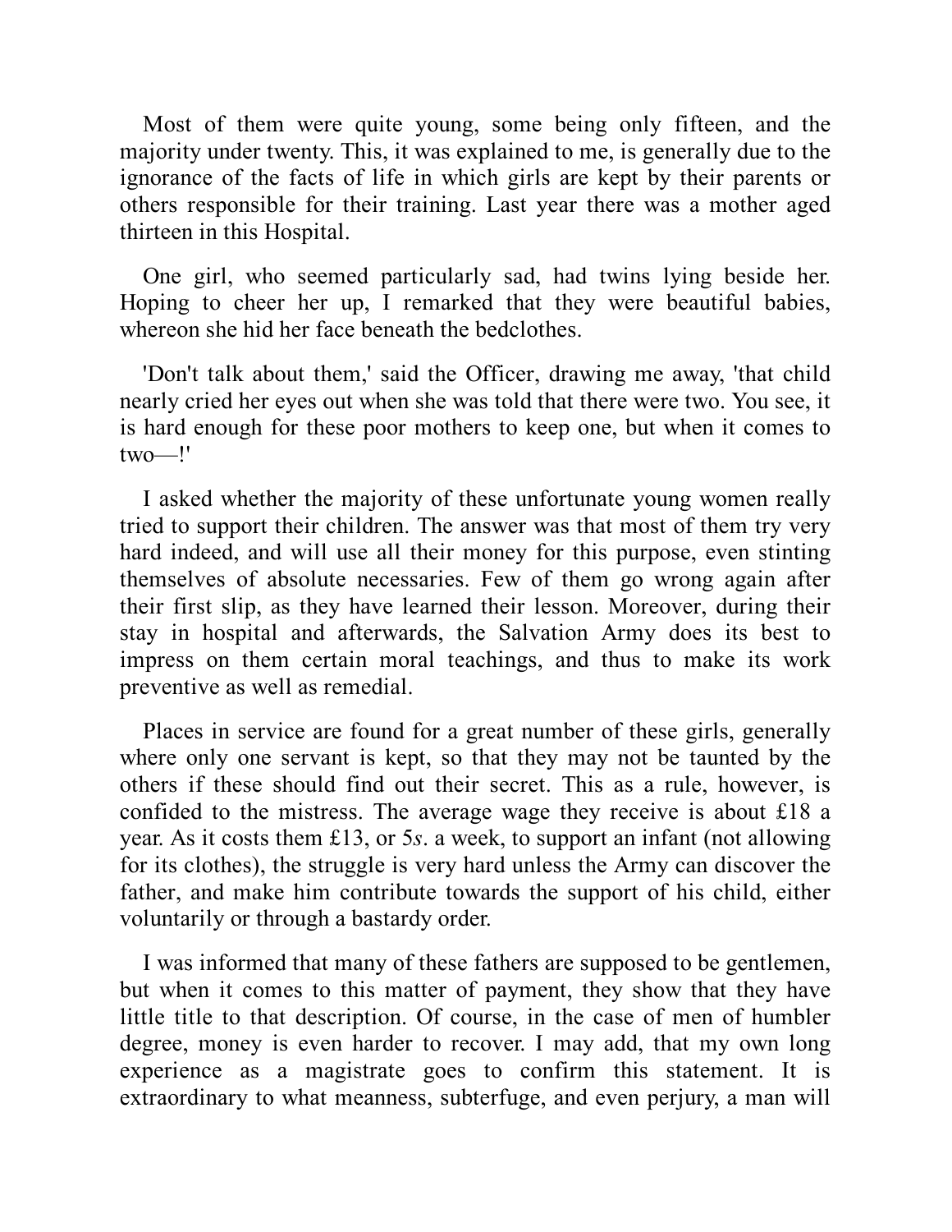Most of them were quite young, some being only fifteen, and the majority under twenty. This, it was explained to me, is generally due to the ignorance of the facts of life in which girls are kept by their parents or others responsible for their training. Last year there was a mother aged thirteen in this Hospital.

One girl, who seemed particularly sad, had twins lying beside her. Hoping to cheer her up, I remarked that they were beautiful babies, whereon she hid her face beneath the bedclothes.

'Don't talk about them,' said the Officer, drawing me away, 'that child nearly cried her eyes out when she was told that there were two. You see, it is hard enough for these poor mothers to keep one, but when it comes to two—!'

I asked whether the majority of these unfortunate young women really tried to support their children. The answer was that most of them try very hard indeed, and will use all their money for this purpose, even stinting themselves of absolute necessaries. Few of them go wrong again after their first slip, as they have learned their lesson. Moreover, during their stay in hospital and afterwards, the Salvation Army does its best to impress on them certain moral teachings, and thus to make its work preventive as well as remedial.

Places in service are found for a great number of these girls, generally where only one servant is kept, so that they may not be taunted by the others if these should find out their secret. This as a rule, however, is confided to the mistress. The average wage they receive is about £18 a year. As it costs them £13, or 5*s*. a week, to support an infant (not allowing for its clothes), the struggle is very hard unless the Army can discover the father, and make him contribute towards the support of his child, either voluntarily or through a bastardy order.

I was informed that many of these fathers are supposed to be gentlemen, but when it comes to this matter of payment, they show that they have little title to that description. Of course, in the case of men of humbler degree, money is even harder to recover. I may add, that my own long experience as a magistrate goes to confirm this statement. It is extraordinary to what meanness, subterfuge, and even perjury, a man will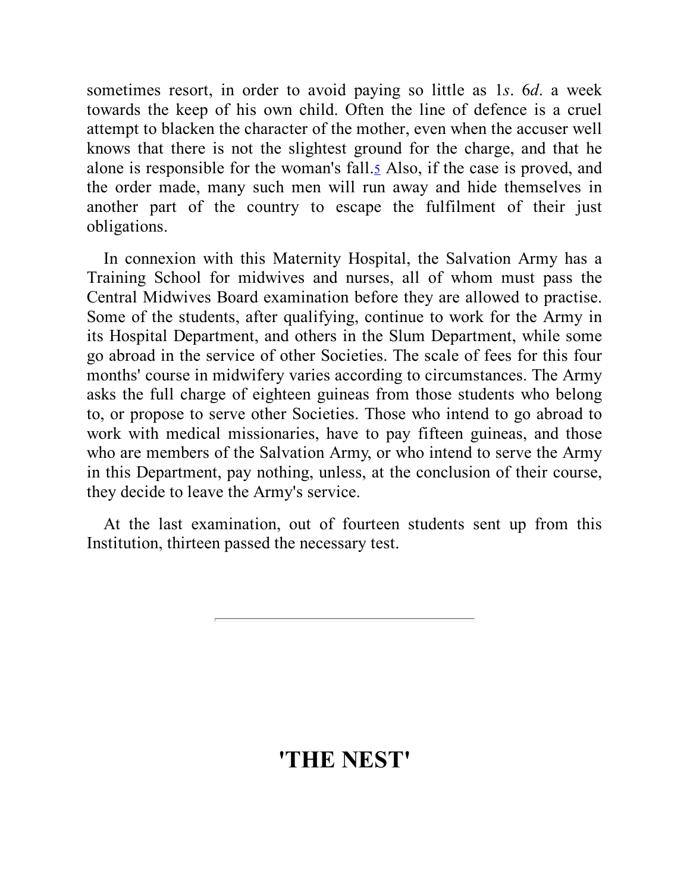sometimes resort, in order to avoid paying so little as 1*s*. 6*d*. a week towards the keep of his own child. Often the line of defence is a cruel attempt to blacken the character of the mother, even when the accuser well knows that there is not the slightest ground for the charge, and that he alone is responsible for the woman's fall.[5] Also, if the case is proved, and the order made, many such men will run away and hide themselves in another part of the country to escape the fulfilment of their just obligations.

In connexion with this Maternity Hospital, the Salvation Army has a Training School for midwives and nurses, all of whom must pass the Central Midwives Board examination before they are allowed to practise. Some of the students, after qualifying, continue to work for the Army in its Hospital Department, and others in the Slum Department, while some go abroad in the service of other Societies. The scale of fees for this four months' course in midwifery varies according to circumstances. The Army asks the full charge of eighteen guineas from those students who belong to, or propose to serve other Societies. Those who intend to go abroad to work with medical missionaries, have to pay fifteen guineas, and those who are members of the Salvation Army, or who intend to serve the Army in this Department, pay nothing, unless, at the conclusion of their course, they decide to leave the Army's service.

At the last examination, out of fourteen students sent up from this Institution, thirteen passed the necessary test.

---

# 'THE NEST'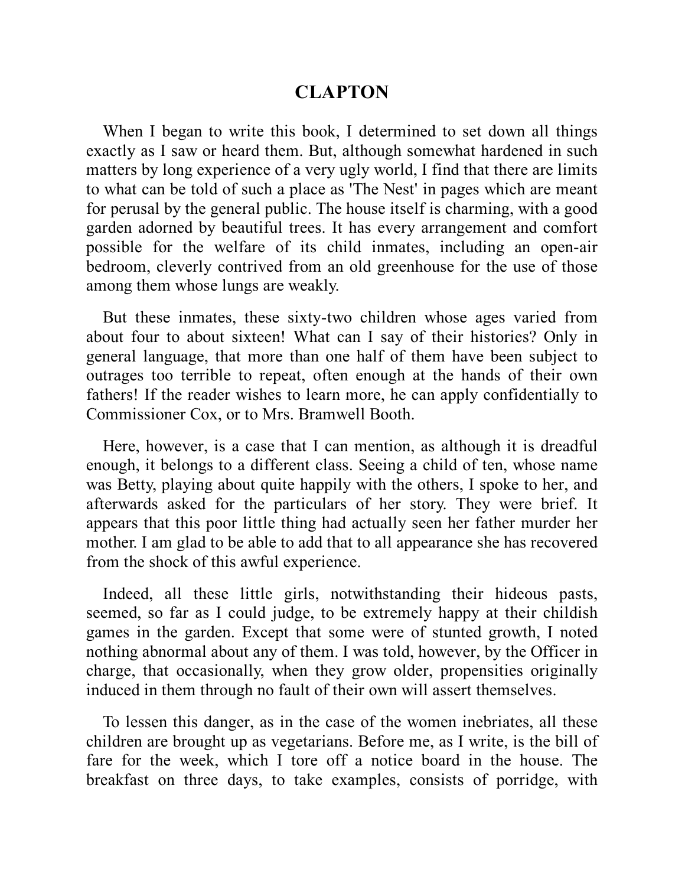## CLAPTON

When I began to write this book, I determined to set down all things exactly as I saw or heard them. But, although somewhat hardened in such matters by long experience of a very ugly world, I find that there are limits to what can be told of such a place as 'The Nest' in pages which are meant for perusal by the general public. The house itself is charming, with a good garden adorned by beautiful trees. It has every arrangement and comfort possible for the welfare of its child inmates, including an open-air bedroom, cleverly contrived from an old greenhouse for the use of those among them whose lungs are weakly.

But these inmates, these sixty-two children whose ages varied from about four to about sixteen! What can I say of their histories? Only in general language, that more than one half of them have been subject to outrages too terrible to repeat, often enough at the hands of their own fathers! If the reader wishes to learn more, he can apply confidentially to Commissioner Cox, or to Mrs. Bramwell Booth.

Here, however, is a case that I can mention, as although it is dreadful enough, it belongs to a different class. Seeing a child of ten, whose name was Betty, playing about quite happily with the others, I spoke to her, and afterwards asked for the particulars of her story. They were brief. It appears that this poor little thing had actually seen her father murder her mother. I am glad to be able to add that to all appearance she has recovered from the shock of this awful experience.

Indeed, all these little girls, notwithstanding their hideous pasts, seemed, so far as I could judge, to be extremely happy at their childish games in the garden. Except that some were of stunted growth, I noted nothing abnormal about any of them. I was told, however, by the Officer in charge, that occasionally, when they grow older, propensities originally induced in them through no fault of their own will assert themselves.

To lessen this danger, as in the case of the women inebriates, all these children are brought up as vegetarians. Before me, as I write, is the bill of fare for the week, which I tore off a notice board in the house. The breakfast on three days, to take examples, consists of porridge, with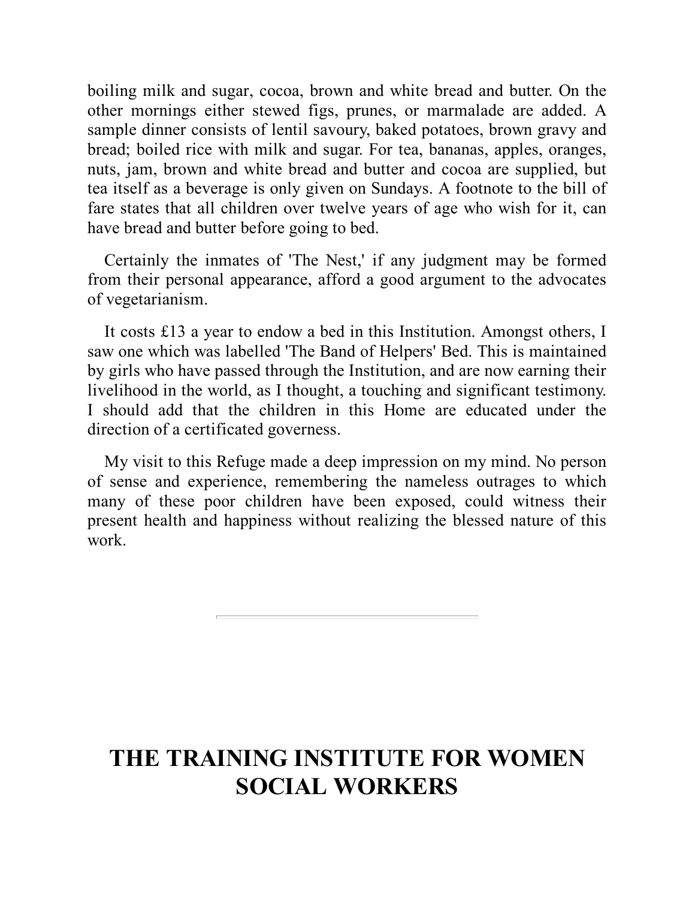boiling milk and sugar, cocoa, brown and white bread and butter. On the other mornings either stewed figs, prunes, or marmalade are added. A sample dinner consists of lentil savoury, baked potatoes, brown gravy and bread; boiled rice with milk and sugar. For tea, bananas, apples, oranges, nuts, jam, brown and white bread and butter and cocoa are supplied, but tea itself as a beverage is only given on Sundays. A footnote to the bill of fare states that all children over twelve years of age who wish for it, can have bread and butter before going to bed.

Certainly the inmates of 'The Nest,' if any judgment may be formed from their personal appearance, afford a good argument to the advocates of vegetarianism.

It costs £13 a year to endow a bed in this Institution. Amongst others, I saw one which was labelled 'The Band of Helpers' Bed. This is maintained by girls who have passed through the Institution, and are now earning their livelihood in the world, as I thought, a touching and significant testimony. I should add that the children in this Home are educated under the direction of a certificated governess.

My visit to this Refuge made a deep impression on my mind. No person of sense and experience, remembering the nameless outrages to which many of these poor children have been exposed, could witness their present health and happiness without realizing the blessed nature of this work.

---

# THE TRAINING INSTITUTE FOR WOMEN SOCIAL WORKERS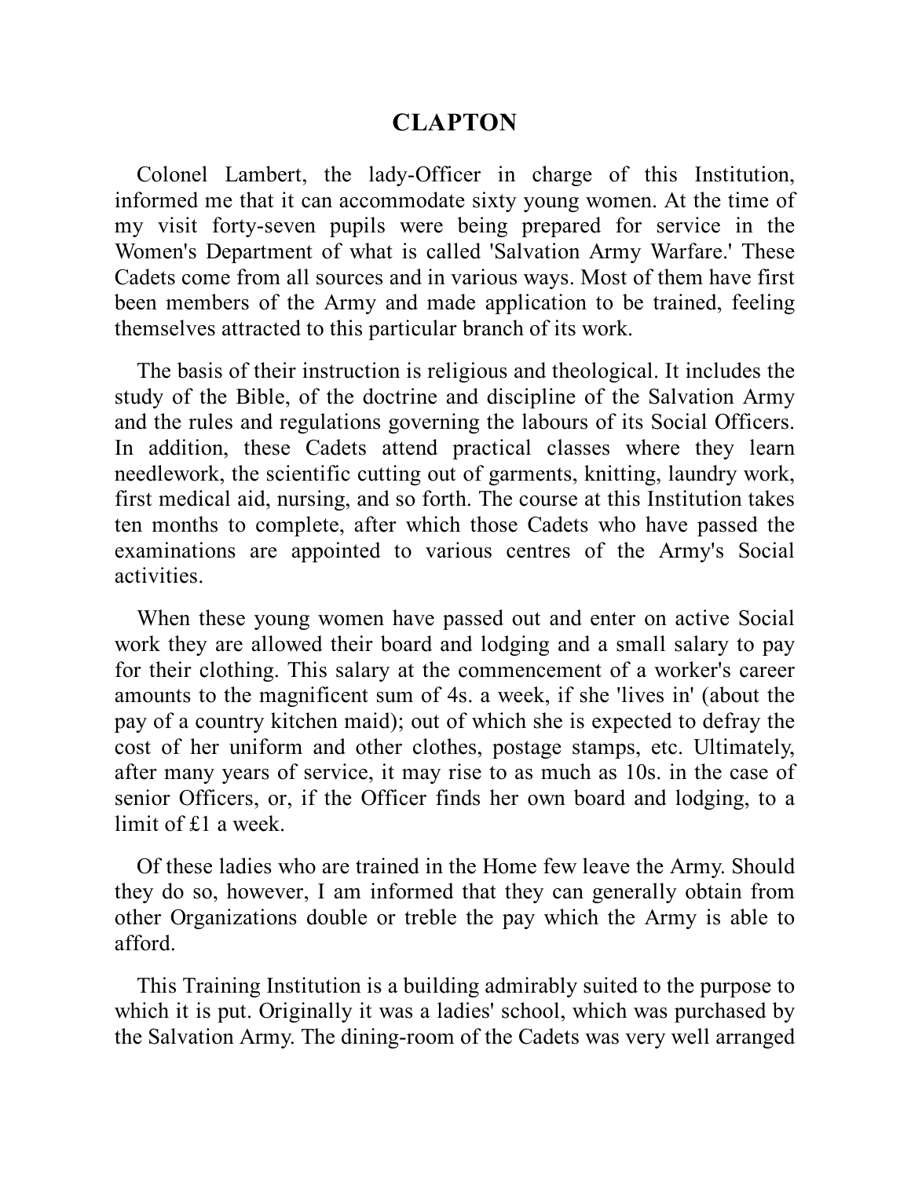## CLAPTON

Colonel Lambert, the lady-Officer in charge of this Institution, informed me that it can accommodate sixty young women. At the time of my visit forty-seven pupils were being prepared for service in the Women's Department of what is called 'Salvation Army Warfare.' These Cadets come from all sources and in various ways. Most of them have first been members of the Army and made application to be trained, feeling themselves attracted to this particular branch of its work.

The basis of their instruction is religious and theological. It includes the study of the Bible, of the doctrine and discipline of the Salvation Army and the rules and regulations governing the labours of its Social Officers. In addition, these Cadets attend practical classes where they learn needlework, the scientific cutting out of garments, knitting, laundry work, first medical aid, nursing, and so forth. The course at this Institution takes ten months to complete, after which those Cadets who have passed the examinations are appointed to various centres of the Army's Social activities.

When these young women have passed out and enter on active Social work they are allowed their board and lodging and a small salary to pay for their clothing. This salary at the commencement of a worker's career amounts to the magnificent sum of 4s. a week, if she 'lives in' (about the pay of a country kitchen maid); out of which she is expected to defray the cost of her uniform and other clothes, postage stamps, etc. Ultimately, after many years of service, it may rise to as much as 10s. in the case of senior Officers, or, if the Officer finds her own board and lodging, to a limit of £1 a week.

Of these ladies who are trained in the Home few leave the Army. Should they do so, however, I am informed that they can generally obtain from other Organizations double or treble the pay which the Army is able to afford.

This Training Institution is a building admirably suited to the purpose to which it is put. Originally it was a ladies' school, which was purchased by the Salvation Army. The dining-room of the Cadets was very well arranged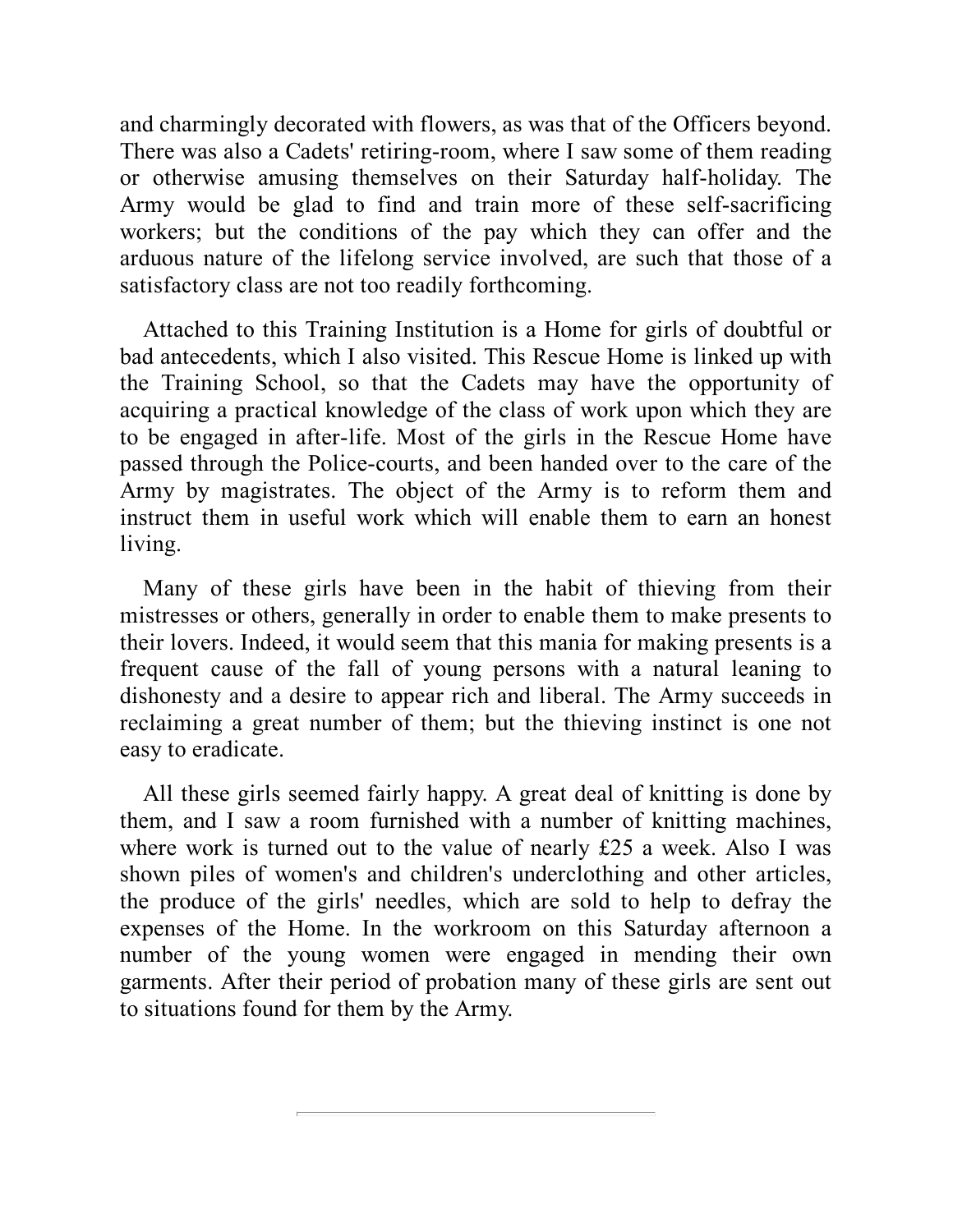and charmingly decorated with flowers, as was that of the Officers beyond. There was also a Cadets' retiring-room, where I saw some of them reading or otherwise amusing themselves on their Saturday half-holiday. The Army would be glad to find and train more of these self-sacrificing workers; but the conditions of the pay which they can offer and the arduous nature of the lifelong service involved, are such that those of a satisfactory class are not too readily forthcoming.

Attached to this Training Institution is a Home for girls of doubtful or bad antecedents, which I also visited. This Rescue Home is linked up with the Training School, so that the Cadets may have the opportunity of acquiring a practical knowledge of the class of work upon which they are to be engaged in after-life. Most of the girls in the Rescue Home have passed through the Police-courts, and been handed over to the care of the Army by magistrates. The object of the Army is to reform them and instruct them in useful work which will enable them to earn an honest living.

Many of these girls have been in the habit of thieving from their mistresses or others, generally in order to enable them to make presents to their lovers. Indeed, it would seem that this mania for making presents is a frequent cause of the fall of young persons with a natural leaning to dishonesty and a desire to appear rich and liberal. The Army succeeds in reclaiming a great number of them; but the thieving instinct is one not easy to eradicate.

All these girls seemed fairly happy. A great deal of knitting is done by them, and I saw a room furnished with a number of knitting machines, where work is turned out to the value of nearly £25 a week. Also I was shown piles of women's and children's underclothing and other articles, the produce of the girls' needles, which are sold to help to defray the expenses of the Home. In the workroom on this Saturday afternoon a number of the young women were engaged in mending their own garments. After their period of probation many of these girls are sent out to situations found for them by the Army.

---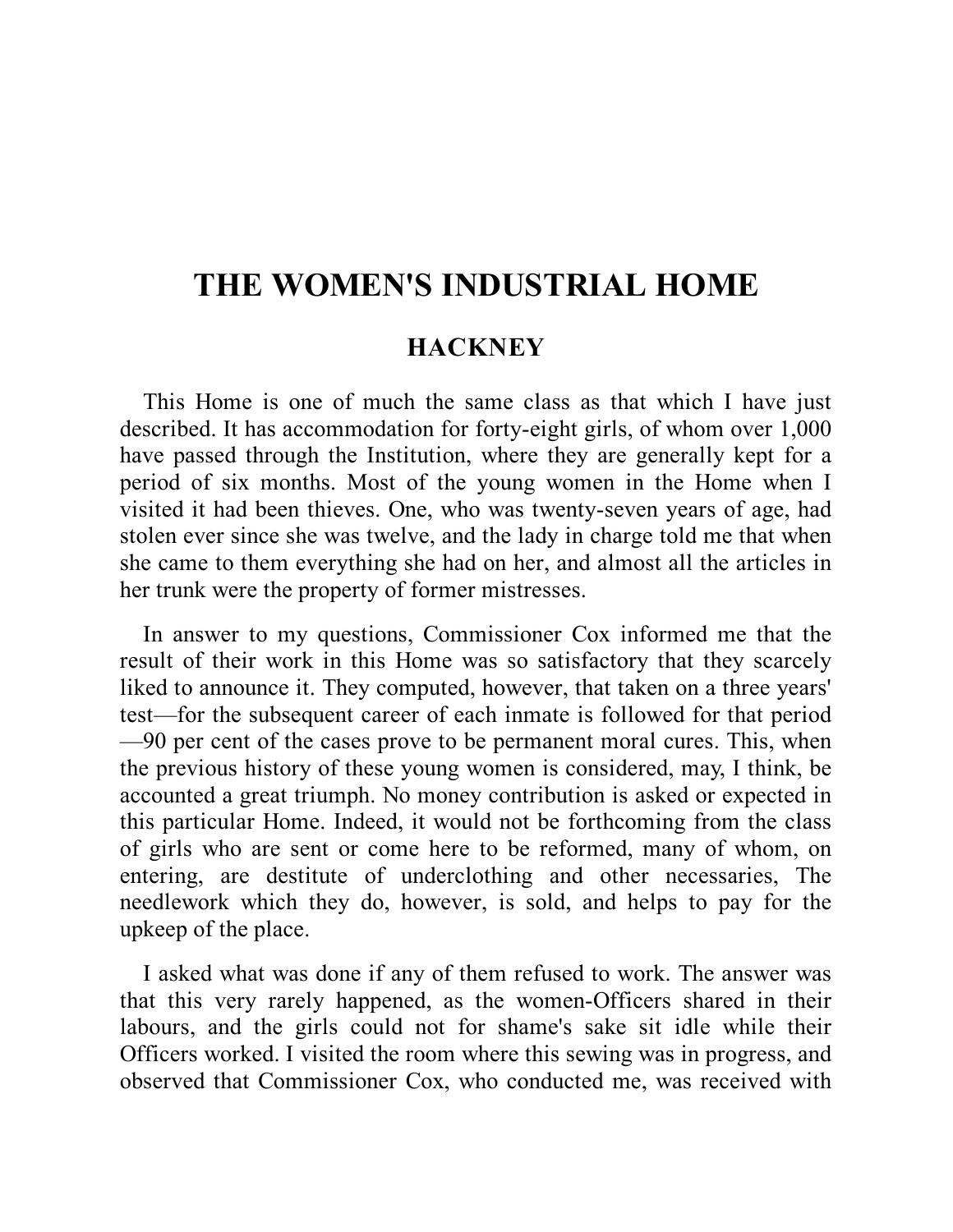# THE WOMEN'S INDUSTRIAL HOME

## HACKNEY

This Home is one of much the same class as that which I have just described. It has accommodation for forty-eight girls, of whom over 1,000 have passed through the Institution, where they are generally kept for a period of six months. Most of the young women in the Home when I visited it had been thieves. One, who was twenty-seven years of age, had stolen ever since she was twelve, and the lady in charge told me that when she came to them everything she had on her, and almost all the articles in her trunk were the property of former mistresses.

In answer to my questions, Commissioner Cox informed me that the result of their work in this Home was so satisfactory that they scarcely liked to announce it. They computed, however, that taken on a three years' test—for the subsequent career of each inmate is followed for that period—90 per cent of the cases prove to be permanent moral cures. This, when the previous history of these young women is considered, may, I think, be accounted a great triumph. No money contribution is asked or expected in this particular Home. Indeed, it would not be forthcoming from the class of girls who are sent or come here to be reformed, many of whom, on entering, are destitute of underclothing and other necessaries, The needlework which they do, however, is sold, and helps to pay for the upkeep of the place.

I asked what was done if any of them refused to work. The answer was that this very rarely happened, as the women-Officers shared in their labours, and the girls could not for shame's sake sit idle while their Officers worked. I visited the room where this sewing was in progress, and observed that Commissioner Cox, who conducted me, was received with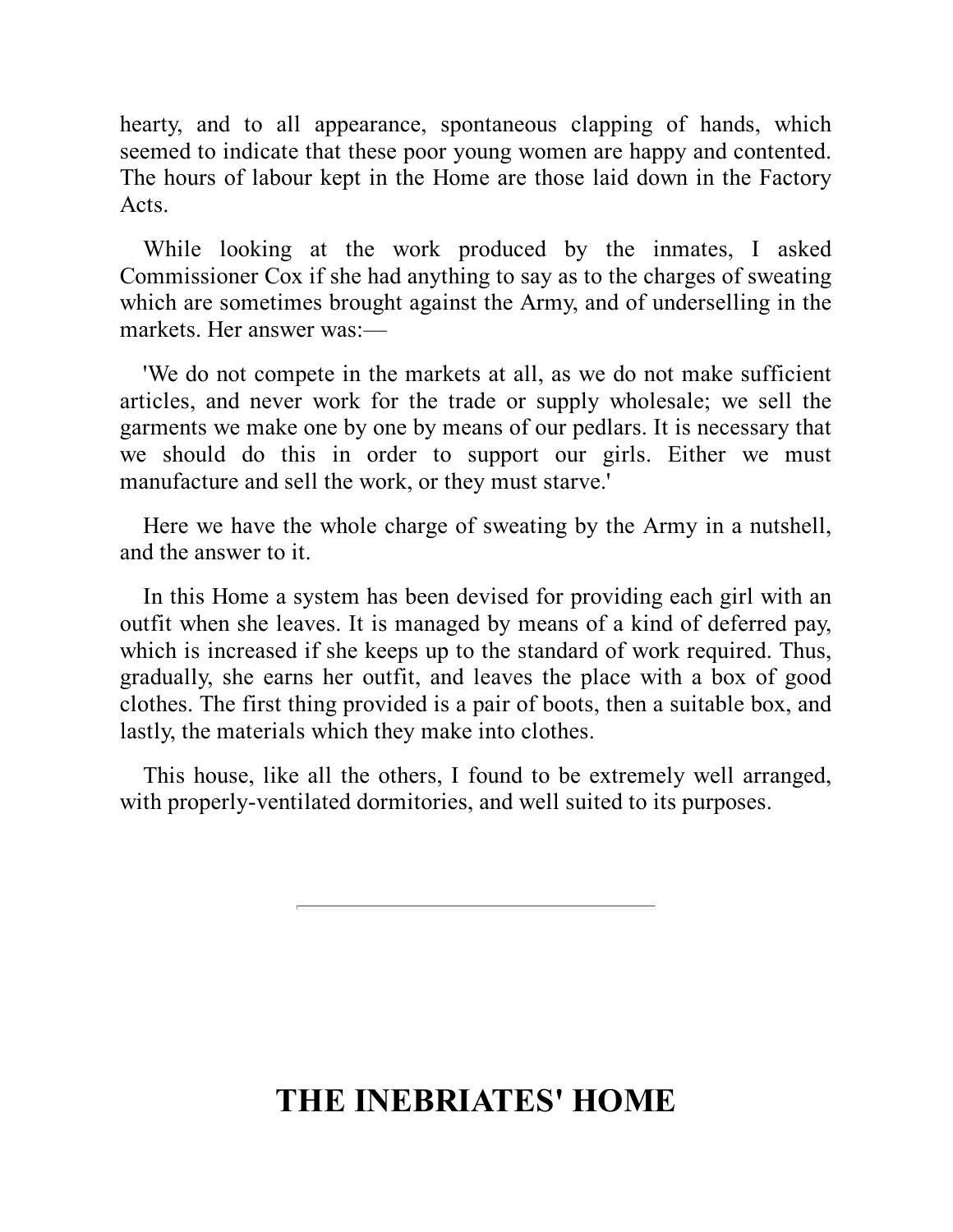hearty, and to all appearance, spontaneous clapping of hands, which seemed to indicate that these poor young women are happy and contented. The hours of labour kept in the Home are those laid down in the Factory Acts.

While looking at the work produced by the inmates, I asked Commissioner Cox if she had anything to say as to the charges of sweating which are sometimes brought against the Army, and of underselling in the markets. Her answer was:—

'We do not compete in the markets at all, as we do not make sufficient articles, and never work for the trade or supply wholesale; we sell the garments we make one by one by means of our pedlars. It is necessary that we should do this in order to support our girls. Either we must manufacture and sell the work, or they must starve.'

Here we have the whole charge of sweating by the Army in a nutshell, and the answer to it.

In this Home a system has been devised for providing each girl with an outfit when she leaves. It is managed by means of a kind of deferred pay, which is increased if she keeps up to the standard of work required. Thus, gradually, she earns her outfit, and leaves the place with a box of good clothes. The first thing provided is a pair of boots, then a suitable box, and lastly, the materials which they make into clothes.

This house, like all the others, I found to be extremely well arranged, with properly-ventilated dormitories, and well suited to its purposes.

---

## THE INEBRIATES' HOME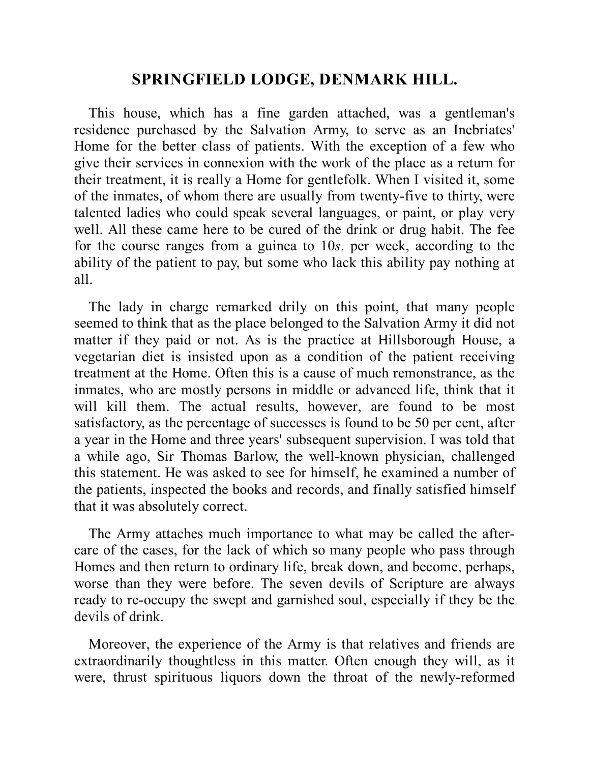## SPRINGFIELD LODGE, DENMARK HILL.

This house, which has a fine garden attached, was a gentleman's residence purchased by the Salvation Army, to serve as an Inebriates' Home for the better class of patients. With the exception of a few who give their services in connexion with the work of the place as a return for their treatment, it is really a Home for gentlefolk. When I visited it, some of the inmates, of whom there are usually from twenty-five to thirty, were talented ladies who could speak several languages, or paint, or play very well. All these came here to be cured of the drink or drug habit. The fee for the course ranges from a guinea to 10*s*. per week, according to the ability of the patient to pay, but some who lack this ability pay nothing at all.

The lady in charge remarked drily on this point, that many people seemed to think that as the place belonged to the Salvation Army it did not matter if they paid or not. As is the practice at Hillsborough House, a vegetarian diet is insisted upon as a condition of the patient receiving treatment at the Home. Often this is a cause of much remonstrance, as the inmates, who are mostly persons in middle or advanced life, think that it will kill them. The actual results, however, are found to be most satisfactory, as the percentage of successes is found to be 50 per cent, after a year in the Home and three years' subsequent supervision. I was told that a while ago, Sir Thomas Barlow, the well-known physician, challenged this statement. He was asked to see for himself, he examined a number of the patients, inspected the books and records, and finally satisfied himself that it was absolutely correct.

The Army attaches much importance to what may be called the after-care of the cases, for the lack of which so many people who pass through Homes and then return to ordinary life, break down, and become, perhaps, worse than they were before. The seven devils of Scripture are always ready to re-occupy the swept and garnished soul, especially if they be the devils of drink.

Moreover, the experience of the Army is that relatives and friends are extraordinarily thoughtless in this matter. Often enough they will, as it were, thrust spirituous liquors down the throat of the newly-reformed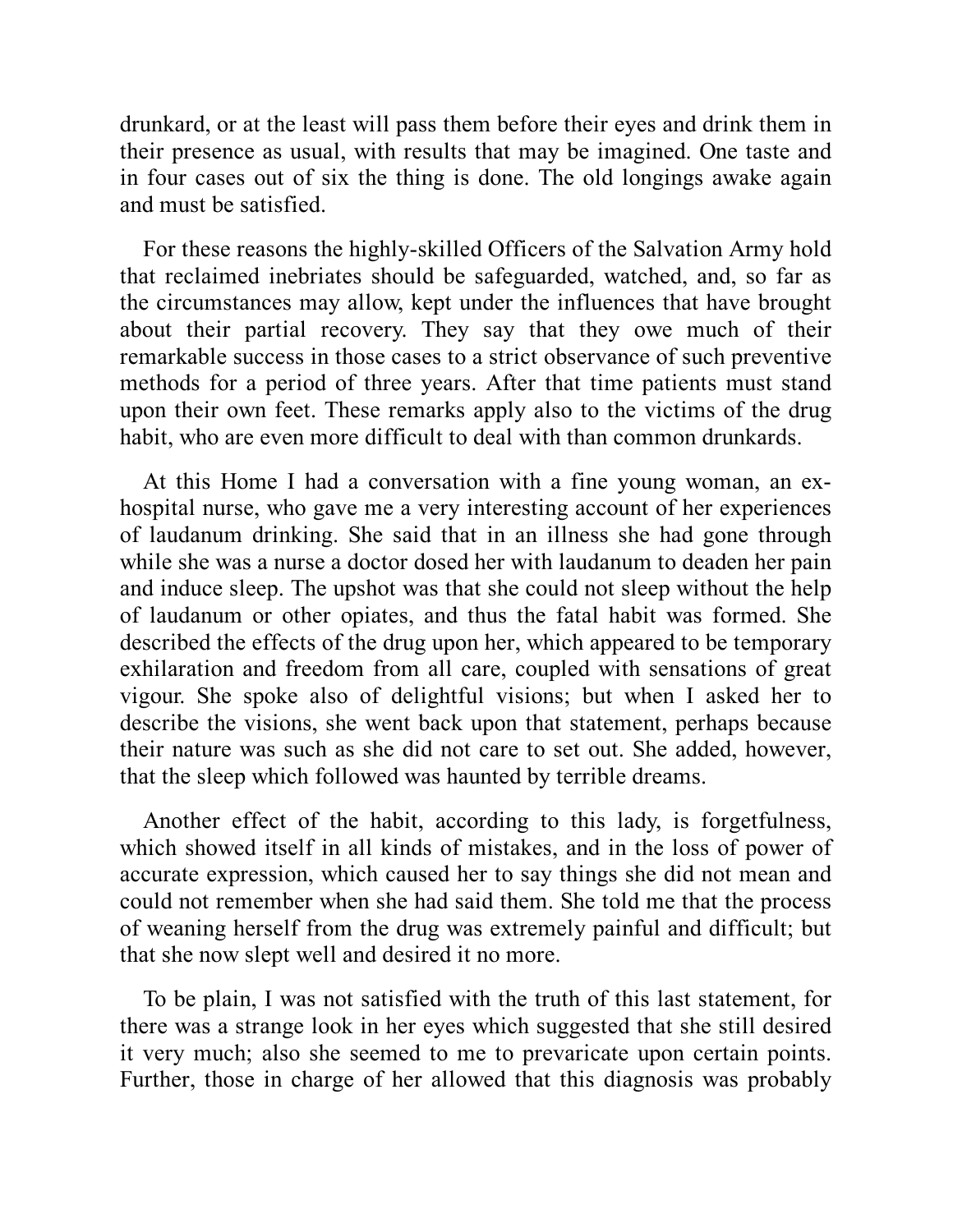drunkard, or at the least will pass them before their eyes and drink them in their presence as usual, with results that may be imagined. One taste and in four cases out of six the thing is done. The old longings awake again and must be satisfied.

For these reasons the highly-skilled Officers of the Salvation Army hold that reclaimed inebriates should be safeguarded, watched, and, so far as the circumstances may allow, kept under the influences that have brought about their partial recovery. They say that they owe much of their remarkable success in those cases to a strict observance of such preventive methods for a period of three years. After that time patients must stand upon their own feet. These remarks apply also to the victims of the drug habit, who are even more difficult to deal with than common drunkards.

At this Home I had a conversation with a fine young woman, an ex-hospital nurse, who gave me a very interesting account of her experiences of laudanum drinking. She said that in an illness she had gone through while she was a nurse a doctor dosed her with laudanum to deaden her pain and induce sleep. The upshot was that she could not sleep without the help of laudanum or other opiates, and thus the fatal habit was formed. She described the effects of the drug upon her, which appeared to be temporary exhilaration and freedom from all care, coupled with sensations of great vigour. She spoke also of delightful visions; but when I asked her to describe the visions, she went back upon that statement, perhaps because their nature was such as she did not care to set out. She added, however, that the sleep which followed was haunted by terrible dreams.

Another effect of the habit, according to this lady, is forgetfulness, which showed itself in all kinds of mistakes, and in the loss of power of accurate expression, which caused her to say things she did not mean and could not remember when she had said them. She told me that the process of weaning herself from the drug was extremely painful and difficult; but that she now slept well and desired it no more.

To be plain, I was not satisfied with the truth of this last statement, for there was a strange look in her eyes which suggested that she still desired it very much; also she seemed to me to prevaricate upon certain points. Further, those in charge of her allowed that this diagnosis was probably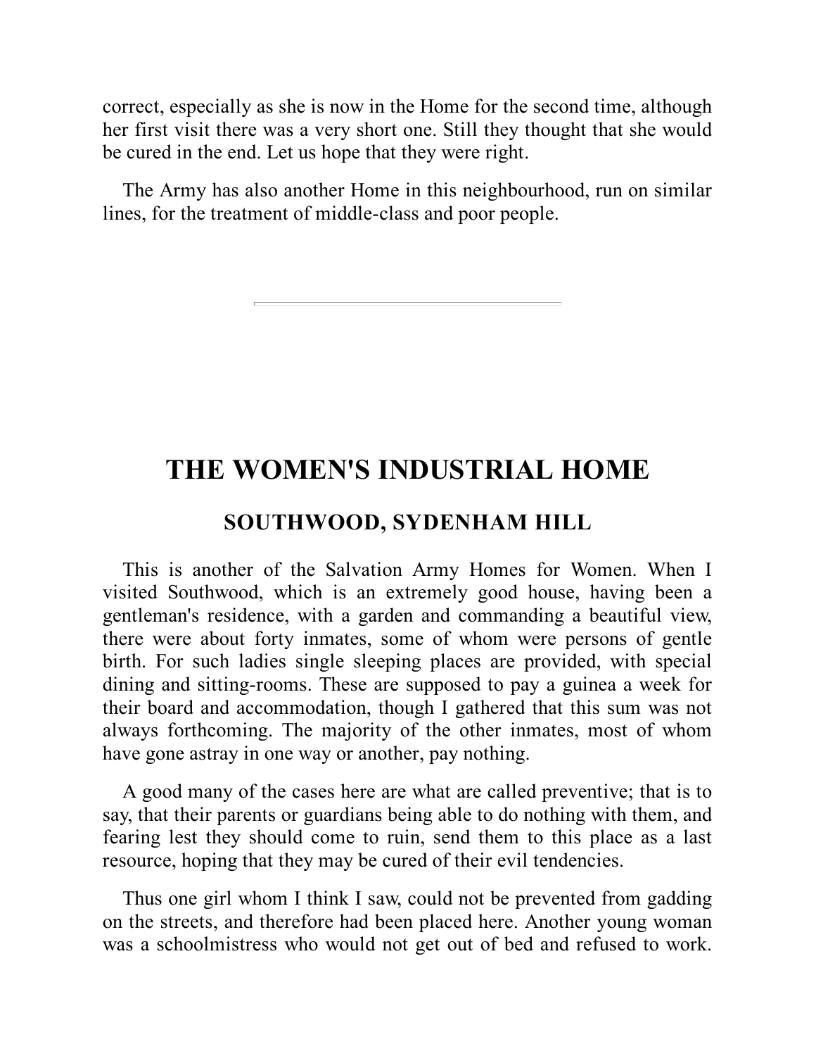correct, especially as she is now in the Home for the second time, although her first visit there was a very short one. Still they thought that she would be cured in the end. Let us hope that they were right.

The Army has also another Home in this neighbourhood, run on similar lines, for the treatment of middle-class and poor people.

---

## THE WOMEN'S INDUSTRIAL HOME

### SOUTHWOOD, SYDENHAM HILL

This is another of the Salvation Army Homes for Women. When I visited Southwood, which is an extremely good house, having been a gentleman's residence, with a garden and commanding a beautiful view, there were about forty inmates, some of whom were persons of gentle birth. For such ladies single sleeping places are provided, with special dining and sitting-rooms. These are supposed to pay a guinea a week for their board and accommodation, though I gathered that this sum was not always forthcoming. The majority of the other inmates, most of whom have gone astray in one way or another, pay nothing.

A good many of the cases here are what are called preventive; that is to say, that their parents or guardians being able to do nothing with them, and fearing lest they should come to ruin, send them to this place as a last resource, hoping that they may be cured of their evil tendencies.

Thus one girl whom I think I saw, could not be prevented from gadding on the streets, and therefore had been placed here. Another young woman was a schoolmistress who would not get out of bed and refused to work.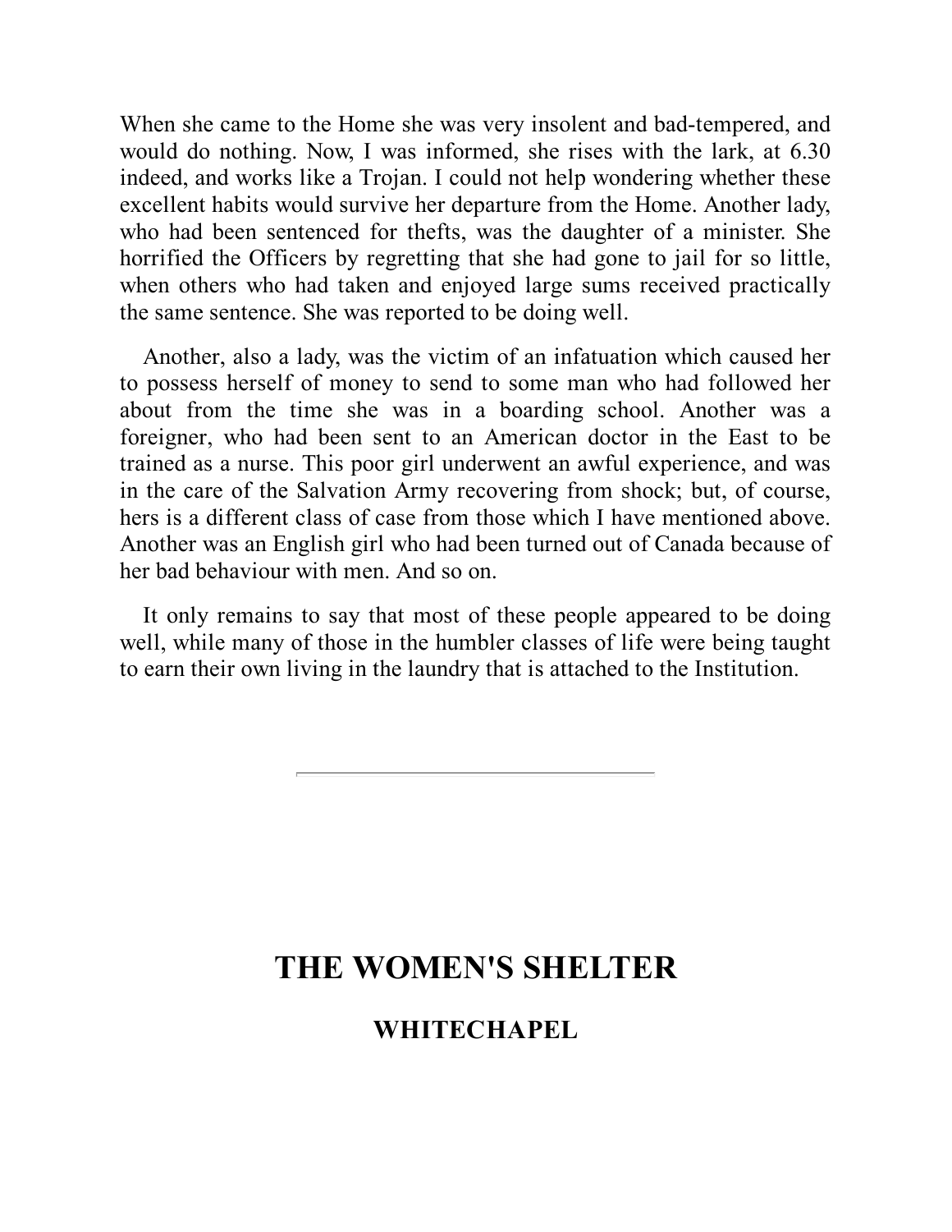When she came to the Home she was very insolent and bad-tempered, and would do nothing. Now, I was informed, she rises with the lark, at 6.30 indeed, and works like a Trojan. I could not help wondering whether these excellent habits would survive her departure from the Home. Another lady, who had been sentenced for thefts, was the daughter of a minister. She horrified the Officers by regretting that she had gone to jail for so little, when others who had taken and enjoyed large sums received practically the same sentence. She was reported to be doing well.

Another, also a lady, was the victim of an infatuation which caused her to possess herself of money to send to some man who had followed her about from the time she was in a boarding school. Another was a foreigner, who had been sent to an American doctor in the East to be trained as a nurse. This poor girl underwent an awful experience, and was in the care of the Salvation Army recovering from shock; but, of course, hers is a different class of case from those which I have mentioned above. Another was an English girl who had been turned out of Canada because of her bad behaviour with men. And so on.

It only remains to say that most of these people appeared to be doing well, while many of those in the humbler classes of life were being taught to earn their own living in the laundry that is attached to the Institution.

---

## THE WOMEN'S SHELTER

### WHITECHAPEL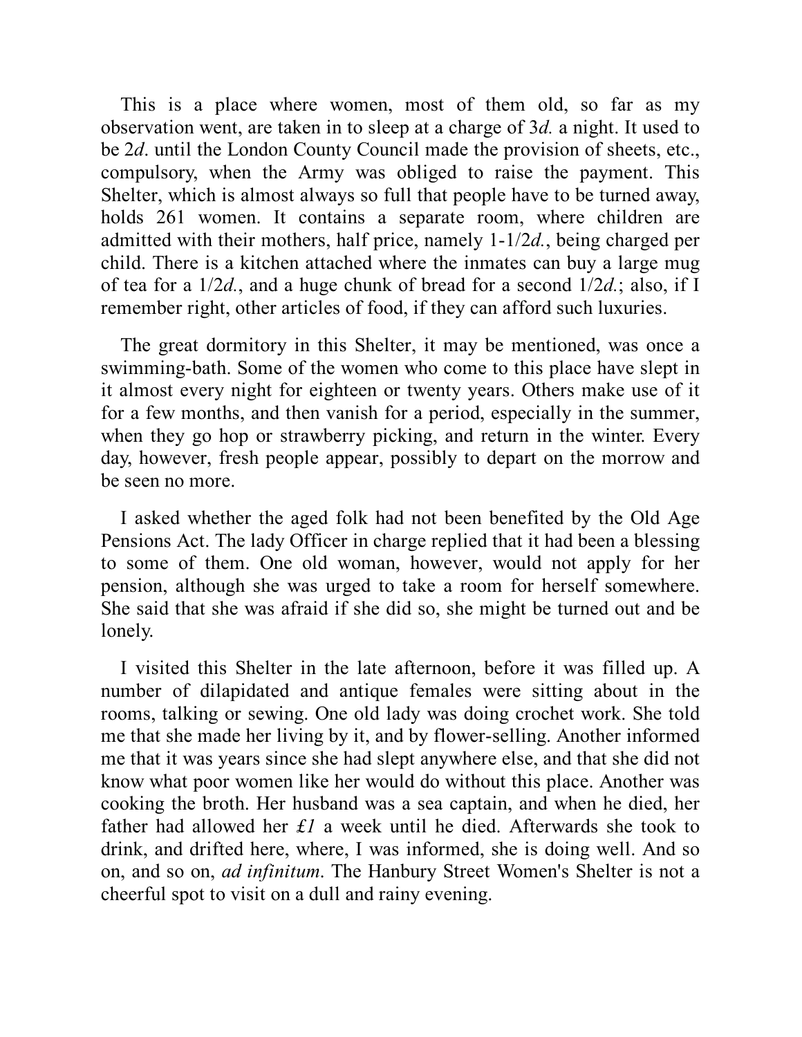This is a place where women, most of them old, so far as my observation went, are taken in to sleep at a charge of 3*d.* a night. It used to be 2*d*. until the London County Council made the provision of sheets, etc., compulsory, when the Army was obliged to raise the payment. This Shelter, which is almost always so full that people have to be turned away, holds 261 women. It contains a separate room, where children are admitted with their mothers, half price, namely 1-1/2*d.*, being charged per child. There is a kitchen attached where the inmates can buy a large mug of tea for a 1/2*d.*, and a huge chunk of bread for a second 1/2*d.*; also, if I remember right, other articles of food, if they can afford such luxuries.

The great dormitory in this Shelter, it may be mentioned, was once a swimming-bath. Some of the women who come to this place have slept in it almost every night for eighteen or twenty years. Others make use of it for a few months, and then vanish for a period, especially in the summer, when they go hop or strawberry picking, and return in the winter. Every day, however, fresh people appear, possibly to depart on the morrow and be seen no more.

I asked whether the aged folk had not been benefited by the Old Age Pensions Act. The lady Officer in charge replied that it had been a blessing to some of them. One old woman, however, would not apply for her pension, although she was urged to take a room for herself somewhere. She said that she was afraid if she did so, she might be turned out and be lonely.

I visited this Shelter in the late afternoon, before it was filled up. A number of dilapidated and antique females were sitting about in the rooms, talking or sewing. One old lady was doing crochet work. She told me that she made her living by it, and by flower-selling. Another informed me that it was years since she had slept anywhere else, and that she did not know what poor women like her would do without this place. Another was cooking the broth. Her husband was a sea captain, and when he died, her father had allowed her *£1* a week until he died. Afterwards she took to drink, and drifted here, where, I was informed, she is doing well. And so on, and so on, *ad infinitum*. The Hanbury Street Women's Shelter is not a cheerful spot to visit on a dull and rainy evening.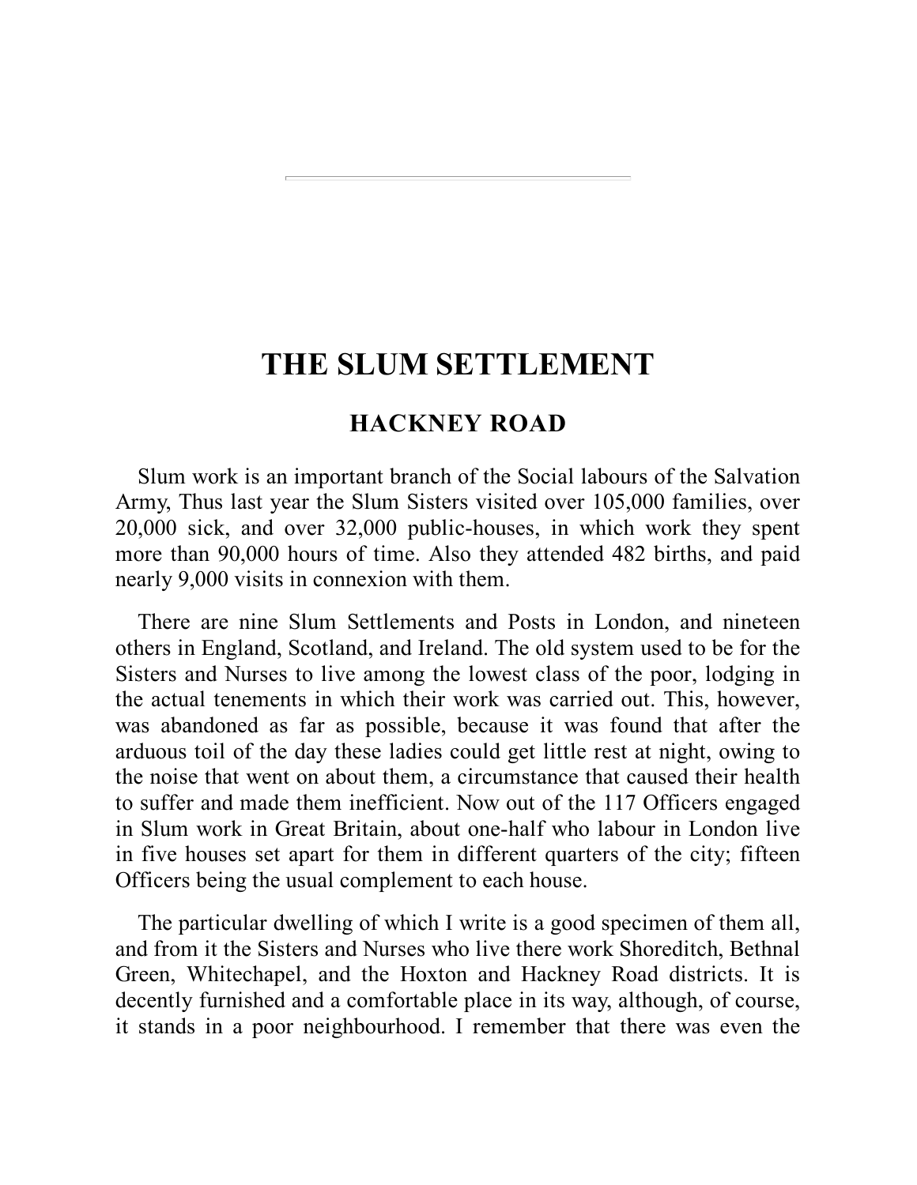# THE SLUM SETTLEMENT

## HACKNEY ROAD

Slum work is an important branch of the Social labours of the Salvation Army, Thus last year the Slum Sisters visited over 105,000 families, over 20,000 sick, and over 32,000 public-houses, in which work they spent more than 90,000 hours of time. Also they attended 482 births, and paid nearly 9,000 visits in connexion with them.

There are nine Slum Settlements and Posts in London, and nineteen others in England, Scotland, and Ireland. The old system used to be for the Sisters and Nurses to live among the lowest class of the poor, lodging in the actual tenements in which their work was carried out. This, however, was abandoned as far as possible, because it was found that after the arduous toil of the day these ladies could get little rest at night, owing to the noise that went on about them, a circumstance that caused their health to suffer and made them inefficient. Now out of the 117 Officers engaged in Slum work in Great Britain, about one-half who labour in London live in five houses set apart for them in different quarters of the city; fifteen Officers being the usual complement to each house.

The particular dwelling of which I write is a good specimen of them all, and from it the Sisters and Nurses who live there work Shoreditch, Bethnal Green, Whitechapel, and the Hoxton and Hackney Road districts. It is decently furnished and a comfortable place in its way, although, of course, it stands in a poor neighbourhood. I remember that there was even the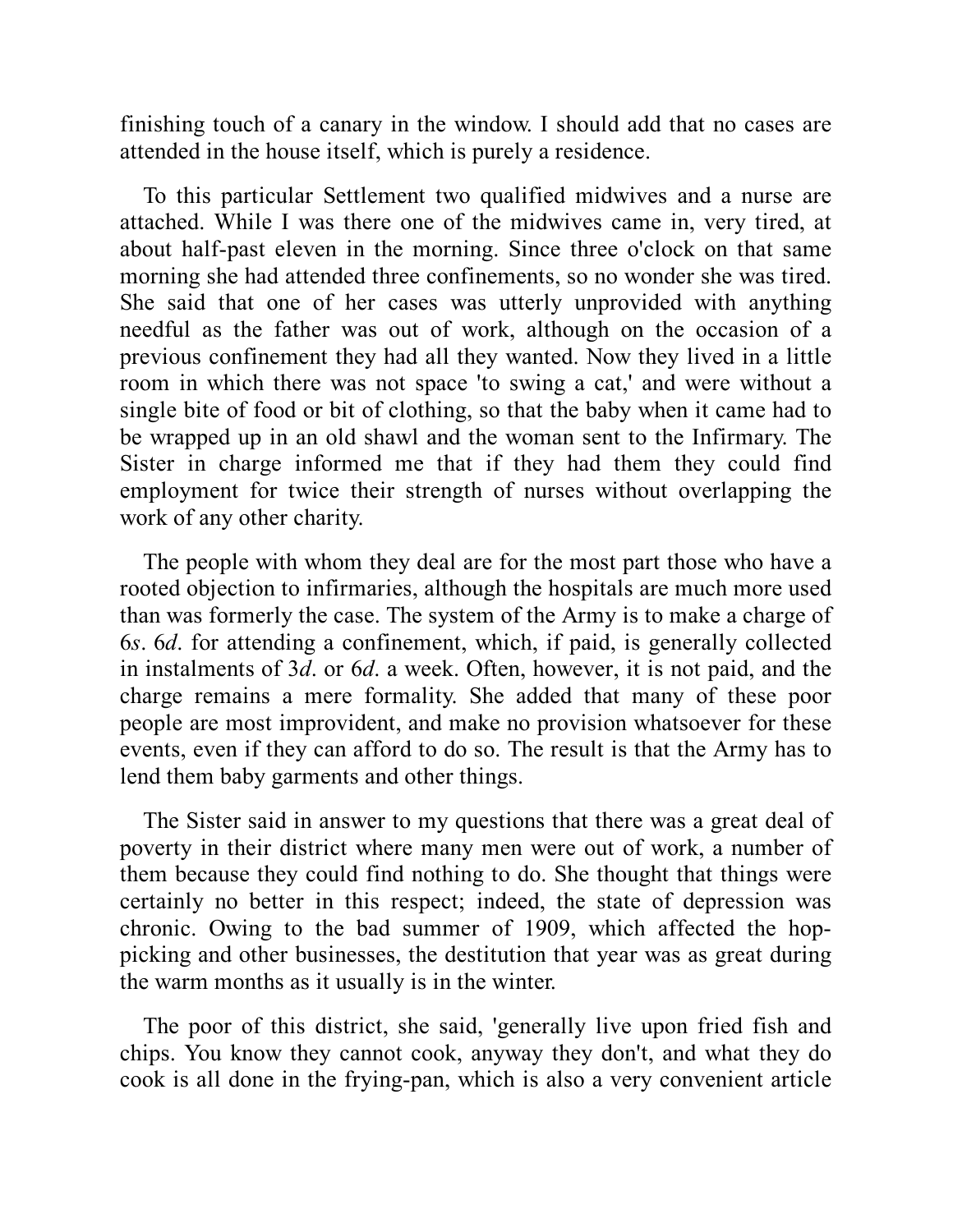finishing touch of a canary in the window. I should add that no cases are attended in the house itself, which is purely a residence.

To this particular Settlement two qualified midwives and a nurse are attached. While I was there one of the midwives came in, very tired, at about half-past eleven in the morning. Since three o'clock on that same morning she had attended three confinements, so no wonder she was tired. She said that one of her cases was utterly unprovided with anything needful as the father was out of work, although on the occasion of a previous confinement they had all they wanted. Now they lived in a little room in which there was not space 'to swing a cat,' and were without a single bite of food or bit of clothing, so that the baby when it came had to be wrapped up in an old shawl and the woman sent to the Infirmary. The Sister in charge informed me that if they had them they could find employment for twice their strength of nurses without overlapping the work of any other charity.

The people with whom they deal are for the most part those who have a rooted objection to infirmaries, although the hospitals are much more used than was formerly the case. The system of the Army is to make a charge of 6*s*. 6*d*. for attending a confinement, which, if paid, is generally collected in instalments of 3*d*. or 6*d*. a week. Often, however, it is not paid, and the charge remains a mere formality. She added that many of these poor people are most improvident, and make no provision whatsoever for these events, even if they can afford to do so. The result is that the Army has to lend them baby garments and other things.

The Sister said in answer to my questions that there was a great deal of poverty in their district where many men were out of work, a number of them because they could find nothing to do. She thought that things were certainly no better in this respect; indeed, the state of depression was chronic. Owing to the bad summer of 1909, which affected the hop-picking and other businesses, the destitution that year was as great during the warm months as it usually is in the winter.

The poor of this district, she said, 'generally live upon fried fish and chips. You know they cannot cook, anyway they don't, and what they do cook is all done in the frying-pan, which is also a very convenient article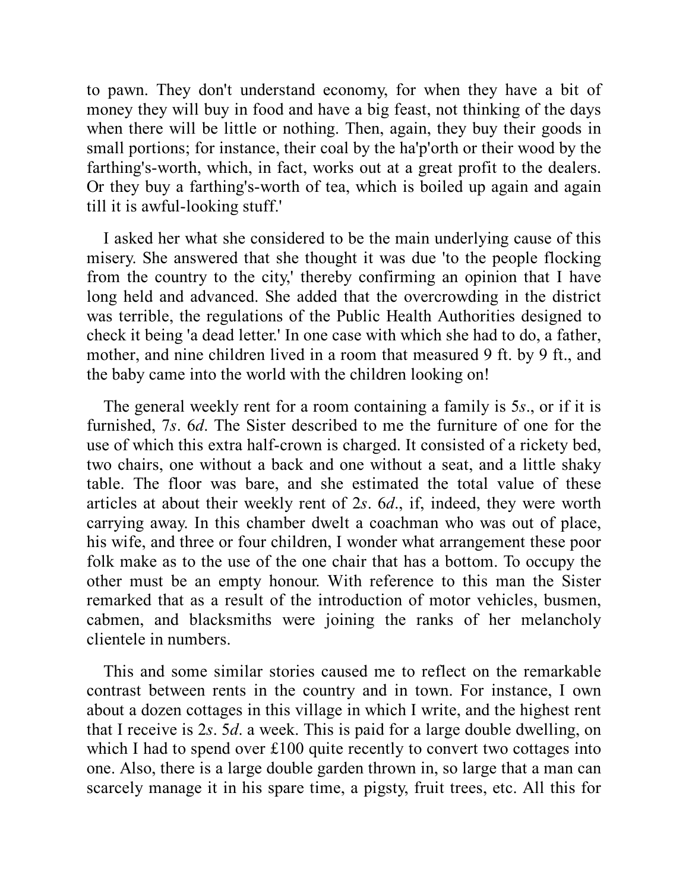to pawn. They don't understand economy, for when they have a bit of money they will buy in food and have a big feast, not thinking of the days when there will be little or nothing. Then, again, they buy their goods in small portions; for instance, their coal by the ha'p'orth or their wood by the farthing's-worth, which, in fact, works out at a great profit to the dealers. Or they buy a farthing's-worth of tea, which is boiled up again and again till it is awful-looking stuff.'

I asked her what she considered to be the main underlying cause of this misery. She answered that she thought it was due 'to the people flocking from the country to the city,' thereby confirming an opinion that I have long held and advanced. She added that the overcrowding in the district was terrible, the regulations of the Public Health Authorities designed to check it being 'a dead letter.' In one case with which she had to do, a father, mother, and nine children lived in a room that measured 9 ft. by 9 ft., and the baby came into the world with the children looking on!

The general weekly rent for a room containing a family is 5*s*., or if it is furnished, 7*s*. 6*d*. The Sister described to me the furniture of one for the use of which this extra half-crown is charged. It consisted of a rickety bed, two chairs, one without a back and one without a seat, and a little shaky table. The floor was bare, and she estimated the total value of these articles at about their weekly rent of 2*s*. 6*d*., if, indeed, they were worth carrying away. In this chamber dwelt a coachman who was out of place, his wife, and three or four children, I wonder what arrangement these poor folk make as to the use of the one chair that has a bottom. To occupy the other must be an empty honour. With reference to this man the Sister remarked that as a result of the introduction of motor vehicles, busmen, cabmen, and blacksmiths were joining the ranks of her melancholy clientele in numbers.

This and some similar stories caused me to reflect on the remarkable contrast between rents in the country and in town. For instance, I own about a dozen cottages in this village in which I write, and the highest rent that I receive is 2*s*. 5*d*. a week. This is paid for a large double dwelling, on which I had to spend over £100 quite recently to convert two cottages into one. Also, there is a large double garden thrown in, so large that a man can scarcely manage it in his spare time, a pigsty, fruit trees, etc. All this for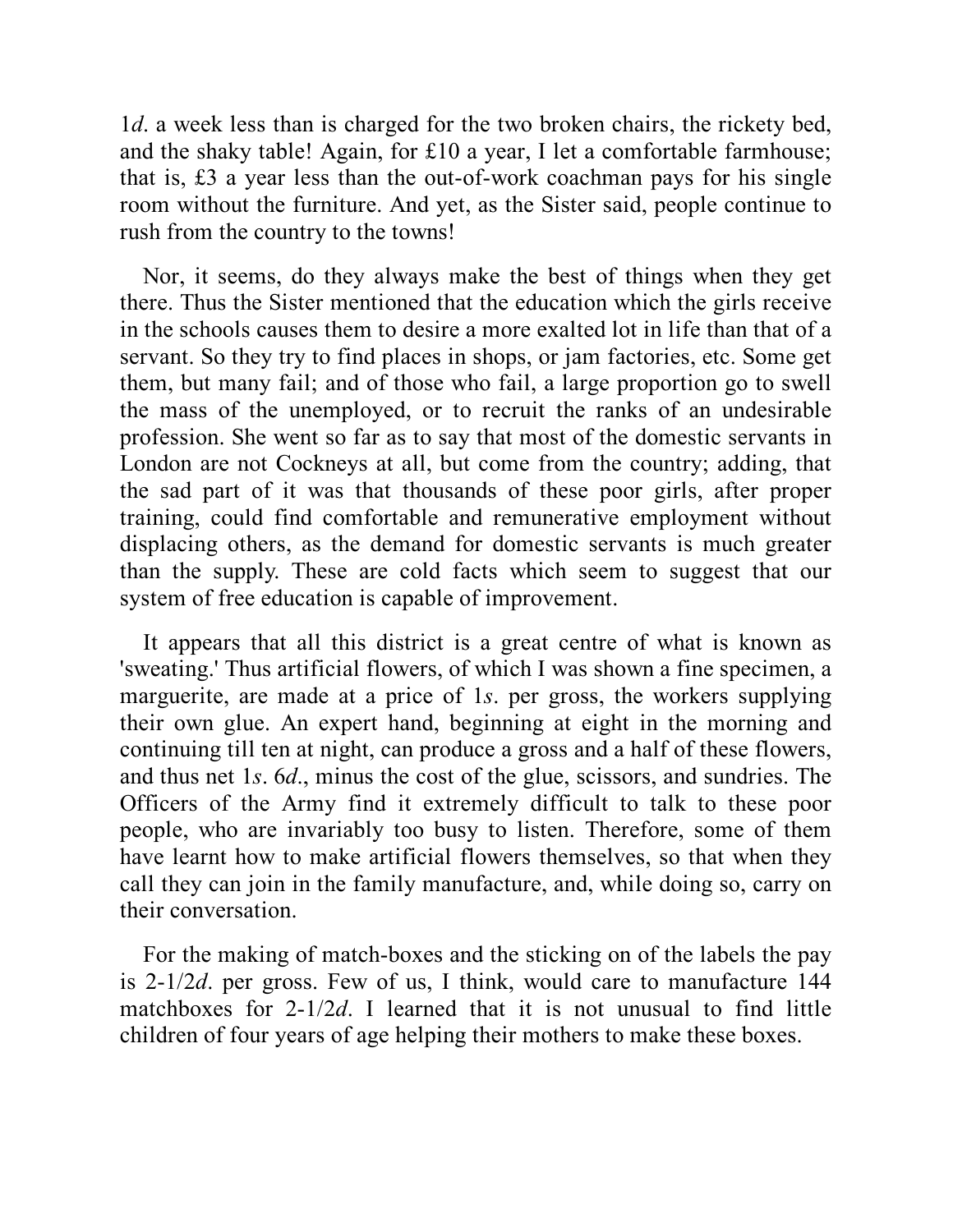1*d*. a week less than is charged for the two broken chairs, the rickety bed, and the shaky table! Again, for £10 a year, I let a comfortable farmhouse; that is, £3 a year less than the out-of-work coachman pays for his single room without the furniture. And yet, as the Sister said, people continue to rush from the country to the towns!

Nor, it seems, do they always make the best of things when they get there. Thus the Sister mentioned that the education which the girls receive in the schools causes them to desire a more exalted lot in life than that of a servant. So they try to find places in shops, or jam factories, etc. Some get them, but many fail; and of those who fail, a large proportion go to swell the mass of the unemployed, or to recruit the ranks of an undesirable profession. She went so far as to say that most of the domestic servants in London are not Cockneys at all, but come from the country; adding, that the sad part of it was that thousands of these poor girls, after proper training, could find comfortable and remunerative employment without displacing others, as the demand for domestic servants is much greater than the supply. These are cold facts which seem to suggest that our system of free education is capable of improvement.

It appears that all this district is a great centre of what is known as 'sweating.' Thus artificial flowers, of which I was shown a fine specimen, a marguerite, are made at a price of 1*s*. per gross, the workers supplying their own glue. An expert hand, beginning at eight in the morning and continuing till ten at night, can produce a gross and a half of these flowers, and thus net 1*s*. 6*d*., minus the cost of the glue, scissors, and sundries. The Officers of the Army find it extremely difficult to talk to these poor people, who are invariably too busy to listen. Therefore, some of them have learnt how to make artificial flowers themselves, so that when they call they can join in the family manufacture, and, while doing so, carry on their conversation.

For the making of match-boxes and the sticking on of the labels the pay is 2-1/2*d*. per gross. Few of us, I think, would care to manufacture 144 matchboxes for 2-1/2*d*. I learned that it is not unusual to find little children of four years of age helping their mothers to make these boxes.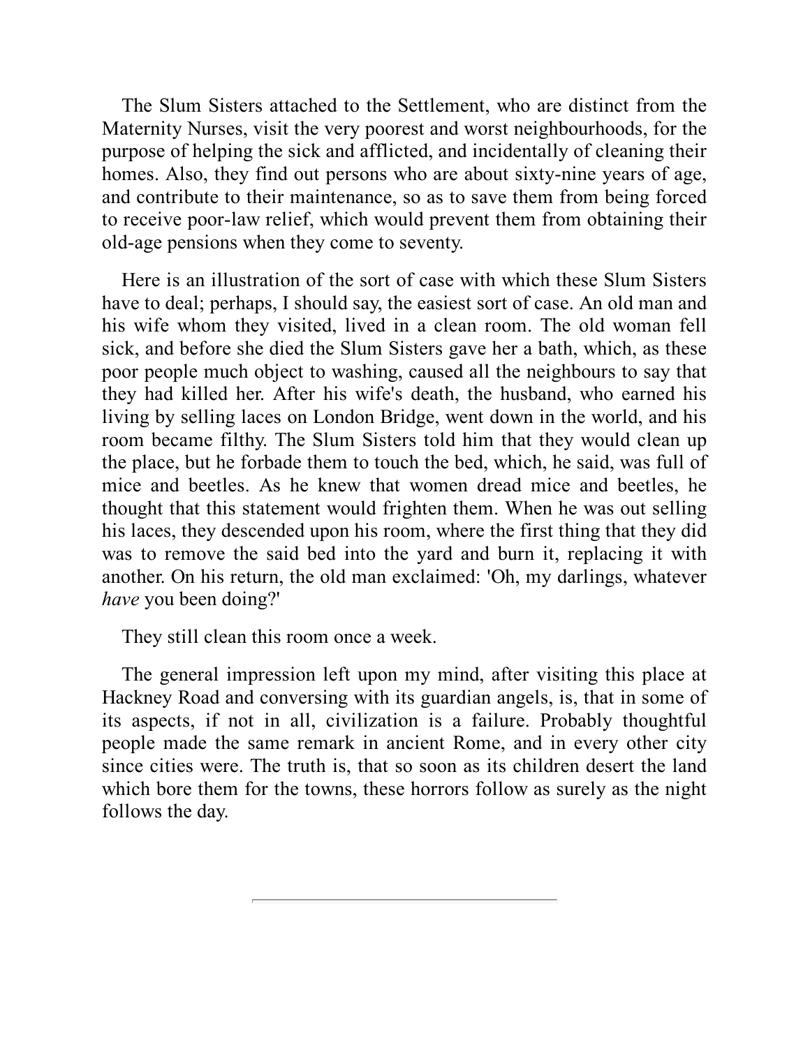The Slum Sisters attached to the Settlement, who are distinct from the Maternity Nurses, visit the very poorest and worst neighbourhoods, for the purpose of helping the sick and afflicted, and incidentally of cleaning their homes. Also, they find out persons who are about sixty-nine years of age, and contribute to their maintenance, so as to save them from being forced to receive poor-law relief, which would prevent them from obtaining their old-age pensions when they come to seventy.

Here is an illustration of the sort of case with which these Slum Sisters have to deal; perhaps, I should say, the easiest sort of case. An old man and his wife whom they visited, lived in a clean room. The old woman fell sick, and before she died the Slum Sisters gave her a bath, which, as these poor people much object to washing, caused all the neighbours to say that they had killed her. After his wife's death, the husband, who earned his living by selling laces on London Bridge, went down in the world, and his room became filthy. The Slum Sisters told him that they would clean up the place, but he forbade them to touch the bed, which, he said, was full of mice and beetles. As he knew that women dread mice and beetles, he thought that this statement would frighten them. When he was out selling his laces, they descended upon his room, where the first thing that they did was to remove the said bed into the yard and burn it, replacing it with another. On his return, the old man exclaimed: 'Oh, my darlings, whatever *have* you been doing?'

They still clean this room once a week.

The general impression left upon my mind, after visiting this place at Hackney Road and conversing with its guardian angels, is, that in some of its aspects, if not in all, civilization is a failure. Probably thoughtful people made the same remark in ancient Rome, and in every other city since cities were. The truth is, that so soon as its children desert the land which bore them for the towns, these horrors follow as surely as the night follows the day.

---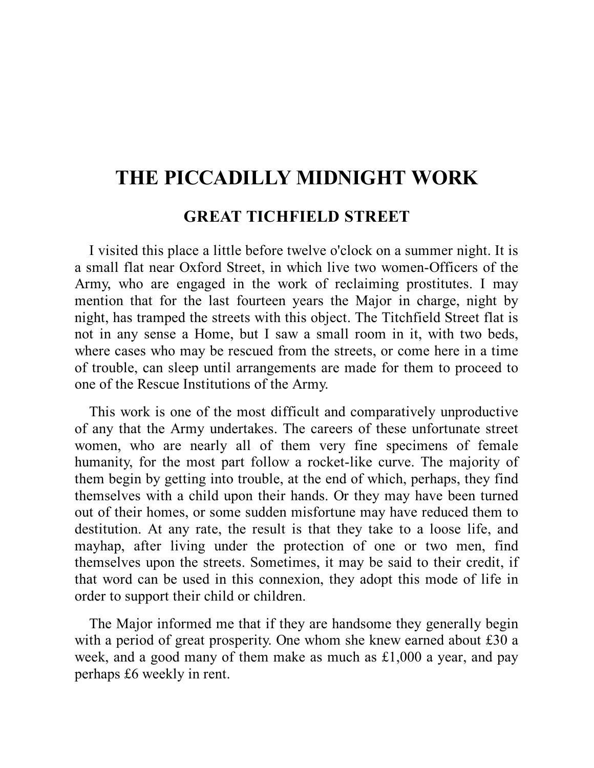# THE PICCADILLY MIDNIGHT WORK

## GREAT TICHFIELD STREET

I visited this place a little before twelve o'clock on a summer night. It is a small flat near Oxford Street, in which live two women-Officers of the Army, who are engaged in the work of reclaiming prostitutes. I may mention that for the last fourteen years the Major in charge, night by night, has tramped the streets with this object. The Titchfield Street flat is not in any sense a Home, but I saw a small room in it, with two beds, where cases who may be rescued from the streets, or come here in a time of trouble, can sleep until arrangements are made for them to proceed to one of the Rescue Institutions of the Army.

This work is one of the most difficult and comparatively unproductive of any that the Army undertakes. The careers of these unfortunate street women, who are nearly all of them very fine specimens of female humanity, for the most part follow a rocket-like curve. The majority of them begin by getting into trouble, at the end of which, perhaps, they find themselves with a child upon their hands. Or they may have been turned out of their homes, or some sudden misfortune may have reduced them to destitution. At any rate, the result is that they take to a loose life, and mayhap, after living under the protection of one or two men, find themselves upon the streets. Sometimes, it may be said to their credit, if that word can be used in this connexion, they adopt this mode of life in order to support their child or children.

The Major informed me that if they are handsome they generally begin with a period of great prosperity. One whom she knew earned about £30 a week, and a good many of them make as much as £1,000 a year, and pay perhaps £6 weekly in rent.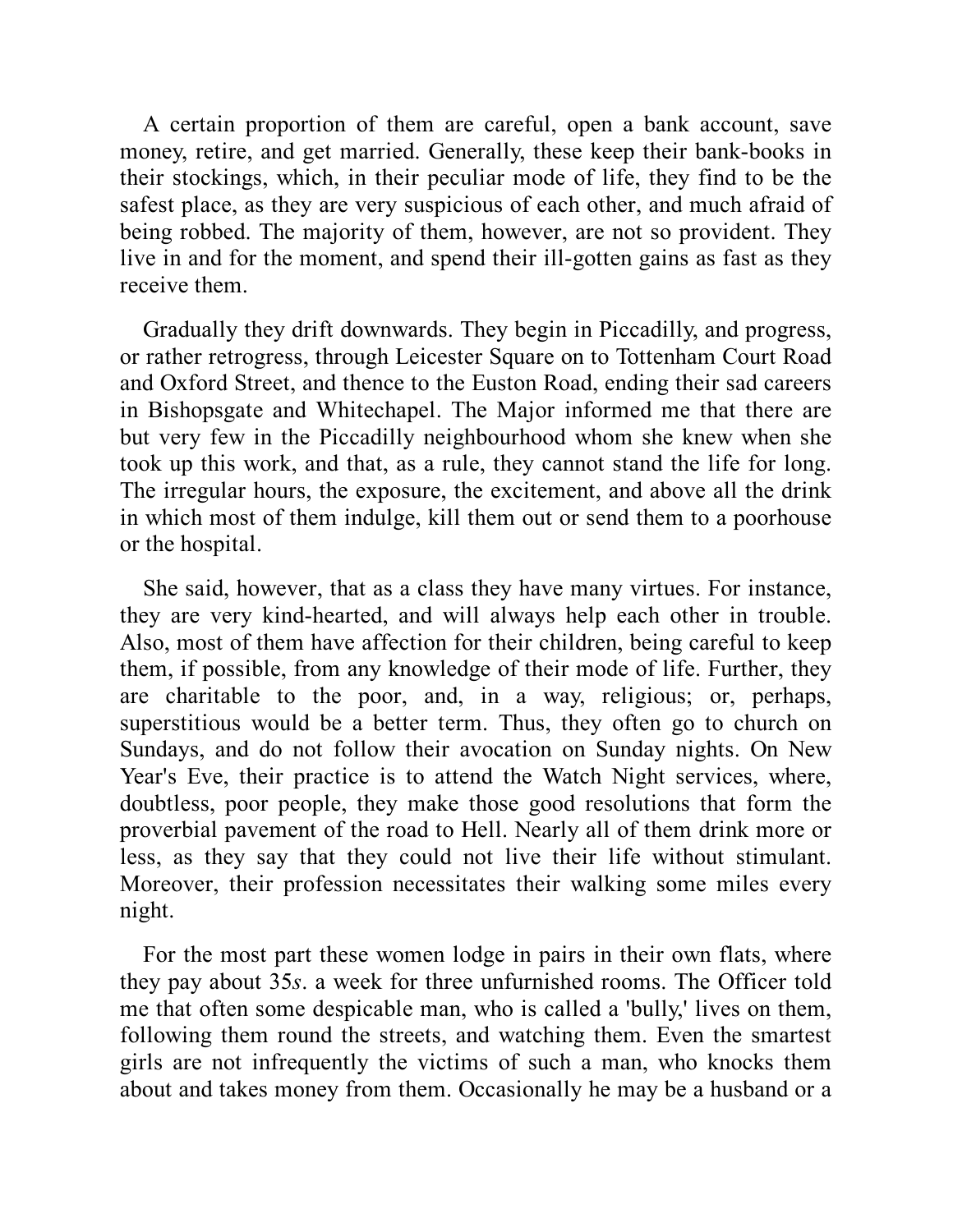A certain proportion of them are careful, open a bank account, save money, retire, and get married. Generally, these keep their bank-books in their stockings, which, in their peculiar mode of life, they find to be the safest place, as they are very suspicious of each other, and much afraid of being robbed. The majority of them, however, are not so provident. They live in and for the moment, and spend their ill-gotten gains as fast as they receive them.

Gradually they drift downwards. They begin in Piccadilly, and progress, or rather retrogress, through Leicester Square on to Tottenham Court Road and Oxford Street, and thence to the Euston Road, ending their sad careers in Bishopsgate and Whitechapel. The Major informed me that there are but very few in the Piccadilly neighbourhood whom she knew when she took up this work, and that, as a rule, they cannot stand the life for long. The irregular hours, the exposure, the excitement, and above all the drink in which most of them indulge, kill them out or send them to a poorhouse or the hospital.

She said, however, that as a class they have many virtues. For instance, they are very kind-hearted, and will always help each other in trouble. Also, most of them have affection for their children, being careful to keep them, if possible, from any knowledge of their mode of life. Further, they are charitable to the poor, and, in a way, religious; or, perhaps, superstitious would be a better term. Thus, they often go to church on Sundays, and do not follow their avocation on Sunday nights. On New Year's Eve, their practice is to attend the Watch Night services, where, doubtless, poor people, they make those good resolutions that form the proverbial pavement of the road to Hell. Nearly all of them drink more or less, as they say that they could not live their life without stimulant. Moreover, their profession necessitates their walking some miles every night.

For the most part these women lodge in pairs in their own flats, where they pay about 35*s*. a week for three unfurnished rooms. The Officer told me that often some despicable man, who is called a 'bully,' lives on them, following them round the streets, and watching them. Even the smartest girls are not infrequently the victims of such a man, who knocks them about and takes money from them. Occasionally he may be a husband or a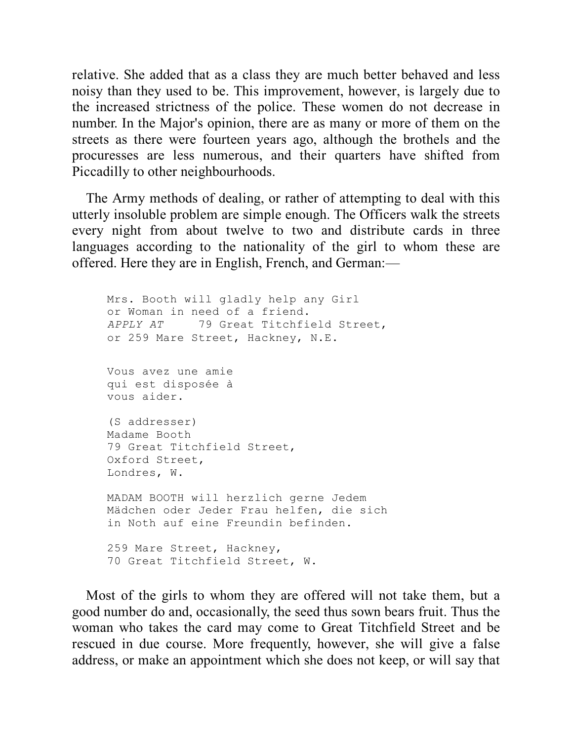relative. She added that as a class they are much better behaved and less noisy than they used to be. This improvement, however, is largely due to the increased strictness of the police. These women do not decrease in number. In the Major's opinion, there are as many or more of them on the streets as there were fourteen years ago, although the brothels and the procuresses are less numerous, and their quarters have shifted from Piccadilly to other neighbourhoods.

The Army methods of dealing, or rather of attempting to deal with this utterly insoluble problem are simple enough. The Officers walk the streets every night from about twelve to two and distribute cards in three languages according to the nationality of the girl to whom these are offered. Here they are in English, French, and German:—

```
Mrs. Booth will gladly help any Girl
or Woman in need of a friend.
APPLY AT     79 Great Titchfield Street,
or 259 Mare Street, Hackney, N.E.


Vous avez une amie
qui est disposée à
vous aider.

(S addresser)
Madame Booth
79 Great Titchfield Street,
Oxford Street,
Londres, W.

MADAM BOOTH will herzlich gerne Jedem
Mädchen oder Jeder Frau helfen, die sich
in Noth auf eine Freundin befinden.

259 Mare Street, Hackney,
70 Great Titchfield Street, W.
```

Most of the girls to whom they are offered will not take them, but a good number do and, occasionally, the seed thus sown bears fruit. Thus the woman who takes the card may come to Great Titchfield Street and be rescued in due course. More frequently, however, she will give a false address, or make an appointment which she does not keep, or will say that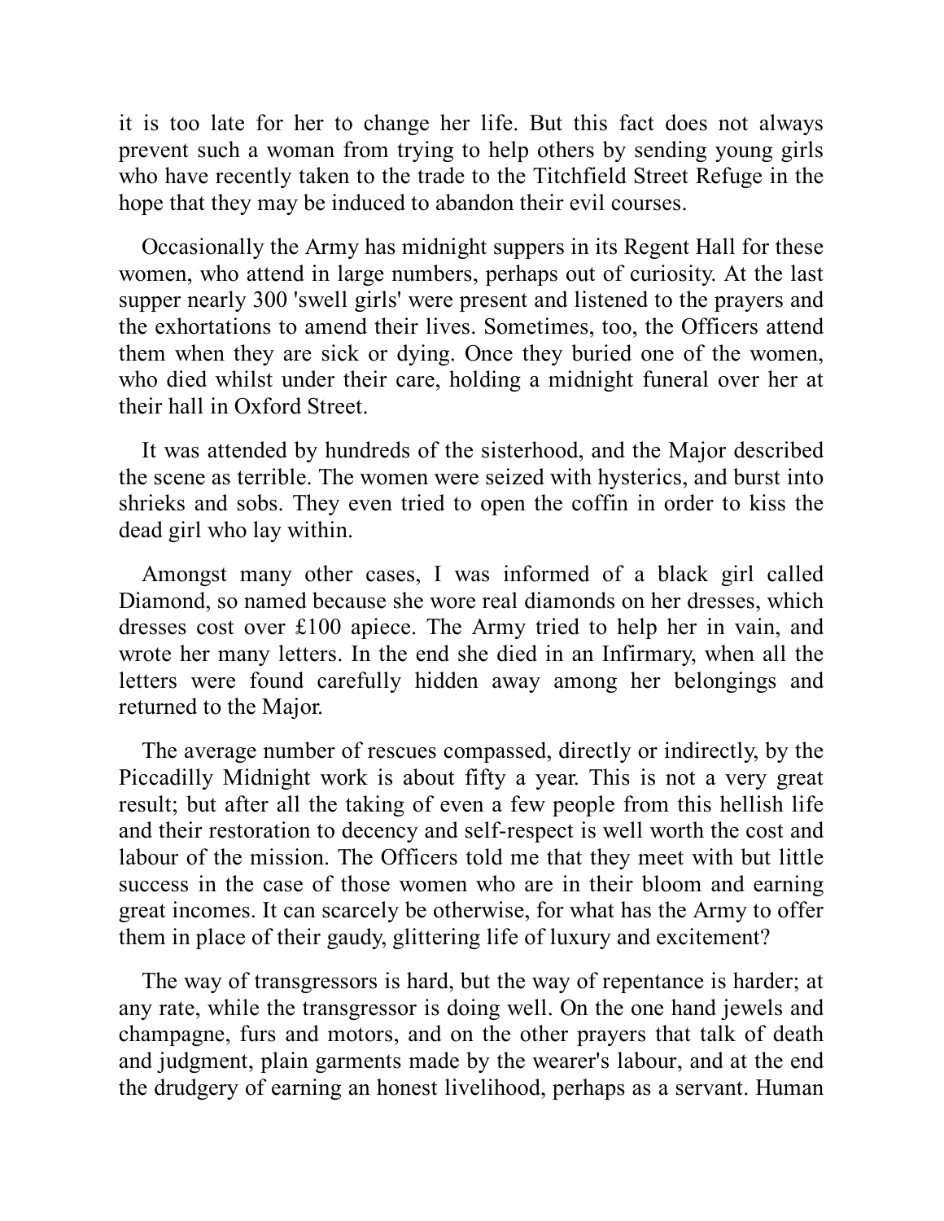it is too late for her to change her life. But this fact does not always prevent such a woman from trying to help others by sending young girls who have recently taken to the trade to the Titchfield Street Refuge in the hope that they may be induced to abandon their evil courses.

Occasionally the Army has midnight suppers in its Regent Hall for these women, who attend in large numbers, perhaps out of curiosity. At the last supper nearly 300 'swell girls' were present and listened to the prayers and the exhortations to amend their lives. Sometimes, too, the Officers attend them when they are sick or dying. Once they buried one of the women, who died whilst under their care, holding a midnight funeral over her at their hall in Oxford Street.

It was attended by hundreds of the sisterhood, and the Major described the scene as terrible. The women were seized with hysterics, and burst into shrieks and sobs. They even tried to open the coffin in order to kiss the dead girl who lay within.

Amongst many other cases, I was informed of a black girl called Diamond, so named because she wore real diamonds on her dresses, which dresses cost over £100 apiece. The Army tried to help her in vain, and wrote her many letters. In the end she died in an Infirmary, when all the letters were found carefully hidden away among her belongings and returned to the Major.

The average number of rescues compassed, directly or indirectly, by the Piccadilly Midnight work is about fifty a year. This is not a very great result; but after all the taking of even a few people from this hellish life and their restoration to decency and self-respect is well worth the cost and labour of the mission. The Officers told me that they meet with but little success in the case of those women who are in their bloom and earning great incomes. It can scarcely be otherwise, for what has the Army to offer them in place of their gaudy, glittering life of luxury and excitement?

The way of transgressors is hard, but the way of repentance is harder; at any rate, while the transgressor is doing well. On the one hand jewels and champagne, furs and motors, and on the other prayers that talk of death and judgment, plain garments made by the wearer's labour, and at the end the drudgery of earning an honest livelihood, perhaps as a servant. Human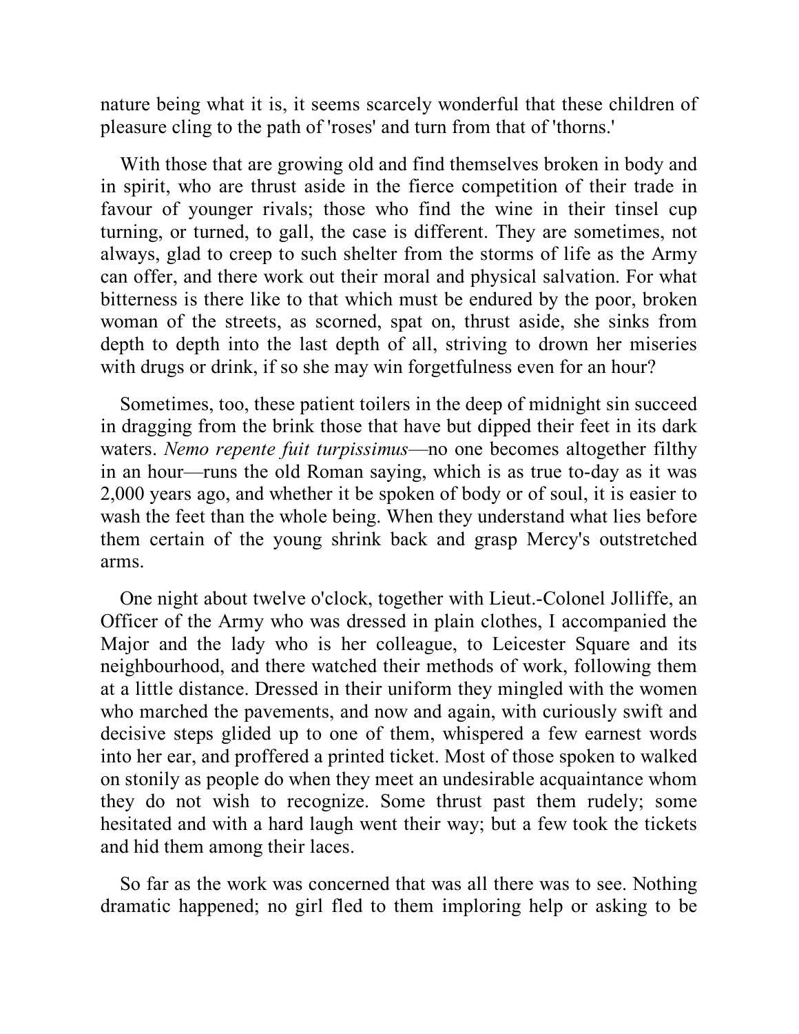nature being what it is, it seems scarcely wonderful that these children of pleasure cling to the path of 'roses' and turn from that of 'thorns.'

With those that are growing old and find themselves broken in body and in spirit, who are thrust aside in the fierce competition of their trade in favour of younger rivals; those who find the wine in their tinsel cup turning, or turned, to gall, the case is different. They are sometimes, not always, glad to creep to such shelter from the storms of life as the Army can offer, and there work out their moral and physical salvation. For what bitterness is there like to that which must be endured by the poor, broken woman of the streets, as scorned, spat on, thrust aside, she sinks from depth to depth into the last depth of all, striving to drown her miseries with drugs or drink, if so she may win forgetfulness even for an hour?

Sometimes, too, these patient toilers in the deep of midnight sin succeed in dragging from the brink those that have but dipped their feet in its dark waters. *Nemo repente fuit turpissimus*—no one becomes altogether filthy in an hour—runs the old Roman saying, which is as true to-day as it was 2,000 years ago, and whether it be spoken of body or of soul, it is easier to wash the feet than the whole being. When they understand what lies before them certain of the young shrink back and grasp Mercy's outstretched arms.

One night about twelve o'clock, together with Lieut.-Colonel Jolliffe, an Officer of the Army who was dressed in plain clothes, I accompanied the Major and the lady who is her colleague, to Leicester Square and its neighbourhood, and there watched their methods of work, following them at a little distance. Dressed in their uniform they mingled with the women who marched the pavements, and now and again, with curiously swift and decisive steps glided up to one of them, whispered a few earnest words into her ear, and proffered a printed ticket. Most of those spoken to walked on stonily as people do when they meet an undesirable acquaintance whom they do not wish to recognize. Some thrust past them rudely; some hesitated and with a hard laugh went their way; but a few took the tickets and hid them among their laces.

So far as the work was concerned that was all there was to see. Nothing dramatic happened; no girl fled to them imploring help or asking to be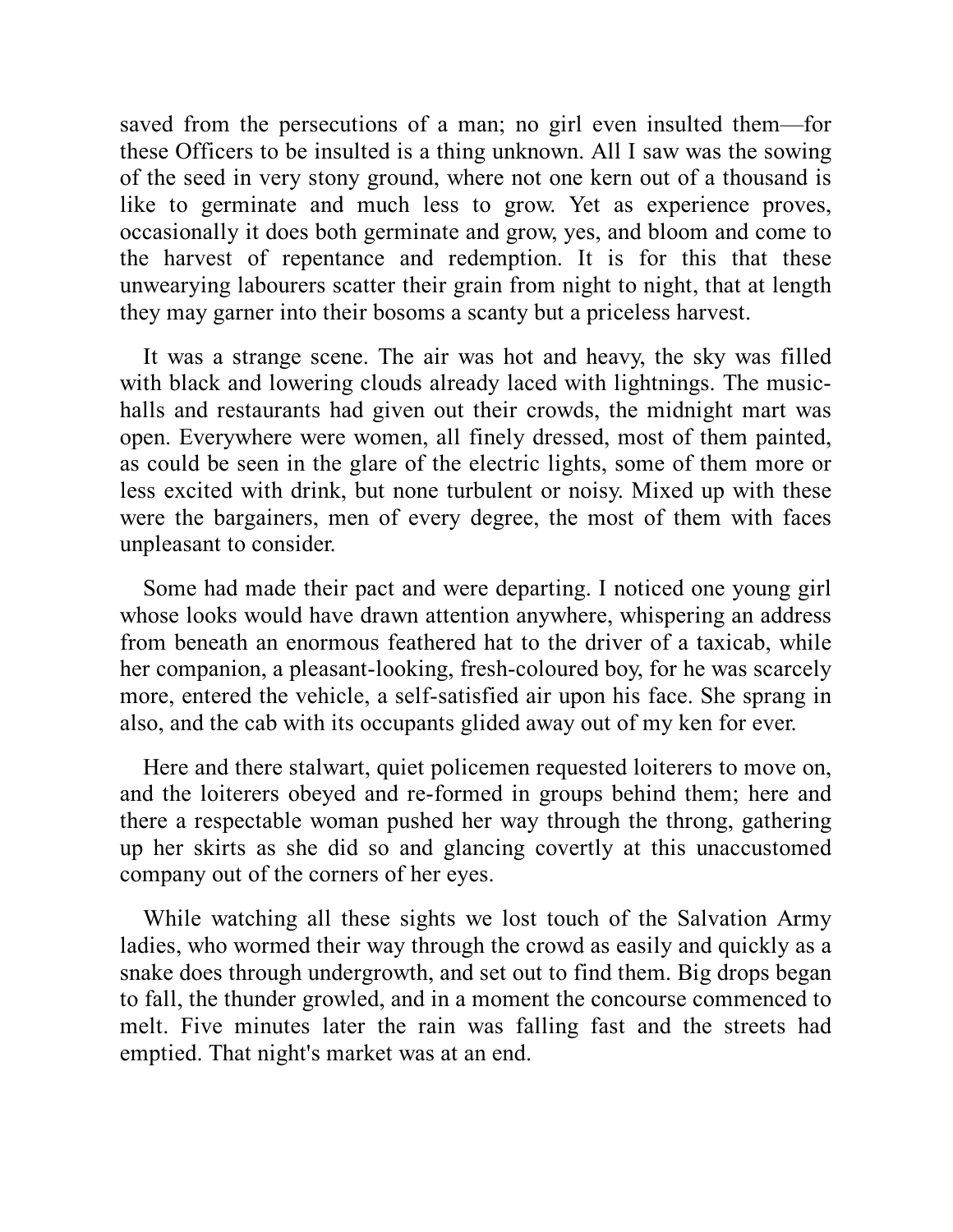saved from the persecutions of a man; no girl even insulted them—for these Officers to be insulted is a thing unknown. All I saw was the sowing of the seed in very stony ground, where not one kern out of a thousand is like to germinate and much less to grow. Yet as experience proves, occasionally it does both germinate and grow, yes, and bloom and come to the harvest of repentance and redemption. It is for this that these unwearying labourers scatter their grain from night to night, that at length they may garner into their bosoms a scanty but a priceless harvest.

It was a strange scene. The air was hot and heavy, the sky was filled with black and lowering clouds already laced with lightnings. The music-halls and restaurants had given out their crowds, the midnight mart was open. Everywhere were women, all finely dressed, most of them painted, as could be seen in the glare of the electric lights, some of them more or less excited with drink, but none turbulent or noisy. Mixed up with these were the bargainers, men of every degree, the most of them with faces unpleasant to consider.

Some had made their pact and were departing. I noticed one young girl whose looks would have drawn attention anywhere, whispering an address from beneath an enormous feathered hat to the driver of a taxicab, while her companion, a pleasant-looking, fresh-coloured boy, for he was scarcely more, entered the vehicle, a self-satisfied air upon his face. She sprang in also, and the cab with its occupants glided away out of my ken for ever.

Here and there stalwart, quiet policemen requested loiterers to move on, and the loiterers obeyed and re-formed in groups behind them; here and there a respectable woman pushed her way through the throng, gathering up her skirts as she did so and glancing covertly at this unaccustomed company out of the corners of her eyes.

While watching all these sights we lost touch of the Salvation Army ladies, who wormed their way through the crowd as easily and quickly as a snake does through undergrowth, and set out to find them. Big drops began to fall, the thunder growled, and in a moment the concourse commenced to melt. Five minutes later the rain was falling fast and the streets had emptied. That night's market was at an end.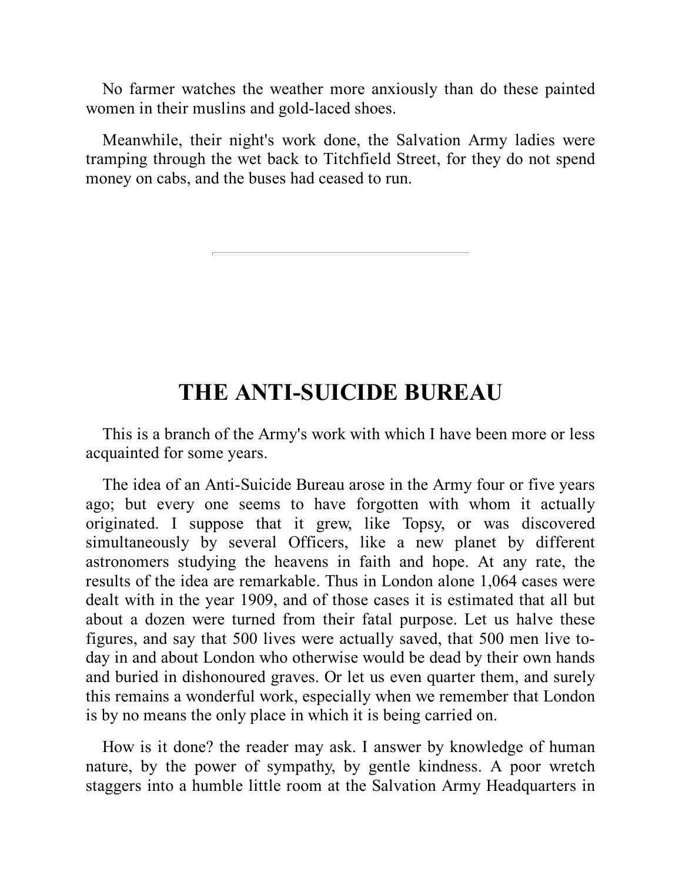No farmer watches the weather more anxiously than do these painted women in their muslins and gold-laced shoes.

Meanwhile, their night's work done, the Salvation Army ladies were tramping through the wet back to Titchfield Street, for they do not spend money on cabs, and the buses had ceased to run.

---

## THE ANTI-SUICIDE BUREAU

This is a branch of the Army's work with which I have been more or less acquainted for some years.

The idea of an Anti-Suicide Bureau arose in the Army four or five years ago; but every one seems to have forgotten with whom it actually originated. I suppose that it grew, like Topsy, or was discovered simultaneously by several Officers, like a new planet by different astronomers studying the heavens in faith and hope. At any rate, the results of the idea are remarkable. Thus in London alone 1,064 cases were dealt with in the year 1909, and of those cases it is estimated that all but about a dozen were turned from their fatal purpose. Let us halve these figures, and say that 500 lives were actually saved, that 500 men live to-day in and about London who otherwise would be dead by their own hands and buried in dishonoured graves. Or let us even quarter them, and surely this remains a wonderful work, especially when we remember that London is by no means the only place in which it is being carried on.

How is it done? the reader may ask. I answer by knowledge of human nature, by the power of sympathy, by gentle kindness. A poor wretch staggers into a humble little room at the Salvation Army Headquarters in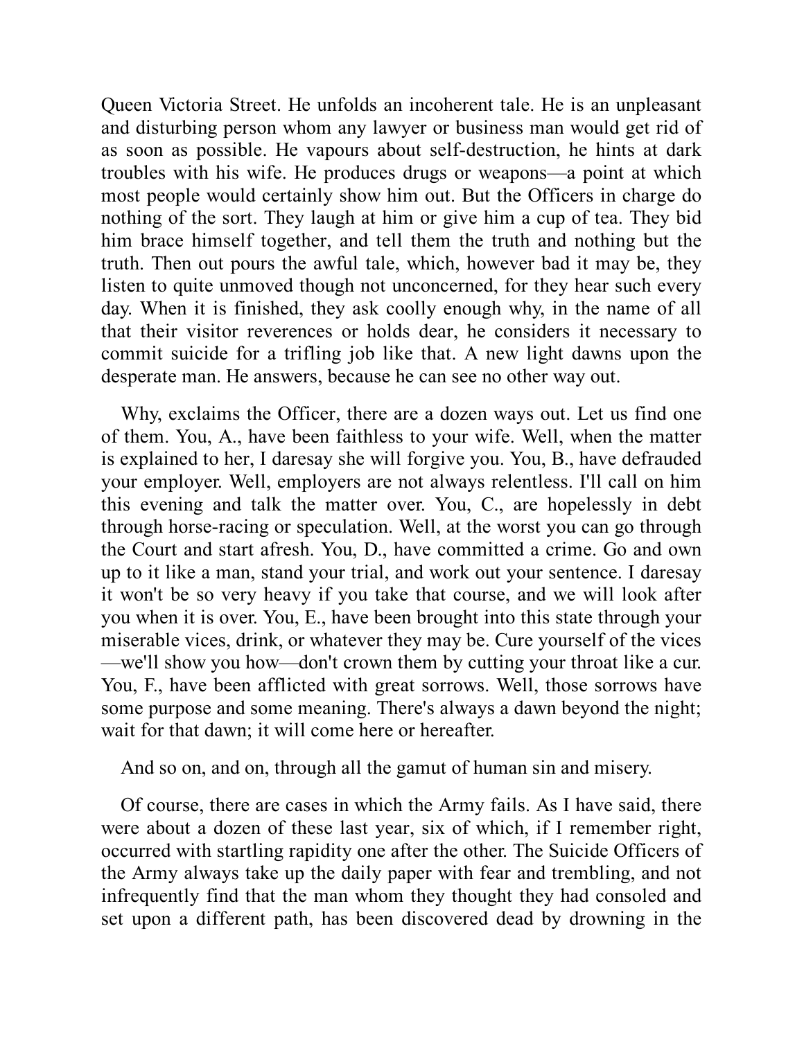Queen Victoria Street. He unfolds an incoherent tale. He is an unpleasant and disturbing person whom any lawyer or business man would get rid of as soon as possible. He vapours about self-destruction, he hints at dark troubles with his wife. He produces drugs or weapons—a point at which most people would certainly show him out. But the Officers in charge do nothing of the sort. They laugh at him or give him a cup of tea. They bid him brace himself together, and tell them the truth and nothing but the truth. Then out pours the awful tale, which, however bad it may be, they listen to quite unmoved though not unconcerned, for they hear such every day. When it is finished, they ask coolly enough why, in the name of all that their visitor reverences or holds dear, he considers it necessary to commit suicide for a trifling job like that. A new light dawns upon the desperate man. He answers, because he can see no other way out.

Why, exclaims the Officer, there are a dozen ways out. Let us find one of them. You, A., have been faithless to your wife. Well, when the matter is explained to her, I daresay she will forgive you. You, B., have defrauded your employer. Well, employers are not always relentless. I'll call on him this evening and talk the matter over. You, C., are hopelessly in debt through horse-racing or speculation. Well, at the worst you can go through the Court and start afresh. You, D., have committed a crime. Go and own up to it like a man, stand your trial, and work out your sentence. I daresay it won't be so very heavy if you take that course, and we will look after you when it is over. You, E., have been brought into this state through your miserable vices, drink, or whatever they may be. Cure yourself of the vices—we'll show you how—don't crown them by cutting your throat like a cur. You, F., have been afflicted with great sorrows. Well, those sorrows have some purpose and some meaning. There's always a dawn beyond the night; wait for that dawn; it will come here or hereafter.

And so on, and on, through all the gamut of human sin and misery.

Of course, there are cases in which the Army fails. As I have said, there were about a dozen of these last year, six of which, if I remember right, occurred with startling rapidity one after the other. The Suicide Officers of the Army always take up the daily paper with fear and trembling, and not infrequently find that the man whom they thought they had consoled and set upon a different path, has been discovered dead by drowning in the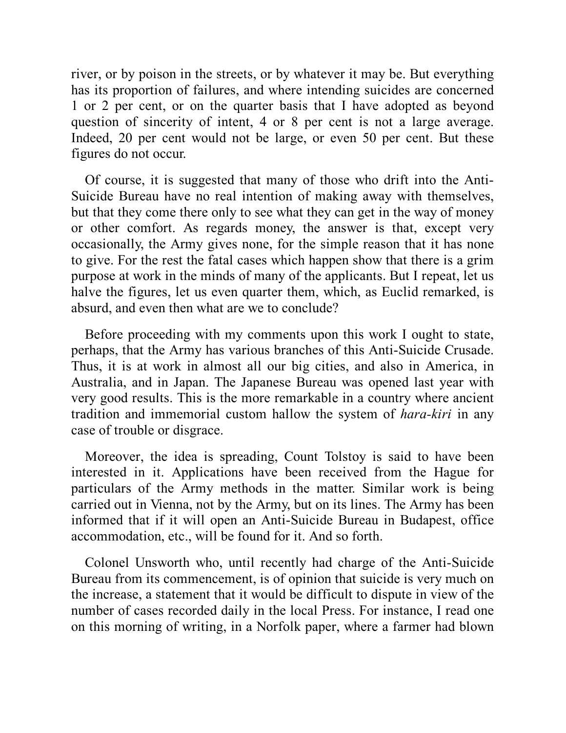river, or by poison in the streets, or by whatever it may be. But everything has its proportion of failures, and where intending suicides are concerned 1 or 2 per cent, or on the quarter basis that I have adopted as beyond question of sincerity of intent, 4 or 8 per cent is not a large average. Indeed, 20 per cent would not be large, or even 50 per cent. But these figures do not occur.

Of course, it is suggested that many of those who drift into the Anti-Suicide Bureau have no real intention of making away with themselves, but that they come there only to see what they can get in the way of money or other comfort. As regards money, the answer is that, except very occasionally, the Army gives none, for the simple reason that it has none to give. For the rest the fatal cases which happen show that there is a grim purpose at work in the minds of many of the applicants. But I repeat, let us halve the figures, let us even quarter them, which, as Euclid remarked, is absurd, and even then what are we to conclude?

Before proceeding with my comments upon this work I ought to state, perhaps, that the Army has various branches of this Anti-Suicide Crusade. Thus, it is at work in almost all our big cities, and also in America, in Australia, and in Japan. The Japanese Bureau was opened last year with very good results. This is the more remarkable in a country where ancient tradition and immemorial custom hallow the system of *hara-kiri* in any case of trouble or disgrace.

Moreover, the idea is spreading, Count Tolstoy is said to have been interested in it. Applications have been received from the Hague for particulars of the Army methods in the matter. Similar work is being carried out in Vienna, not by the Army, but on its lines. The Army has been informed that if it will open an Anti-Suicide Bureau in Budapest, office accommodation, etc., will be found for it. And so forth.

Colonel Unsworth who, until recently had charge of the Anti-Suicide Bureau from its commencement, is of opinion that suicide is very much on the increase, a statement that it would be difficult to dispute in view of the number of cases recorded daily in the local Press. For instance, I read one on this morning of writing, in a Norfolk paper, where a farmer had blown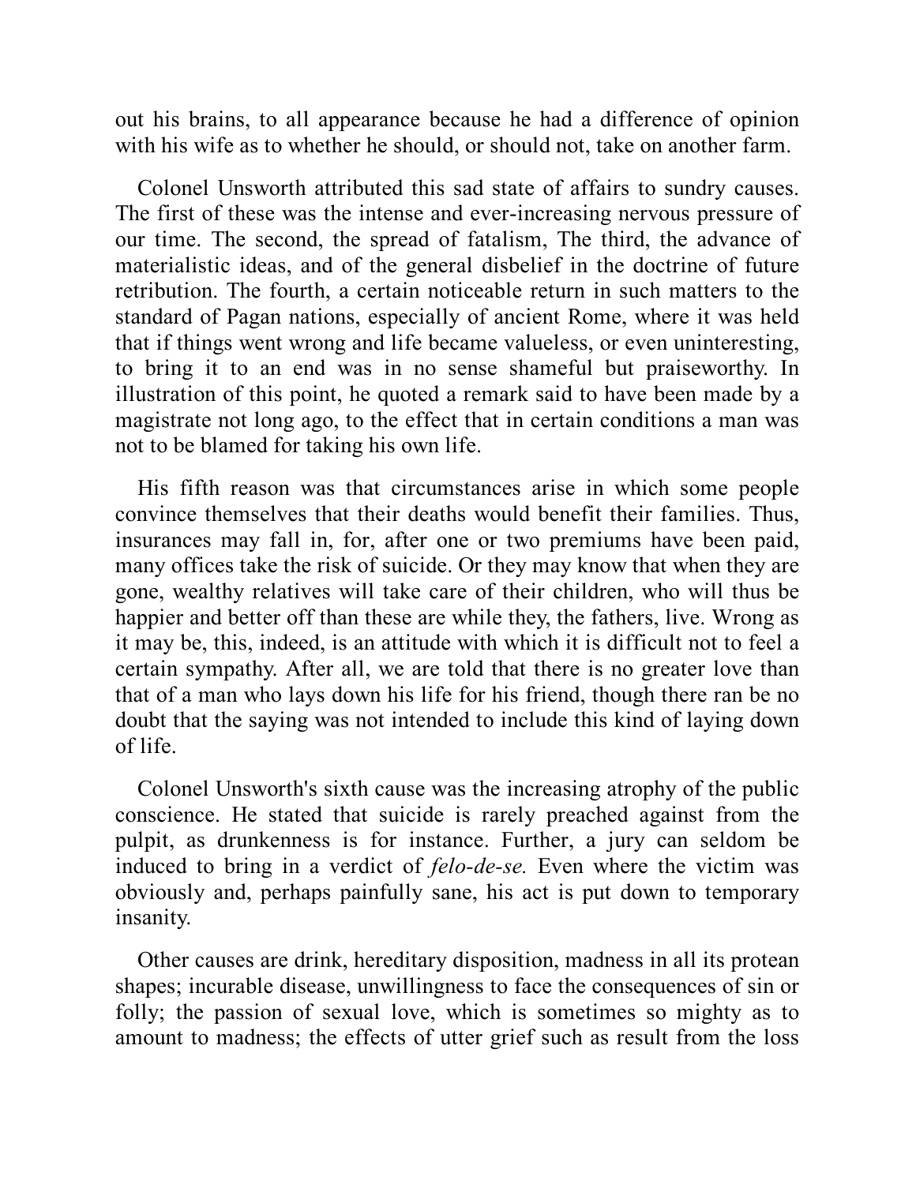out his brains, to all appearance because he had a difference of opinion with his wife as to whether he should, or should not, take on another farm.

Colonel Unsworth attributed this sad state of affairs to sundry causes. The first of these was the intense and ever-increasing nervous pressure of our time. The second, the spread of fatalism, The third, the advance of materialistic ideas, and of the general disbelief in the doctrine of future retribution. The fourth, a certain noticeable return in such matters to the standard of Pagan nations, especially of ancient Rome, where it was held that if things went wrong and life became valueless, or even uninteresting, to bring it to an end was in no sense shameful but praiseworthy. In illustration of this point, he quoted a remark said to have been made by a magistrate not long ago, to the effect that in certain conditions a man was not to be blamed for taking his own life.

His fifth reason was that circumstances arise in which some people convince themselves that their deaths would benefit their families. Thus, insurances may fall in, for, after one or two premiums have been paid, many offices take the risk of suicide. Or they may know that when they are gone, wealthy relatives will take care of their children, who will thus be happier and better off than these are while they, the fathers, live. Wrong as it may be, this, indeed, is an attitude with which it is difficult not to feel a certain sympathy. After all, we are told that there is no greater love than that of a man who lays down his life for his friend, though there ran be no doubt that the saying was not intended to include this kind of laying down of life.

Colonel Unsworth's sixth cause was the increasing atrophy of the public conscience. He stated that suicide is rarely preached against from the pulpit, as drunkenness is for instance. Further, a jury can seldom be induced to bring in a verdict of *felo-de-se.* Even where the victim was obviously and, perhaps painfully sane, his act is put down to temporary insanity.

Other causes are drink, hereditary disposition, madness in all its protean shapes; incurable disease, unwillingness to face the consequences of sin or folly; the passion of sexual love, which is sometimes so mighty as to amount to madness; the effects of utter grief such as result from the loss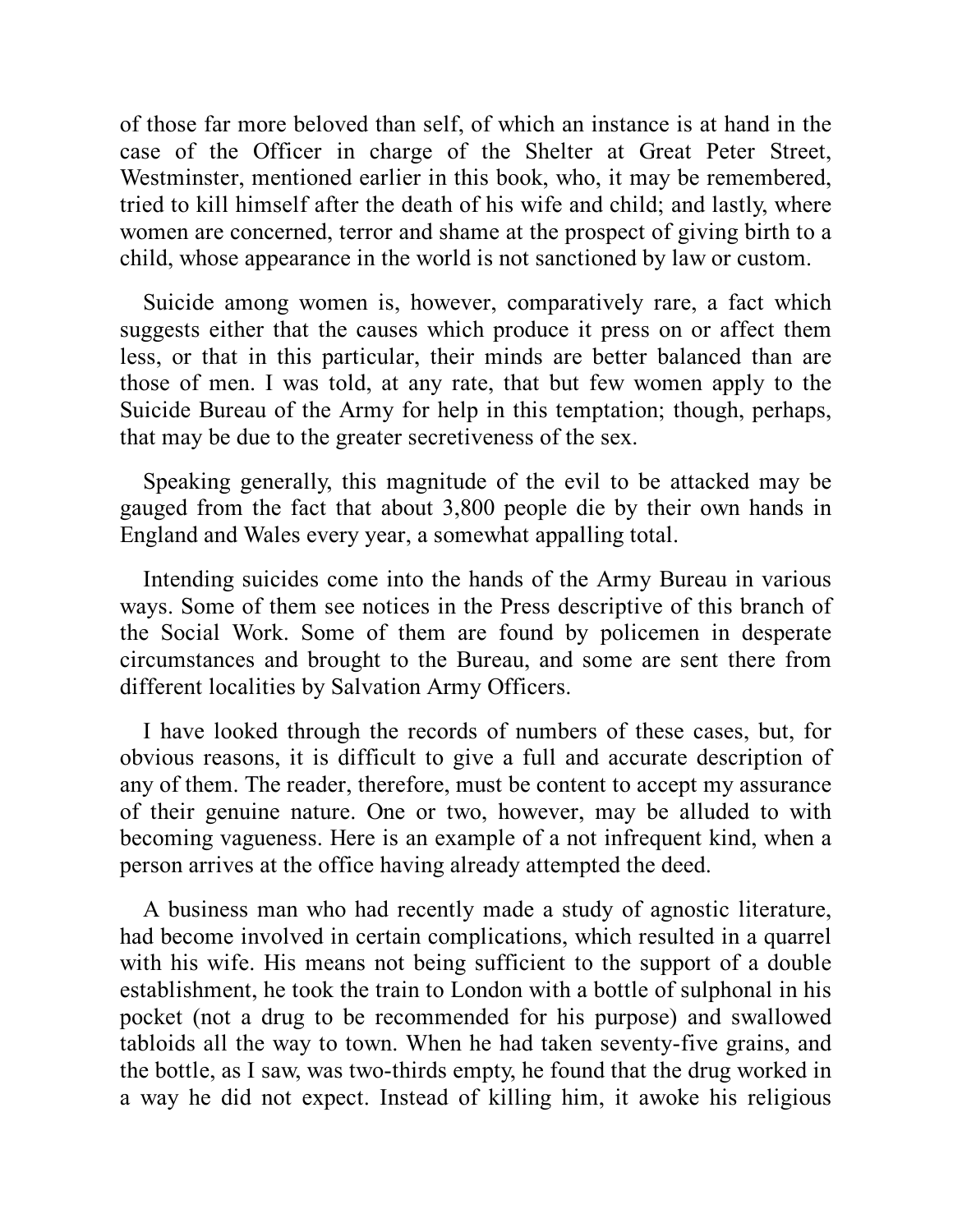of those far more beloved than self, of which an instance is at hand in the case of the Officer in charge of the Shelter at Great Peter Street, Westminster, mentioned earlier in this book, who, it may be remembered, tried to kill himself after the death of his wife and child; and lastly, where women are concerned, terror and shame at the prospect of giving birth to a child, whose appearance in the world is not sanctioned by law or custom.

Suicide among women is, however, comparatively rare, a fact which suggests either that the causes which produce it press on or affect them less, or that in this particular, their minds are better balanced than are those of men. I was told, at any rate, that but few women apply to the Suicide Bureau of the Army for help in this temptation; though, perhaps, that may be due to the greater secretiveness of the sex.

Speaking generally, this magnitude of the evil to be attacked may be gauged from the fact that about 3,800 people die by their own hands in England and Wales every year, a somewhat appalling total.

Intending suicides come into the hands of the Army Bureau in various ways. Some of them see notices in the Press descriptive of this branch of the Social Work. Some of them are found by policemen in desperate circumstances and brought to the Bureau, and some are sent there from different localities by Salvation Army Officers.

I have looked through the records of numbers of these cases, but, for obvious reasons, it is difficult to give a full and accurate description of any of them. The reader, therefore, must be content to accept my assurance of their genuine nature. One or two, however, may be alluded to with becoming vagueness. Here is an example of a not infrequent kind, when a person arrives at the office having already attempted the deed.

A business man who had recently made a study of agnostic literature, had become involved in certain complications, which resulted in a quarrel with his wife. His means not being sufficient to the support of a double establishment, he took the train to London with a bottle of sulphonal in his pocket (not a drug to be recommended for his purpose) and swallowed tabloids all the way to town. When he had taken seventy-five grains, and the bottle, as I saw, was two-thirds empty, he found that the drug worked in a way he did not expect. Instead of killing him, it awoke his religious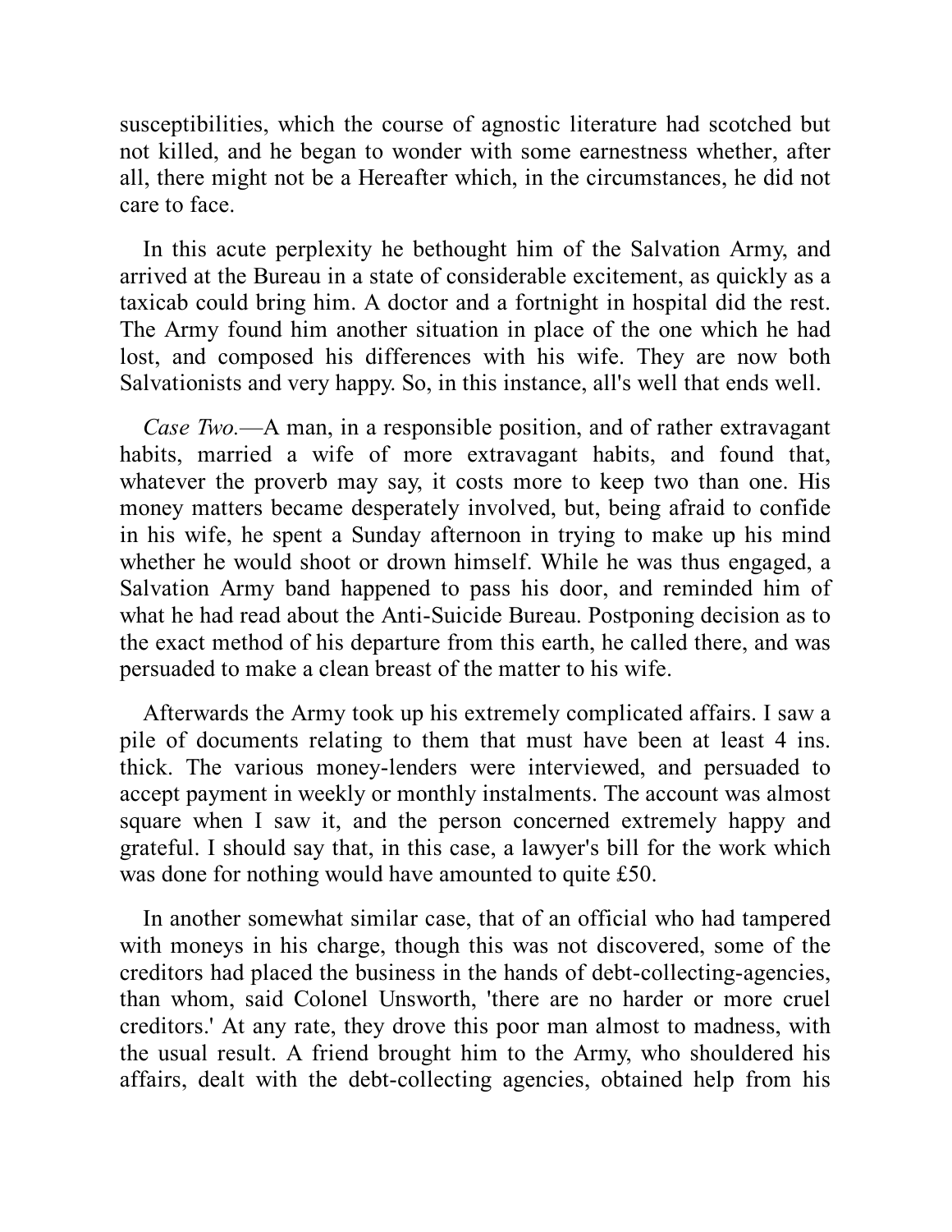susceptibilities, which the course of agnostic literature had scotched but not killed, and he began to wonder with some earnestness whether, after all, there might not be a Hereafter which, in the circumstances, he did not care to face.

In this acute perplexity he bethought him of the Salvation Army, and arrived at the Bureau in a state of considerable excitement, as quickly as a taxicab could bring him. A doctor and a fortnight in hospital did the rest. The Army found him another situation in place of the one which he had lost, and composed his differences with his wife. They are now both Salvationists and very happy. So, in this instance, all's well that ends well.

*Case Two.*—A man, in a responsible position, and of rather extravagant habits, married a wife of more extravagant habits, and found that, whatever the proverb may say, it costs more to keep two than one. His money matters became desperately involved, but, being afraid to confide in his wife, he spent a Sunday afternoon in trying to make up his mind whether he would shoot or drown himself. While he was thus engaged, a Salvation Army band happened to pass his door, and reminded him of what he had read about the Anti-Suicide Bureau. Postponing decision as to the exact method of his departure from this earth, he called there, and was persuaded to make a clean breast of the matter to his wife.

Afterwards the Army took up his extremely complicated affairs. I saw a pile of documents relating to them that must have been at least 4 ins. thick. The various money-lenders were interviewed, and persuaded to accept payment in weekly or monthly instalments. The account was almost square when I saw it, and the person concerned extremely happy and grateful. I should say that, in this case, a lawyer's bill for the work which was done for nothing would have amounted to quite £50.

In another somewhat similar case, that of an official who had tampered with moneys in his charge, though this was not discovered, some of the creditors had placed the business in the hands of debt-collecting-agencies, than whom, said Colonel Unsworth, 'there are no harder or more cruel creditors.' At any rate, they drove this poor man almost to madness, with the usual result. A friend brought him to the Army, who shouldered his affairs, dealt with the debt-collecting agencies, obtained help from his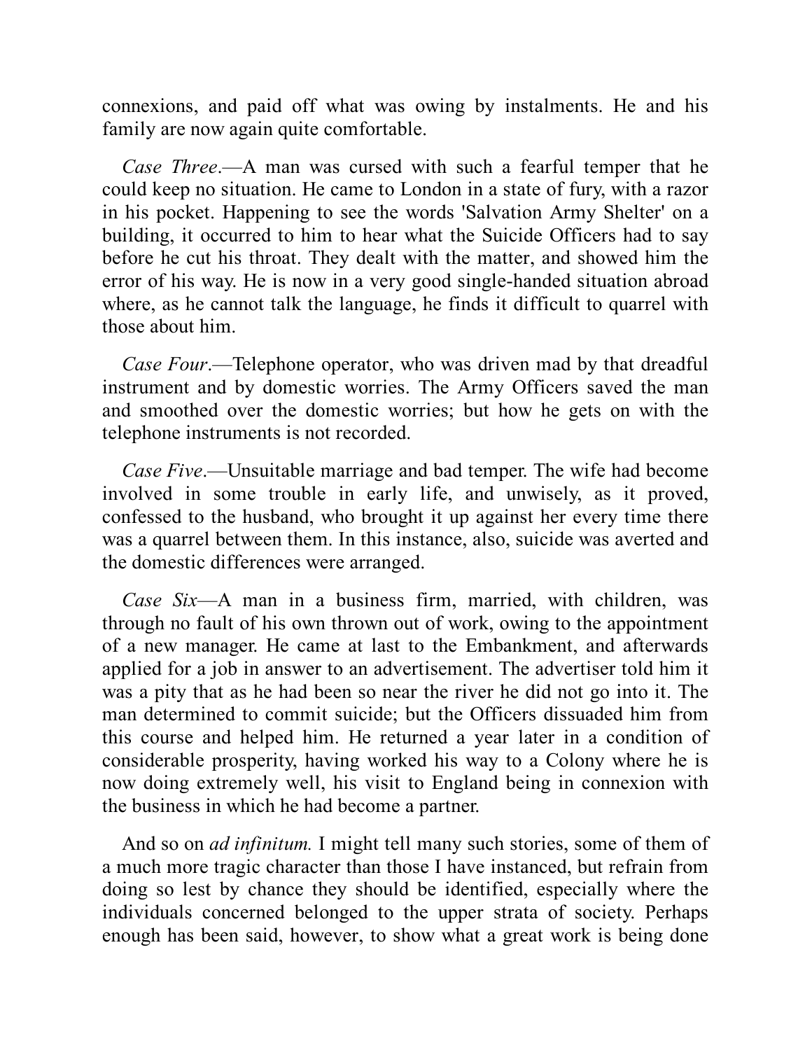connexions, and paid off what was owing by instalments. He and his family are now again quite comfortable.

*Case Three*.—A man was cursed with such a fearful temper that he could keep no situation. He came to London in a state of fury, with a razor in his pocket. Happening to see the words 'Salvation Army Shelter' on a building, it occurred to him to hear what the Suicide Officers had to say before he cut his throat. They dealt with the matter, and showed him the error of his way. He is now in a very good single-handed situation abroad where, as he cannot talk the language, he finds it difficult to quarrel with those about him.

*Case Four*.—Telephone operator, who was driven mad by that dreadful instrument and by domestic worries. The Army Officers saved the man and smoothed over the domestic worries; but how he gets on with the telephone instruments is not recorded.

*Case Five*.—Unsuitable marriage and bad temper. The wife had become involved in some trouble in early life, and unwisely, as it proved, confessed to the husband, who brought it up against her every time there was a quarrel between them. In this instance, also, suicide was averted and the domestic differences were arranged.

*Case Six*—A man in a business firm, married, with children, was through no fault of his own thrown out of work, owing to the appointment of a new manager. He came at last to the Embankment, and afterwards applied for a job in answer to an advertisement. The advertiser told him it was a pity that as he had been so near the river he did not go into it. The man determined to commit suicide; but the Officers dissuaded him from this course and helped him. He returned a year later in a condition of considerable prosperity, having worked his way to a Colony where he is now doing extremely well, his visit to England being in connexion with the business in which he had become a partner.

And so on *ad infinitum.* I might tell many such stories, some of them of a much more tragic character than those I have instanced, but refrain from doing so lest by chance they should be identified, especially where the individuals concerned belonged to the upper strata of society. Perhaps enough has been said, however, to show what a great work is being done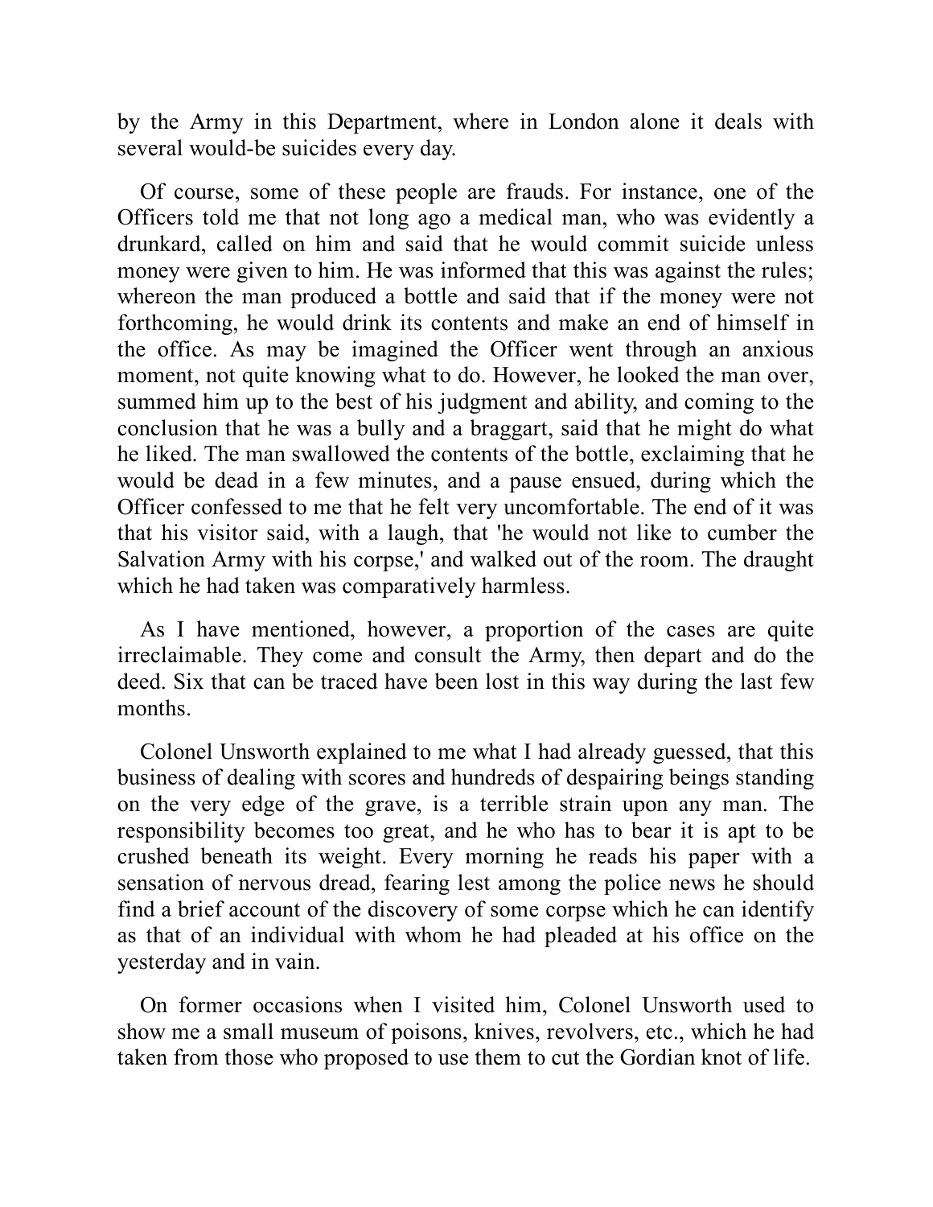by the Army in this Department, where in London alone it deals with several would-be suicides every day.

Of course, some of these people are frauds. For instance, one of the Officers told me that not long ago a medical man, who was evidently a drunkard, called on him and said that he would commit suicide unless money were given to him. He was informed that this was against the rules; whereon the man produced a bottle and said that if the money were not forthcoming, he would drink its contents and make an end of himself in the office. As may be imagined the Officer went through an anxious moment, not quite knowing what to do. However, he looked the man over, summed him up to the best of his judgment and ability, and coming to the conclusion that he was a bully and a braggart, said that he might do what he liked. The man swallowed the contents of the bottle, exclaiming that he would be dead in a few minutes, and a pause ensued, during which the Officer confessed to me that he felt very uncomfortable. The end of it was that his visitor said, with a laugh, that 'he would not like to cumber the Salvation Army with his corpse,' and walked out of the room. The draught which he had taken was comparatively harmless.

As I have mentioned, however, a proportion of the cases are quite irreclaimable. They come and consult the Army, then depart and do the deed. Six that can be traced have been lost in this way during the last few months.

Colonel Unsworth explained to me what I had already guessed, that this business of dealing with scores and hundreds of despairing beings standing on the very edge of the grave, is a terrible strain upon any man. The responsibility becomes too great, and he who has to bear it is apt to be crushed beneath its weight. Every morning he reads his paper with a sensation of nervous dread, fearing lest among the police news he should find a brief account of the discovery of some corpse which he can identify as that of an individual with whom he had pleaded at his office on the yesterday and in vain.

On former occasions when I visited him, Colonel Unsworth used to show me a small museum of poisons, knives, revolvers, etc., which he had taken from those who proposed to use them to cut the Gordian knot of life.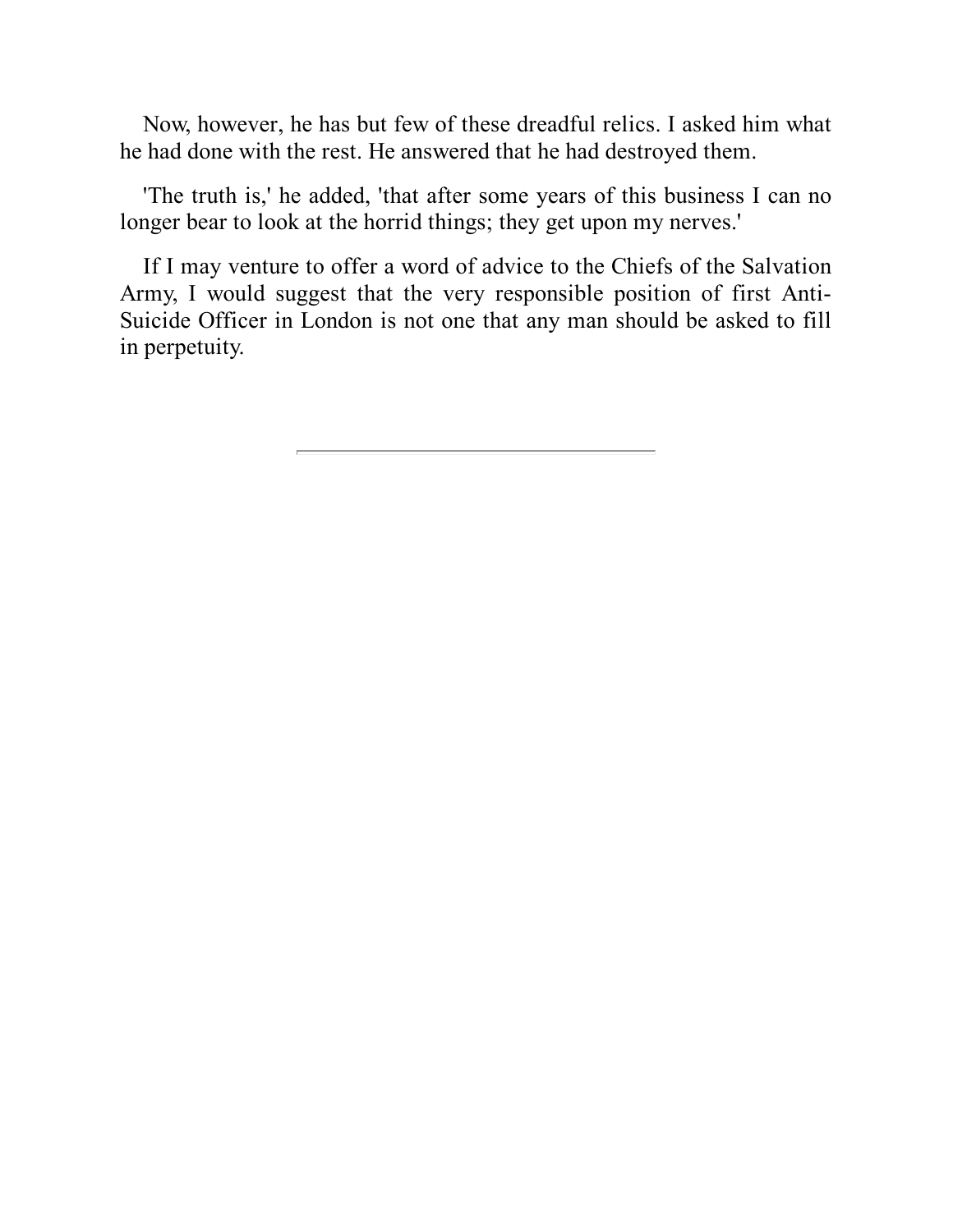Now, however, he has but few of these dreadful relics. I asked him what he had done with the rest. He answered that he had destroyed them.

'The truth is,' he added, 'that after some years of this business I can no longer bear to look at the horrid things; they get upon my nerves.'

If I may venture to offer a word of advice to the Chiefs of the Salvation Army, I would suggest that the very responsible position of first Anti-Suicide Officer in London is not one that any man should be asked to fill in perpetuity.

---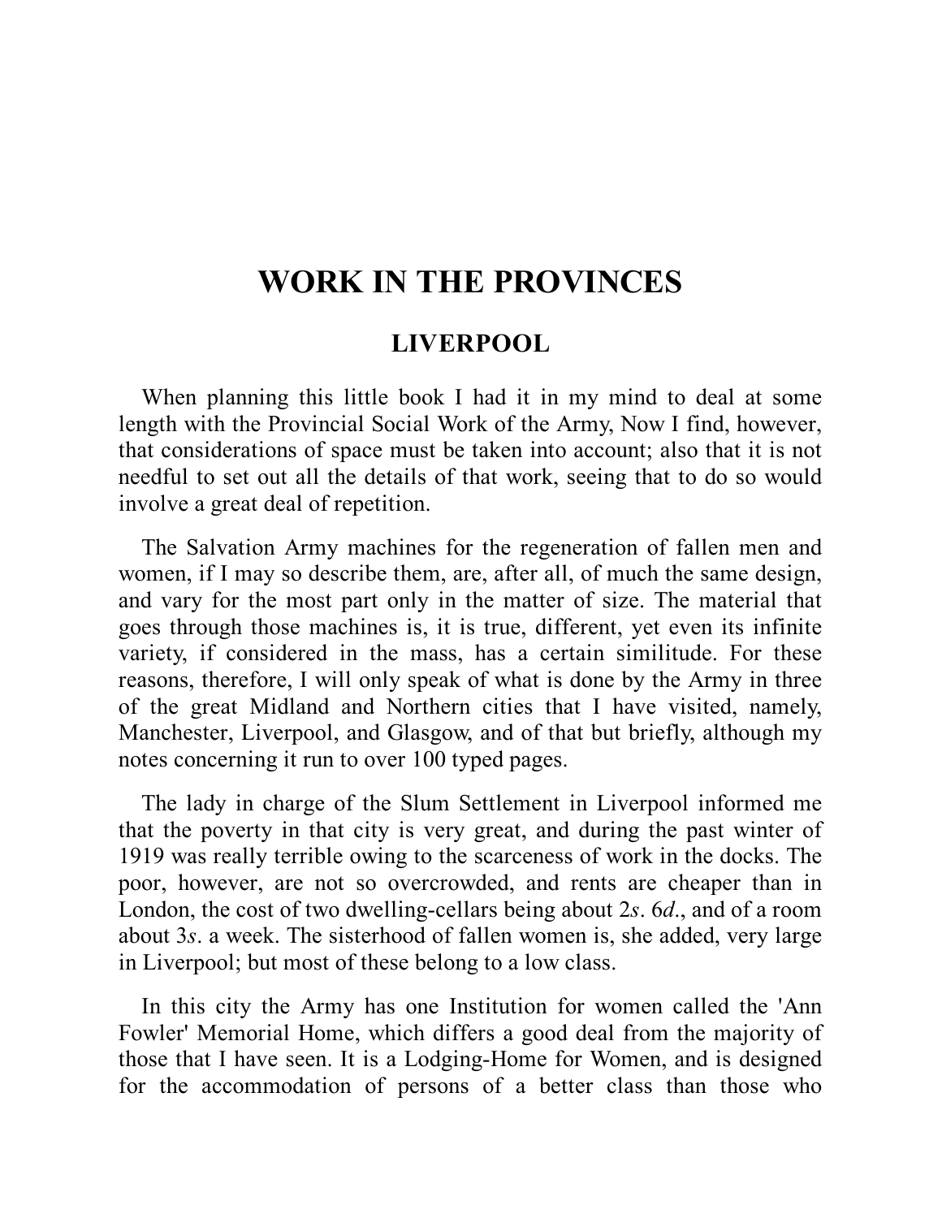# WORK IN THE PROVINCES

## LIVERPOOL

When planning this little book I had it in my mind to deal at some length with the Provincial Social Work of the Army, Now I find, however, that considerations of space must be taken into account; also that it is not needful to set out all the details of that work, seeing that to do so would involve a great deal of repetition.

The Salvation Army machines for the regeneration of fallen men and women, if I may so describe them, are, after all, of much the same design, and vary for the most part only in the matter of size. The material that goes through those machines is, it is true, different, yet even its infinite variety, if considered in the mass, has a certain similitude. For these reasons, therefore, I will only speak of what is done by the Army in three of the great Midland and Northern cities that I have visited, namely, Manchester, Liverpool, and Glasgow, and of that but briefly, although my notes concerning it run to over 100 typed pages.

The lady in charge of the Slum Settlement in Liverpool informed me that the poverty in that city is very great, and during the past winter of 1919 was really terrible owing to the scarceness of work in the docks. The poor, however, are not so overcrowded, and rents are cheaper than in London, the cost of two dwelling-cellars being about 2*s*. 6*d*., and of a room about 3*s*. a week. The sisterhood of fallen women is, she added, very large in Liverpool; but most of these belong to a low class.

In this city the Army has one Institution for women called the 'Ann Fowler' Memorial Home, which differs a good deal from the majority of those that I have seen. It is a Lodging-Home for Women, and is designed for the accommodation of persons of a better class than those who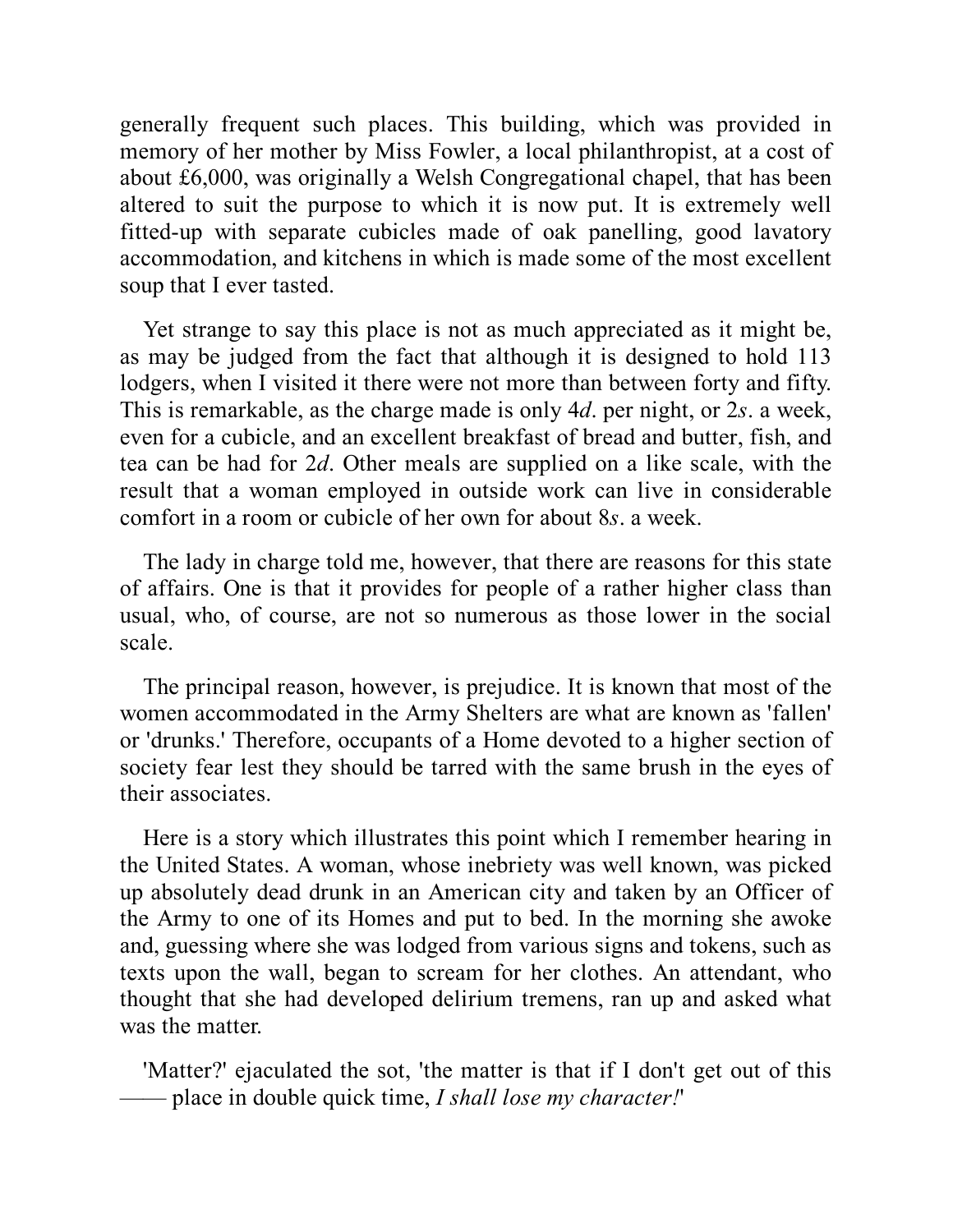generally frequent such places. This building, which was provided in memory of her mother by Miss Fowler, a local philanthropist, at a cost of about £6,000, was originally a Welsh Congregational chapel, that has been altered to suit the purpose to which it is now put. It is extremely well fitted-up with separate cubicles made of oak panelling, good lavatory accommodation, and kitchens in which is made some of the most excellent soup that I ever tasted.

Yet strange to say this place is not as much appreciated as it might be, as may be judged from the fact that although it is designed to hold 113 lodgers, when I visited it there were not more than between forty and fifty. This is remarkable, as the charge made is only 4*d*. per night, or 2*s*. a week, even for a cubicle, and an excellent breakfast of bread and butter, fish, and tea can be had for 2*d*. Other meals are supplied on a like scale, with the result that a woman employed in outside work can live in considerable comfort in a room or cubicle of her own for about 8*s*. a week.

The lady in charge told me, however, that there are reasons for this state of affairs. One is that it provides for people of a rather higher class than usual, who, of course, are not so numerous as those lower in the social scale.

The principal reason, however, is prejudice. It is known that most of the women accommodated in the Army Shelters are what are known as 'fallen' or 'drunks.' Therefore, occupants of a Home devoted to a higher section of society fear lest they should be tarred with the same brush in the eyes of their associates.

Here is a story which illustrates this point which I remember hearing in the United States. A woman, whose inebriety was well known, was picked up absolutely dead drunk in an American city and taken by an Officer of the Army to one of its Homes and put to bed. In the morning she awoke and, guessing where she was lodged from various signs and tokens, such as texts upon the wall, began to scream for her clothes. An attendant, who thought that she had developed delirium tremens, ran up and asked what was the matter.

'Matter?' ejaculated the sot, 'the matter is that if I don't get out of this —— place in double quick time, *I shall lose my character!*'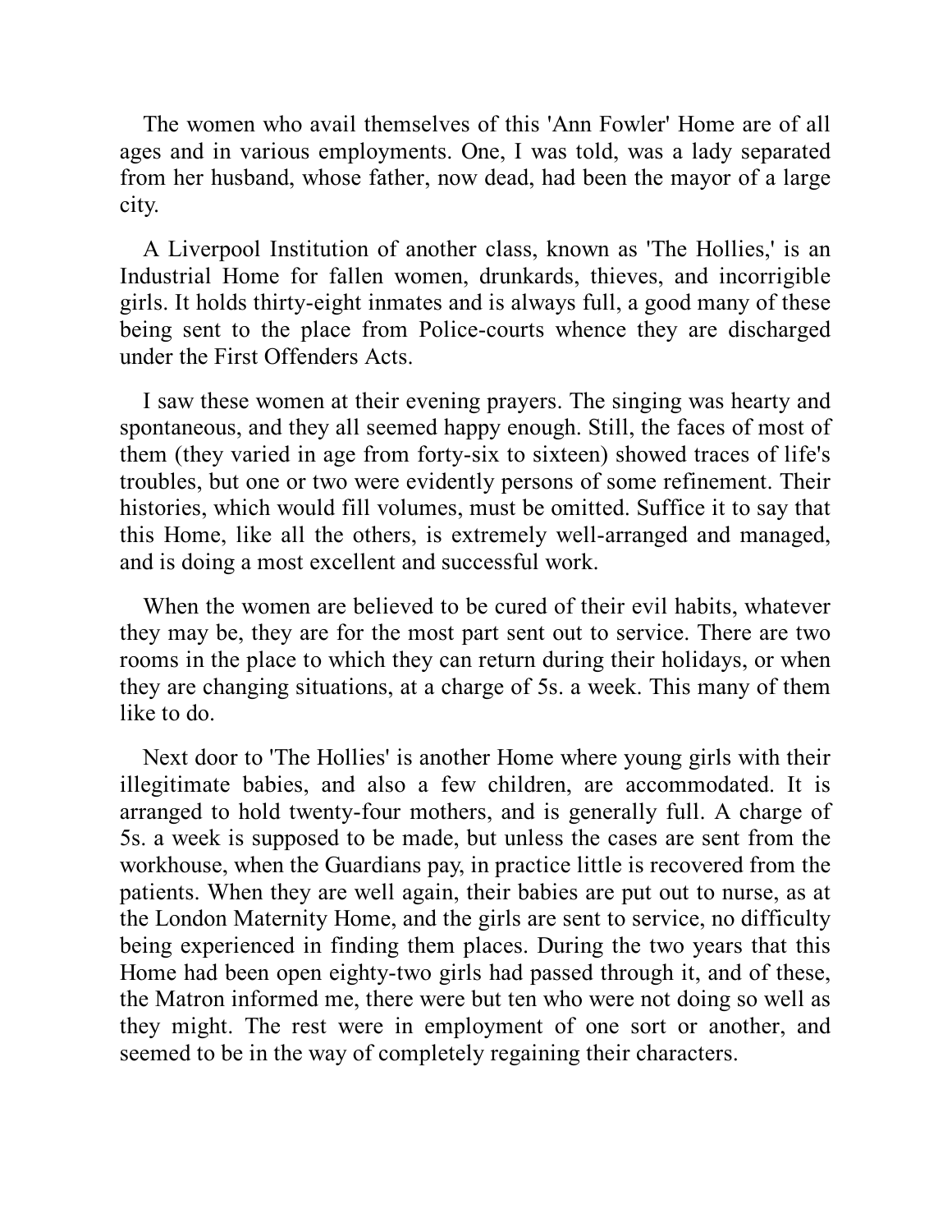The women who avail themselves of this 'Ann Fowler' Home are of all ages and in various employments. One, I was told, was a lady separated from her husband, whose father, now dead, had been the mayor of a large city.

A Liverpool Institution of another class, known as 'The Hollies,' is an Industrial Home for fallen women, drunkards, thieves, and incorrigible girls. It holds thirty-eight inmates and is always full, a good many of these being sent to the place from Police-courts whence they are discharged under the First Offenders Acts.

I saw these women at their evening prayers. The singing was hearty and spontaneous, and they all seemed happy enough. Still, the faces of most of them (they varied in age from forty-six to sixteen) showed traces of life's troubles, but one or two were evidently persons of some refinement. Their histories, which would fill volumes, must be omitted. Suffice it to say that this Home, like all the others, is extremely well-arranged and managed, and is doing a most excellent and successful work.

When the women are believed to be cured of their evil habits, whatever they may be, they are for the most part sent out to service. There are two rooms in the place to which they can return during their holidays, or when they are changing situations, at a charge of 5s. a week. This many of them like to do.

Next door to 'The Hollies' is another Home where young girls with their illegitimate babies, and also a few children, are accommodated. It is arranged to hold twenty-four mothers, and is generally full. A charge of 5s. a week is supposed to be made, but unless the cases are sent from the workhouse, when the Guardians pay, in practice little is recovered from the patients. When they are well again, their babies are put out to nurse, as at the London Maternity Home, and the girls are sent to service, no difficulty being experienced in finding them places. During the two years that this Home had been open eighty-two girls had passed through it, and of these, the Matron informed me, there were but ten who were not doing so well as they might. The rest were in employment of one sort or another, and seemed to be in the way of completely regaining their characters.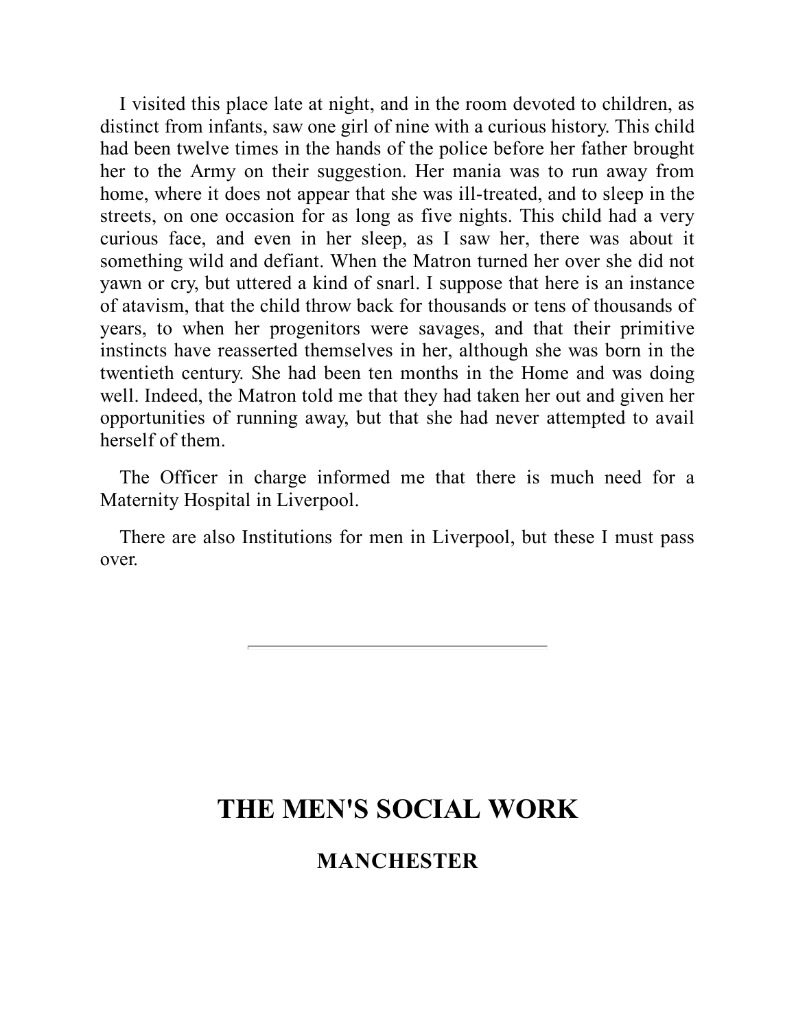I visited this place late at night, and in the room devoted to children, as distinct from infants, saw one girl of nine with a curious history. This child had been twelve times in the hands of the police before her father brought her to the Army on their suggestion. Her mania was to run away from home, where it does not appear that she was ill-treated, and to sleep in the streets, on one occasion for as long as five nights. This child had a very curious face, and even in her sleep, as I saw her, there was about it something wild and defiant. When the Matron turned her over she did not yawn or cry, but uttered a kind of snarl. I suppose that here is an instance of atavism, that the child throw back for thousands or tens of thousands of years, to when her progenitors were savages, and that their primitive instincts have reasserted themselves in her, although she was born in the twentieth century. She had been ten months in the Home and was doing well. Indeed, the Matron told me that they had taken her out and given her opportunities of running away, but that she had never attempted to avail herself of them.

The Officer in charge informed me that there is much need for a Maternity Hospital in Liverpool.

There are also Institutions for men in Liverpool, but these I must pass over.

---

# THE MEN'S SOCIAL WORK

## MANCHESTER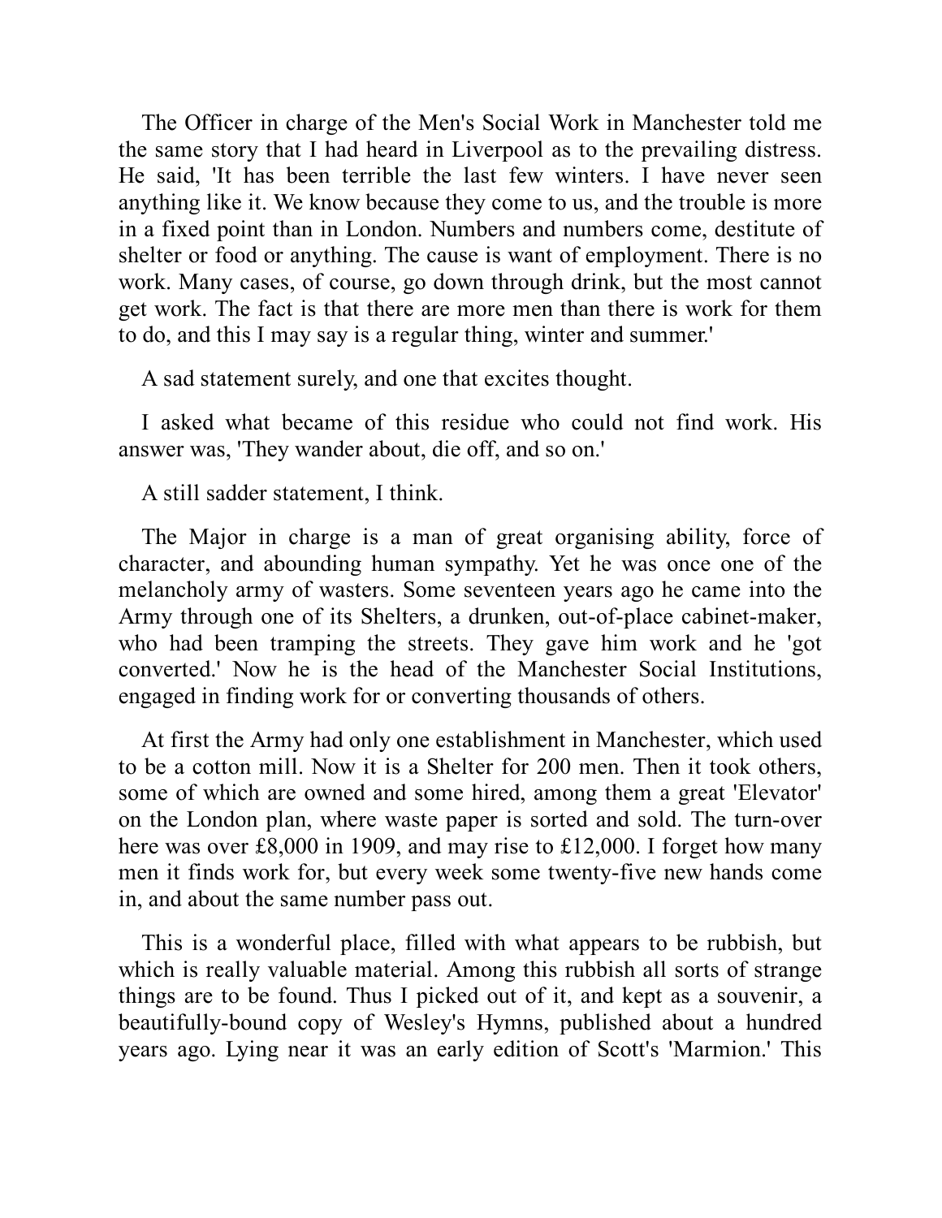The Officer in charge of the Men's Social Work in Manchester told me the same story that I had heard in Liverpool as to the prevailing distress. He said, 'It has been terrible the last few winters. I have never seen anything like it. We know because they come to us, and the trouble is more in a fixed point than in London. Numbers and numbers come, destitute of shelter or food or anything. The cause is want of employment. There is no work. Many cases, of course, go down through drink, but the most cannot get work. The fact is that there are more men than there is work for them to do, and this I may say is a regular thing, winter and summer.'

A sad statement surely, and one that excites thought.

I asked what became of this residue who could not find work. His answer was, 'They wander about, die off, and so on.'

A still sadder statement, I think.

The Major in charge is a man of great organising ability, force of character, and abounding human sympathy. Yet he was once one of the melancholy army of wasters. Some seventeen years ago he came into the Army through one of its Shelters, a drunken, out-of-place cabinet-maker, who had been tramping the streets. They gave him work and he 'got converted.' Now he is the head of the Manchester Social Institutions, engaged in finding work for or converting thousands of others.

At first the Army had only one establishment in Manchester, which used to be a cotton mill. Now it is a Shelter for 200 men. Then it took others, some of which are owned and some hired, among them a great 'Elevator' on the London plan, where waste paper is sorted and sold. The turn-over here was over £8,000 in 1909, and may rise to £12,000. I forget how many men it finds work for, but every week some twenty-five new hands come in, and about the same number pass out.

This is a wonderful place, filled with what appears to be rubbish, but which is really valuable material. Among this rubbish all sorts of strange things are to be found. Thus I picked out of it, and kept as a souvenir, a beautifully-bound copy of Wesley's Hymns, published about a hundred years ago. Lying near it was an early edition of Scott's 'Marmion.' This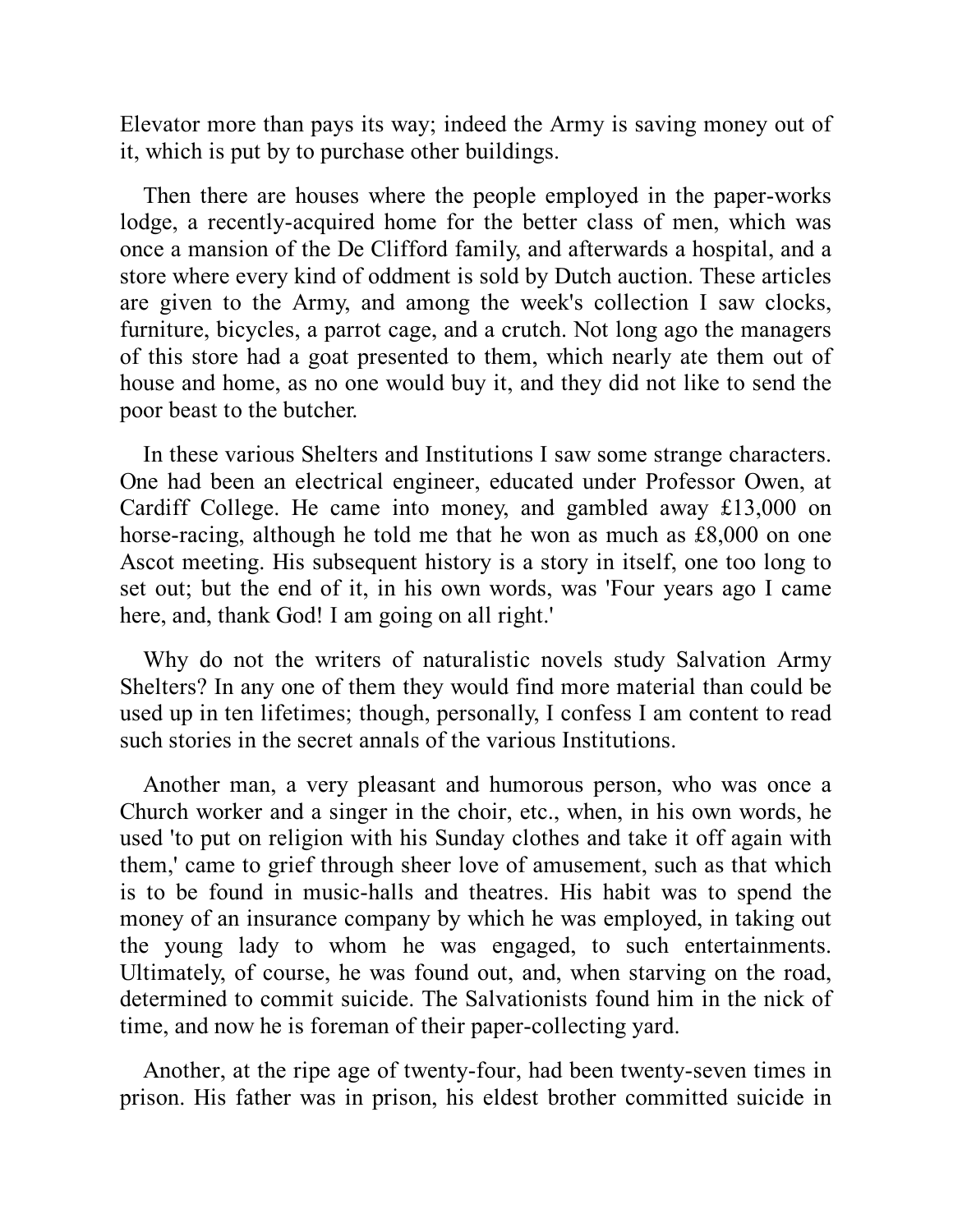Elevator more than pays its way; indeed the Army is saving money out of it, which is put by to purchase other buildings.

Then there are houses where the people employed in the paper-works lodge, a recently-acquired home for the better class of men, which was once a mansion of the De Clifford family, and afterwards a hospital, and a store where every kind of oddment is sold by Dutch auction. These articles are given to the Army, and among the week's collection I saw clocks, furniture, bicycles, a parrot cage, and a crutch. Not long ago the managers of this store had a goat presented to them, which nearly ate them out of house and home, as no one would buy it, and they did not like to send the poor beast to the butcher.

In these various Shelters and Institutions I saw some strange characters. One had been an electrical engineer, educated under Professor Owen, at Cardiff College. He came into money, and gambled away £13,000 on horse-racing, although he told me that he won as much as £8,000 on one Ascot meeting. His subsequent history is a story in itself, one too long to set out; but the end of it, in his own words, was 'Four years ago I came here, and, thank God! I am going on all right.'

Why do not the writers of naturalistic novels study Salvation Army Shelters? In any one of them they would find more material than could be used up in ten lifetimes; though, personally, I confess I am content to read such stories in the secret annals of the various Institutions.

Another man, a very pleasant and humorous person, who was once a Church worker and a singer in the choir, etc., when, in his own words, he used 'to put on religion with his Sunday clothes and take it off again with them,' came to grief through sheer love of amusement, such as that which is to be found in music-halls and theatres. His habit was to spend the money of an insurance company by which he was employed, in taking out the young lady to whom he was engaged, to such entertainments. Ultimately, of course, he was found out, and, when starving on the road, determined to commit suicide. The Salvationists found him in the nick of time, and now he is foreman of their paper-collecting yard.

Another, at the ripe age of twenty-four, had been twenty-seven times in prison. His father was in prison, his eldest brother committed suicide in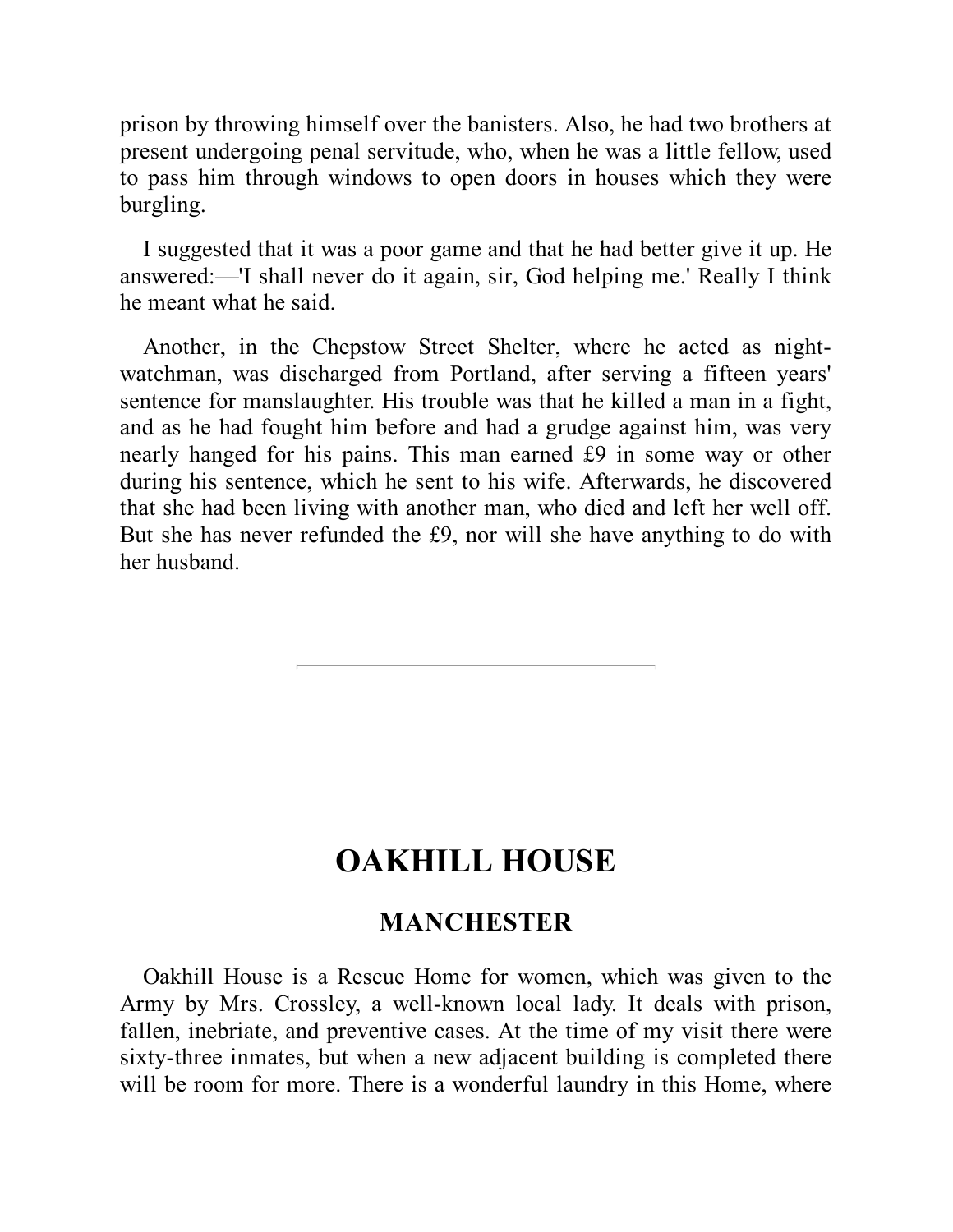prison by throwing himself over the banisters. Also, he had two brothers at present undergoing penal servitude, who, when he was a little fellow, used to pass him through windows to open doors in houses which they were burgling.

I suggested that it was a poor game and that he had better give it up. He answered:—'I shall never do it again, sir, God helping me.' Really I think he meant what he said.

Another, in the Chepstow Street Shelter, where he acted as night-watchman, was discharged from Portland, after serving a fifteen years' sentence for manslaughter. His trouble was that he killed a man in a fight, and as he had fought him before and had a grudge against him, was very nearly hanged for his pains. This man earned £9 in some way or other during his sentence, which he sent to his wife. Afterwards, he discovered that she had been living with another man, who died and left her well off. But she has never refunded the £9, nor will she have anything to do with her husband.

---

# OAKHILL HOUSE

## MANCHESTER

Oakhill House is a Rescue Home for women, which was given to the Army by Mrs. Crossley, a well-known local lady. It deals with prison, fallen, inebriate, and preventive cases. At the time of my visit there were sixty-three inmates, but when a new adjacent building is completed there will be room for more. There is a wonderful laundry in this Home, where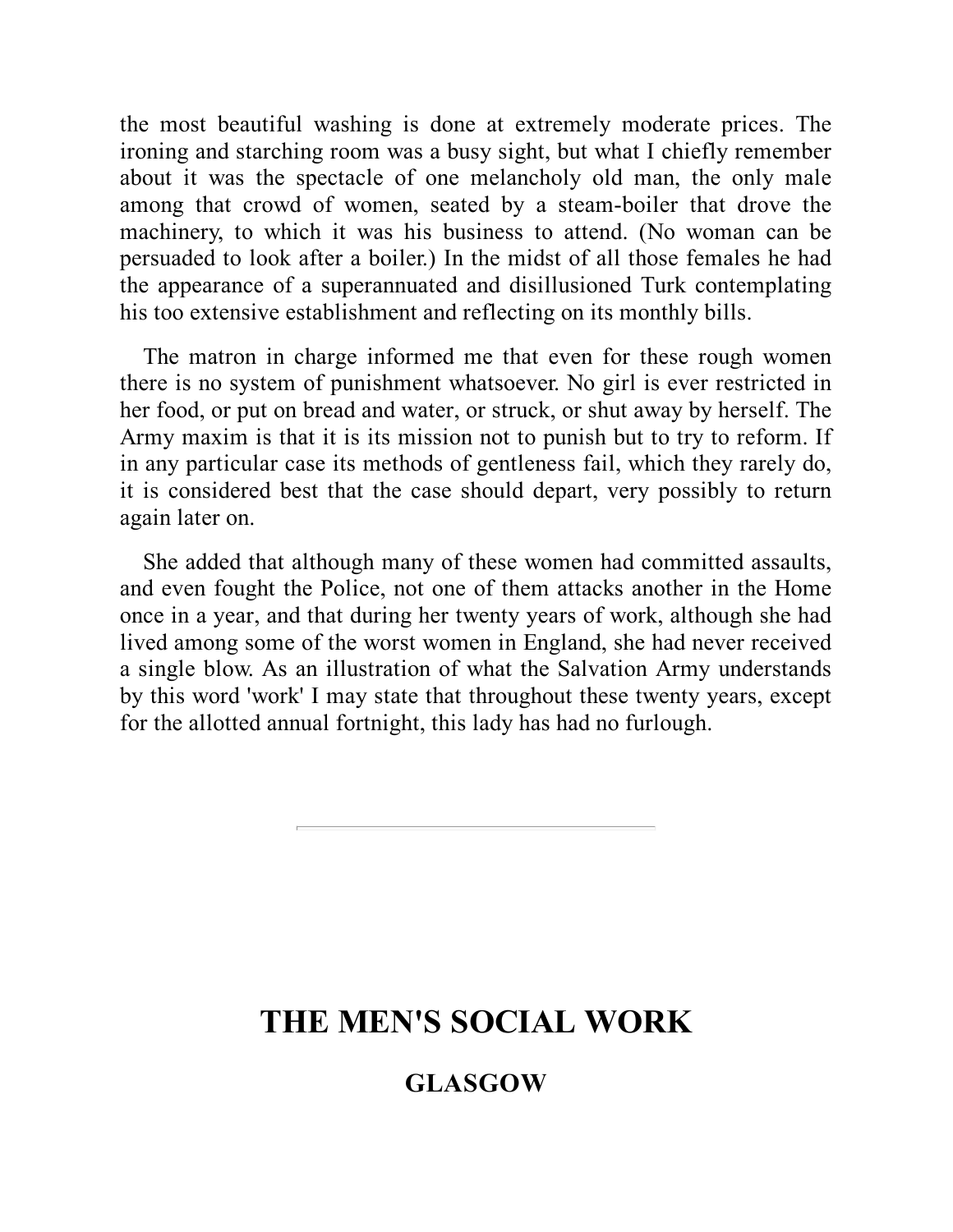the most beautiful washing is done at extremely moderate prices. The ironing and starching room was a busy sight, but what I chiefly remember about it was the spectacle of one melancholy old man, the only male among that crowd of women, seated by a steam-boiler that drove the machinery, to which it was his business to attend. (No woman can be persuaded to look after a boiler.) In the midst of all those females he had the appearance of a superannuated and disillusioned Turk contemplating his too extensive establishment and reflecting on its monthly bills.

The matron in charge informed me that even for these rough women there is no system of punishment whatsoever. No girl is ever restricted in her food, or put on bread and water, or struck, or shut away by herself. The Army maxim is that it is its mission not to punish but to try to reform. If in any particular case its methods of gentleness fail, which they rarely do, it is considered best that the case should depart, very possibly to return again later on.

She added that although many of these women had committed assaults, and even fought the Police, not one of them attacks another in the Home once in a year, and that during her twenty years of work, although she had lived among some of the worst women in England, she had never received a single blow. As an illustration of what the Salvation Army understands by this word 'work' I may state that throughout these twenty years, except for the allotted annual fortnight, this lady has had no furlough.

---

## THE MEN'S SOCIAL WORK

### GLASGOW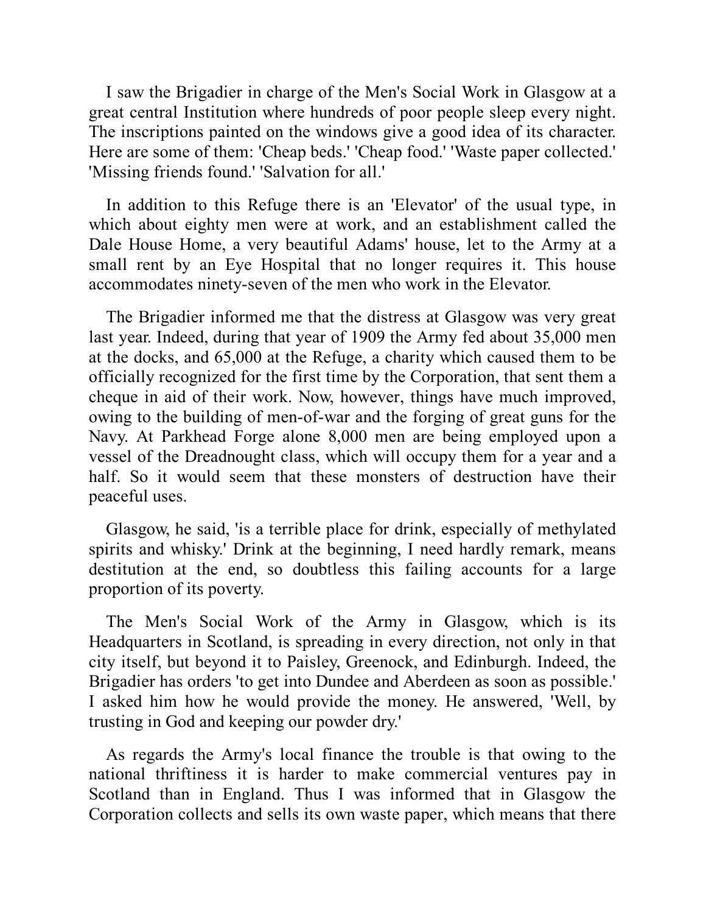I saw the Brigadier in charge of the Men's Social Work in Glasgow at a great central Institution where hundreds of poor people sleep every night. The inscriptions painted on the windows give a good idea of its character. Here are some of them: 'Cheap beds.' 'Cheap food.' 'Waste paper collected.' 'Missing friends found.' 'Salvation for all.'

In addition to this Refuge there is an 'Elevator' of the usual type, in which about eighty men were at work, and an establishment called the Dale House Home, a very beautiful Adams' house, let to the Army at a small rent by an Eye Hospital that no longer requires it. This house accommodates ninety-seven of the men who work in the Elevator.

The Brigadier informed me that the distress at Glasgow was very great last year. Indeed, during that year of 1909 the Army fed about 35,000 men at the docks, and 65,000 at the Refuge, a charity which caused them to be officially recognized for the first time by the Corporation, that sent them a cheque in aid of their work. Now, however, things have much improved, owing to the building of men-of-war and the forging of great guns for the Navy. At Parkhead Forge alone 8,000 men are being employed upon a vessel of the Dreadnought class, which will occupy them for a year and a half. So it would seem that these monsters of destruction have their peaceful uses.

Glasgow, he said, 'is a terrible place for drink, especially of methylated spirits and whisky.' Drink at the beginning, I need hardly remark, means destitution at the end, so doubtless this failing accounts for a large proportion of its poverty.

The Men's Social Work of the Army in Glasgow, which is its Headquarters in Scotland, is spreading in every direction, not only in that city itself, but beyond it to Paisley, Greenock, and Edinburgh. Indeed, the Brigadier has orders 'to get into Dundee and Aberdeen as soon as possible.' I asked him how he would provide the money. He answered, 'Well, by trusting in God and keeping our powder dry.'

As regards the Army's local finance the trouble is that owing to the national thriftiness it is harder to make commercial ventures pay in Scotland than in England. Thus I was informed that in Glasgow the Corporation collects and sells its own waste paper, which means that there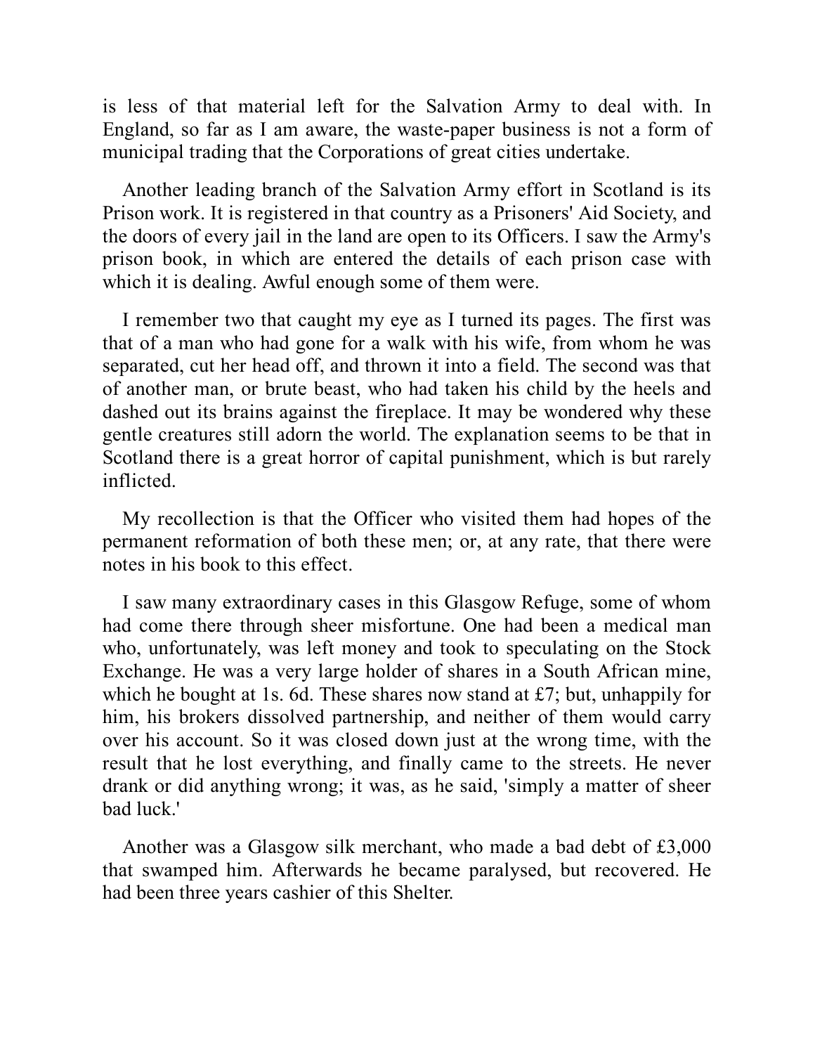is less of that material left for the Salvation Army to deal with. In England, so far as I am aware, the waste-paper business is not a form of municipal trading that the Corporations of great cities undertake.

Another leading branch of the Salvation Army effort in Scotland is its Prison work. It is registered in that country as a Prisoners' Aid Society, and the doors of every jail in the land are open to its Officers. I saw the Army's prison book, in which are entered the details of each prison case with which it is dealing. Awful enough some of them were.

I remember two that caught my eye as I turned its pages. The first was that of a man who had gone for a walk with his wife, from whom he was separated, cut her head off, and thrown it into a field. The second was that of another man, or brute beast, who had taken his child by the heels and dashed out its brains against the fireplace. It may be wondered why these gentle creatures still adorn the world. The explanation seems to be that in Scotland there is a great horror of capital punishment, which is but rarely inflicted.

My recollection is that the Officer who visited them had hopes of the permanent reformation of both these men; or, at any rate, that there were notes in his book to this effect.

I saw many extraordinary cases in this Glasgow Refuge, some of whom had come there through sheer misfortune. One had been a medical man who, unfortunately, was left money and took to speculating on the Stock Exchange. He was a very large holder of shares in a South African mine, which he bought at 1s. 6d. These shares now stand at £7; but, unhappily for him, his brokers dissolved partnership, and neither of them would carry over his account. So it was closed down just at the wrong time, with the result that he lost everything, and finally came to the streets. He never drank or did anything wrong; it was, as he said, 'simply a matter of sheer bad luck.'

Another was a Glasgow silk merchant, who made a bad debt of £3,000 that swamped him. Afterwards he became paralysed, but recovered. He had been three years cashier of this Shelter.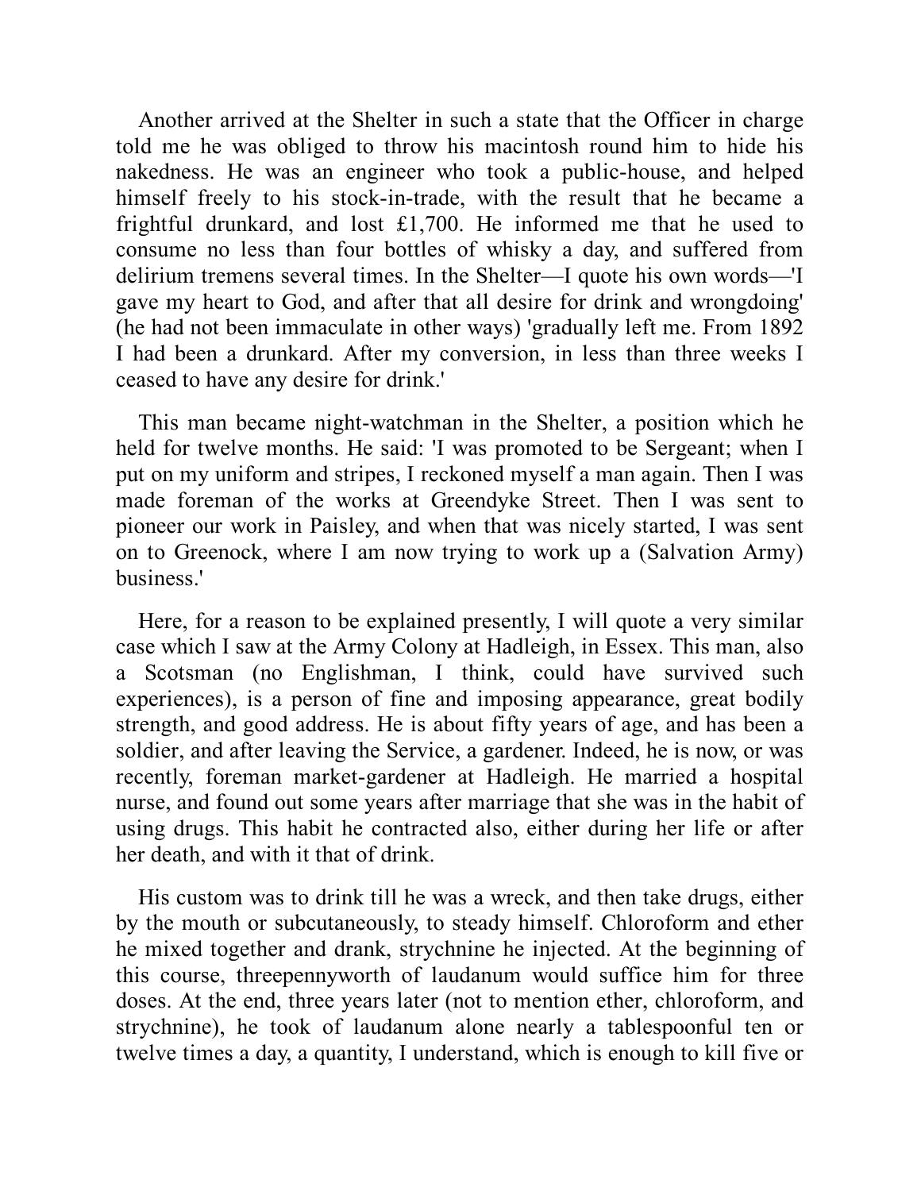Another arrived at the Shelter in such a state that the Officer in charge told me he was obliged to throw his macintosh round him to hide his nakedness. He was an engineer who took a public-house, and helped himself freely to his stock-in-trade, with the result that he became a frightful drunkard, and lost £1,700. He informed me that he used to consume no less than four bottles of whisky a day, and suffered from delirium tremens several times. In the Shelter—I quote his own words—'I gave my heart to God, and after that all desire for drink and wrongdoing' (he had not been immaculate in other ways) 'gradually left me. From 1892 I had been a drunkard. After my conversion, in less than three weeks I ceased to have any desire for drink.'

This man became night-watchman in the Shelter, a position which he held for twelve months. He said: 'I was promoted to be Sergeant; when I put on my uniform and stripes, I reckoned myself a man again. Then I was made foreman of the works at Greendyke Street. Then I was sent to pioneer our work in Paisley, and when that was nicely started, I was sent on to Greenock, where I am now trying to work up a (Salvation Army) business.'

Here, for a reason to be explained presently, I will quote a very similar case which I saw at the Army Colony at Hadleigh, in Essex. This man, also a Scotsman (no Englishman, I think, could have survived such experiences), is a person of fine and imposing appearance, great bodily strength, and good address. He is about fifty years of age, and has been a soldier, and after leaving the Service, a gardener. Indeed, he is now, or was recently, foreman market-gardener at Hadleigh. He married a hospital nurse, and found out some years after marriage that she was in the habit of using drugs. This habit he contracted also, either during her life or after her death, and with it that of drink.

His custom was to drink till he was a wreck, and then take drugs, either by the mouth or subcutaneously, to steady himself. Chloroform and ether he mixed together and drank, strychnine he injected. At the beginning of this course, threepennyworth of laudanum would suffice him for three doses. At the end, three years later (not to mention ether, chloroform, and strychnine), he took of laudanum alone nearly a tablespoonful ten or twelve times a day, a quantity, I understand, which is enough to kill five or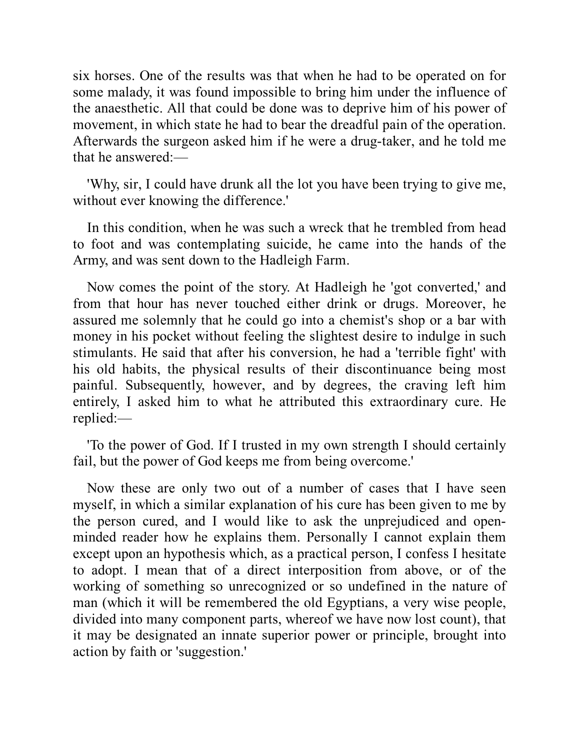six horses. One of the results was that when he had to be operated on for some malady, it was found impossible to bring him under the influence of the anaesthetic. All that could be done was to deprive him of his power of movement, in which state he had to bear the dreadful pain of the operation. Afterwards the surgeon asked him if he were a drug-taker, and he told me that he answered:—

'Why, sir, I could have drunk all the lot you have been trying to give me, without ever knowing the difference.'

In this condition, when he was such a wreck that he trembled from head to foot and was contemplating suicide, he came into the hands of the Army, and was sent down to the Hadleigh Farm.

Now comes the point of the story. At Hadleigh he 'got converted,' and from that hour has never touched either drink or drugs. Moreover, he assured me solemnly that he could go into a chemist's shop or a bar with money in his pocket without feeling the slightest desire to indulge in such stimulants. He said that after his conversion, he had a 'terrible fight' with his old habits, the physical results of their discontinuance being most painful. Subsequently, however, and by degrees, the craving left him entirely, I asked him to what he attributed this extraordinary cure. He replied:—

'To the power of God. If I trusted in my own strength I should certainly fail, but the power of God keeps me from being overcome.'

Now these are only two out of a number of cases that I have seen myself, in which a similar explanation of his cure has been given to me by the person cured, and I would like to ask the unprejudiced and open-minded reader how he explains them. Personally I cannot explain them except upon an hypothesis which, as a practical person, I confess I hesitate to adopt. I mean that of a direct interposition from above, or of the working of something so unrecognized or so undefined in the nature of man (which it will be remembered the old Egyptians, a very wise people, divided into many component parts, whereof we have now lost count), that it may be designated an innate superior power or principle, brought into action by faith or 'suggestion.'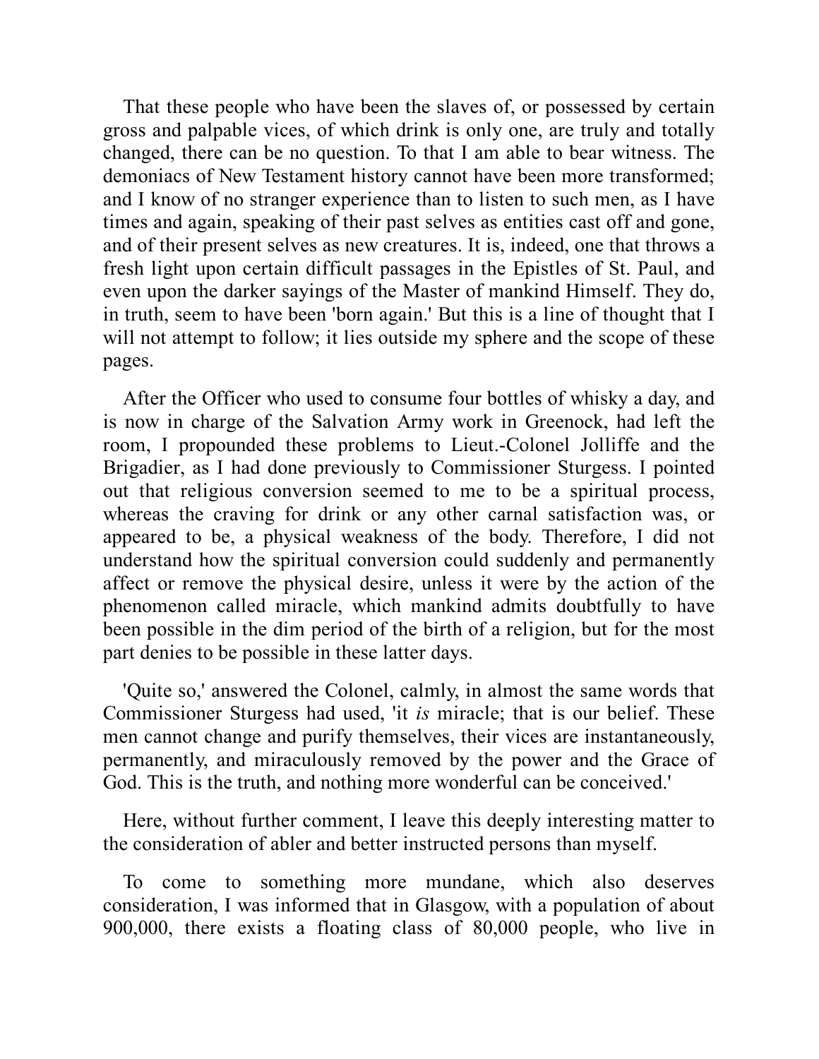That these people who have been the slaves of, or possessed by certain gross and palpable vices, of which drink is only one, are truly and totally changed, there can be no question. To that I am able to bear witness. The demoniacs of New Testament history cannot have been more transformed; and I know of no stranger experience than to listen to such men, as I have times and again, speaking of their past selves as entities cast off and gone, and of their present selves as new creatures. It is, indeed, one that throws a fresh light upon certain difficult passages in the Epistles of St. Paul, and even upon the darker sayings of the Master of mankind Himself. They do, in truth, seem to have been 'born again.' But this is a line of thought that I will not attempt to follow; it lies outside my sphere and the scope of these pages.

After the Officer who used to consume four bottles of whisky a day, and is now in charge of the Salvation Army work in Greenock, had left the room, I propounded these problems to Lieut.-Colonel Jolliffe and the Brigadier, as I had done previously to Commissioner Sturgess. I pointed out that religious conversion seemed to me to be a spiritual process, whereas the craving for drink or any other carnal satisfaction was, or appeared to be, a physical weakness of the body. Therefore, I did not understand how the spiritual conversion could suddenly and permanently affect or remove the physical desire, unless it were by the action of the phenomenon called miracle, which mankind admits doubtfully to have been possible in the dim period of the birth of a religion, but for the most part denies to be possible in these latter days.

'Quite so,' answered the Colonel, calmly, in almost the same words that Commissioner Sturgess had used, 'it *is* miracle; that is our belief. These men cannot change and purify themselves, their vices are instantaneously, permanently, and miraculously removed by the power and the Grace of God. This is the truth, and nothing more wonderful can be conceived.'

Here, without further comment, I leave this deeply interesting matter to the consideration of abler and better instructed persons than myself.

To come to something more mundane, which also deserves consideration, I was informed that in Glasgow, with a population of about 900,000, there exists a floating class of 80,000 people, who live in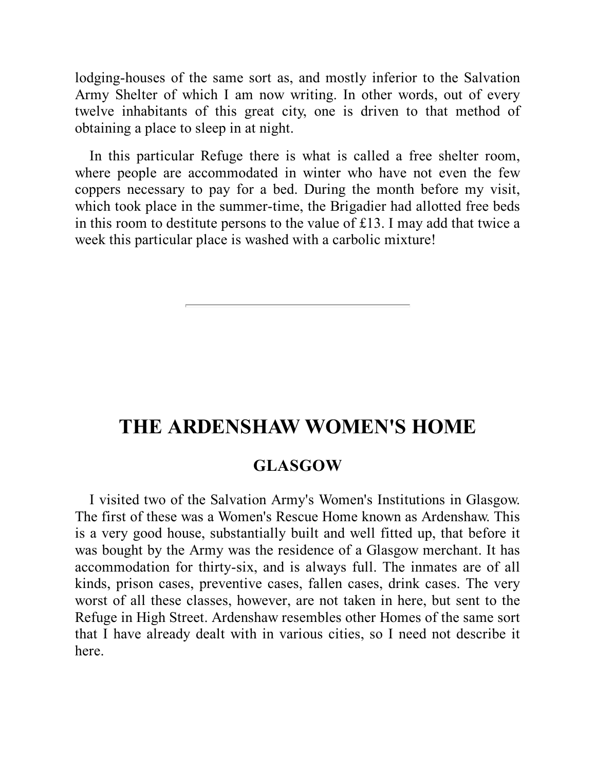lodging-houses of the same sort as, and mostly inferior to the Salvation Army Shelter of which I am now writing. In other words, out of every twelve inhabitants of this great city, one is driven to that method of obtaining a place to sleep in at night.

In this particular Refuge there is what is called a free shelter room, where people are accommodated in winter who have not even the few coppers necessary to pay for a bed. During the month before my visit, which took place in the summer-time, the Brigadier had allotted free beds in this room to destitute persons to the value of £13. I may add that twice a week this particular place is washed with a carbolic mixture!

---

## THE ARDENSHAW WOMEN'S HOME

### GLASGOW

I visited two of the Salvation Army's Women's Institutions in Glasgow. The first of these was a Women's Rescue Home known as Ardenshaw. This is a very good house, substantially built and well fitted up, that before it was bought by the Army was the residence of a Glasgow merchant. It has accommodation for thirty-six, and is always full. The inmates are of all kinds, prison cases, preventive cases, fallen cases, drink cases. The very worst of all these classes, however, are not taken in here, but sent to the Refuge in High Street. Ardenshaw resembles other Homes of the same sort that I have already dealt with in various cities, so I need not describe it here.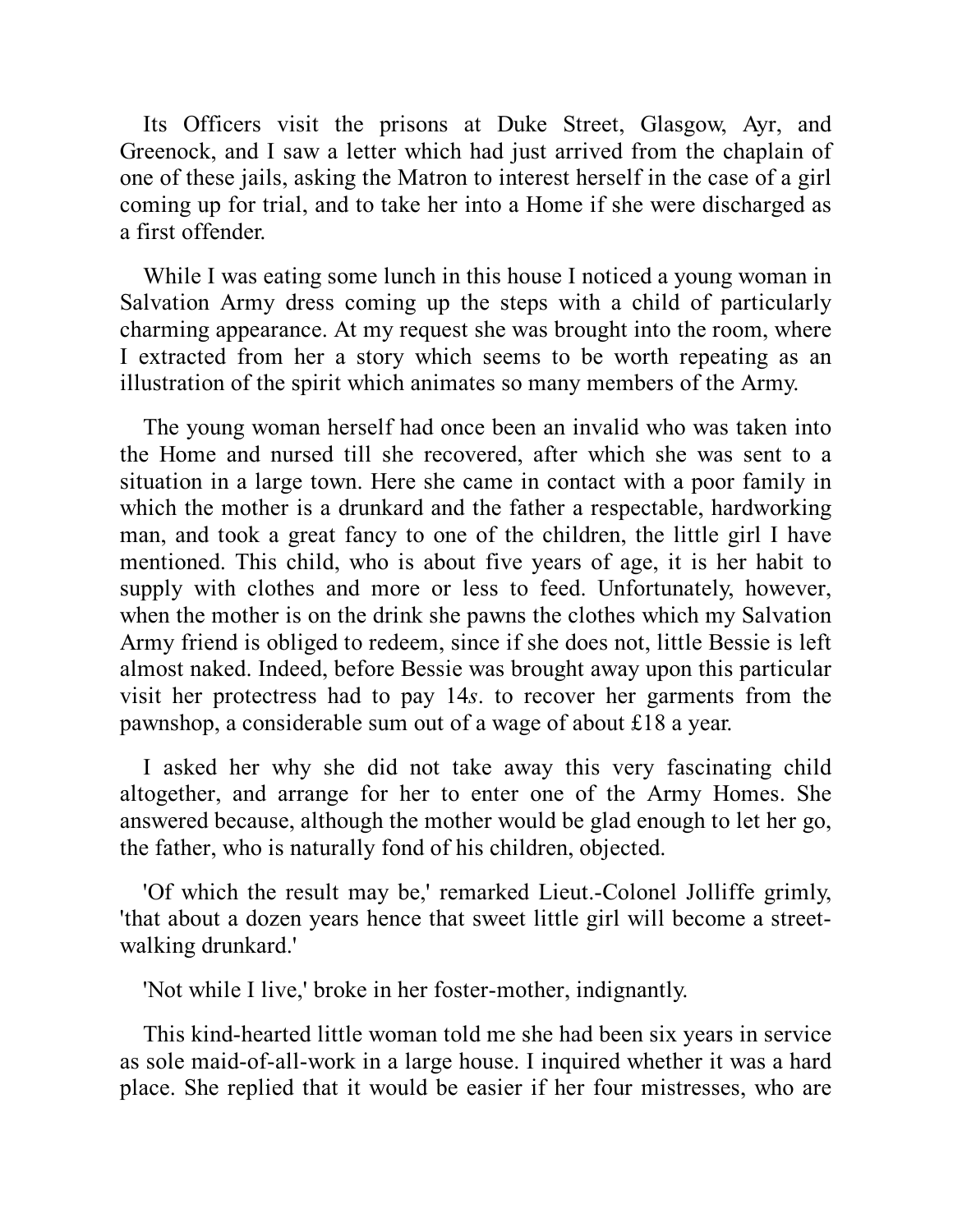Its Officers visit the prisons at Duke Street, Glasgow, Ayr, and Greenock, and I saw a letter which had just arrived from the chaplain of one of these jails, asking the Matron to interest herself in the case of a girl coming up for trial, and to take her into a Home if she were discharged as a first offender.

While I was eating some lunch in this house I noticed a young woman in Salvation Army dress coming up the steps with a child of particularly charming appearance. At my request she was brought into the room, where I extracted from her a story which seems to be worth repeating as an illustration of the spirit which animates so many members of the Army.

The young woman herself had once been an invalid who was taken into the Home and nursed till she recovered, after which she was sent to a situation in a large town. Here she came in contact with a poor family in which the mother is a drunkard and the father a respectable, hardworking man, and took a great fancy to one of the children, the little girl I have mentioned. This child, who is about five years of age, it is her habit to supply with clothes and more or less to feed. Unfortunately, however, when the mother is on the drink she pawns the clothes which my Salvation Army friend is obliged to redeem, since if she does not, little Bessie is left almost naked. Indeed, before Bessie was brought away upon this particular visit her protectress had to pay 14*s*. to recover her garments from the pawnshop, a considerable sum out of a wage of about £18 a year.

I asked her why she did not take away this very fascinating child altogether, and arrange for her to enter one of the Army Homes. She answered because, although the mother would be glad enough to let her go, the father, who is naturally fond of his children, objected.

'Of which the result may be,' remarked Lieut.-Colonel Jolliffe grimly, 'that about a dozen years hence that sweet little girl will become a street-walking drunkard.'

'Not while I live,' broke in her foster-mother, indignantly.

This kind-hearted little woman told me she had been six years in service as sole maid-of-all-work in a large house. I inquired whether it was a hard place. She replied that it would be easier if her four mistresses, who are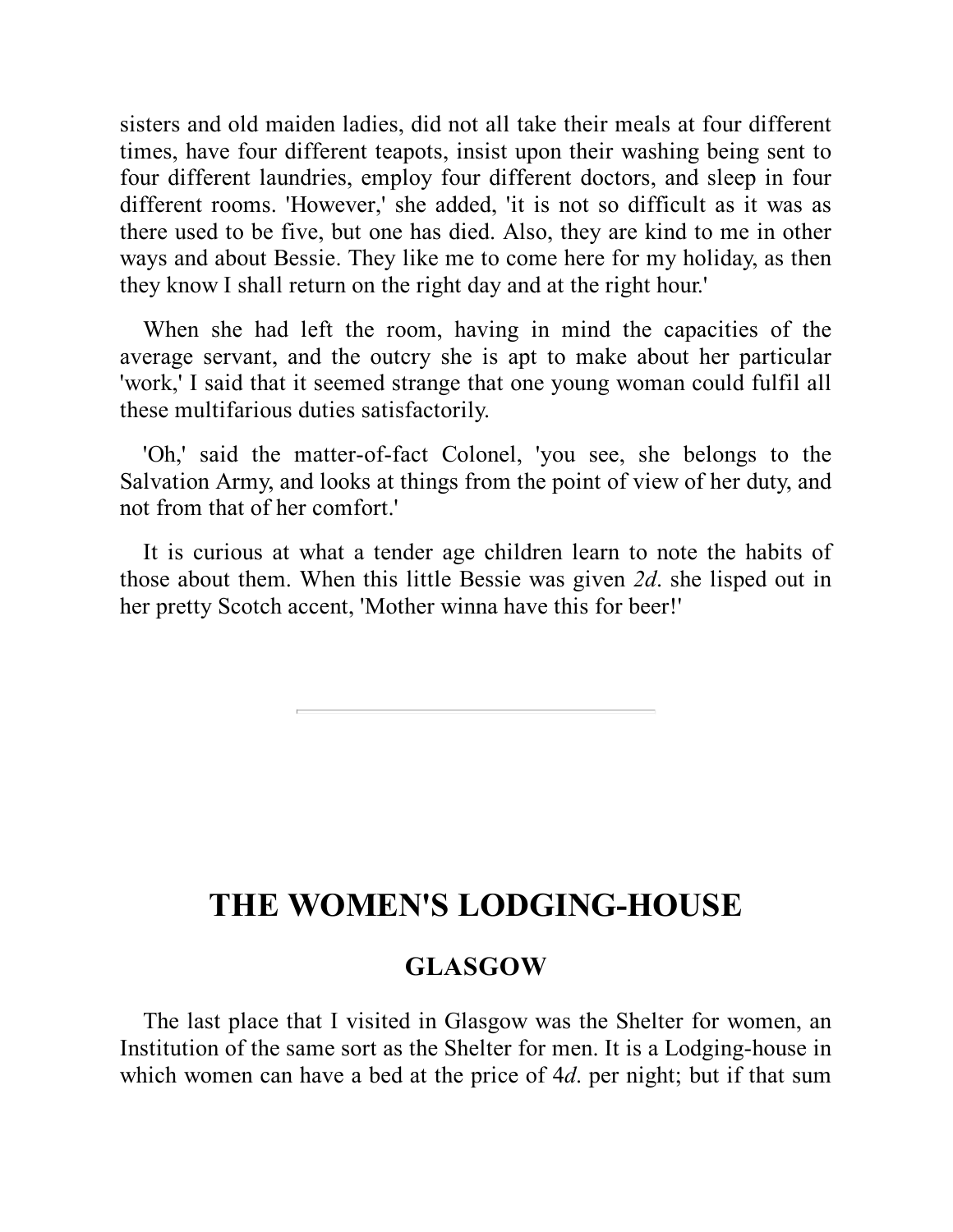sisters and old maiden ladies, did not all take their meals at four different times, have four different teapots, insist upon their washing being sent to four different laundries, employ four different doctors, and sleep in four different rooms. 'However,' she added, 'it is not so difficult as it was as there used to be five, but one has died. Also, they are kind to me in other ways and about Bessie. They like me to come here for my holiday, as then they know I shall return on the right day and at the right hour.'

When she had left the room, having in mind the capacities of the average servant, and the outcry she is apt to make about her particular 'work,' I said that it seemed strange that one young woman could fulfil all these multifarious duties satisfactorily.

'Oh,' said the matter-of-fact Colonel, 'you see, she belongs to the Salvation Army, and looks at things from the point of view of her duty, and not from that of her comfort.'

It is curious at what a tender age children learn to note the habits of those about them. When this little Bessie was given *2d*. she lisped out in her pretty Scotch accent, 'Mother winna have this for beer!'

---

# THE WOMEN'S LODGING-HOUSE

## GLASGOW

The last place that I visited in Glasgow was the Shelter for women, an Institution of the same sort as the Shelter for men. It is a Lodging-house in which women can have a bed at the price of 4*d*. per night; but if that sum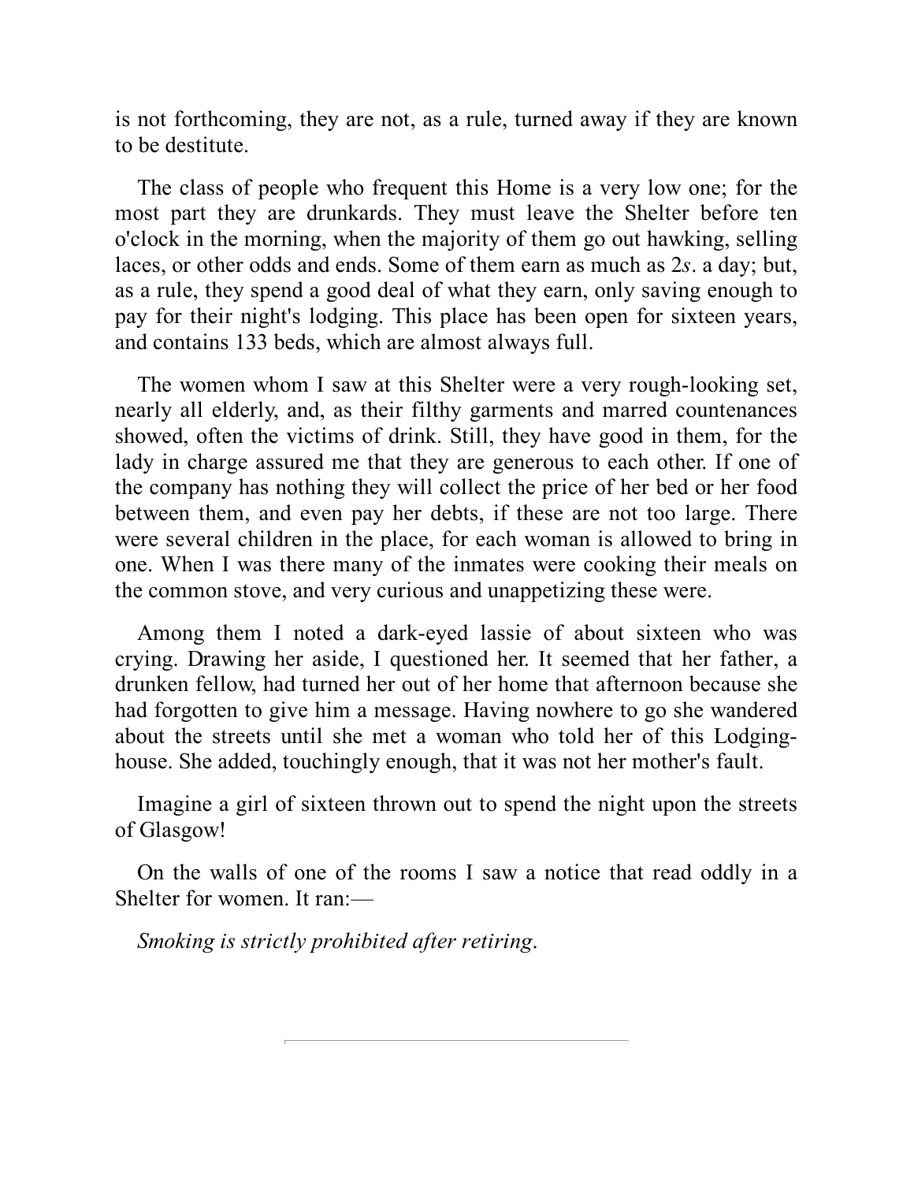is not forthcoming, they are not, as a rule, turned away if they are known to be destitute.

The class of people who frequent this Home is a very low one; for the most part they are drunkards. They must leave the Shelter before ten o'clock in the morning, when the majority of them go out hawking, selling laces, or other odds and ends. Some of them earn as much as 2*s*. a day; but, as a rule, they spend a good deal of what they earn, only saving enough to pay for their night's lodging. This place has been open for sixteen years, and contains 133 beds, which are almost always full.

The women whom I saw at this Shelter were a very rough-looking set, nearly all elderly, and, as their filthy garments and marred countenances showed, often the victims of drink. Still, they have good in them, for the lady in charge assured me that they are generous to each other. If one of the company has nothing they will collect the price of her bed or her food between them, and even pay her debts, if these are not too large. There were several children in the place, for each woman is allowed to bring in one. When I was there many of the inmates were cooking their meals on the common stove, and very curious and unappetizing these were.

Among them I noted a dark-eyed lassie of about sixteen who was crying. Drawing her aside, I questioned her. It seemed that her father, a drunken fellow, had turned her out of her home that afternoon because she had forgotten to give him a message. Having nowhere to go she wandered about the streets until she met a woman who told her of this Lodging-house. She added, touchingly enough, that it was not her mother's fault.

Imagine a girl of sixteen thrown out to spend the night upon the streets of Glasgow!

On the walls of one of the rooms I saw a notice that read oddly in a Shelter for women. It ran:—

*Smoking is strictly prohibited after retiring.*

---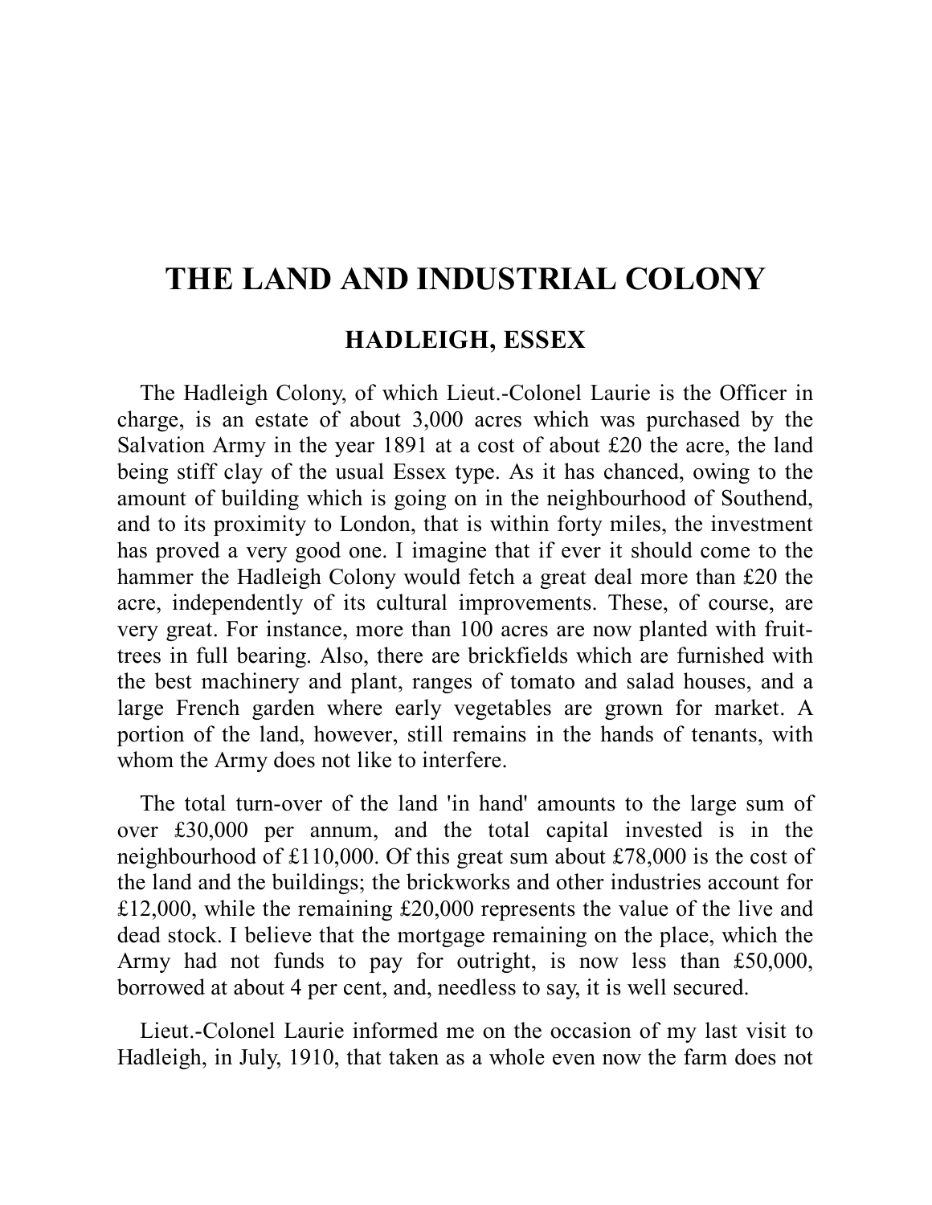# THE LAND AND INDUSTRIAL COLONY

## HADLEIGH, ESSEX

The Hadleigh Colony, of which Lieut.-Colonel Laurie is the Officer in charge, is an estate of about 3,000 acres which was purchased by the Salvation Army in the year 1891 at a cost of about £20 the acre, the land being stiff clay of the usual Essex type. As it has chanced, owing to the amount of building which is going on in the neighbourhood of Southend, and to its proximity to London, that is within forty miles, the investment has proved a very good one. I imagine that if ever it should come to the hammer the Hadleigh Colony would fetch a great deal more than £20 the acre, independently of its cultural improvements. These, of course, are very great. For instance, more than 100 acres are now planted with fruit-trees in full bearing. Also, there are brickfields which are furnished with the best machinery and plant, ranges of tomato and salad houses, and a large French garden where early vegetables are grown for market. A portion of the land, however, still remains in the hands of tenants, with whom the Army does not like to interfere.

The total turn-over of the land 'in hand' amounts to the large sum of over £30,000 per annum, and the total capital invested is in the neighbourhood of £110,000. Of this great sum about £78,000 is the cost of the land and the buildings; the brickworks and other industries account for £12,000, while the remaining £20,000 represents the value of the live and dead stock. I believe that the mortgage remaining on the place, which the Army had not funds to pay for outright, is now less than £50,000, borrowed at about 4 per cent, and, needless to say, it is well secured.

Lieut.-Colonel Laurie informed me on the occasion of my last visit to Hadleigh, in July, 1910, that taken as a whole even now the farm does not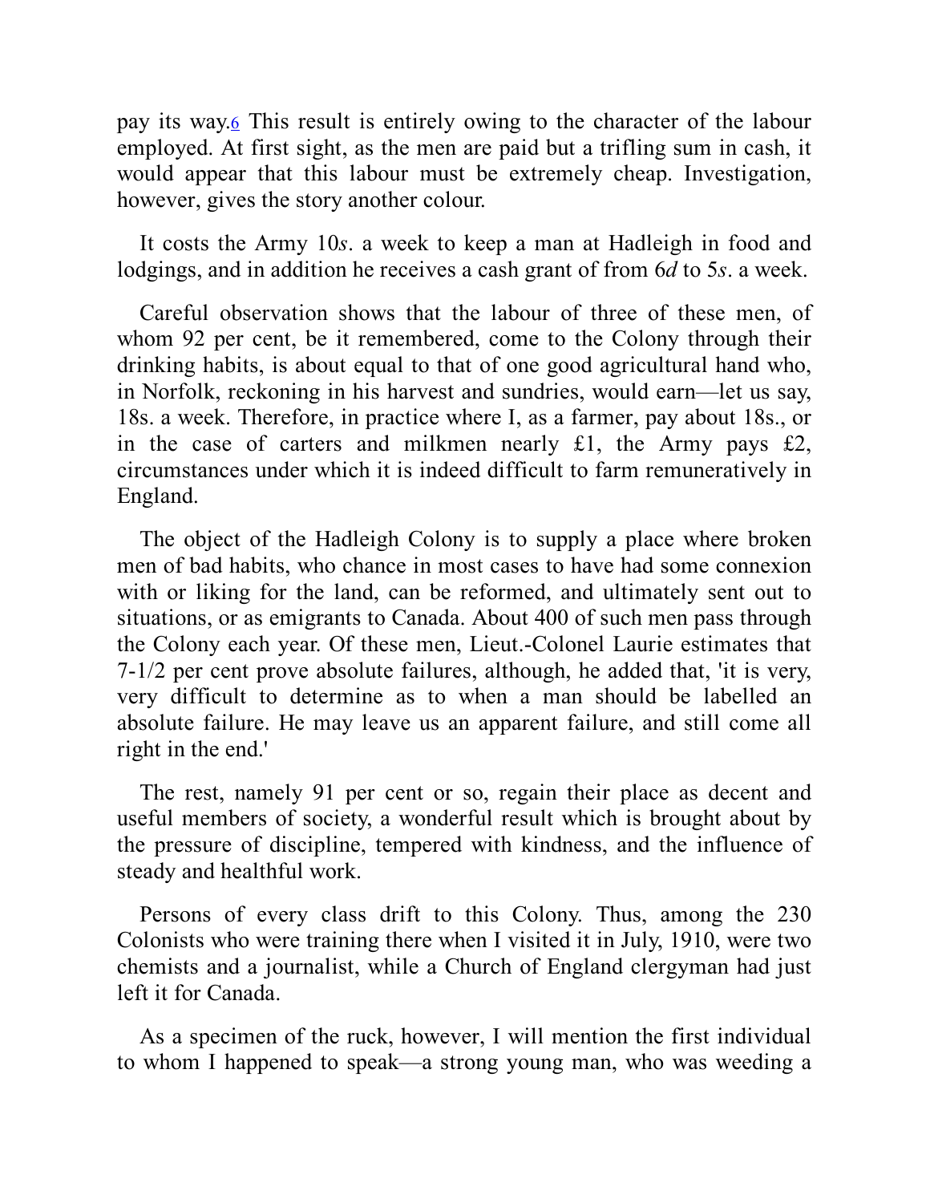pay its way.[6] This result is entirely owing to the character of the labour employed. At first sight, as the men are paid but a trifling sum in cash, it would appear that this labour must be extremely cheap. Investigation, however, gives the story another colour.

It costs the Army 10*s*. a week to keep a man at Hadleigh in food and lodgings, and in addition he receives a cash grant of from 6*d* to 5*s*. a week.

Careful observation shows that the labour of three of these men, of whom 92 per cent, be it remembered, come to the Colony through their drinking habits, is about equal to that of one good agricultural hand who, in Norfolk, reckoning in his harvest and sundries, would earn—let us say, 18s. a week. Therefore, in practice where I, as a farmer, pay about 18s., or in the case of carters and milkmen nearly £1, the Army pays £2, circumstances under which it is indeed difficult to farm remuneratively in England.

The object of the Hadleigh Colony is to supply a place where broken men of bad habits, who chance in most cases to have had some connexion with or liking for the land, can be reformed, and ultimately sent out to situations, or as emigrants to Canada. About 400 of such men pass through the Colony each year. Of these men, Lieut.-Colonel Laurie estimates that 7-1/2 per cent prove absolute failures, although, he added that, 'it is very, very difficult to determine as to when a man should be labelled an absolute failure. He may leave us an apparent failure, and still come all right in the end.'

The rest, namely 91 per cent or so, regain their place as decent and useful members of society, a wonderful result which is brought about by the pressure of discipline, tempered with kindness, and the influence of steady and healthful work.

Persons of every class drift to this Colony. Thus, among the 230 Colonists who were training there when I visited it in July, 1910, were two chemists and a journalist, while a Church of England clergyman had just left it for Canada.

As a specimen of the ruck, however, I will mention the first individual to whom I happened to speak—a strong young man, who was weeding a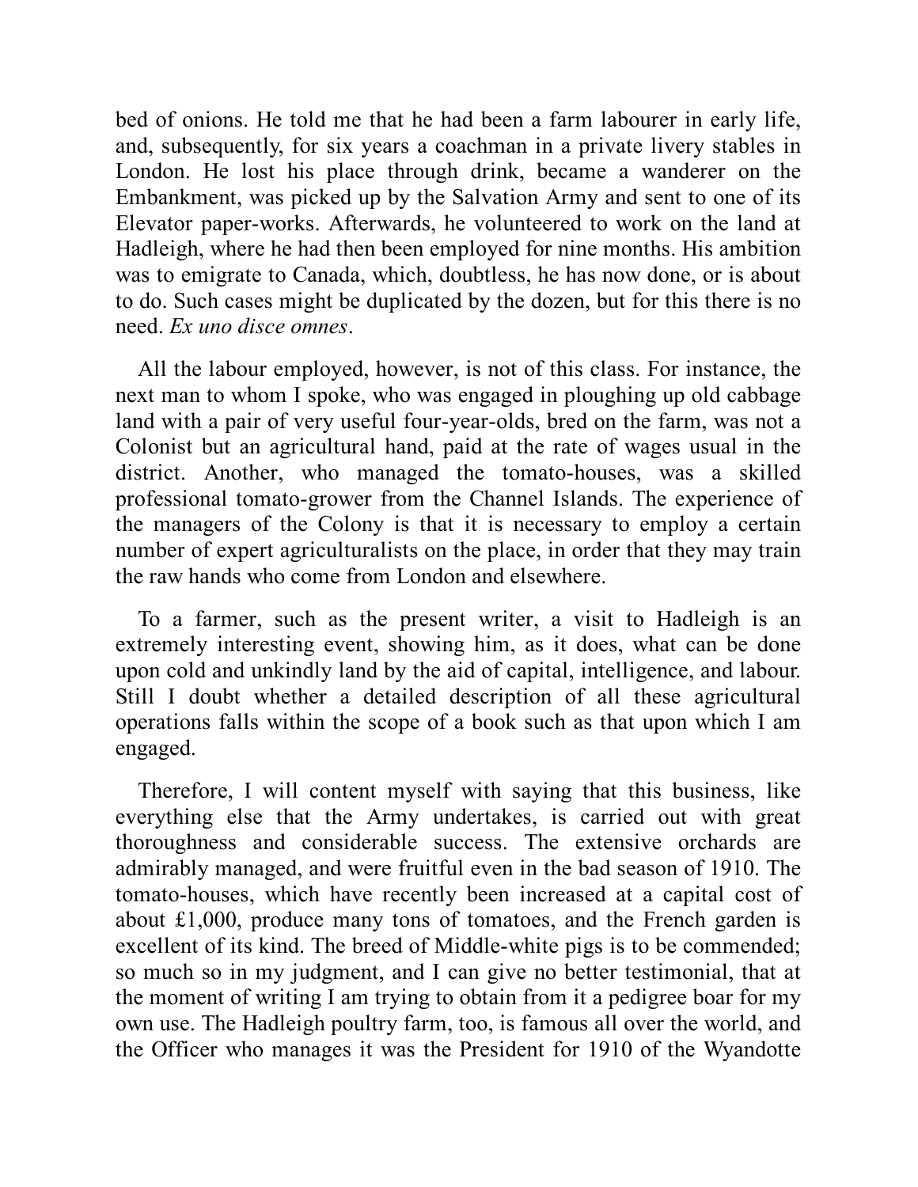bed of onions. He told me that he had been a farm labourer in early life, and, subsequently, for six years a coachman in a private livery stables in London. He lost his place through drink, became a wanderer on the Embankment, was picked up by the Salvation Army and sent to one of its Elevator paper-works. Afterwards, he volunteered to work on the land at Hadleigh, where he had then been employed for nine months. His ambition was to emigrate to Canada, which, doubtless, he has now done, or is about to do. Such cases might be duplicated by the dozen, but for this there is no need. *Ex uno disce omnes*.

All the labour employed, however, is not of this class. For instance, the next man to whom I spoke, who was engaged in ploughing up old cabbage land with a pair of very useful four-year-olds, bred on the farm, was not a Colonist but an agricultural hand, paid at the rate of wages usual in the district. Another, who managed the tomato-houses, was a skilled professional tomato-grower from the Channel Islands. The experience of the managers of the Colony is that it is necessary to employ a certain number of expert agriculturalists on the place, in order that they may train the raw hands who come from London and elsewhere.

To a farmer, such as the present writer, a visit to Hadleigh is an extremely interesting event, showing him, as it does, what can be done upon cold and unkindly land by the aid of capital, intelligence, and labour. Still I doubt whether a detailed description of all these agricultural operations falls within the scope of a book such as that upon which I am engaged.

Therefore, I will content myself with saying that this business, like everything else that the Army undertakes, is carried out with great thoroughness and considerable success. The extensive orchards are admirably managed, and were fruitful even in the bad season of 1910. The tomato-houses, which have recently been increased at a capital cost of about £1,000, produce many tons of tomatoes, and the French garden is excellent of its kind. The breed of Middle-white pigs is to be commended; so much so in my judgment, and I can give no better testimonial, that at the moment of writing I am trying to obtain from it a pedigree boar for my own use. The Hadleigh poultry farm, too, is famous all over the world, and the Officer who manages it was the President for 1910 of the Wyandotte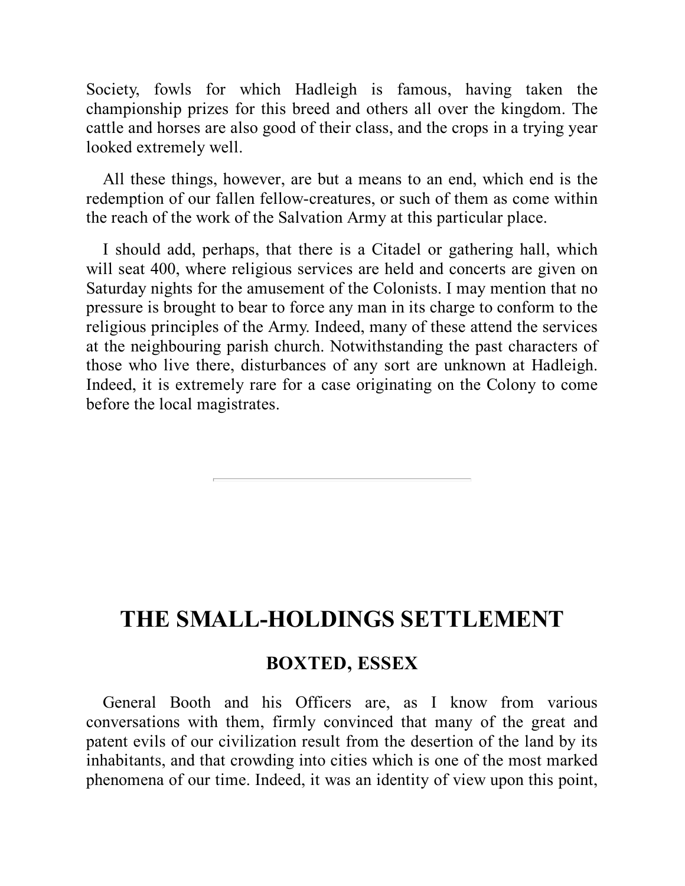Society, fowls for which Hadleigh is famous, having taken the championship prizes for this breed and others all over the kingdom. The cattle and horses are also good of their class, and the crops in a trying year looked extremely well.

All these things, however, are but a means to an end, which end is the redemption of our fallen fellow-creatures, or such of them as come within the reach of the work of the Salvation Army at this particular place.

I should add, perhaps, that there is a Citadel or gathering hall, which will seat 400, where religious services are held and concerts are given on Saturday nights for the amusement of the Colonists. I may mention that no pressure is brought to bear to force any man in its charge to conform to the religious principles of the Army. Indeed, many of these attend the services at the neighbouring parish church. Notwithstanding the past characters of those who live there, disturbances of any sort are unknown at Hadleigh. Indeed, it is extremely rare for a case originating on the Colony to come before the local magistrates.

---

# THE SMALL-HOLDINGS SETTLEMENT

## BOXTED, ESSEX

General Booth and his Officers are, as I know from various conversations with them, firmly convinced that many of the great and patent evils of our civilization result from the desertion of the land by its inhabitants, and that crowding into cities which is one of the most marked phenomena of our time. Indeed, it was an identity of view upon this point,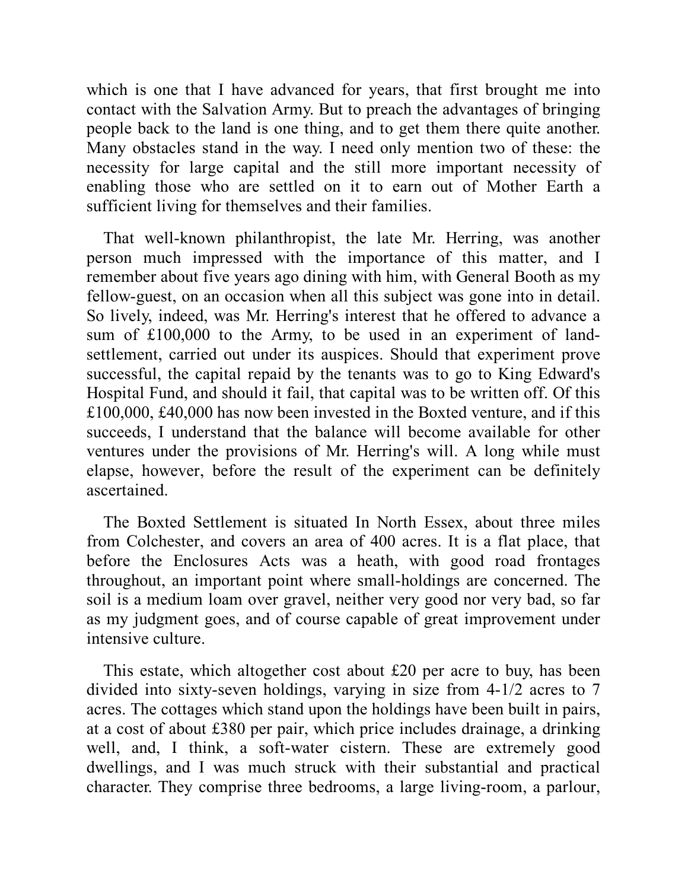which is one that I have advanced for years, that first brought me into contact with the Salvation Army. But to preach the advantages of bringing people back to the land is one thing, and to get them there quite another. Many obstacles stand in the way. I need only mention two of these: the necessity for large capital and the still more important necessity of enabling those who are settled on it to earn out of Mother Earth a sufficient living for themselves and their families.

That well-known philanthropist, the late Mr. Herring, was another person much impressed with the importance of this matter, and I remember about five years ago dining with him, with General Booth as my fellow-guest, on an occasion when all this subject was gone into in detail. So lively, indeed, was Mr. Herring's interest that he offered to advance a sum of £100,000 to the Army, to be used in an experiment of land-settlement, carried out under its auspices. Should that experiment prove successful, the capital repaid by the tenants was to go to King Edward's Hospital Fund, and should it fail, that capital was to be written off. Of this £100,000, £40,000 has now been invested in the Boxted venture, and if this succeeds, I understand that the balance will become available for other ventures under the provisions of Mr. Herring's will. A long while must elapse, however, before the result of the experiment can be definitely ascertained.

The Boxted Settlement is situated In North Essex, about three miles from Colchester, and covers an area of 400 acres. It is a flat place, that before the Enclosures Acts was a heath, with good road frontages throughout, an important point where small-holdings are concerned. The soil is a medium loam over gravel, neither very good nor very bad, so far as my judgment goes, and of course capable of great improvement under intensive culture.

This estate, which altogether cost about £20 per acre to buy, has been divided into sixty-seven holdings, varying in size from 4-1/2 acres to 7 acres. The cottages which stand upon the holdings have been built in pairs, at a cost of about £380 per pair, which price includes drainage, a drinking well, and, I think, a soft-water cistern. These are extremely good dwellings, and I was much struck with their substantial and practical character. They comprise three bedrooms, a large living-room, a parlour,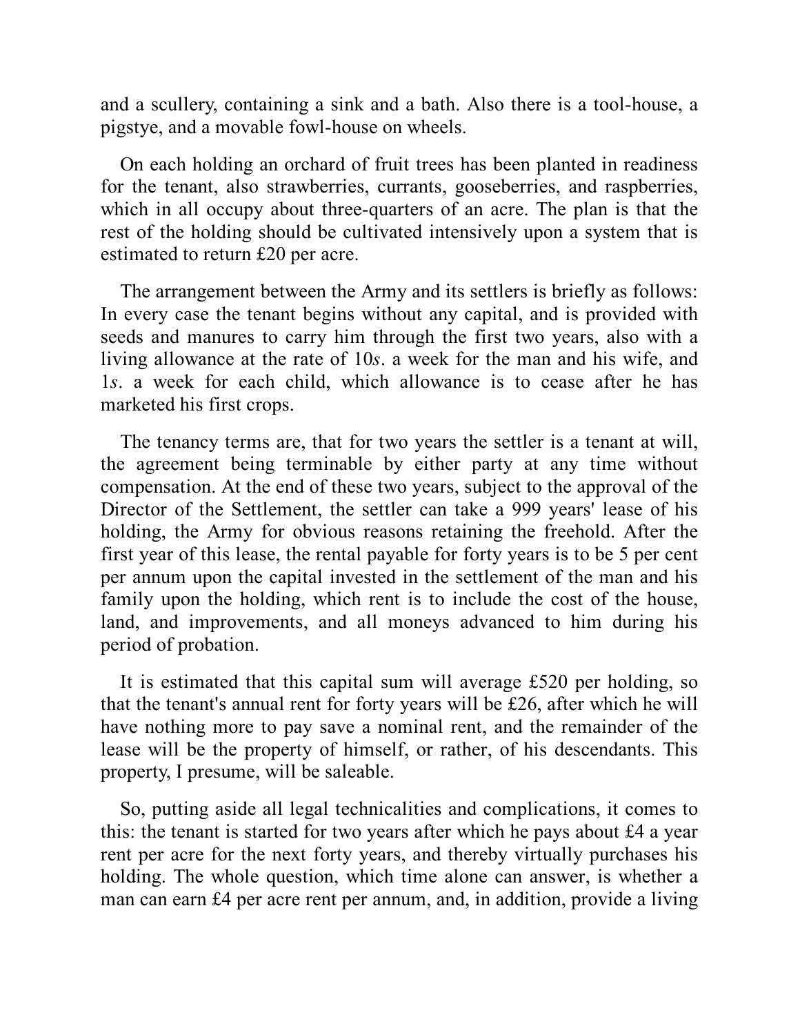and a scullery, containing a sink and a bath. Also there is a tool-house, a pigstye, and a movable fowl-house on wheels.

On each holding an orchard of fruit trees has been planted in readiness for the tenant, also strawberries, currants, gooseberries, and raspberries, which in all occupy about three-quarters of an acre. The plan is that the rest of the holding should be cultivated intensively upon a system that is estimated to return £20 per acre.

The arrangement between the Army and its settlers is briefly as follows: In every case the tenant begins without any capital, and is provided with seeds and manures to carry him through the first two years, also with a living allowance at the rate of 10*s*. a week for the man and his wife, and 1*s*. a week for each child, which allowance is to cease after he has marketed his first crops.

The tenancy terms are, that for two years the settler is a tenant at will, the agreement being terminable by either party at any time without compensation. At the end of these two years, subject to the approval of the Director of the Settlement, the settler can take a 999 years' lease of his holding, the Army for obvious reasons retaining the freehold. After the first year of this lease, the rental payable for forty years is to be 5 per cent per annum upon the capital invested in the settlement of the man and his family upon the holding, which rent is to include the cost of the house, land, and improvements, and all moneys advanced to him during his period of probation.

It is estimated that this capital sum will average £520 per holding, so that the tenant's annual rent for forty years will be £26, after which he will have nothing more to pay save a nominal rent, and the remainder of the lease will be the property of himself, or rather, of his descendants. This property, I presume, will be saleable.

So, putting aside all legal technicalities and complications, it comes to this: the tenant is started for two years after which he pays about £4 a year rent per acre for the next forty years, and thereby virtually purchases his holding. The whole question, which time alone can answer, is whether a man can earn £4 per acre rent per annum, and, in addition, provide a living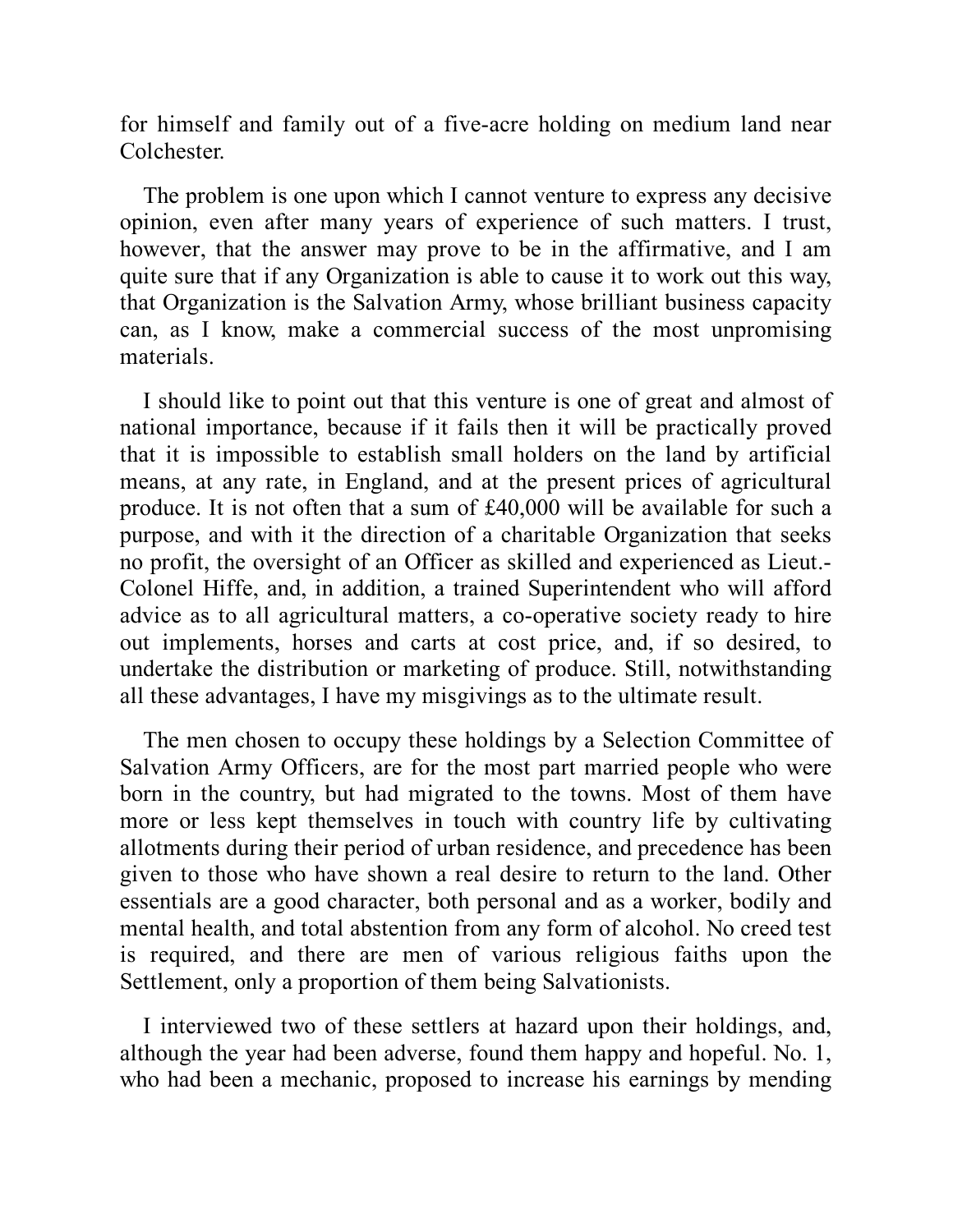for himself and family out of a five-acre holding on medium land near Colchester.

The problem is one upon which I cannot venture to express any decisive opinion, even after many years of experience of such matters. I trust, however, that the answer may prove to be in the affirmative, and I am quite sure that if any Organization is able to cause it to work out this way, that Organization is the Salvation Army, whose brilliant business capacity can, as I know, make a commercial success of the most unpromising materials.

I should like to point out that this venture is one of great and almost of national importance, because if it fails then it will be practically proved that it is impossible to establish small holders on the land by artificial means, at any rate, in England, and at the present prices of agricultural produce. It is not often that a sum of £40,000 will be available for such a purpose, and with it the direction of a charitable Organization that seeks no profit, the oversight of an Officer as skilled and experienced as Lieut.-Colonel Hiffe, and, in addition, a trained Superintendent who will afford advice as to all agricultural matters, a co-operative society ready to hire out implements, horses and carts at cost price, and, if so desired, to undertake the distribution or marketing of produce. Still, notwithstanding all these advantages, I have my misgivings as to the ultimate result.

The men chosen to occupy these holdings by a Selection Committee of Salvation Army Officers, are for the most part married people who were born in the country, but had migrated to the towns. Most of them have more or less kept themselves in touch with country life by cultivating allotments during their period of urban residence, and precedence has been given to those who have shown a real desire to return to the land. Other essentials are a good character, both personal and as a worker, bodily and mental health, and total abstention from any form of alcohol. No creed test is required, and there are men of various religious faiths upon the Settlement, only a proportion of them being Salvationists.

I interviewed two of these settlers at hazard upon their holdings, and, although the year had been adverse, found them happy and hopeful. No. 1, who had been a mechanic, proposed to increase his earnings by mending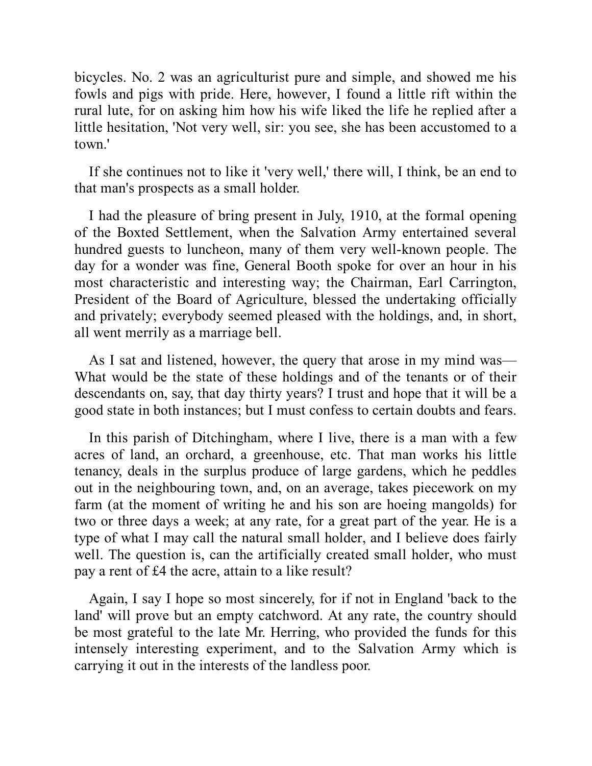bicycles. No. 2 was an agriculturist pure and simple, and showed me his fowls and pigs with pride. Here, however, I found a little rift within the rural lute, for on asking him how his wife liked the life he replied after a little hesitation, 'Not very well, sir: you see, she has been accustomed to a town.'

If she continues not to like it 'very well,' there will, I think, be an end to that man's prospects as a small holder.

I had the pleasure of bring present in July, 1910, at the formal opening of the Boxted Settlement, when the Salvation Army entertained several hundred guests to luncheon, many of them very well-known people. The day for a wonder was fine, General Booth spoke for over an hour in his most characteristic and interesting way; the Chairman, Earl Carrington, President of the Board of Agriculture, blessed the undertaking officially and privately; everybody seemed pleased with the holdings, and, in short, all went merrily as a marriage bell.

As I sat and listened, however, the query that arose in my mind was—What would be the state of these holdings and of the tenants or of their descendants on, say, that day thirty years? I trust and hope that it will be a good state in both instances; but I must confess to certain doubts and fears.

In this parish of Ditchingham, where I live, there is a man with a few acres of land, an orchard, a greenhouse, etc. That man works his little tenancy, deals in the surplus produce of large gardens, which he peddles out in the neighbouring town, and, on an average, takes piecework on my farm (at the moment of writing he and his son are hoeing mangolds) for two or three days a week; at any rate, for a great part of the year. He is a type of what I may call the natural small holder, and I believe does fairly well. The question is, can the artificially created small holder, who must pay a rent of £4 the acre, attain to a like result?

Again, I say I hope so most sincerely, for if not in England 'back to the land' will prove but an empty catchword. At any rate, the country should be most grateful to the late Mr. Herring, who provided the funds for this intensely interesting experiment, and to the Salvation Army which is carrying it out in the interests of the landless poor.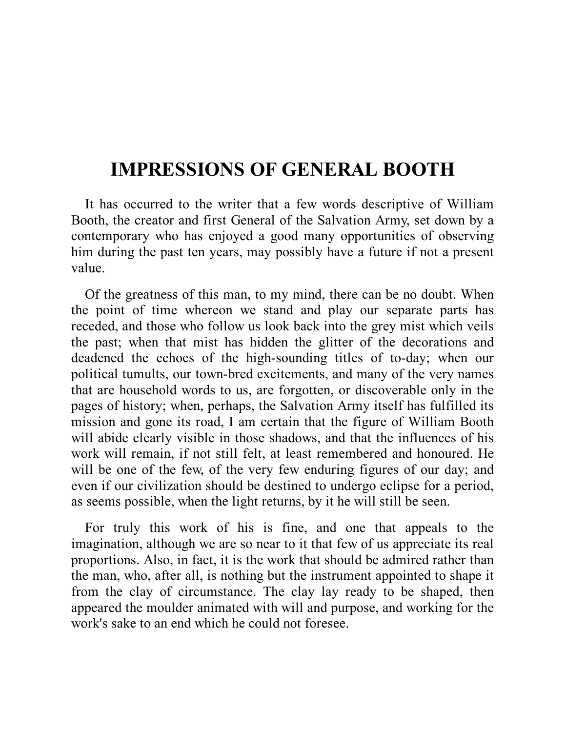# IMPRESSIONS OF GENERAL BOOTH

It has occurred to the writer that a few words descriptive of William Booth, the creator and first General of the Salvation Army, set down by a contemporary who has enjoyed a good many opportunities of observing him during the past ten years, may possibly have a future if not a present value.

Of the greatness of this man, to my mind, there can be no doubt. When the point of time whereon we stand and play our separate parts has receded, and those who follow us look back into the grey mist which veils the past; when that mist has hidden the glitter of the decorations and deadened the echoes of the high-sounding titles of to-day; when our political tumults, our town-bred excitements, and many of the very names that are household words to us, are forgotten, or discoverable only in the pages of history; when, perhaps, the Salvation Army itself has fulfilled its mission and gone its road, I am certain that the figure of William Booth will abide clearly visible in those shadows, and that the influences of his work will remain, if not still felt, at least remembered and honoured. He will be one of the few, of the very few enduring figures of our day; and even if our civilization should be destined to undergo eclipse for a period, as seems possible, when the light returns, by it he will still be seen.

For truly this work of his is fine, and one that appeals to the imagination, although we are so near to it that few of us appreciate its real proportions. Also, in fact, it is the work that should be admired rather than the man, who, after all, is nothing but the instrument appointed to shape it from the clay of circumstance. The clay lay ready to be shaped, then appeared the moulder animated with will and purpose, and working for the work's sake to an end which he could not foresee.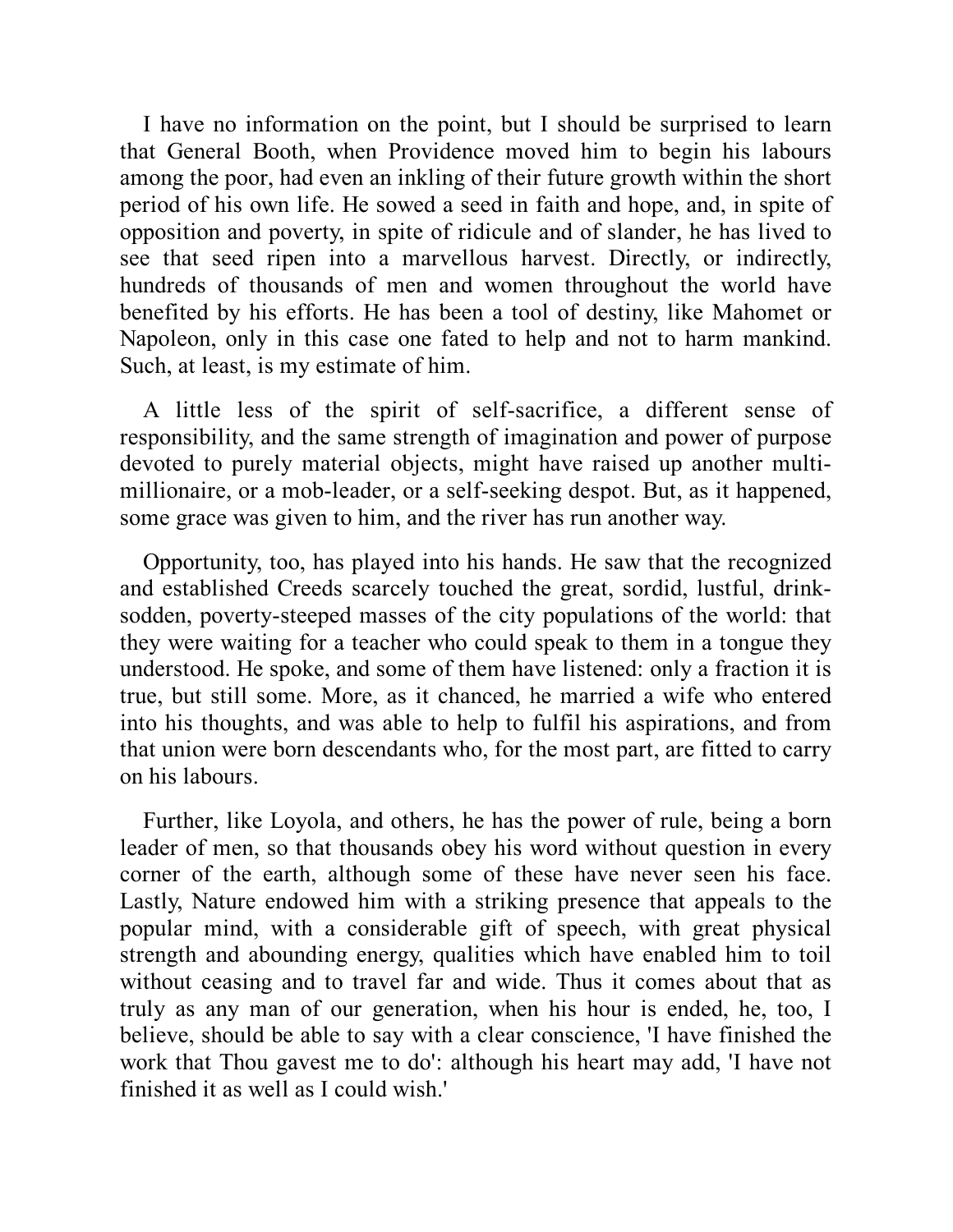I have no information on the point, but I should be surprised to learn that General Booth, when Providence moved him to begin his labours among the poor, had even an inkling of their future growth within the short period of his own life. He sowed a seed in faith and hope, and, in spite of opposition and poverty, in spite of ridicule and of slander, he has lived to see that seed ripen into a marvellous harvest. Directly, or indirectly, hundreds of thousands of men and women throughout the world have benefited by his efforts. He has been a tool of destiny, like Mahomet or Napoleon, only in this case one fated to help and not to harm mankind. Such, at least, is my estimate of him.

A little less of the spirit of self-sacrifice, a different sense of responsibility, and the same strength of imagination and power of purpose devoted to purely material objects, might have raised up another multi-millionaire, or a mob-leader, or a self-seeking despot. But, as it happened, some grace was given to him, and the river has run another way.

Opportunity, too, has played into his hands. He saw that the recognized and established Creeds scarcely touched the great, sordid, lustful, drink-sodden, poverty-steeped masses of the city populations of the world: that they were waiting for a teacher who could speak to them in a tongue they understood. He spoke, and some of them have listened: only a fraction it is true, but still some. More, as it chanced, he married a wife who entered into his thoughts, and was able to help to fulfil his aspirations, and from that union were born descendants who, for the most part, are fitted to carry on his labours.

Further, like Loyola, and others, he has the power of rule, being a born leader of men, so that thousands obey his word without question in every corner of the earth, although some of these have never seen his face. Lastly, Nature endowed him with a striking presence that appeals to the popular mind, with a considerable gift of speech, with great physical strength and abounding energy, qualities which have enabled him to toil without ceasing and to travel far and wide. Thus it comes about that as truly as any man of our generation, when his hour is ended, he, too, I believe, should be able to say with a clear conscience, 'I have finished the work that Thou gavest me to do': although his heart may add, 'I have not finished it as well as I could wish.'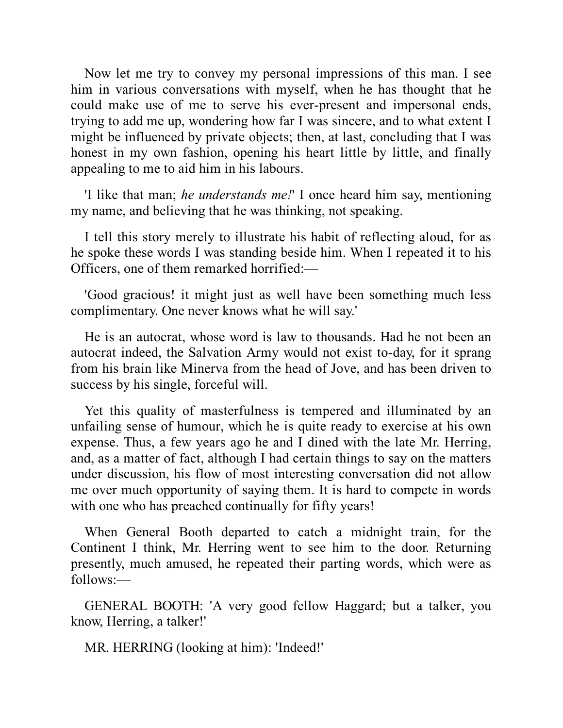Now let me try to convey my personal impressions of this man. I see him in various conversations with myself, when he has thought that he could make use of me to serve his ever-present and impersonal ends, trying to add me up, wondering how far I was sincere, and to what extent I might be influenced by private objects; then, at last, concluding that I was honest in my own fashion, opening his heart little by little, and finally appealing to me to aid him in his labours.

'I like that man; *he understands me!*' I once heard him say, mentioning my name, and believing that he was thinking, not speaking.

I tell this story merely to illustrate his habit of reflecting aloud, for as he spoke these words I was standing beside him. When I repeated it to his Officers, one of them remarked horrified:—

'Good gracious! it might just as well have been something much less complimentary. One never knows what he will say.'

He is an autocrat, whose word is law to thousands. Had he not been an autocrat indeed, the Salvation Army would not exist to-day, for it sprang from his brain like Minerva from the head of Jove, and has been driven to success by his single, forceful will.

Yet this quality of masterfulness is tempered and illuminated by an unfailing sense of humour, which he is quite ready to exercise at his own expense. Thus, a few years ago he and I dined with the late Mr. Herring, and, as a matter of fact, although I had certain things to say on the matters under discussion, his flow of most interesting conversation did not allow me over much opportunity of saying them. It is hard to compete in words with one who has preached continually for fifty years!

When General Booth departed to catch a midnight train, for the Continent I think, Mr. Herring went to see him to the door. Returning presently, much amused, he repeated their parting words, which were as follows:—

GENERAL BOOTH: 'A very good fellow Haggard; but a talker, you know, Herring, a talker!'

MR. HERRING (looking at him): 'Indeed!'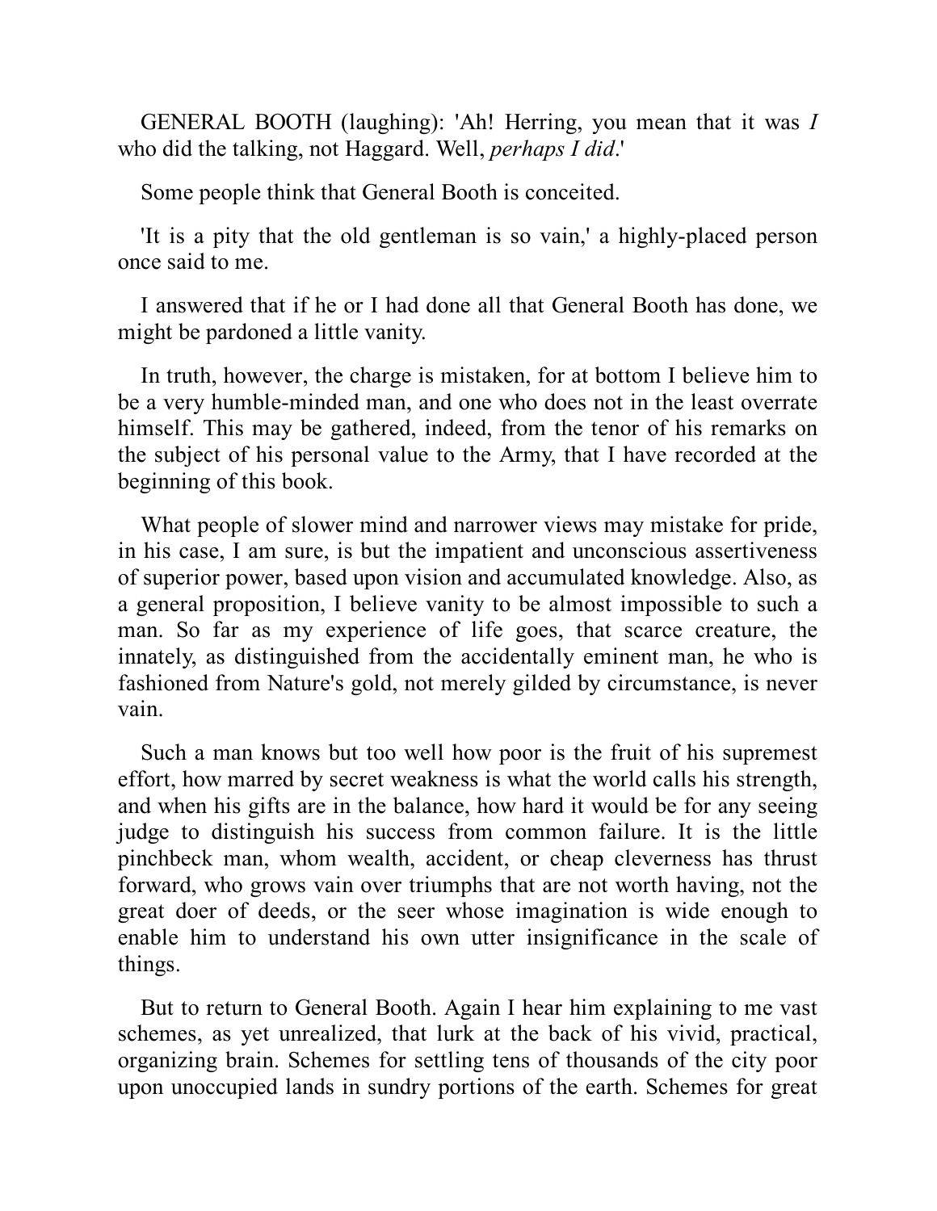GENERAL BOOTH (laughing): 'Ah! Herring, you mean that it was *I* who did the talking, not Haggard. Well, *perhaps I did*.'

Some people think that General Booth is conceited.

'It is a pity that the old gentleman is so vain,' a highly-placed person once said to me.

I answered that if he or I had done all that General Booth has done, we might be pardoned a little vanity.

In truth, however, the charge is mistaken, for at bottom I believe him to be a very humble-minded man, and one who does not in the least overrate himself. This may be gathered, indeed, from the tenor of his remarks on the subject of his personal value to the Army, that I have recorded at the beginning of this book.

What people of slower mind and narrower views may mistake for pride, in his case, I am sure, is but the impatient and unconscious assertiveness of superior power, based upon vision and accumulated knowledge. Also, as a general proposition, I believe vanity to be almost impossible to such a man. So far as my experience of life goes, that scarce creature, the innately, as distinguished from the accidentally eminent man, he who is fashioned from Nature's gold, not merely gilded by circumstance, is never vain.

Such a man knows but too well how poor is the fruit of his supremest effort, how marred by secret weakness is what the world calls his strength, and when his gifts are in the balance, how hard it would be for any seeing judge to distinguish his success from common failure. It is the little pinchbeck man, whom wealth, accident, or cheap cleverness has thrust forward, who grows vain over triumphs that are not worth having, not the great doer of deeds, or the seer whose imagination is wide enough to enable him to understand his own utter insignificance in the scale of things.

But to return to General Booth. Again I hear him explaining to me vast schemes, as yet unrealized, that lurk at the back of his vivid, practical, organizing brain. Schemes for settling tens of thousands of the city poor upon unoccupied lands in sundry portions of the earth. Schemes for great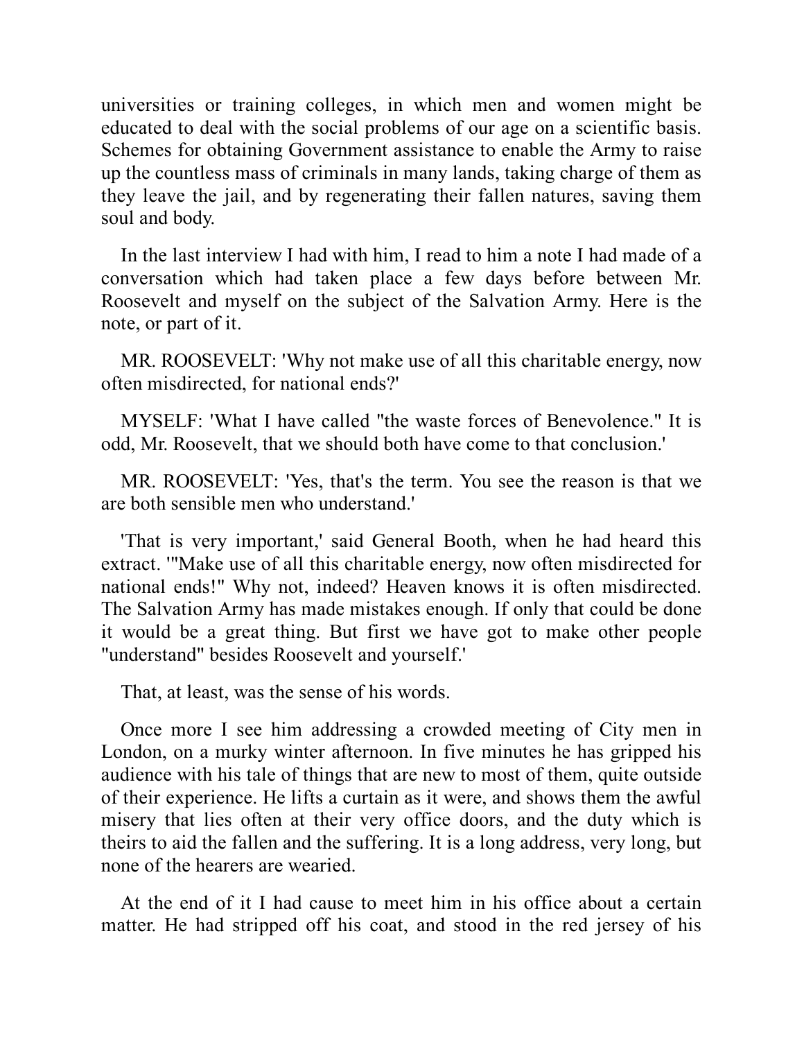universities or training colleges, in which men and women might be educated to deal with the social problems of our age on a scientific basis. Schemes for obtaining Government assistance to enable the Army to raise up the countless mass of criminals in many lands, taking charge of them as they leave the jail, and by regenerating their fallen natures, saving them soul and body.

In the last interview I had with him, I read to him a note I had made of a conversation which had taken place a few days before between Mr. Roosevelt and myself on the subject of the Salvation Army. Here is the note, or part of it.

MR. ROOSEVELT: 'Why not make use of all this charitable energy, now often misdirected, for national ends?'

MYSELF: 'What I have called "the waste forces of Benevolence." It is odd, Mr. Roosevelt, that we should both have come to that conclusion.'

MR. ROOSEVELT: 'Yes, that's the term. You see the reason is that we are both sensible men who understand.'

'That is very important,' said General Booth, when he had heard this extract. '"Make use of all this charitable energy, now often misdirected for national ends!" Why not, indeed? Heaven knows it is often misdirected. The Salvation Army has made mistakes enough. If only that could be done it would be a great thing. But first we have got to make other people "understand" besides Roosevelt and yourself.'

That, at least, was the sense of his words.

Once more I see him addressing a crowded meeting of City men in London, on a murky winter afternoon. In five minutes he has gripped his audience with his tale of things that are new to most of them, quite outside of their experience. He lifts a curtain as it were, and shows them the awful misery that lies often at their very office doors, and the duty which is theirs to aid the fallen and the suffering. It is a long address, very long, but none of the hearers are wearied.

At the end of it I had cause to meet him in his office about a certain matter. He had stripped off his coat, and stood in the red jersey of his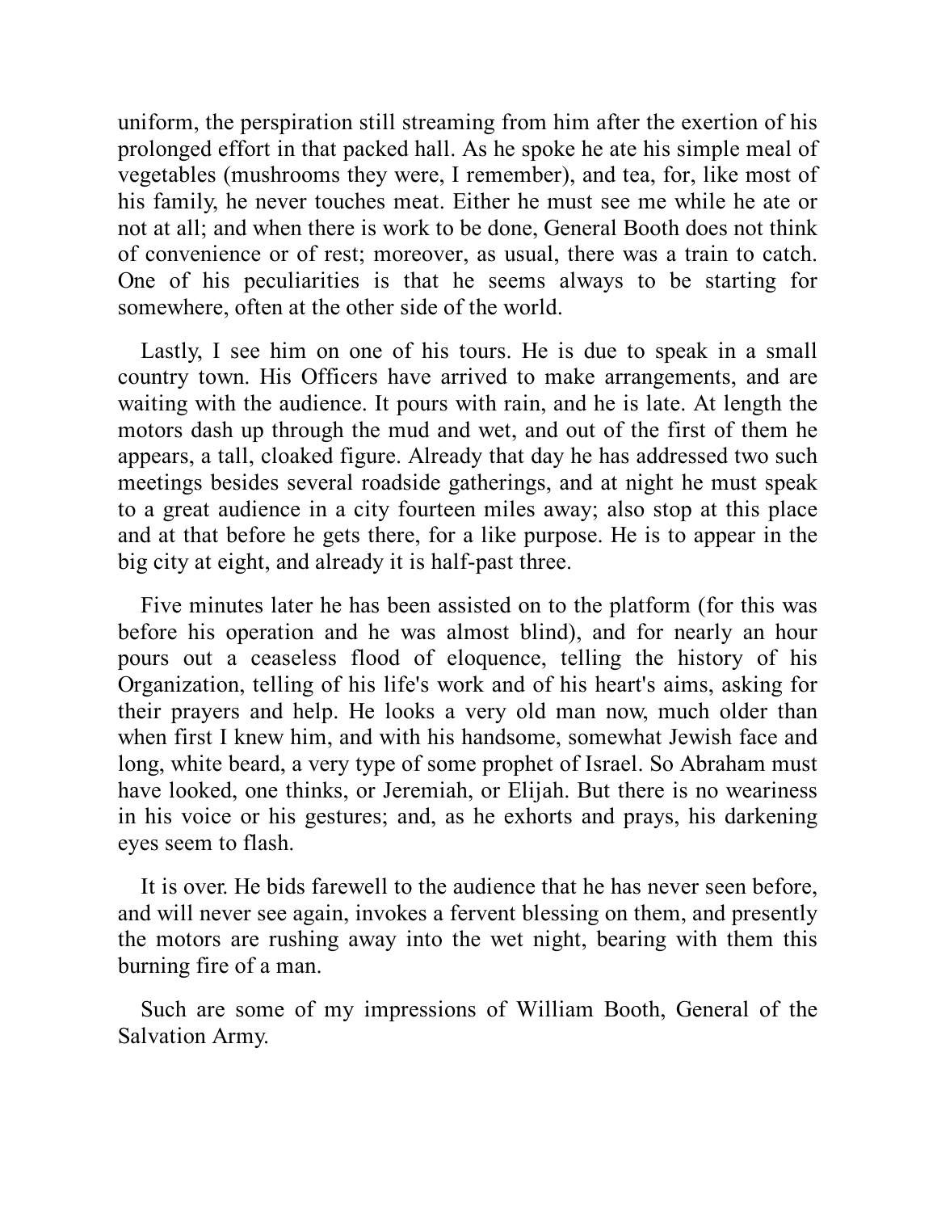uniform, the perspiration still streaming from him after the exertion of his prolonged effort in that packed hall. As he spoke he ate his simple meal of vegetables (mushrooms they were, I remember), and tea, for, like most of his family, he never touches meat. Either he must see me while he ate or not at all; and when there is work to be done, General Booth does not think of convenience or of rest; moreover, as usual, there was a train to catch. One of his peculiarities is that he seems always to be starting for somewhere, often at the other side of the world.

Lastly, I see him on one of his tours. He is due to speak in a small country town. His Officers have arrived to make arrangements, and are waiting with the audience. It pours with rain, and he is late. At length the motors dash up through the mud and wet, and out of the first of them he appears, a tall, cloaked figure. Already that day he has addressed two such meetings besides several roadside gatherings, and at night he must speak to a great audience in a city fourteen miles away; also stop at this place and at that before he gets there, for a like purpose. He is to appear in the big city at eight, and already it is half-past three.

Five minutes later he has been assisted on to the platform (for this was before his operation and he was almost blind), and for nearly an hour pours out a ceaseless flood of eloquence, telling the history of his Organization, telling of his life's work and of his heart's aims, asking for their prayers and help. He looks a very old man now, much older than when first I knew him, and with his handsome, somewhat Jewish face and long, white beard, a very type of some prophet of Israel. So Abraham must have looked, one thinks, or Jeremiah, or Elijah. But there is no weariness in his voice or his gestures; and, as he exhorts and prays, his darkening eyes seem to flash.

It is over. He bids farewell to the audience that he has never seen before, and will never see again, invokes a fervent blessing on them, and presently the motors are rushing away into the wet night, bearing with them this burning fire of a man.

Such are some of my impressions of William Booth, General of the Salvation Army.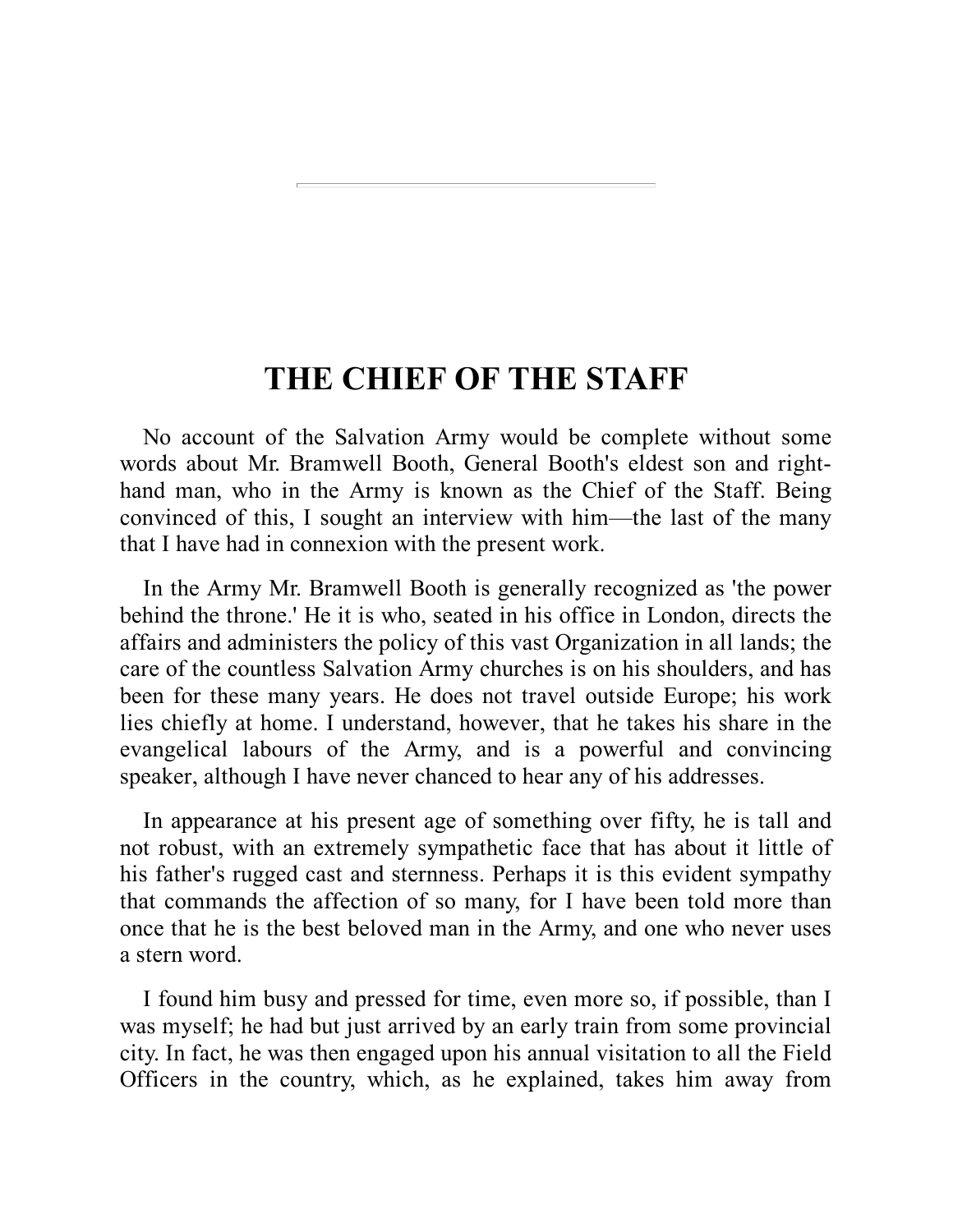# THE CHIEF OF THE STAFF

No account of the Salvation Army would be complete without some words about Mr. Bramwell Booth, General Booth's eldest son and right-hand man, who in the Army is known as the Chief of the Staff. Being convinced of this, I sought an interview with him—the last of the many that I have had in connexion with the present work.

In the Army Mr. Bramwell Booth is generally recognized as 'the power behind the throne.' He it is who, seated in his office in London, directs the affairs and administers the policy of this vast Organization in all lands; the care of the countless Salvation Army churches is on his shoulders, and has been for these many years. He does not travel outside Europe; his work lies chiefly at home. I understand, however, that he takes his share in the evangelical labours of the Army, and is a powerful and convincing speaker, although I have never chanced to hear any of his addresses.

In appearance at his present age of something over fifty, he is tall and not robust, with an extremely sympathetic face that has about it little of his father's rugged cast and sternness. Perhaps it is this evident sympathy that commands the affection of so many, for I have been told more than once that he is the best beloved man in the Army, and one who never uses a stern word.

I found him busy and pressed for time, even more so, if possible, than I was myself; he had but just arrived by an early train from some provincial city. In fact, he was then engaged upon his annual visitation to all the Field Officers in the country, which, as he explained, takes him away from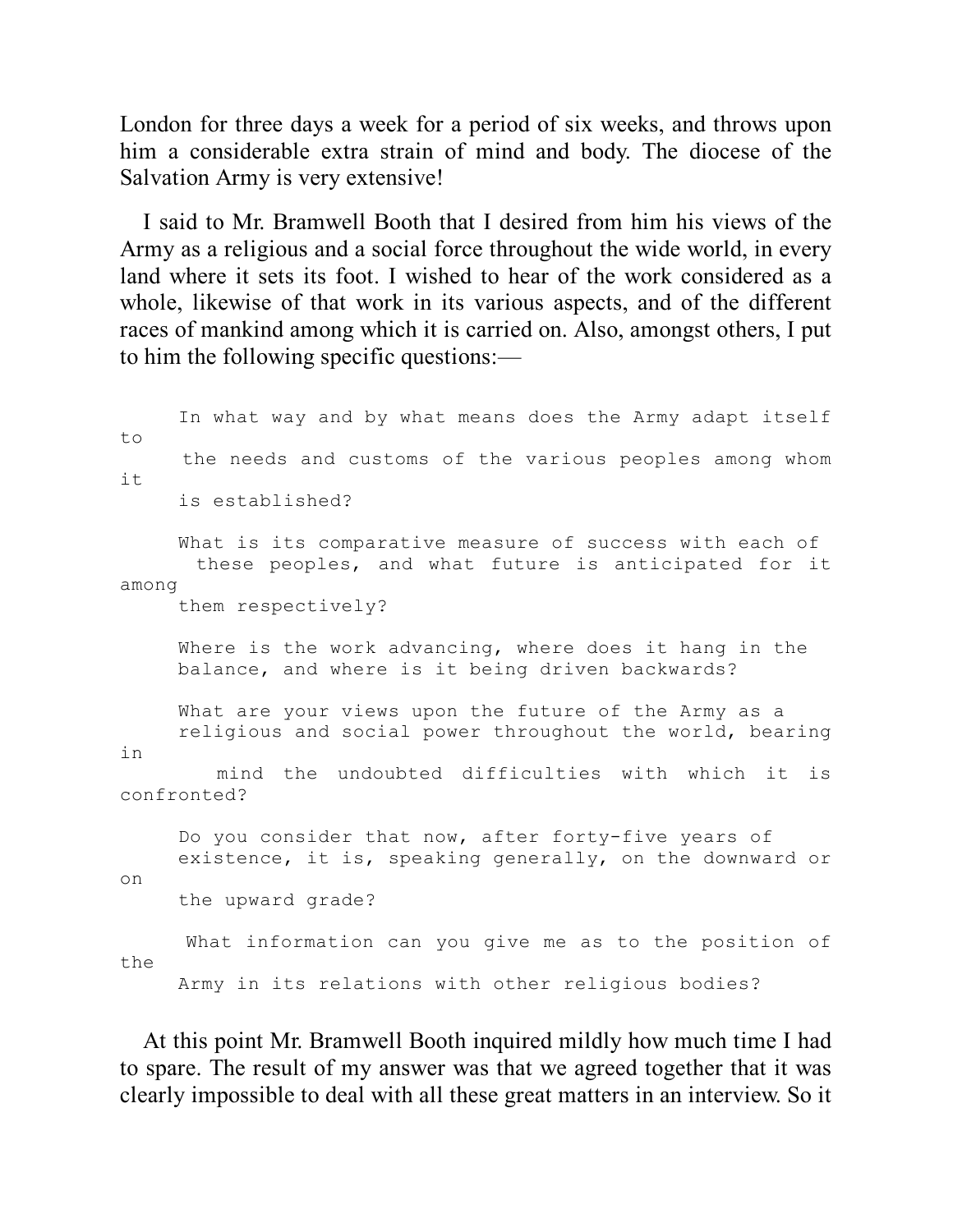London for three days a week for a period of six weeks, and throws upon him a considerable extra strain of mind and body. The diocese of the Salvation Army is very extensive!

I said to Mr. Bramwell Booth that I desired from him his views of the Army as a religious and a social force throughout the wide world, in every land where it sets its foot. I wished to hear of the work considered as a whole, likewise of that work in its various aspects, and of the different races of mankind among which it is carried on. Also, amongst others, I put to him the following specific questions:—

> In what way and by what means does the Army adapt itself to the needs and customs of the various peoples among whom it is established?
>
> What is its comparative measure of success with each of these peoples, and what future is anticipated for it among them respectively?
>
> Where is the work advancing, where does it hang in the balance, and where is it being driven backwards?
>
> What are your views upon the future of the Army as a religious and social power throughout the world, bearing in mind the undoubted difficulties with which it is confronted?
>
> Do you consider that now, after forty-five years of existence, it is, speaking generally, on the downward or on the upward grade?
>
> What information can you give me as to the position of the Army in its relations with other religious bodies?

At this point Mr. Bramwell Booth inquired mildly how much time I had to spare. The result of my answer was that we agreed together that it was clearly impossible to deal with all these great matters in an interview. So it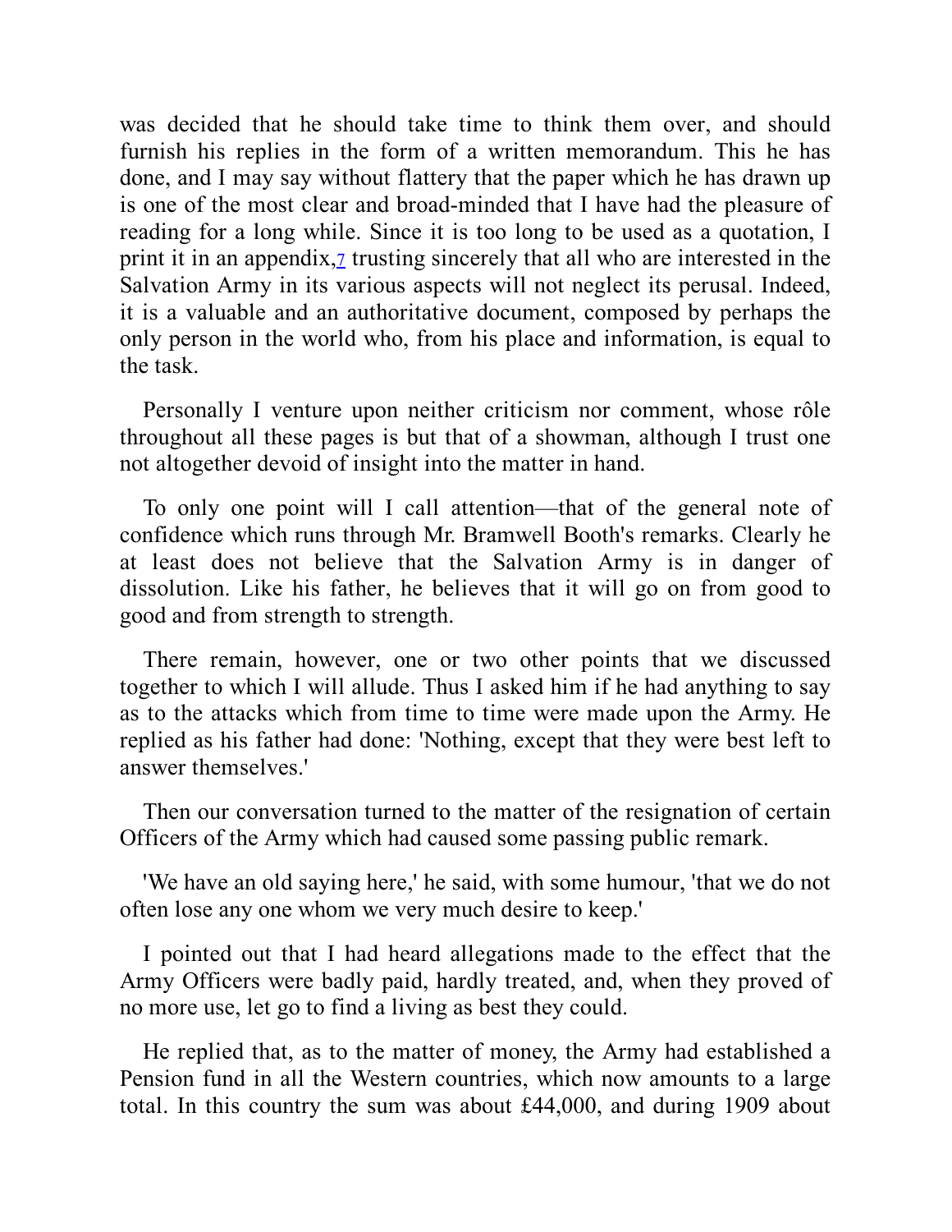was decided that he should take time to think them over, and should furnish his replies in the form of a written memorandum. This he has done, and I may say without flattery that the paper which he has drawn up is one of the most clear and broad-minded that I have had the pleasure of reading for a long while. Since it is too long to be used as a quotation, I print it in an appendix,[7] trusting sincerely that all who are interested in the Salvation Army in its various aspects will not neglect its perusal. Indeed, it is a valuable and an authoritative document, composed by perhaps the only person in the world who, from his place and information, is equal to the task.

Personally I venture upon neither criticism nor comment, whose rôle throughout all these pages is but that of a showman, although I trust one not altogether devoid of insight into the matter in hand.

To only one point will I call attention—that of the general note of confidence which runs through Mr. Bramwell Booth's remarks. Clearly he at least does not believe that the Salvation Army is in danger of dissolution. Like his father, he believes that it will go on from good to good and from strength to strength.

There remain, however, one or two other points that we discussed together to which I will allude. Thus I asked him if he had anything to say as to the attacks which from time to time were made upon the Army. He replied as his father had done: 'Nothing, except that they were best left to answer themselves.'

Then our conversation turned to the matter of the resignation of certain Officers of the Army which had caused some passing public remark.

'We have an old saying here,' he said, with some humour, 'that we do not often lose any one whom we very much desire to keep.'

I pointed out that I had heard allegations made to the effect that the Army Officers were badly paid, hardly treated, and, when they proved of no more use, let go to find a living as best they could.

He replied that, as to the matter of money, the Army had established a Pension fund in all the Western countries, which now amounts to a large total. In this country the sum was about £44,000, and during 1909 about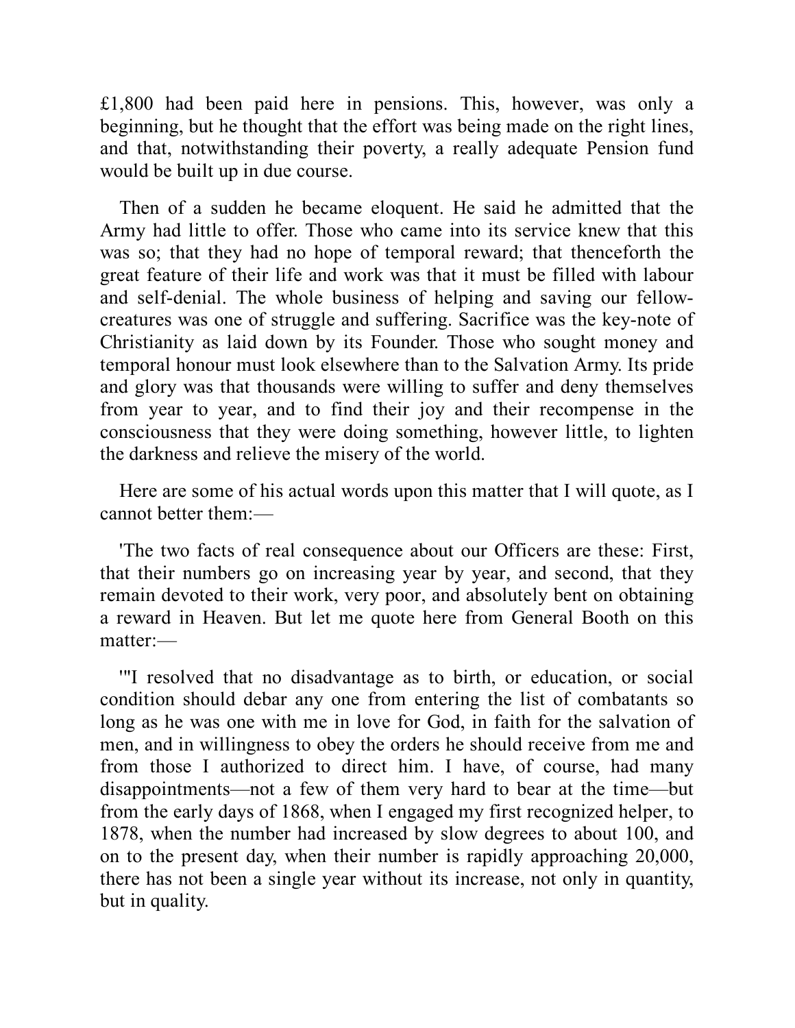£1,800 had been paid here in pensions. This, however, was only a beginning, but he thought that the effort was being made on the right lines, and that, notwithstanding their poverty, a really adequate Pension fund would be built up in due course.

Then of a sudden he became eloquent. He said he admitted that the Army had little to offer. Those who came into its service knew that this was so; that they had no hope of temporal reward; that thenceforth the great feature of their life and work was that it must be filled with labour and self-denial. The whole business of helping and saving our fellow-creatures was one of struggle and suffering. Sacrifice was the key-note of Christianity as laid down by its Founder. Those who sought money and temporal honour must look elsewhere than to the Salvation Army. Its pride and glory was that thousands were willing to suffer and deny themselves from year to year, and to find their joy and their recompense in the consciousness that they were doing something, however little, to lighten the darkness and relieve the misery of the world.

Here are some of his actual words upon this matter that I will quote, as I cannot better them:—

'The two facts of real consequence about our Officers are these: First, that their numbers go on increasing year by year, and second, that they remain devoted to their work, very poor, and absolutely bent on obtaining a reward in Heaven. But let me quote here from General Booth on this matter:—

'"I resolved that no disadvantage as to birth, or education, or social condition should debar any one from entering the list of combatants so long as he was one with me in love for God, in faith for the salvation of men, and in willingness to obey the orders he should receive from me and from those I authorized to direct him. I have, of course, had many disappointments—not a few of them very hard to bear at the time—but from the early days of 1868, when I engaged my first recognized helper, to 1878, when the number had increased by slow degrees to about 100, and on to the present day, when their number is rapidly approaching 20,000, there has not been a single year without its increase, not only in quantity, but in quality.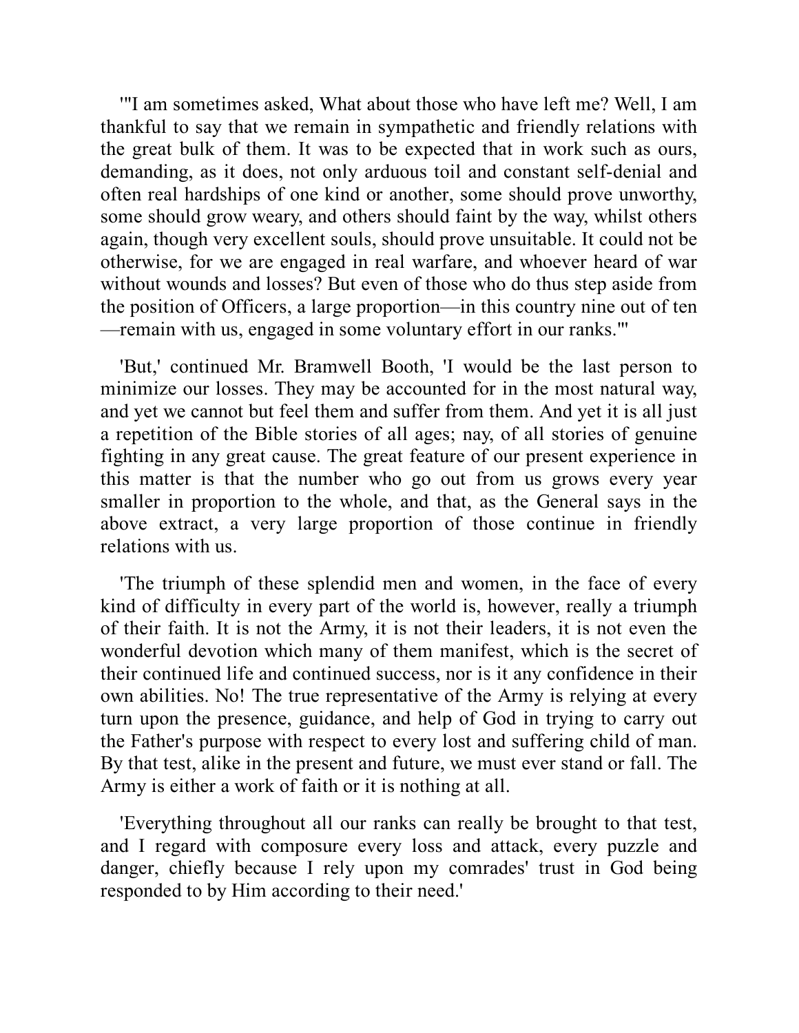'"I am sometimes asked, What about those who have left me? Well, I am thankful to say that we remain in sympathetic and friendly relations with the great bulk of them. It was to be expected that in work such as ours, demanding, as it does, not only arduous toil and constant self-denial and often real hardships of one kind or another, some should prove unworthy, some should grow weary, and others should faint by the way, whilst others again, though very excellent souls, should prove unsuitable. It could not be otherwise, for we are engaged in real warfare, and whoever heard of war without wounds and losses? But even of those who do thus step aside from the position of Officers, a large proportion—in this country nine out of ten—remain with us, engaged in some voluntary effort in our ranks."'

'But,' continued Mr. Bramwell Booth, 'I would be the last person to minimize our losses. They may be accounted for in the most natural way, and yet we cannot but feel them and suffer from them. And yet it is all just a repetition of the Bible stories of all ages; nay, of all stories of genuine fighting in any great cause. The great feature of our present experience in this matter is that the number who go out from us grows every year smaller in proportion to the whole, and that, as the General says in the above extract, a very large proportion of those continue in friendly relations with us.

'The triumph of these splendid men and women, in the face of every kind of difficulty in every part of the world is, however, really a triumph of their faith. It is not the Army, it is not their leaders, it is not even the wonderful devotion which many of them manifest, which is the secret of their continued life and continued success, nor is it any confidence in their own abilities. No! The true representative of the Army is relying at every turn upon the presence, guidance, and help of God in trying to carry out the Father's purpose with respect to every lost and suffering child of man. By that test, alike in the present and future, we must ever stand or fall. The Army is either a work of faith or it is nothing at all.

'Everything throughout all our ranks can really be brought to that test, and I regard with composure every loss and attack, every puzzle and danger, chiefly because I rely upon my comrades' trust in God being responded to by Him according to their need.'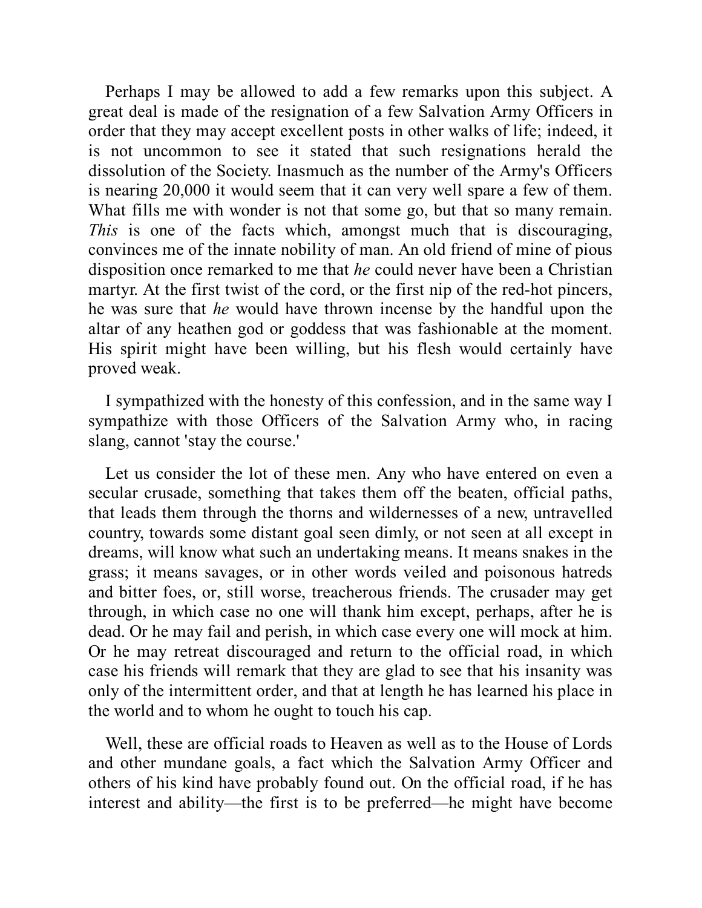Perhaps I may be allowed to add a few remarks upon this subject. A great deal is made of the resignation of a few Salvation Army Officers in order that they may accept excellent posts in other walks of life; indeed, it is not uncommon to see it stated that such resignations herald the dissolution of the Society. Inasmuch as the number of the Army's Officers is nearing 20,000 it would seem that it can very well spare a few of them. What fills me with wonder is not that some go, but that so many remain. *This* is one of the facts which, amongst much that is discouraging, convinces me of the innate nobility of man. An old friend of mine of pious disposition once remarked to me that *he* could never have been a Christian martyr. At the first twist of the cord, or the first nip of the red-hot pincers, he was sure that *he* would have thrown incense by the handful upon the altar of any heathen god or goddess that was fashionable at the moment. His spirit might have been willing, but his flesh would certainly have proved weak.

I sympathized with the honesty of this confession, and in the same way I sympathize with those Officers of the Salvation Army who, in racing slang, cannot 'stay the course.'

Let us consider the lot of these men. Any who have entered on even a secular crusade, something that takes them off the beaten, official paths, that leads them through the thorns and wildernesses of a new, untravelled country, towards some distant goal seen dimly, or not seen at all except in dreams, will know what such an undertaking means. It means snakes in the grass; it means savages, or in other words veiled and poisonous hatreds and bitter foes, or, still worse, treacherous friends. The crusader may get through, in which case no one will thank him except, perhaps, after he is dead. Or he may fail and perish, in which case every one will mock at him. Or he may retreat discouraged and return to the official road, in which case his friends will remark that they are glad to see that his insanity was only of the intermittent order, and that at length he has learned his place in the world and to whom he ought to touch his cap.

Well, these are official roads to Heaven as well as to the House of Lords and other mundane goals, a fact which the Salvation Army Officer and others of his kind have probably found out. On the official road, if he has interest and ability—the first is to be preferred—he might have become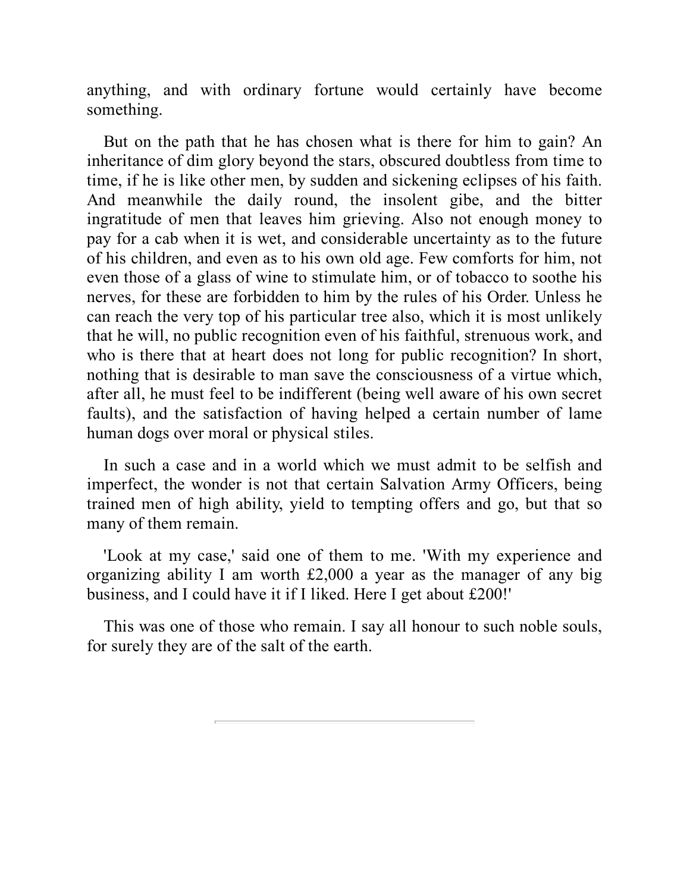anything, and with ordinary fortune would certainly have become something.

But on the path that he has chosen what is there for him to gain? An inheritance of dim glory beyond the stars, obscured doubtless from time to time, if he is like other men, by sudden and sickening eclipses of his faith. And meanwhile the daily round, the insolent gibe, and the bitter ingratitude of men that leaves him grieving. Also not enough money to pay for a cab when it is wet, and considerable uncertainty as to the future of his children, and even as to his own old age. Few comforts for him, not even those of a glass of wine to stimulate him, or of tobacco to soothe his nerves, for these are forbidden to him by the rules of his Order. Unless he can reach the very top of his particular tree also, which it is most unlikely that he will, no public recognition even of his faithful, strenuous work, and who is there that at heart does not long for public recognition? In short, nothing that is desirable to man save the consciousness of a virtue which, after all, he must feel to be indifferent (being well aware of his own secret faults), and the satisfaction of having helped a certain number of lame human dogs over moral or physical stiles.

In such a case and in a world which we must admit to be selfish and imperfect, the wonder is not that certain Salvation Army Officers, being trained men of high ability, yield to tempting offers and go, but that so many of them remain.

'Look at my case,' said one of them to me. 'With my experience and organizing ability I am worth £2,000 a year as the manager of any big business, and I could have it if I liked. Here I get about £200!'

This was one of those who remain. I say all honour to such noble souls, for surely they are of the salt of the earth.

---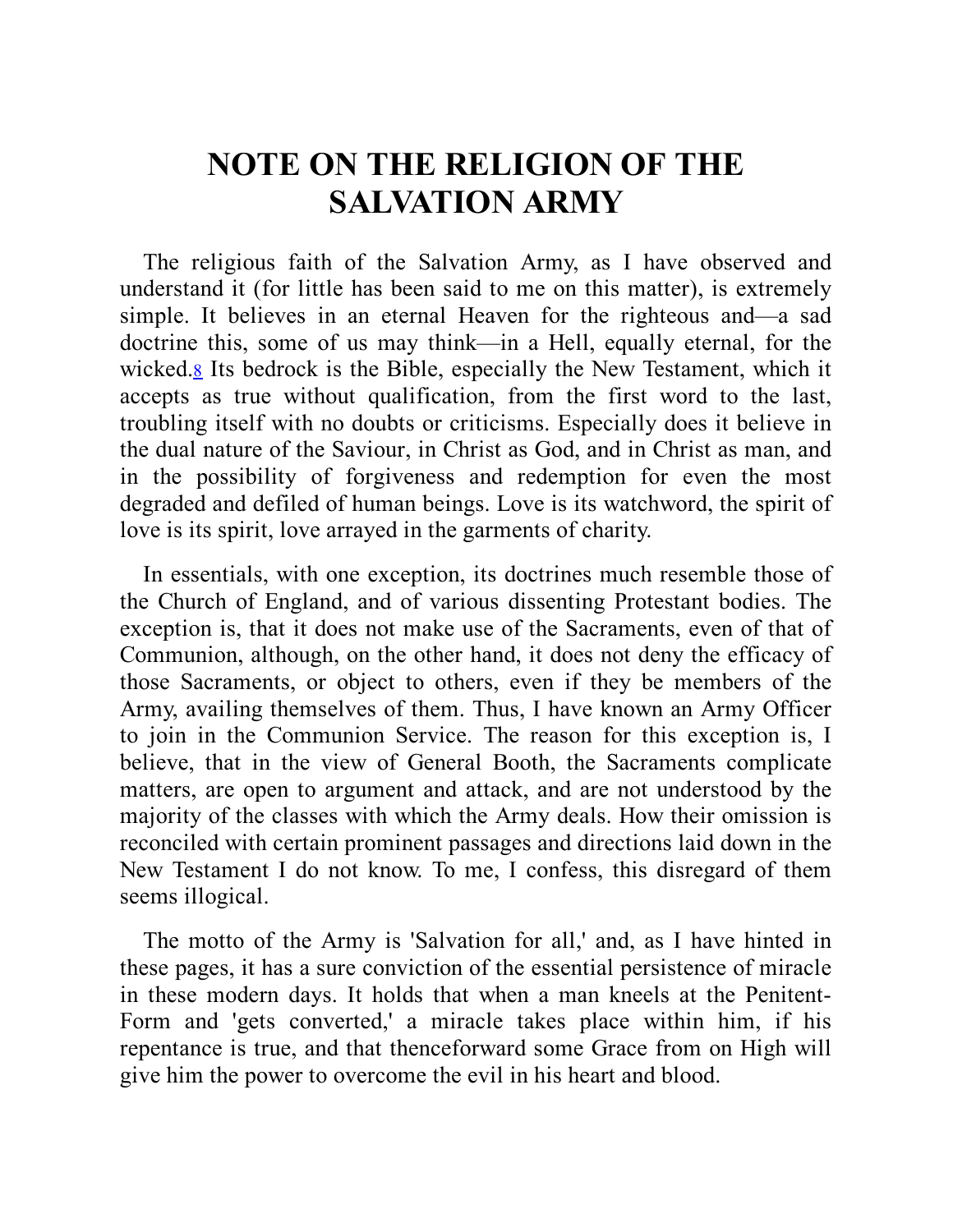# NOTE ON THE RELIGION OF THE SALVATION ARMY

The religious faith of the Salvation Army, as I have observed and understand it (for little has been said to me on this matter), is extremely simple. It believes in an eternal Heaven for the righteous and—a sad doctrine this, some of us may think—in a Hell, equally eternal, for the wicked.[8] Its bedrock is the Bible, especially the New Testament, which it accepts as true without qualification, from the first word to the last, troubling itself with no doubts or criticisms. Especially does it believe in the dual nature of the Saviour, in Christ as God, and in Christ as man, and in the possibility of forgiveness and redemption for even the most degraded and defiled of human beings. Love is its watchword, the spirit of love is its spirit, love arrayed in the garments of charity.

In essentials, with one exception, its doctrines much resemble those of the Church of England, and of various dissenting Protestant bodies. The exception is, that it does not make use of the Sacraments, even of that of Communion, although, on the other hand, it does not deny the efficacy of those Sacraments, or object to others, even if they be members of the Army, availing themselves of them. Thus, I have known an Army Officer to join in the Communion Service. The reason for this exception is, I believe, that in the view of General Booth, the Sacraments complicate matters, are open to argument and attack, and are not understood by the majority of the classes with which the Army deals. How their omission is reconciled with certain prominent passages and directions laid down in the New Testament I do not know. To me, I confess, this disregard of them seems illogical.

The motto of the Army is 'Salvation for all,' and, as I have hinted in these pages, it has a sure conviction of the essential persistence of miracle in these modern days. It holds that when a man kneels at the Penitent-Form and 'gets converted,' a miracle takes place within him, if his repentance is true, and that thenceforward some Grace from on High will give him the power to overcome the evil in his heart and blood.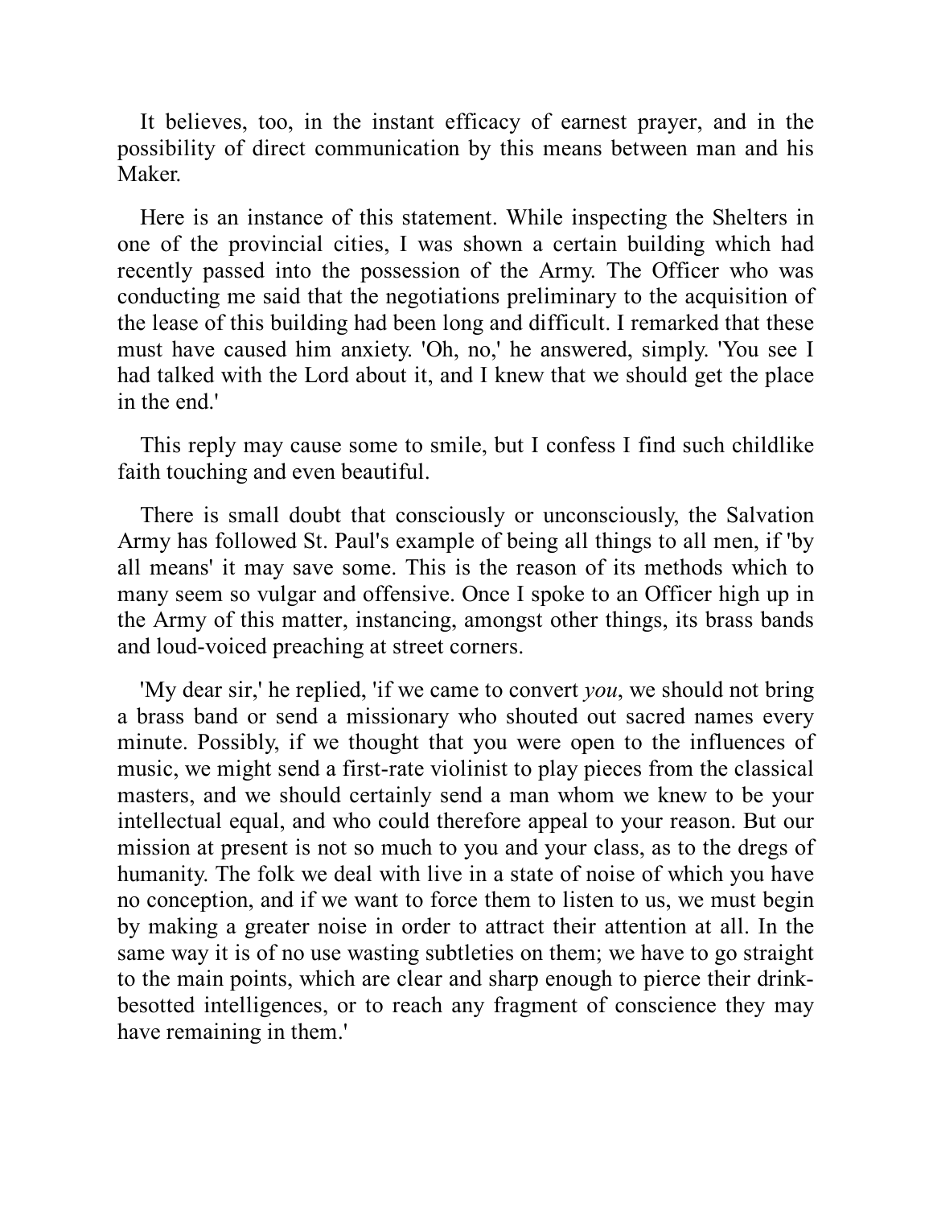It believes, too, in the instant efficacy of earnest prayer, and in the possibility of direct communication by this means between man and his Maker.

Here is an instance of this statement. While inspecting the Shelters in one of the provincial cities, I was shown a certain building which had recently passed into the possession of the Army. The Officer who was conducting me said that the negotiations preliminary to the acquisition of the lease of this building had been long and difficult. I remarked that these must have caused him anxiety. 'Oh, no,' he answered, simply. 'You see I had talked with the Lord about it, and I knew that we should get the place in the end.'

This reply may cause some to smile, but I confess I find such childlike faith touching and even beautiful.

There is small doubt that consciously or unconsciously, the Salvation Army has followed St. Paul's example of being all things to all men, if 'by all means' it may save some. This is the reason of its methods which to many seem so vulgar and offensive. Once I spoke to an Officer high up in the Army of this matter, instancing, amongst other things, its brass bands and loud-voiced preaching at street corners.

'My dear sir,' he replied, 'if we came to convert *you*, we should not bring a brass band or send a missionary who shouted out sacred names every minute. Possibly, if we thought that you were open to the influences of music, we might send a first-rate violinist to play pieces from the classical masters, and we should certainly send a man whom we knew to be your intellectual equal, and who could therefore appeal to your reason. But our mission at present is not so much to you and your class, as to the dregs of humanity. The folk we deal with live in a state of noise of which you have no conception, and if we want to force them to listen to us, we must begin by making a greater noise in order to attract their attention at all. In the same way it is of no use wasting subtleties on them; we have to go straight to the main points, which are clear and sharp enough to pierce their drink-besotted intelligences, or to reach any fragment of conscience they may have remaining in them.'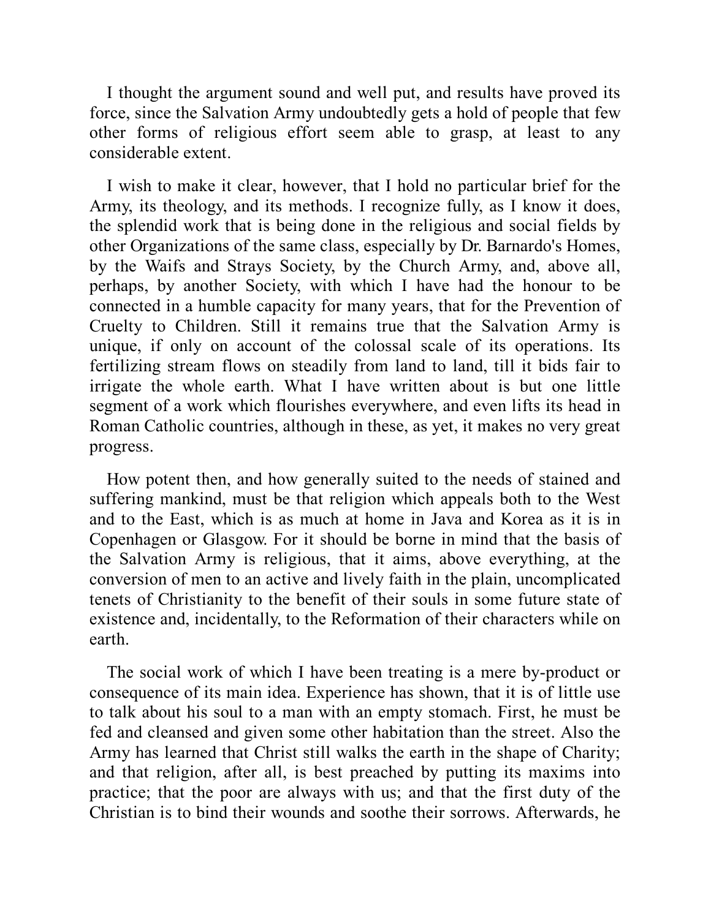I thought the argument sound and well put, and results have proved its force, since the Salvation Army undoubtedly gets a hold of people that few other forms of religious effort seem able to grasp, at least to any considerable extent.

I wish to make it clear, however, that I hold no particular brief for the Army, its theology, and its methods. I recognize fully, as I know it does, the splendid work that is being done in the religious and social fields by other Organizations of the same class, especially by Dr. Barnardo's Homes, by the Waifs and Strays Society, by the Church Army, and, above all, perhaps, by another Society, with which I have had the honour to be connected in a humble capacity for many years, that for the Prevention of Cruelty to Children. Still it remains true that the Salvation Army is unique, if only on account of the colossal scale of its operations. Its fertilizing stream flows on steadily from land to land, till it bids fair to irrigate the whole earth. What I have written about is but one little segment of a work which flourishes everywhere, and even lifts its head in Roman Catholic countries, although in these, as yet, it makes no very great progress.

How potent then, and how generally suited to the needs of stained and suffering mankind, must be that religion which appeals both to the West and to the East, which is as much at home in Java and Korea as it is in Copenhagen or Glasgow. For it should be borne in mind that the basis of the Salvation Army is religious, that it aims, above everything, at the conversion of men to an active and lively faith in the plain, uncomplicated tenets of Christianity to the benefit of their souls in some future state of existence and, incidentally, to the Reformation of their characters while on earth.

The social work of which I have been treating is a mere by-product or consequence of its main idea. Experience has shown, that it is of little use to talk about his soul to a man with an empty stomach. First, he must be fed and cleansed and given some other habitation than the street. Also the Army has learned that Christ still walks the earth in the shape of Charity; and that religion, after all, is best preached by putting its maxims into practice; that the poor are always with us; and that the first duty of the Christian is to bind their wounds and soothe their sorrows. Afterwards, he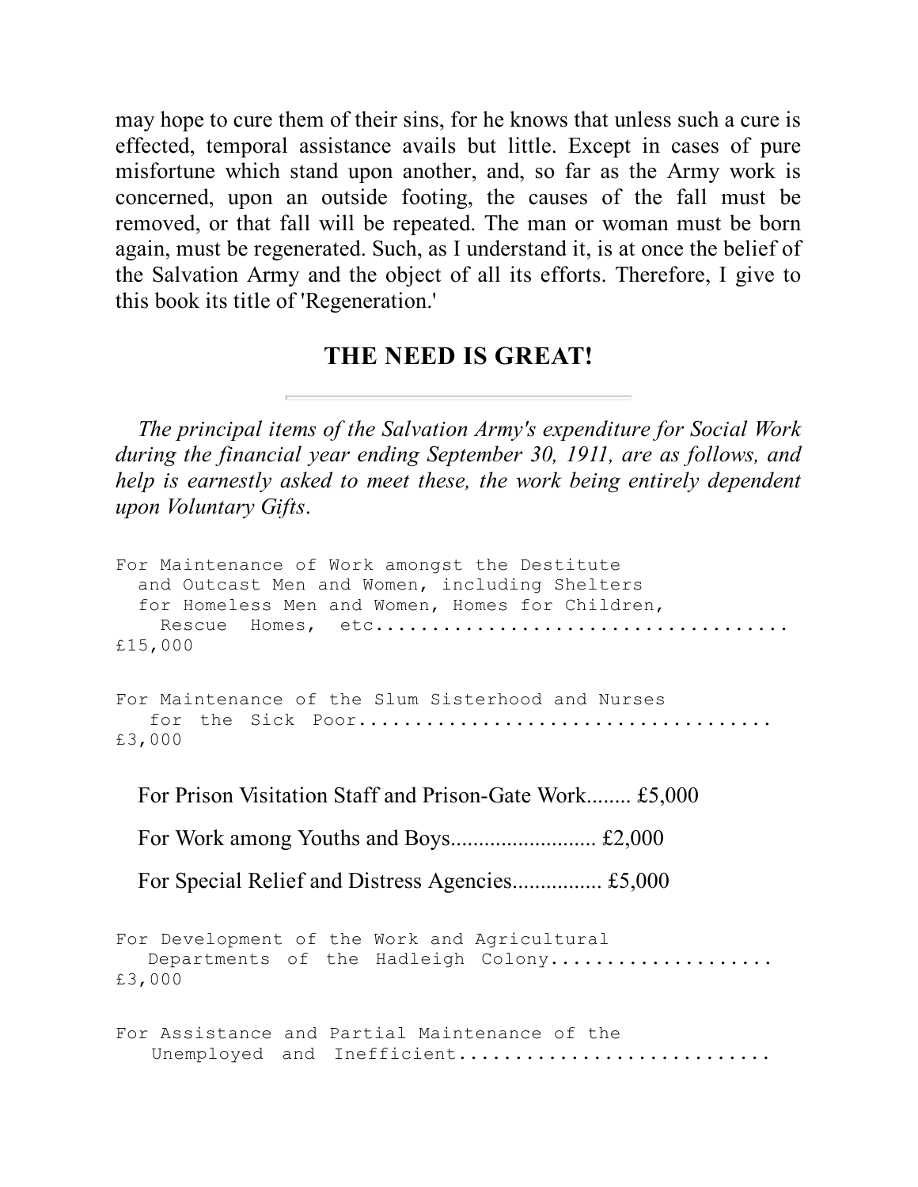may hope to cure them of their sins, for he knows that unless such a cure is effected, temporal assistance avails but little. Except in cases of pure misfortune which stand upon another, and, so far as the Army work is concerned, upon an outside footing, the causes of the fall must be removed, or that fall will be repeated. The man or woman must be born again, must be regenerated. Such, as I understand it, is at once the belief of the Salvation Army and the object of all its efforts. Therefore, I give to this book its title of 'Regeneration.'

## THE NEED IS GREAT!

---

*The principal items of the Salvation Army's expenditure for Social Work during the financial year ending September 30, 1911, are as follows, and help is earnestly asked to meet these, the work being entirely dependent upon Voluntary Gifts.*

```
For Maintenance of Work amongst the Destitute
  and Outcast Men and Women, including Shelters
  for Homeless Men and Women, Homes for Children,
    Rescue  Homes,  etc....................................
£15,000
```

```
For Maintenance of the Slum Sisterhood and Nurses
   for  the  Sick  Poor....................................
£3,000
```

For Prison Visitation Staff and Prison-Gate Work........ £5,000

For Work among Youths and Boys.......................... £2,000

For Special Relief and Distress Agencies................ £5,000

```
For Development of the Work and Agricultural
   Departments  of  the  Hadleigh  Colony....................
£3,000
```

```
For Assistance and Partial Maintenance of the
   Unemployed  and  Inefficient............................
```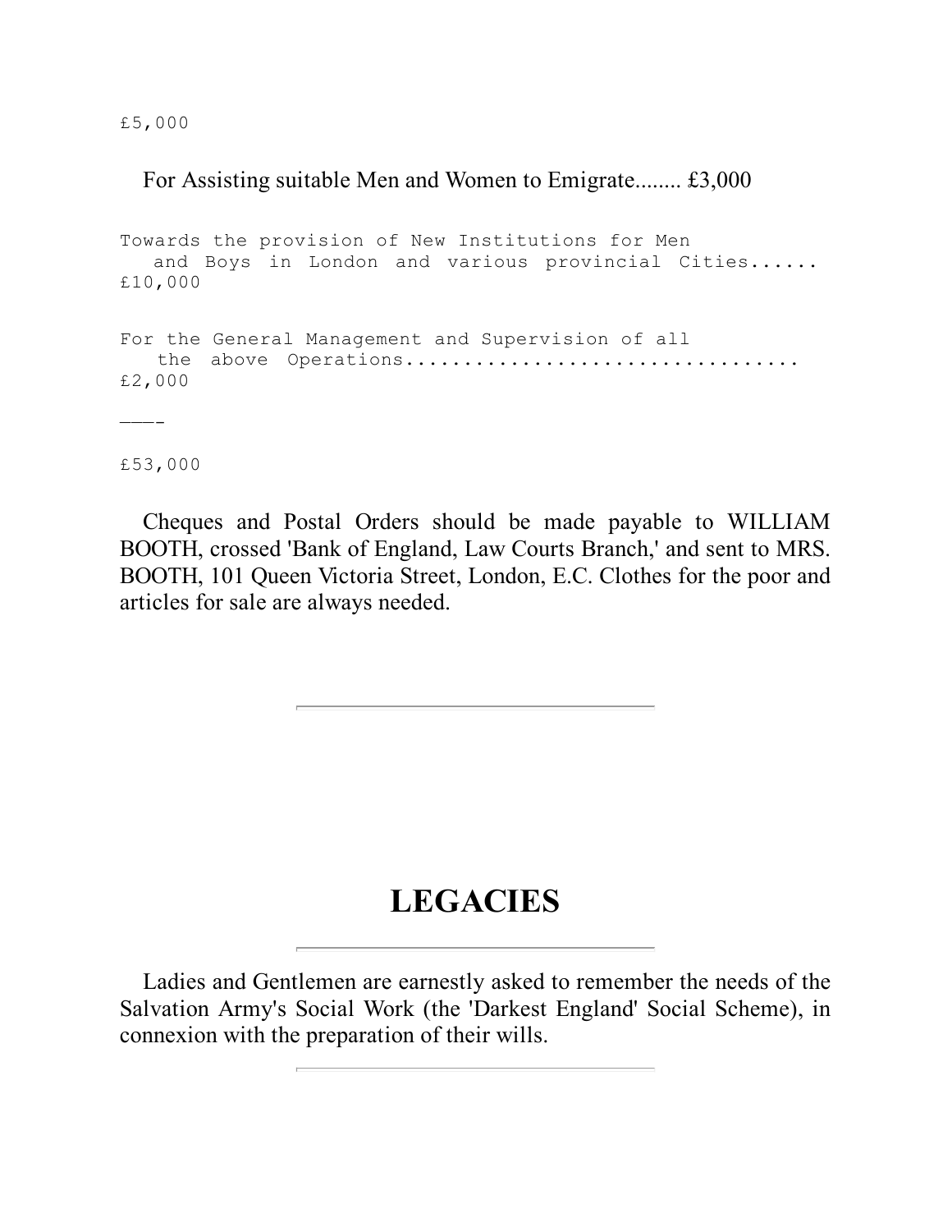£5,000

For Assisting suitable Men and Women to Emigrate........ £3,000

```
Towards the provision of New Institutions for Men
   and Boys in London and various provincial Cities......
£10,000

For the General Management and Supervision of all
   the above Operations.................................
£2,000

———

£53,000
```

Cheques and Postal Orders should be made payable to WILLIAM BOOTH, crossed 'Bank of England, Law Courts Branch,' and sent to MRS. BOOTH, 101 Queen Victoria Street, London, E.C. Clothes for the poor and articles for sale are always needed.

---

# LEGACIES

---

Ladies and Gentlemen are earnestly asked to remember the needs of the Salvation Army's Social Work (the 'Darkest England' Social Scheme), in connexion with the preparation of their wills.

---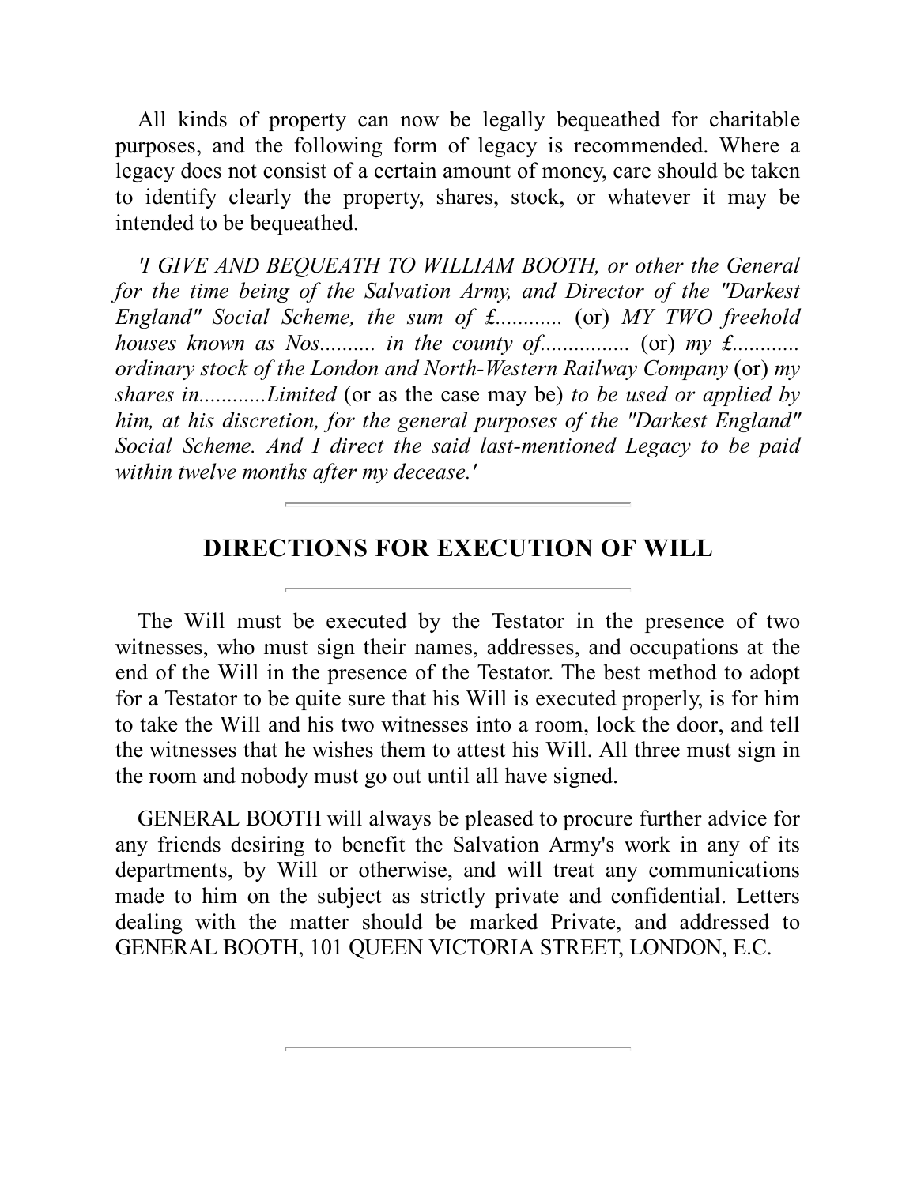All kinds of property can now be legally bequeathed for charitable purposes, and the following form of legacy is recommended. Where a legacy does not consist of a certain amount of money, care should be taken to identify clearly the property, shares, stock, or whatever it may be intended to be bequeathed.

*'I GIVE AND BEQUEATH TO WILLIAM BOOTH, or other the General for the time being of the Salvation Army, and Director of the "Darkest England" Social Scheme, the sum of £............* (or) *MY TWO freehold houses known as Nos.......... in the county of................* (or) *my £........... ordinary stock of the London and North-Western Railway Company* (or) *my shares in............Limited* (or as the case may be) *to be used or applied by him, at his discretion, for the general purposes of the "Darkest England" Social Scheme. And I direct the said last-mentioned Legacy to be paid within twelve months after my decease.'*

---

## DIRECTIONS FOR EXECUTION OF WILL

---

The Will must be executed by the Testator in the presence of two witnesses, who must sign their names, addresses, and occupations at the end of the Will in the presence of the Testator. The best method to adopt for a Testator to be quite sure that his Will is executed properly, is for him to take the Will and his two witnesses into a room, lock the door, and tell the witnesses that he wishes them to attest his Will. All three must sign in the room and nobody must go out until all have signed.

GENERAL BOOTH will always be pleased to procure further advice for any friends desiring to benefit the Salvation Army's work in any of its departments, by Will or otherwise, and will treat any communications made to him on the subject as strictly private and confidential. Letters dealing with the matter should be marked Private, and addressed to GENERAL BOOTH, 101 QUEEN VICTORIA STREET, LONDON, E.C.

---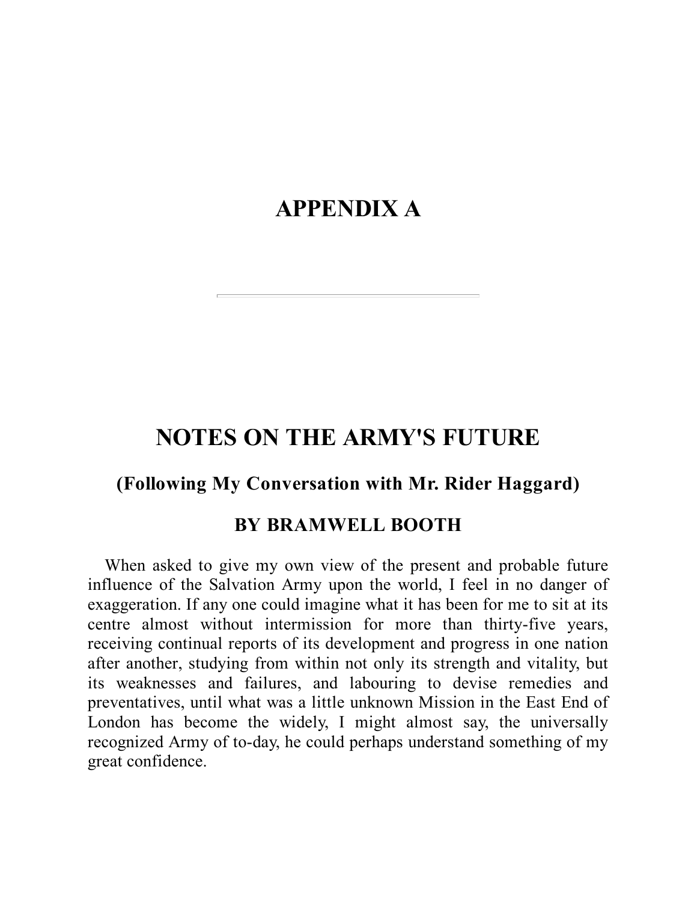# APPENDIX A

---

## NOTES ON THE ARMY'S FUTURE

### (Following My Conversation with Mr. Rider Haggard)

### BY BRAMWELL BOOTH

When asked to give my own view of the present and probable future influence of the Salvation Army upon the world, I feel in no danger of exaggeration. If any one could imagine what it has been for me to sit at its centre almost without intermission for more than thirty-five years, receiving continual reports of its development and progress in one nation after another, studying from within not only its strength and vitality, but its weaknesses and failures, and labouring to devise remedies and preventatives, until what was a little unknown Mission in the East End of London has become the widely, I might almost say, the universally recognized Army of to-day, he could perhaps understand something of my great confidence.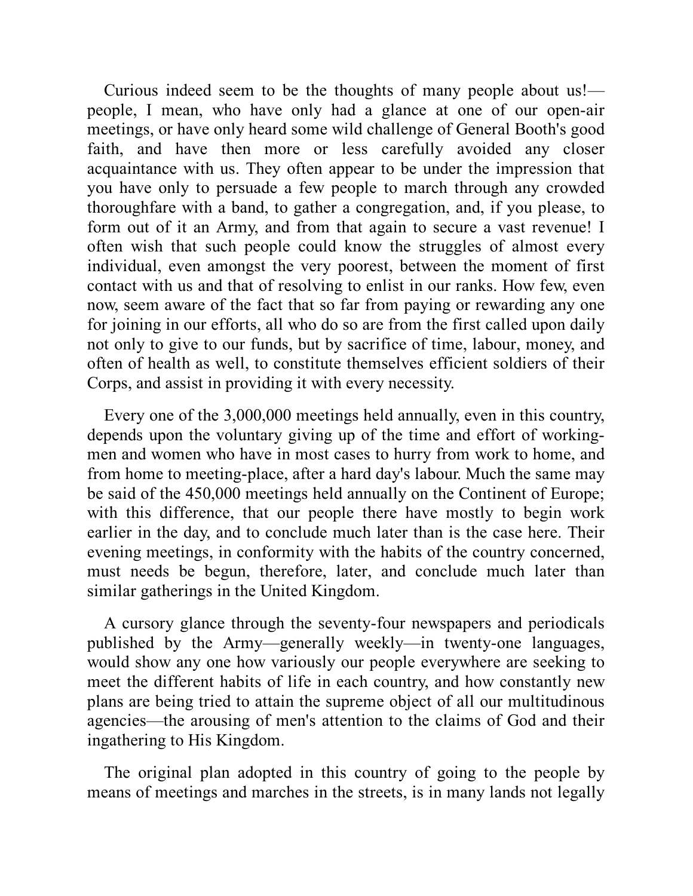Curious indeed seem to be the thoughts of many people about us!—people, I mean, who have only had a glance at one of our open-air meetings, or have only heard some wild challenge of General Booth's good faith, and have then more or less carefully avoided any closer acquaintance with us. They often appear to be under the impression that you have only to persuade a few people to march through any crowded thoroughfare with a band, to gather a congregation, and, if you please, to form out of it an Army, and from that again to secure a vast revenue! I often wish that such people could know the struggles of almost every individual, even amongst the very poorest, between the moment of first contact with us and that of resolving to enlist in our ranks. How few, even now, seem aware of the fact that so far from paying or rewarding any one for joining in our efforts, all who do so are from the first called upon daily not only to give to our funds, but by sacrifice of time, labour, money, and often of health as well, to constitute themselves efficient soldiers of their Corps, and assist in providing it with every necessity.

Every one of the 3,000,000 meetings held annually, even in this country, depends upon the voluntary giving up of the time and effort of working-men and women who have in most cases to hurry from work to home, and from home to meeting-place, after a hard day's labour. Much the same may be said of the 450,000 meetings held annually on the Continent of Europe; with this difference, that our people there have mostly to begin work earlier in the day, and to conclude much later than is the case here. Their evening meetings, in conformity with the habits of the country concerned, must needs be begun, therefore, later, and conclude much later than similar gatherings in the United Kingdom.

A cursory glance through the seventy-four newspapers and periodicals published by the Army—generally weekly—in twenty-one languages, would show any one how variously our people everywhere are seeking to meet the different habits of life in each country, and how constantly new plans are being tried to attain the supreme object of all our multitudinous agencies—the arousing of men's attention to the claims of God and their ingathering to His Kingdom.

The original plan adopted in this country of going to the people by means of meetings and marches in the streets, is in many lands not legally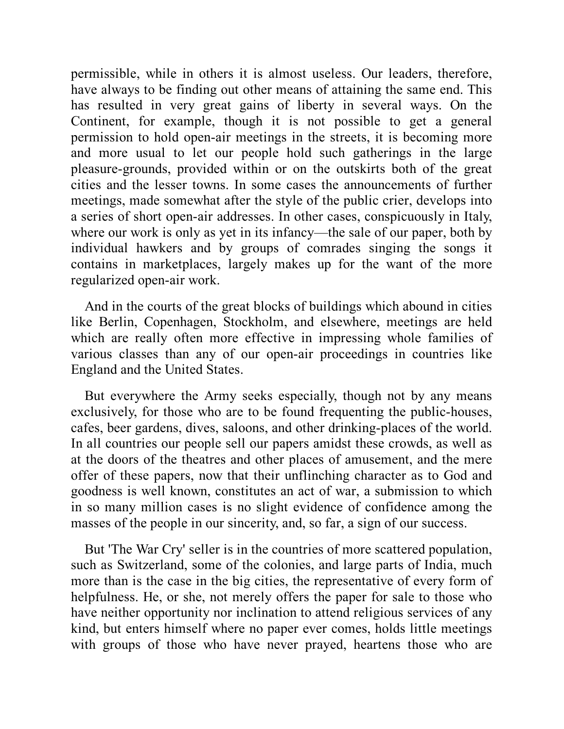permissible, while in others it is almost useless. Our leaders, therefore, have always to be finding out other means of attaining the same end. This has resulted in very great gains of liberty in several ways. On the Continent, for example, though it is not possible to get a general permission to hold open-air meetings in the streets, it is becoming more and more usual to let our people hold such gatherings in the large pleasure-grounds, provided within or on the outskirts both of the great cities and the lesser towns. In some cases the announcements of further meetings, made somewhat after the style of the public crier, develops into a series of short open-air addresses. In other cases, conspicuously in Italy, where our work is only as yet in its infancy—the sale of our paper, both by individual hawkers and by groups of comrades singing the songs it contains in marketplaces, largely makes up for the want of the more regularized open-air work.

And in the courts of the great blocks of buildings which abound in cities like Berlin, Copenhagen, Stockholm, and elsewhere, meetings are held which are really often more effective in impressing whole families of various classes than any of our open-air proceedings in countries like England and the United States.

But everywhere the Army seeks especially, though not by any means exclusively, for those who are to be found frequenting the public-houses, cafes, beer gardens, dives, saloons, and other drinking-places of the world. In all countries our people sell our papers amidst these crowds, as well as at the doors of the theatres and other places of amusement, and the mere offer of these papers, now that their unflinching character as to God and goodness is well known, constitutes an act of war, a submission to which in so many million cases is no slight evidence of confidence among the masses of the people in our sincerity, and, so far, a sign of our success.

But 'The War Cry' seller is in the countries of more scattered population, such as Switzerland, some of the colonies, and large parts of India, much more than is the case in the big cities, the representative of every form of helpfulness. He, or she, not merely offers the paper for sale to those who have neither opportunity nor inclination to attend religious services of any kind, but enters himself where no paper ever comes, holds little meetings with groups of those who have never prayed, heartens those who are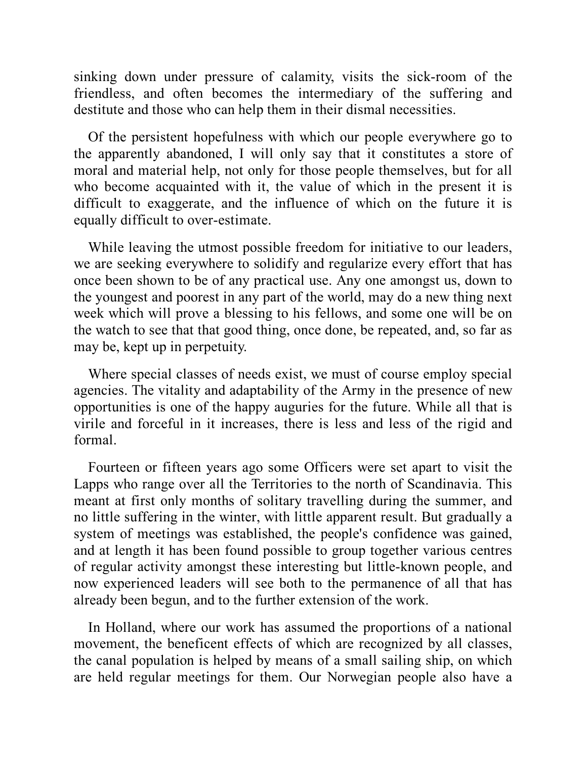sinking down under pressure of calamity, visits the sick-room of the friendless, and often becomes the intermediary of the suffering and destitute and those who can help them in their dismal necessities.

Of the persistent hopefulness with which our people everywhere go to the apparently abandoned, I will only say that it constitutes a store of moral and material help, not only for those people themselves, but for all who become acquainted with it, the value of which in the present it is difficult to exaggerate, and the influence of which on the future it is equally difficult to over-estimate.

While leaving the utmost possible freedom for initiative to our leaders, we are seeking everywhere to solidify and regularize every effort that has once been shown to be of any practical use. Any one amongst us, down to the youngest and poorest in any part of the world, may do a new thing next week which will prove a blessing to his fellows, and some one will be on the watch to see that that good thing, once done, be repeated, and, so far as may be, kept up in perpetuity.

Where special classes of needs exist, we must of course employ special agencies. The vitality and adaptability of the Army in the presence of new opportunities is one of the happy auguries for the future. While all that is virile and forceful in it increases, there is less and less of the rigid and formal.

Fourteen or fifteen years ago some Officers were set apart to visit the Lapps who range over all the Territories to the north of Scandinavia. This meant at first only months of solitary travelling during the summer, and no little suffering in the winter, with little apparent result. But gradually a system of meetings was established, the people's confidence was gained, and at length it has been found possible to group together various centres of regular activity amongst these interesting but little-known people, and now experienced leaders will see both to the permanence of all that has already been begun, and to the further extension of the work.

In Holland, where our work has assumed the proportions of a national movement, the beneficent effects of which are recognized by all classes, the canal population is helped by means of a small sailing ship, on which are held regular meetings for them. Our Norwegian people also have a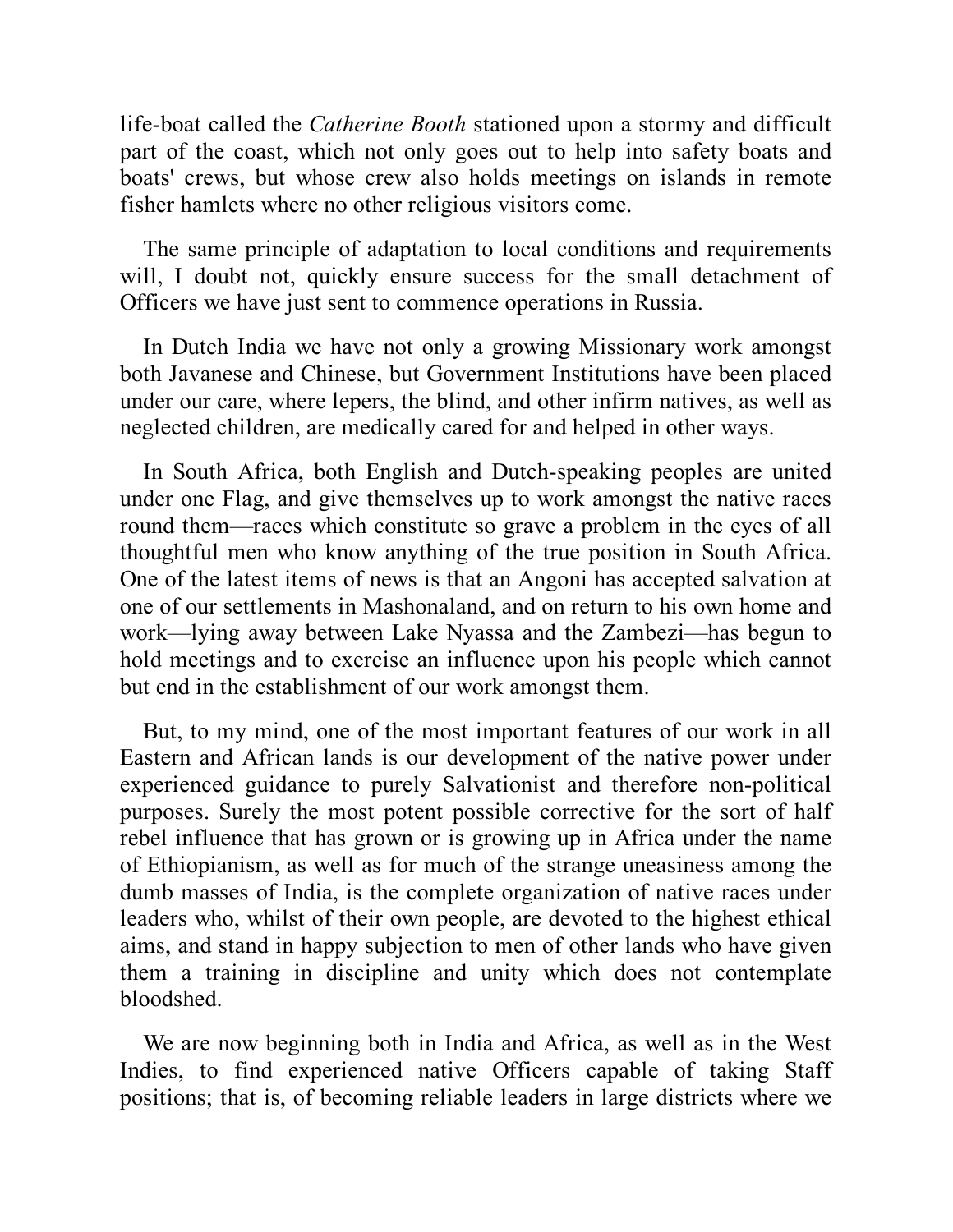life-boat called the *Catherine Booth* stationed upon a stormy and difficult part of the coast, which not only goes out to help into safety boats and boats' crews, but whose crew also holds meetings on islands in remote fisher hamlets where no other religious visitors come.

The same principle of adaptation to local conditions and requirements will, I doubt not, quickly ensure success for the small detachment of Officers we have just sent to commence operations in Russia.

In Dutch India we have not only a growing Missionary work amongst both Javanese and Chinese, but Government Institutions have been placed under our care, where lepers, the blind, and other infirm natives, as well as neglected children, are medically cared for and helped in other ways.

In South Africa, both English and Dutch-speaking peoples are united under one Flag, and give themselves up to work amongst the native races round them—races which constitute so grave a problem in the eyes of all thoughtful men who know anything of the true position in South Africa. One of the latest items of news is that an Angoni has accepted salvation at one of our settlements in Mashonaland, and on return to his own home and work—lying away between Lake Nyassa and the Zambezi—has begun to hold meetings and to exercise an influence upon his people which cannot but end in the establishment of our work amongst them.

But, to my mind, one of the most important features of our work in all Eastern and African lands is our development of the native power under experienced guidance to purely Salvationist and therefore non-political purposes. Surely the most potent possible corrective for the sort of half rebel influence that has grown or is growing up in Africa under the name of Ethiopianism, as well as for much of the strange uneasiness among the dumb masses of India, is the complete organization of native races under leaders who, whilst of their own people, are devoted to the highest ethical aims, and stand in happy subjection to men of other lands who have given them a training in discipline and unity which does not contemplate bloodshed.

We are now beginning both in India and Africa, as well as in the West Indies, to find experienced native Officers capable of taking Staff positions; that is, of becoming reliable leaders in large districts where we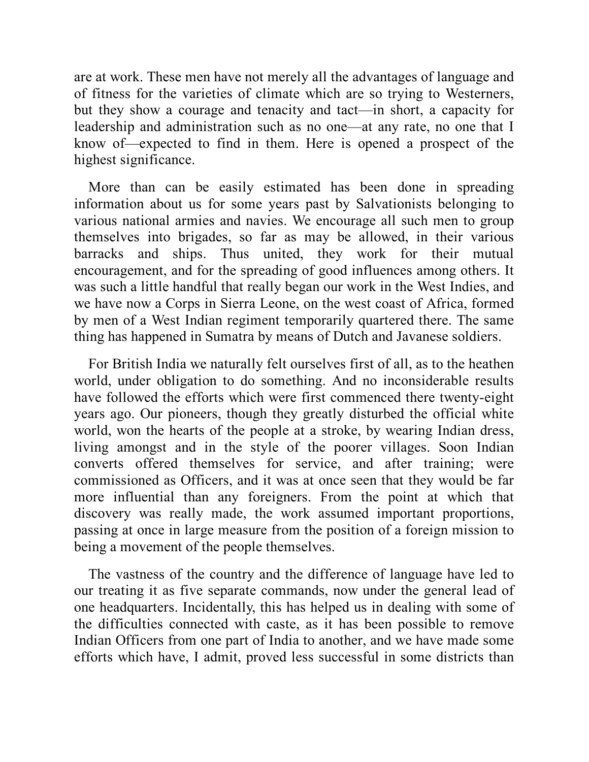are at work. These men have not merely all the advantages of language and of fitness for the varieties of climate which are so trying to Westerners, but they show a courage and tenacity and tact—in short, a capacity for leadership and administration such as no one—at any rate, no one that I know of—expected to find in them. Here is opened a prospect of the highest significance.

More than can be easily estimated has been done in spreading information about us for some years past by Salvationists belonging to various national armies and navies. We encourage all such men to group themselves into brigades, so far as may be allowed, in their various barracks and ships. Thus united, they work for their mutual encouragement, and for the spreading of good influences among others. It was such a little handful that really began our work in the West Indies, and we have now a Corps in Sierra Leone, on the west coast of Africa, formed by men of a West Indian regiment temporarily quartered there. The same thing has happened in Sumatra by means of Dutch and Javanese soldiers.

For British India we naturally felt ourselves first of all, as to the heathen world, under obligation to do something. And no inconsiderable results have followed the efforts which were first commenced there twenty-eight years ago. Our pioneers, though they greatly disturbed the official white world, won the hearts of the people at a stroke, by wearing Indian dress, living amongst and in the style of the poorer villages. Soon Indian converts offered themselves for service, and after training; were commissioned as Officers, and it was at once seen that they would be far more influential than any foreigners. From the point at which that discovery was really made, the work assumed important proportions, passing at once in large measure from the position of a foreign mission to being a movement of the people themselves.

The vastness of the country and the difference of language have led to our treating it as five separate commands, now under the general lead of one headquarters. Incidentally, this has helped us in dealing with some of the difficulties connected with caste, as it has been possible to remove Indian Officers from one part of India to another, and we have made some efforts which have, I admit, proved less successful in some districts than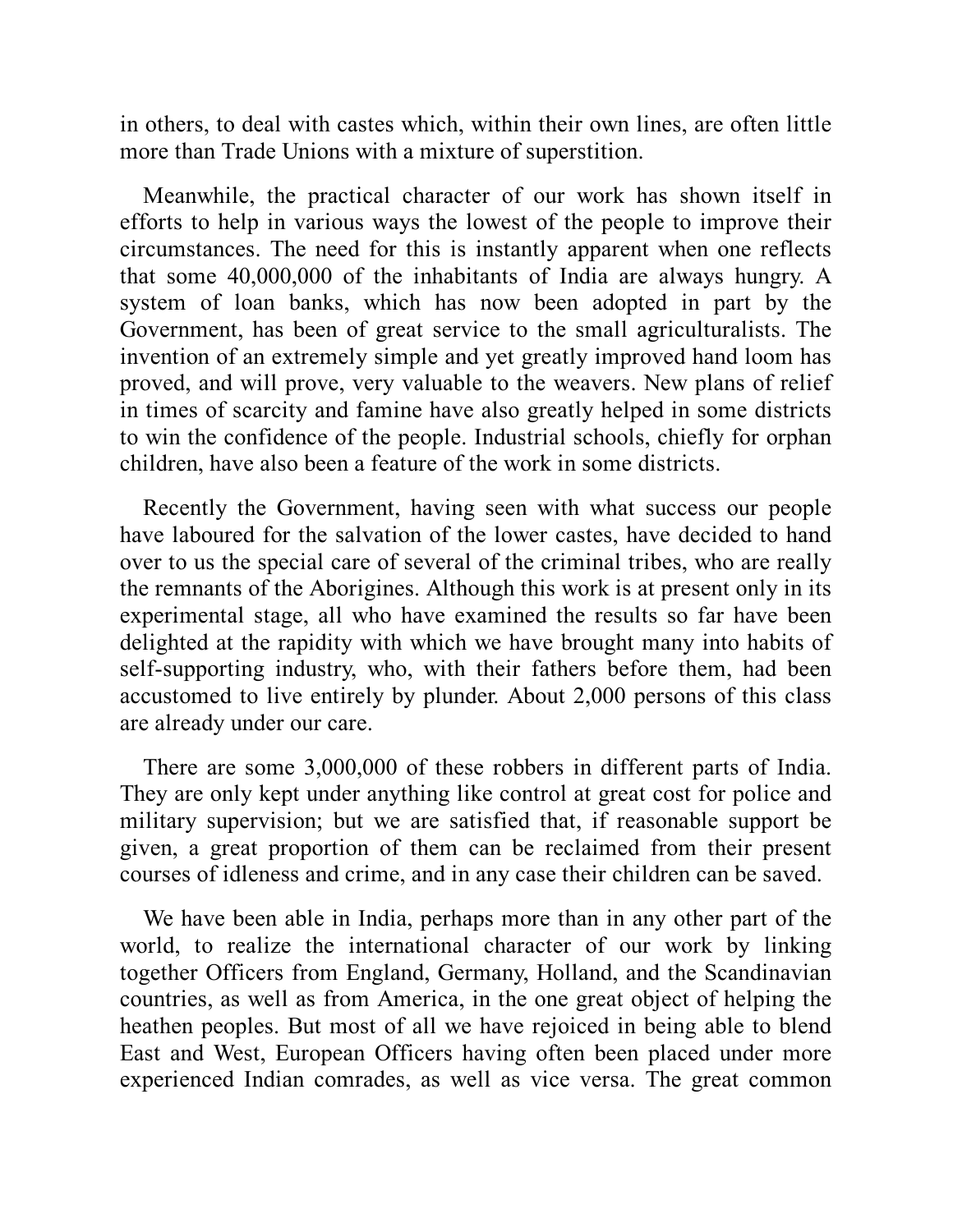in others, to deal with castes which, within their own lines, are often little more than Trade Unions with a mixture of superstition.

Meanwhile, the practical character of our work has shown itself in efforts to help in various ways the lowest of the people to improve their circumstances. The need for this is instantly apparent when one reflects that some 40,000,000 of the inhabitants of India are always hungry. A system of loan banks, which has now been adopted in part by the Government, has been of great service to the small agriculturalists. The invention of an extremely simple and yet greatly improved hand loom has proved, and will prove, very valuable to the weavers. New plans of relief in times of scarcity and famine have also greatly helped in some districts to win the confidence of the people. Industrial schools, chiefly for orphan children, have also been a feature of the work in some districts.

Recently the Government, having seen with what success our people have laboured for the salvation of the lower castes, have decided to hand over to us the special care of several of the criminal tribes, who are really the remnants of the Aborigines. Although this work is at present only in its experimental stage, all who have examined the results so far have been delighted at the rapidity with which we have brought many into habits of self-supporting industry, who, with their fathers before them, had been accustomed to live entirely by plunder. About 2,000 persons of this class are already under our care.

There are some 3,000,000 of these robbers in different parts of India. They are only kept under anything like control at great cost for police and military supervision; but we are satisfied that, if reasonable support be given, a great proportion of them can be reclaimed from their present courses of idleness and crime, and in any case their children can be saved.

We have been able in India, perhaps more than in any other part of the world, to realize the international character of our work by linking together Officers from England, Germany, Holland, and the Scandinavian countries, as well as from America, in the one great object of helping the heathen peoples. But most of all we have rejoiced in being able to blend East and West, European Officers having often been placed under more experienced Indian comrades, as well as vice versa. The great common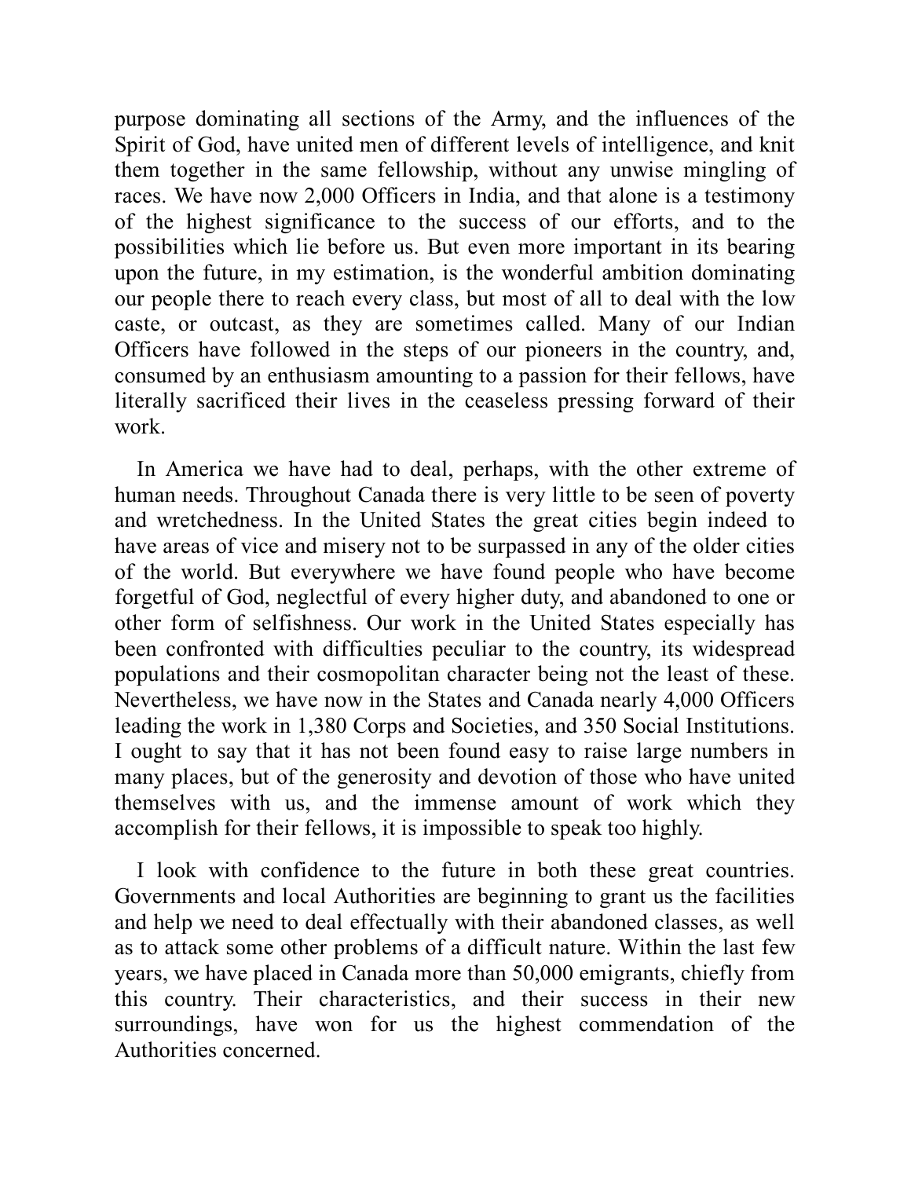purpose dominating all sections of the Army, and the influences of the Spirit of God, have united men of different levels of intelligence, and knit them together in the same fellowship, without any unwise mingling of races. We have now 2,000 Officers in India, and that alone is a testimony of the highest significance to the success of our efforts, and to the possibilities which lie before us. But even more important in its bearing upon the future, in my estimation, is the wonderful ambition dominating our people there to reach every class, but most of all to deal with the low caste, or outcast, as they are sometimes called. Many of our Indian Officers have followed in the steps of our pioneers in the country, and, consumed by an enthusiasm amounting to a passion for their fellows, have literally sacrificed their lives in the ceaseless pressing forward of their work.

In America we have had to deal, perhaps, with the other extreme of human needs. Throughout Canada there is very little to be seen of poverty and wretchedness. In the United States the great cities begin indeed to have areas of vice and misery not to be surpassed in any of the older cities of the world. But everywhere we have found people who have become forgetful of God, neglectful of every higher duty, and abandoned to one or other form of selfishness. Our work in the United States especially has been confronted with difficulties peculiar to the country, its widespread populations and their cosmopolitan character being not the least of these. Nevertheless, we have now in the States and Canada nearly 4,000 Officers leading the work in 1,380 Corps and Societies, and 350 Social Institutions. I ought to say that it has not been found easy to raise large numbers in many places, but of the generosity and devotion of those who have united themselves with us, and the immense amount of work which they accomplish for their fellows, it is impossible to speak too highly.

I look with confidence to the future in both these great countries. Governments and local Authorities are beginning to grant us the facilities and help we need to deal effectually with their abandoned classes, as well as to attack some other problems of a difficult nature. Within the last few years, we have placed in Canada more than 50,000 emigrants, chiefly from this country. Their characteristics, and their success in their new surroundings, have won for us the highest commendation of the Authorities concerned.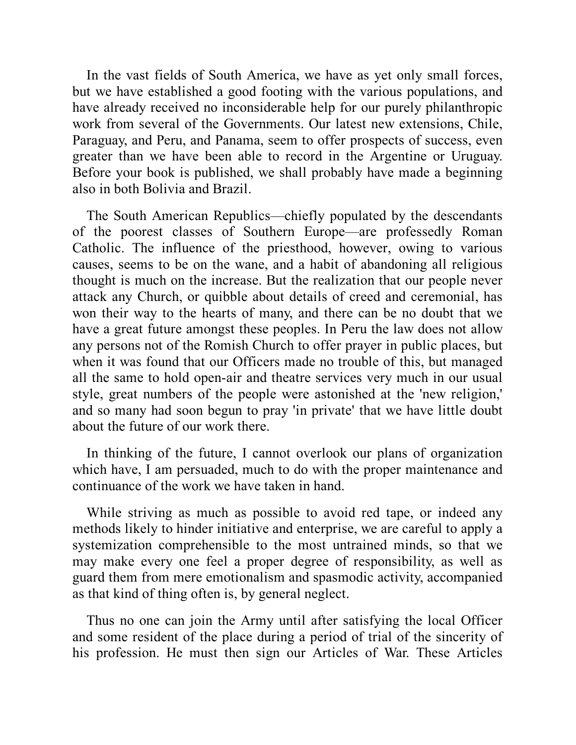In the vast fields of South America, we have as yet only small forces, but we have established a good footing with the various populations, and have already received no inconsiderable help for our purely philanthropic work from several of the Governments. Our latest new extensions, Chile, Paraguay, and Peru, and Panama, seem to offer prospects of success, even greater than we have been able to record in the Argentine or Uruguay. Before your book is published, we shall probably have made a beginning also in both Bolivia and Brazil.

The South American Republics—chiefly populated by the descendants of the poorest classes of Southern Europe—are professedly Roman Catholic. The influence of the priesthood, however, owing to various causes, seems to be on the wane, and a habit of abandoning all religious thought is much on the increase. But the realization that our people never attack any Church, or quibble about details of creed and ceremonial, has won their way to the hearts of many, and there can be no doubt that we have a great future amongst these peoples. In Peru the law does not allow any persons not of the Romish Church to offer prayer in public places, but when it was found that our Officers made no trouble of this, but managed all the same to hold open-air and theatre services very much in our usual style, great numbers of the people were astonished at the 'new religion,' and so many had soon begun to pray 'in private' that we have little doubt about the future of our work there.

In thinking of the future, I cannot overlook our plans of organization which have, I am persuaded, much to do with the proper maintenance and continuance of the work we have taken in hand.

While striving as much as possible to avoid red tape, or indeed any methods likely to hinder initiative and enterprise, we are careful to apply a systemization comprehensible to the most untrained minds, so that we may make every one feel a proper degree of responsibility, as well as guard them from mere emotionalism and spasmodic activity, accompanied as that kind of thing often is, by general neglect.

Thus no one can join the Army until after satisfying the local Officer and some resident of the place during a period of trial of the sincerity of his profession. He must then sign our Articles of War. These Articles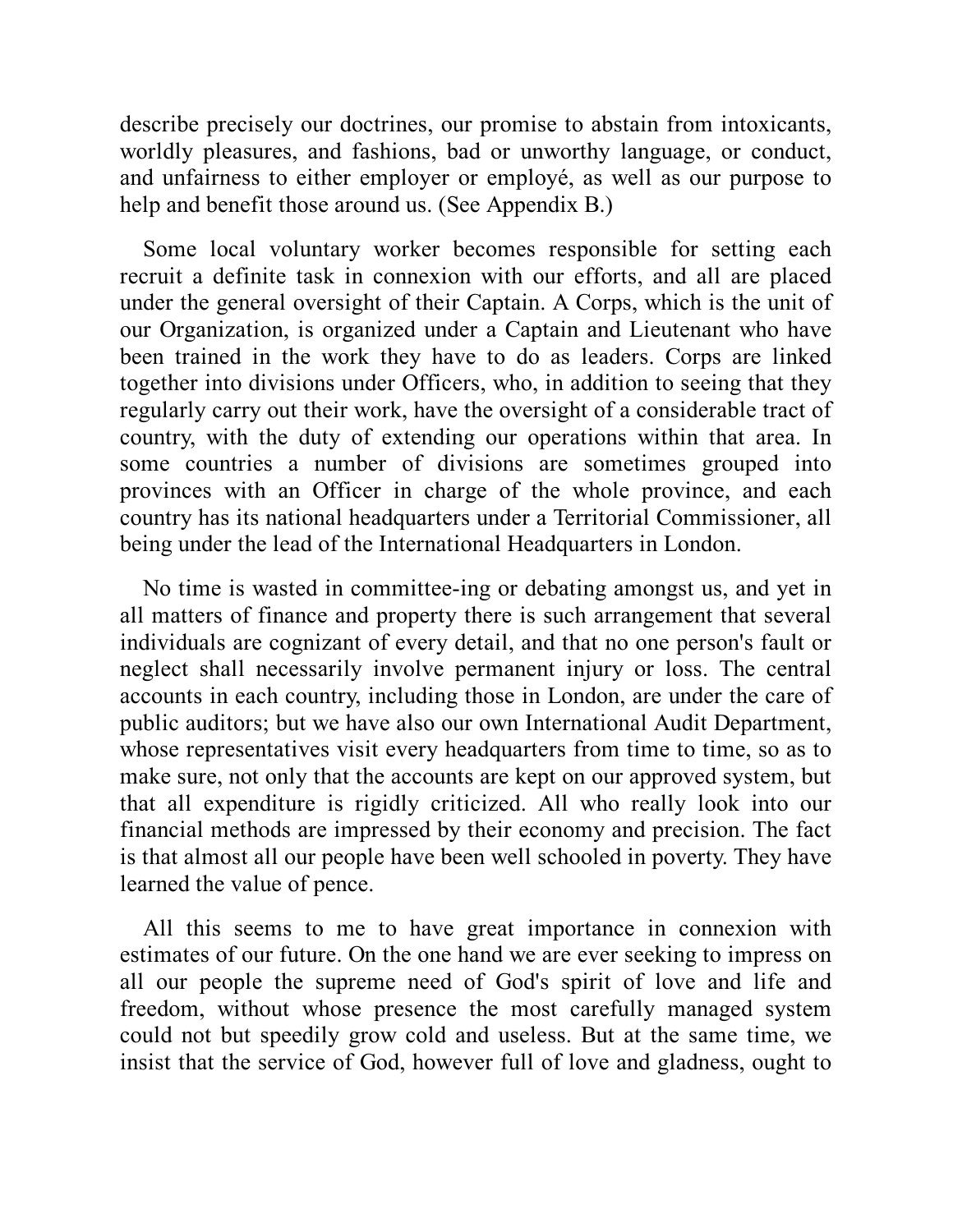describe precisely our doctrines, our promise to abstain from intoxicants, worldly pleasures, and fashions, bad or unworthy language, or conduct, and unfairness to either employer or employé, as well as our purpose to help and benefit those around us. (See Appendix B.)

Some local voluntary worker becomes responsible for setting each recruit a definite task in connexion with our efforts, and all are placed under the general oversight of their Captain. A Corps, which is the unit of our Organization, is organized under a Captain and Lieutenant who have been trained in the work they have to do as leaders. Corps are linked together into divisions under Officers, who, in addition to seeing that they regularly carry out their work, have the oversight of a considerable tract of country, with the duty of extending our operations within that area. In some countries a number of divisions are sometimes grouped into provinces with an Officer in charge of the whole province, and each country has its national headquarters under a Territorial Commissioner, all being under the lead of the International Headquarters in London.

No time is wasted in committee-ing or debating amongst us, and yet in all matters of finance and property there is such arrangement that several individuals are cognizant of every detail, and that no one person's fault or neglect shall necessarily involve permanent injury or loss. The central accounts in each country, including those in London, are under the care of public auditors; but we have also our own International Audit Department, whose representatives visit every headquarters from time to time, so as to make sure, not only that the accounts are kept on our approved system, but that all expenditure is rigidly criticized. All who really look into our financial methods are impressed by their economy and precision. The fact is that almost all our people have been well schooled in poverty. They have learned the value of pence.

All this seems to me to have great importance in connexion with estimates of our future. On the one hand we are ever seeking to impress on all our people the supreme need of God's spirit of love and life and freedom, without whose presence the most carefully managed system could not but speedily grow cold and useless. But at the same time, we insist that the service of God, however full of love and gladness, ought to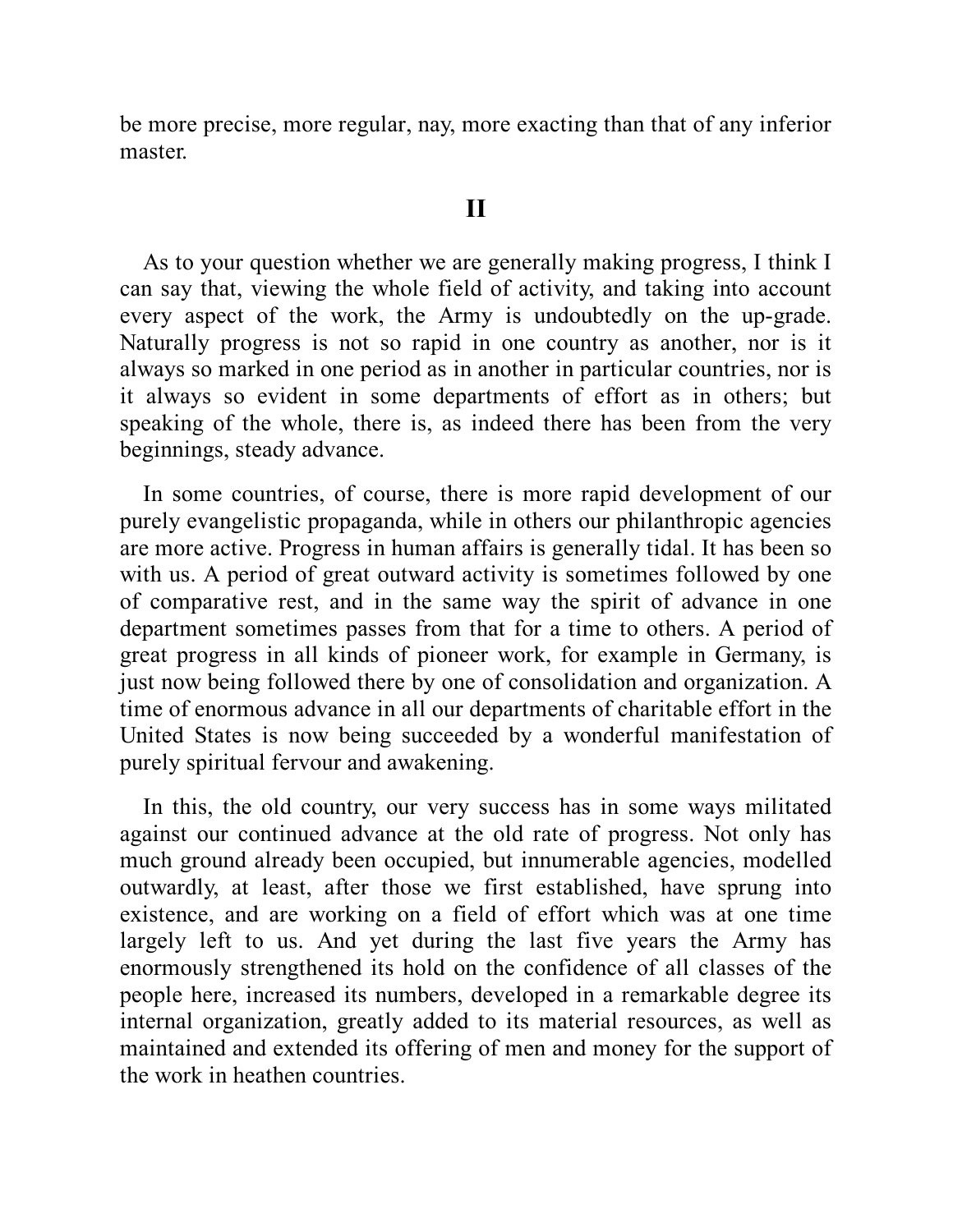be more precise, more regular, nay, more exacting than that of any inferior master.

## II

As to your question whether we are generally making progress, I think I can say that, viewing the whole field of activity, and taking into account every aspect of the work, the Army is undoubtedly on the up-grade. Naturally progress is not so rapid in one country as another, nor is it always so marked in one period as in another in particular countries, nor is it always so evident in some departments of effort as in others; but speaking of the whole, there is, as indeed there has been from the very beginnings, steady advance.

In some countries, of course, there is more rapid development of our purely evangelistic propaganda, while in others our philanthropic agencies are more active. Progress in human affairs is generally tidal. It has been so with us. A period of great outward activity is sometimes followed by one of comparative rest, and in the same way the spirit of advance in one department sometimes passes from that for a time to others. A period of great progress in all kinds of pioneer work, for example in Germany, is just now being followed there by one of consolidation and organization. A time of enormous advance in all our departments of charitable effort in the United States is now being succeeded by a wonderful manifestation of purely spiritual fervour and awakening.

In this, the old country, our very success has in some ways militated against our continued advance at the old rate of progress. Not only has much ground already been occupied, but innumerable agencies, modelled outwardly, at least, after those we first established, have sprung into existence, and are working on a field of effort which was at one time largely left to us. And yet during the last five years the Army has enormously strengthened its hold on the confidence of all classes of the people here, increased its numbers, developed in a remarkable degree its internal organization, greatly added to its material resources, as well as maintained and extended its offering of men and money for the support of the work in heathen countries.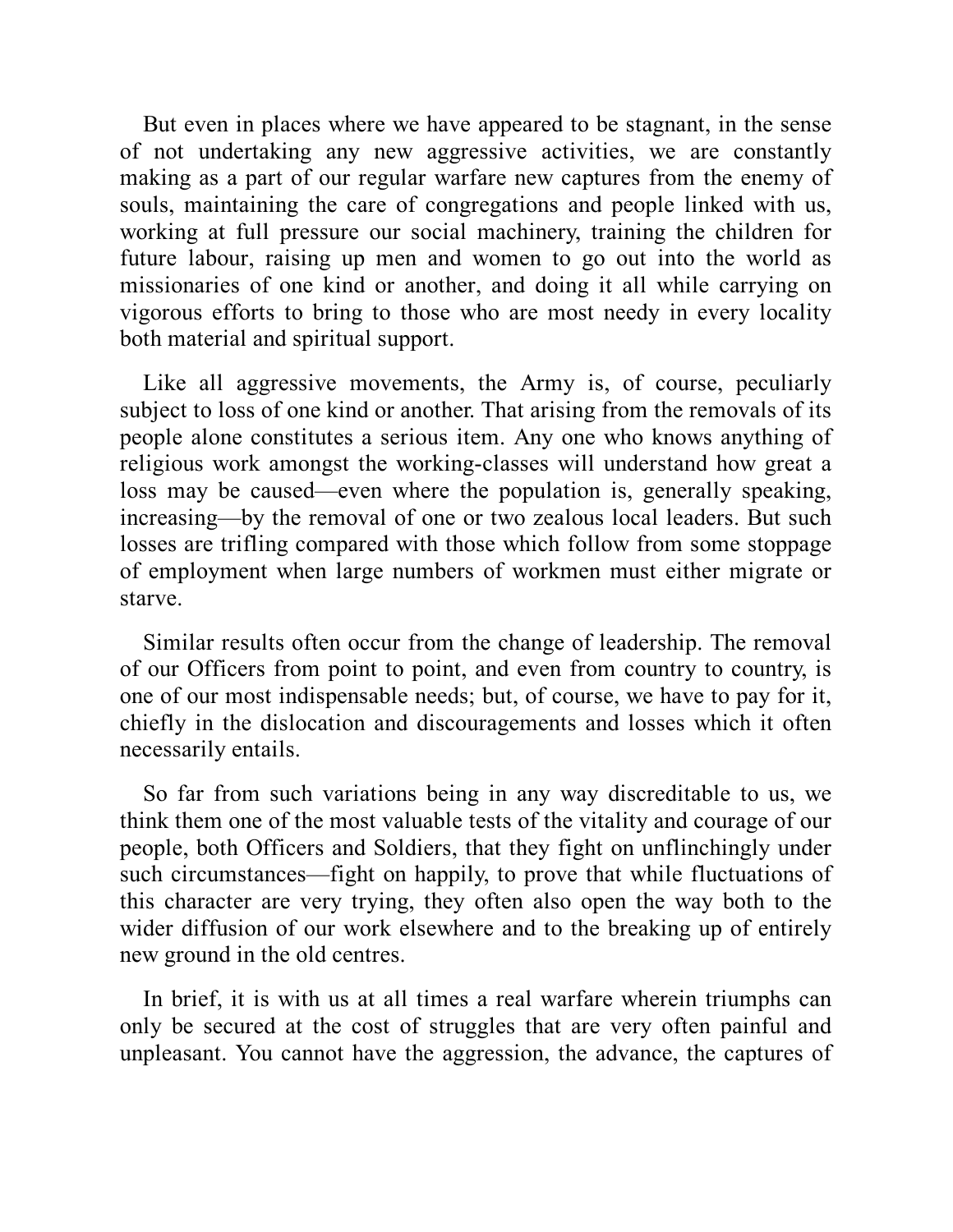But even in places where we have appeared to be stagnant, in the sense of not undertaking any new aggressive activities, we are constantly making as a part of our regular warfare new captures from the enemy of souls, maintaining the care of congregations and people linked with us, working at full pressure our social machinery, training the children for future labour, raising up men and women to go out into the world as missionaries of one kind or another, and doing it all while carrying on vigorous efforts to bring to those who are most needy in every locality both material and spiritual support.

Like all aggressive movements, the Army is, of course, peculiarly subject to loss of one kind or another. That arising from the removals of its people alone constitutes a serious item. Any one who knows anything of religious work amongst the working-classes will understand how great a loss may be caused—even where the population is, generally speaking, increasing—by the removal of one or two zealous local leaders. But such losses are trifling compared with those which follow from some stoppage of employment when large numbers of workmen must either migrate or starve.

Similar results often occur from the change of leadership. The removal of our Officers from point to point, and even from country to country, is one of our most indispensable needs; but, of course, we have to pay for it, chiefly in the dislocation and discouragements and losses which it often necessarily entails.

So far from such variations being in any way discreditable to us, we think them one of the most valuable tests of the vitality and courage of our people, both Officers and Soldiers, that they fight on unflinchingly under such circumstances—fight on happily, to prove that while fluctuations of this character are very trying, they often also open the way both to the wider diffusion of our work elsewhere and to the breaking up of entirely new ground in the old centres.

In brief, it is with us at all times a real warfare wherein triumphs can only be secured at the cost of struggles that are very often painful and unpleasant. You cannot have the aggression, the advance, the captures of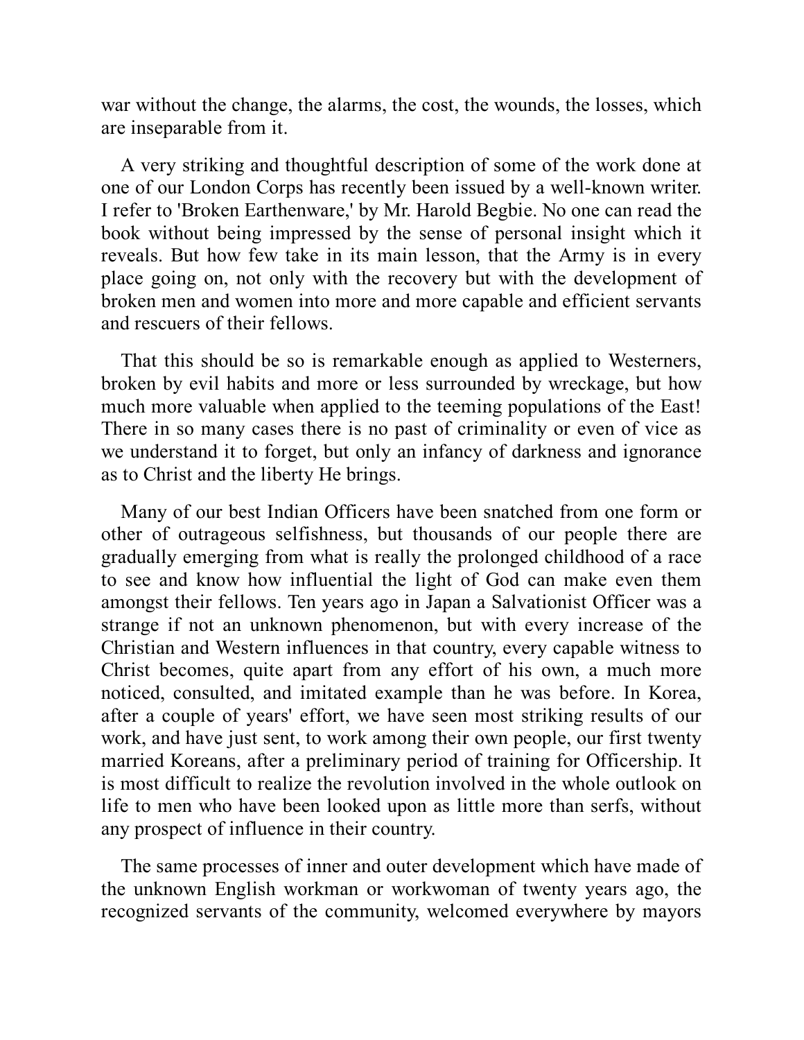war without the change, the alarms, the cost, the wounds, the losses, which are inseparable from it.

A very striking and thoughtful description of some of the work done at one of our London Corps has recently been issued by a well-known writer. I refer to 'Broken Earthenware,' by Mr. Harold Begbie. No one can read the book without being impressed by the sense of personal insight which it reveals. But how few take in its main lesson, that the Army is in every place going on, not only with the recovery but with the development of broken men and women into more and more capable and efficient servants and rescuers of their fellows.

That this should be so is remarkable enough as applied to Westerners, broken by evil habits and more or less surrounded by wreckage, but how much more valuable when applied to the teeming populations of the East! There in so many cases there is no past of criminality or even of vice as we understand it to forget, but only an infancy of darkness and ignorance as to Christ and the liberty He brings.

Many of our best Indian Officers have been snatched from one form or other of outrageous selfishness, but thousands of our people there are gradually emerging from what is really the prolonged childhood of a race to see and know how influential the light of God can make even them amongst their fellows. Ten years ago in Japan a Salvationist Officer was a strange if not an unknown phenomenon, but with every increase of the Christian and Western influences in that country, every capable witness to Christ becomes, quite apart from any effort of his own, a much more noticed, consulted, and imitated example than he was before. In Korea, after a couple of years' effort, we have seen most striking results of our work, and have just sent, to work among their own people, our first twenty married Koreans, after a preliminary period of training for Officership. It is most difficult to realize the revolution involved in the whole outlook on life to men who have been looked upon as little more than serfs, without any prospect of influence in their country.

The same processes of inner and outer development which have made of the unknown English workman or workwoman of twenty years ago, the recognized servants of the community, welcomed everywhere by mayors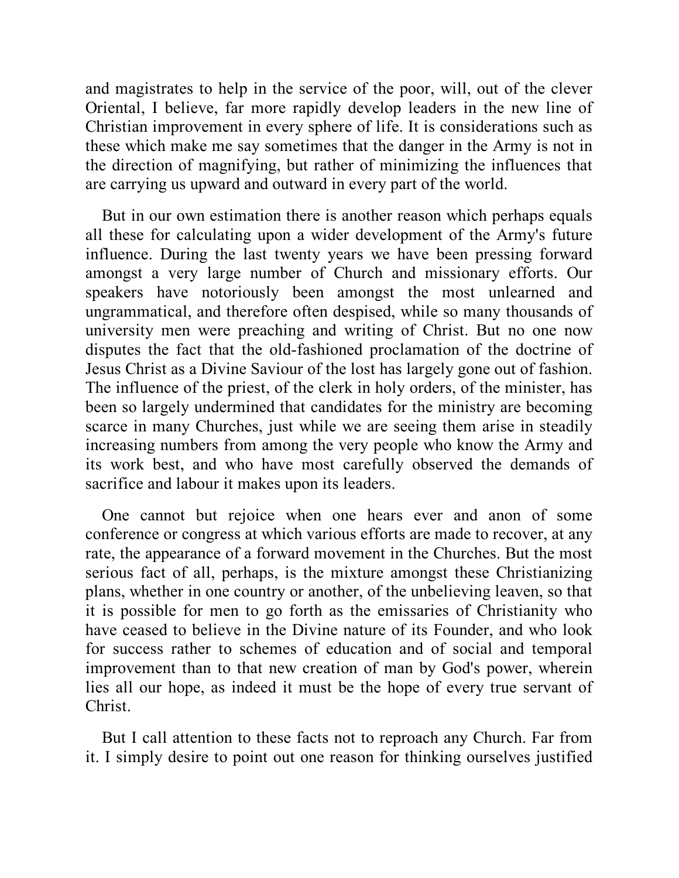and magistrates to help in the service of the poor, will, out of the clever Oriental, I believe, far more rapidly develop leaders in the new line of Christian improvement in every sphere of life. It is considerations such as these which make me say sometimes that the danger in the Army is not in the direction of magnifying, but rather of minimizing the influences that are carrying us upward and outward in every part of the world.

But in our own estimation there is another reason which perhaps equals all these for calculating upon a wider development of the Army's future influence. During the last twenty years we have been pressing forward amongst a very large number of Church and missionary efforts. Our speakers have notoriously been amongst the most unlearned and ungrammatical, and therefore often despised, while so many thousands of university men were preaching and writing of Christ. But no one now disputes the fact that the old-fashioned proclamation of the doctrine of Jesus Christ as a Divine Saviour of the lost has largely gone out of fashion. The influence of the priest, of the clerk in holy orders, of the minister, has been so largely undermined that candidates for the ministry are becoming scarce in many Churches, just while we are seeing them arise in steadily increasing numbers from among the very people who know the Army and its work best, and who have most carefully observed the demands of sacrifice and labour it makes upon its leaders.

One cannot but rejoice when one hears ever and anon of some conference or congress at which various efforts are made to recover, at any rate, the appearance of a forward movement in the Churches. But the most serious fact of all, perhaps, is the mixture amongst these Christianizing plans, whether in one country or another, of the unbelieving leaven, so that it is possible for men to go forth as the emissaries of Christianity who have ceased to believe in the Divine nature of its Founder, and who look for success rather to schemes of education and of social and temporal improvement than to that new creation of man by God's power, wherein lies all our hope, as indeed it must be the hope of every true servant of Christ.

But I call attention to these facts not to reproach any Church. Far from it. I simply desire to point out one reason for thinking ourselves justified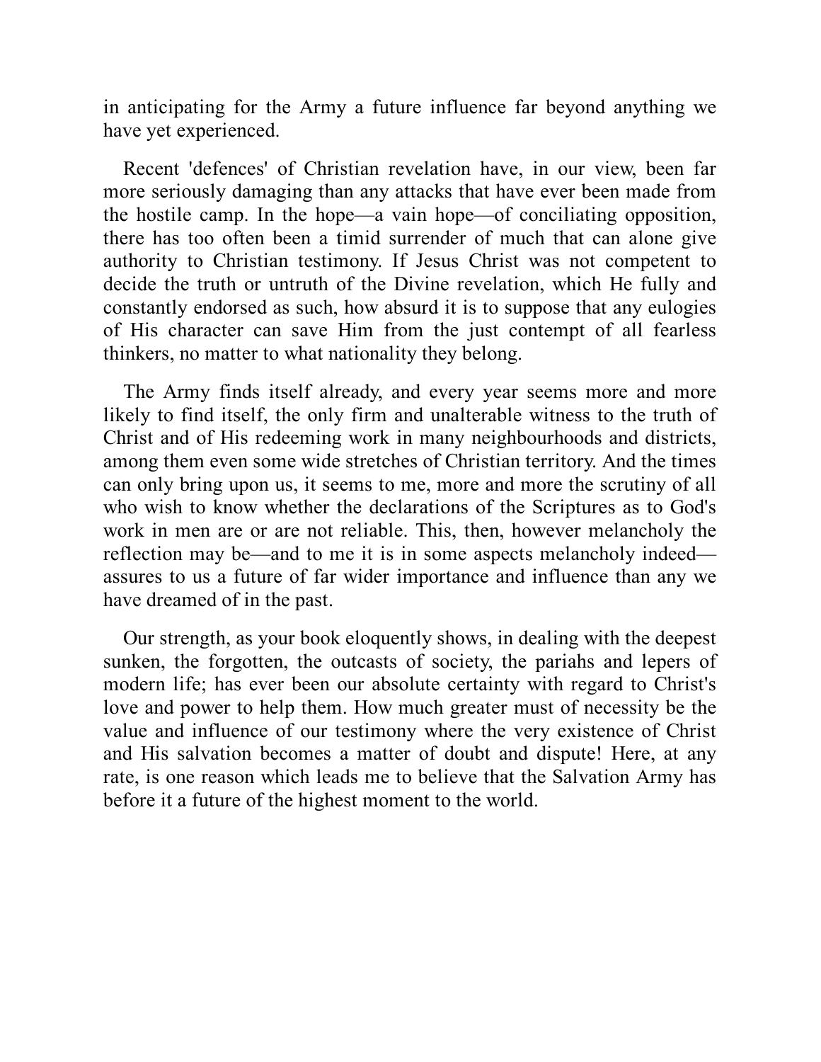in anticipating for the Army a future influence far beyond anything we have yet experienced.

Recent 'defences' of Christian revelation have, in our view, been far more seriously damaging than any attacks that have ever been made from the hostile camp. In the hope—a vain hope—of conciliating opposition, there has too often been a timid surrender of much that can alone give authority to Christian testimony. If Jesus Christ was not competent to decide the truth or untruth of the Divine revelation, which He fully and constantly endorsed as such, how absurd it is to suppose that any eulogies of His character can save Him from the just contempt of all fearless thinkers, no matter to what nationality they belong.

The Army finds itself already, and every year seems more and more likely to find itself, the only firm and unalterable witness to the truth of Christ and of His redeeming work in many neighbourhoods and districts, among them even some wide stretches of Christian territory. And the times can only bring upon us, it seems to me, more and more the scrutiny of all who wish to know whether the declarations of the Scriptures as to God's work in men are or are not reliable. This, then, however melancholy the reflection may be—and to me it is in some aspects melancholy indeed—assures to us a future of far wider importance and influence than any we have dreamed of in the past.

Our strength, as your book eloquently shows, in dealing with the deepest sunken, the forgotten, the outcasts of society, the pariahs and lepers of modern life; has ever been our absolute certainty with regard to Christ's love and power to help them. How much greater must of necessity be the value and influence of our testimony where the very existence of Christ and His salvation becomes a matter of doubt and dispute! Here, at any rate, is one reason which leads me to believe that the Salvation Army has before it a future of the highest moment to the world.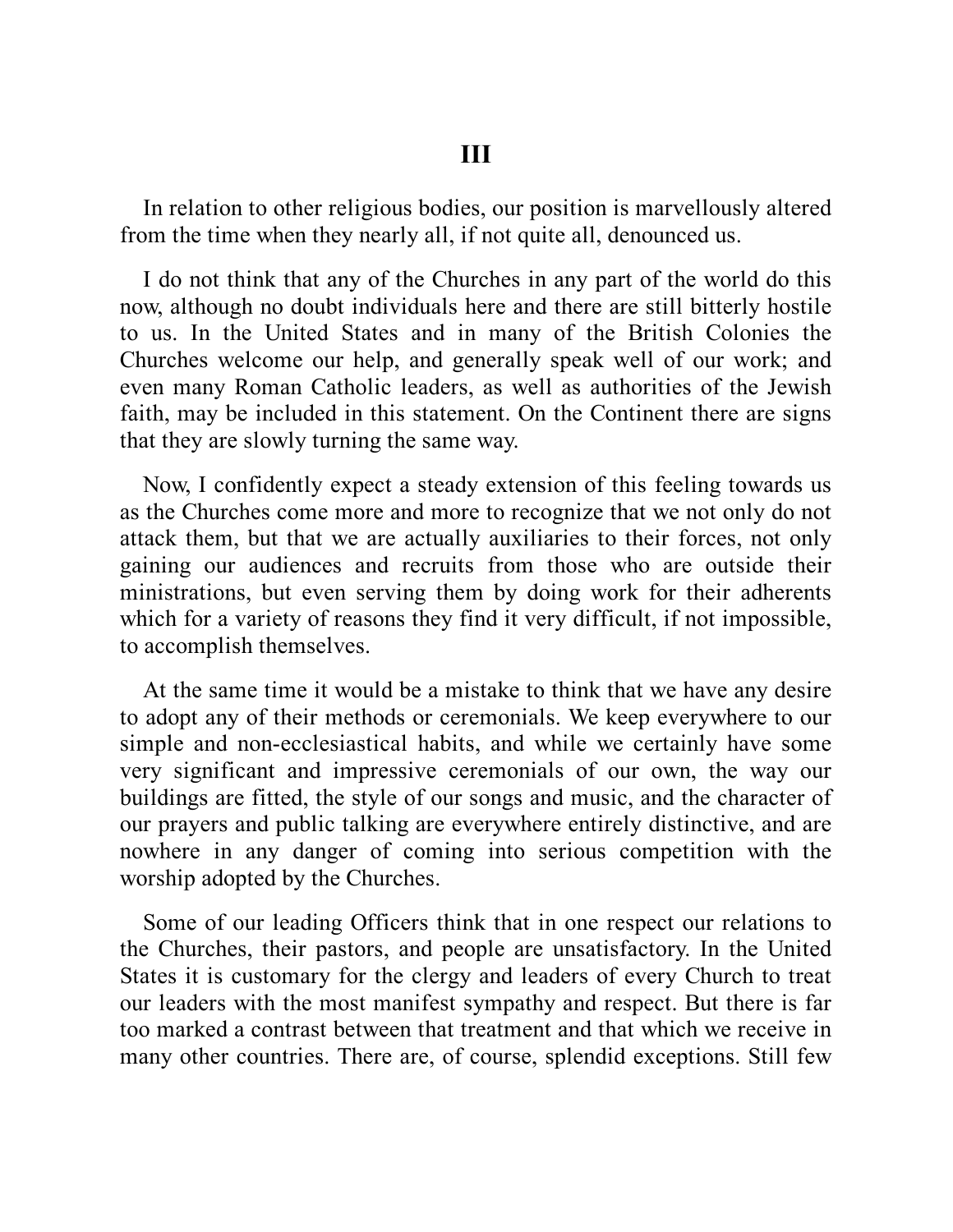## III

In relation to other religious bodies, our position is marvellously altered from the time when they nearly all, if not quite all, denounced us.

I do not think that any of the Churches in any part of the world do this now, although no doubt individuals here and there are still bitterly hostile to us. In the United States and in many of the British Colonies the Churches welcome our help, and generally speak well of our work; and even many Roman Catholic leaders, as well as authorities of the Jewish faith, may be included in this statement. On the Continent there are signs that they are slowly turning the same way.

Now, I confidently expect a steady extension of this feeling towards us as the Churches come more and more to recognize that we not only do not attack them, but that we are actually auxiliaries to their forces, not only gaining our audiences and recruits from those who are outside their ministrations, but even serving them by doing work for their adherents which for a variety of reasons they find it very difficult, if not impossible, to accomplish themselves.

At the same time it would be a mistake to think that we have any desire to adopt any of their methods or ceremonials. We keep everywhere to our simple and non-ecclesiastical habits, and while we certainly have some very significant and impressive ceremonials of our own, the way our buildings are fitted, the style of our songs and music, and the character of our prayers and public talking are everywhere entirely distinctive, and are nowhere in any danger of coming into serious competition with the worship adopted by the Churches.

Some of our leading Officers think that in one respect our relations to the Churches, their pastors, and people are unsatisfactory. In the United States it is customary for the clergy and leaders of every Church to treat our leaders with the most manifest sympathy and respect. But there is far too marked a contrast between that treatment and that which we receive in many other countries. There are, of course, splendid exceptions. Still few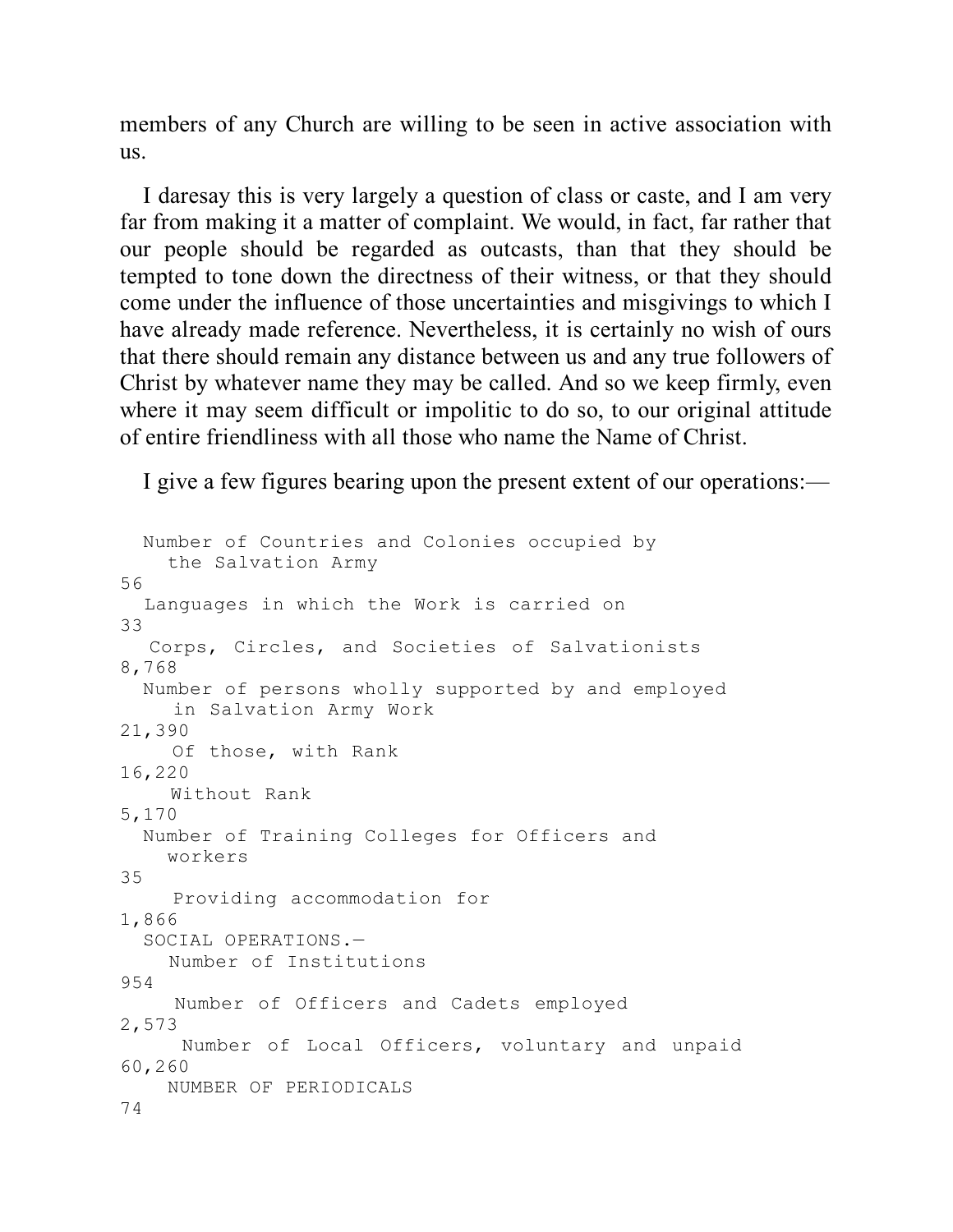members of any Church are willing to be seen in active association with us.

I daresay this is very largely a question of class or caste, and I am very far from making it a matter of complaint. We would, in fact, far rather that our people should be regarded as outcasts, than that they should be tempted to tone down the directness of their witness, or that they should come under the influence of those uncertainties and misgivings to which I have already made reference. Nevertheless, it is certainly no wish of ours that there should remain any distance between us and any true followers of Christ by whatever name they may be called. And so we keep firmly, even where it may seem difficult or impolitic to do so, to our original attitude of entire friendliness with all those who name the Name of Christ.

I give a few figures bearing upon the present extent of our operations:—

| | |
|---|---|
| Number of Countries and Colonies occupied by the Salvation Army | 56 |
| Languages in which the Work is carried on | 33 |
| Corps, Circles, and Societies of Salvationists | 8,768 |
| Number of persons wholly supported by and employed in Salvation Army Work | 21,390 |
| Of those, with Rank | 16,220 |
| Without Rank | 5,170 |
| Number of Training Colleges for Officers and workers | 35 |
| Providing accommodation for | 1,866 |
| SOCIAL OPERATIONS.— Number of Institutions | 954 |
| Number of Officers and Cadets employed | 2,573 |
| Number of Local Officers, voluntary and unpaid | 60,260 |
| NUMBER OF PERIODICALS | 74 |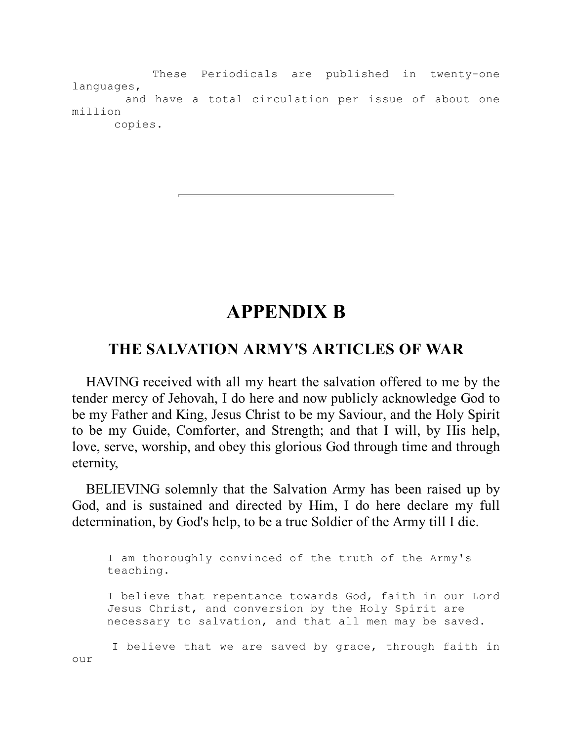These Periodicals are published in twenty-one languages, and have a total circulation per issue of about one million copies.

---

# APPENDIX B

## THE SALVATION ARMY'S ARTICLES OF WAR

HAVING received with all my heart the salvation offered to me by the tender mercy of Jehovah, I do here and now publicly acknowledge God to be my Father and King, Jesus Christ to be my Saviour, and the Holy Spirit to be my Guide, Comforter, and Strength; and that I will, by His help, love, serve, worship, and obey this glorious God through time and through eternity,

BELIEVING solemnly that the Salvation Army has been raised up by God, and is sustained and directed by Him, I do here declare my full determination, by God's help, to be a true Soldier of the Army till I die.

> I am thoroughly convinced of the truth of the Army's teaching.
>
> I believe that repentance towards God, faith in our Lord Jesus Christ, and conversion by the Holy Spirit are necessary to salvation, and that all men may be saved.
>
> I believe that we are saved by grace, through faith in our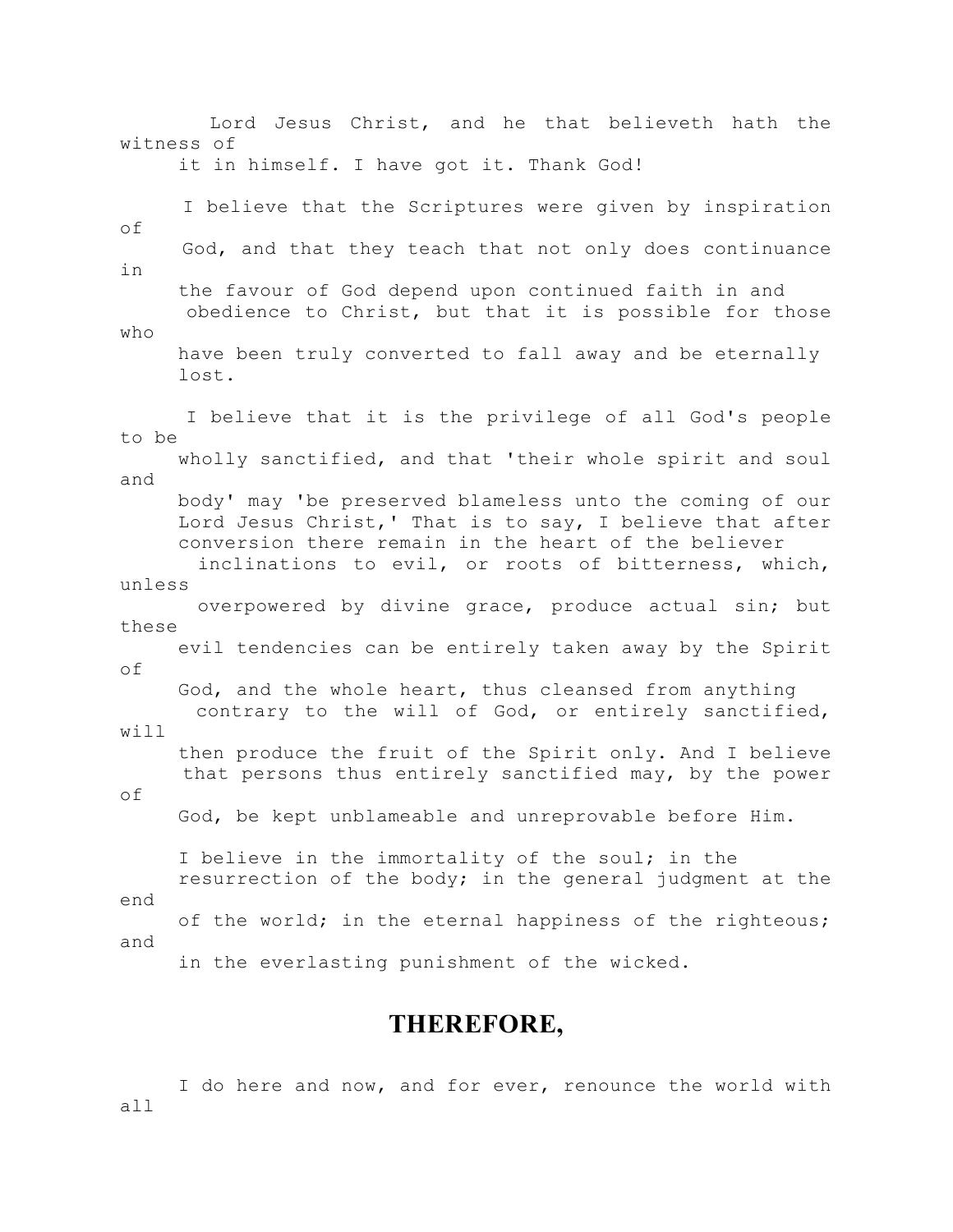Lord Jesus Christ, and he that believeth hath the witness of it in himself. I have got it. Thank God!

I believe that the Scriptures were given by inspiration of God, and that they teach that not only does continuance in the favour of God depend upon continued faith in and obedience to Christ, but that it is possible for those who have been truly converted to fall away and be eternally lost.

I believe that it is the privilege of all God's people to be wholly sanctified, and that 'their whole spirit and soul and body' may 'be preserved blameless unto the coming of our Lord Jesus Christ,' That is to say, I believe that after conversion there remain in the heart of the believer inclinations to evil, or roots of bitterness, which, unless overpowered by divine grace, produce actual sin; but these evil tendencies can be entirely taken away by the Spirit of God, and the whole heart, thus cleansed from anything contrary to the will of God, or entirely sanctified, will then produce the fruit of the Spirit only. And I believe that persons thus entirely sanctified may, by the power of God, be kept unblameable and unreprovable before Him.

I believe in the immortality of the soul; in the resurrection of the body; in the general judgment at the end of the world; in the eternal happiness of the righteous; and in the everlasting punishment of the wicked.

## THEREFORE,

I do here and now, and for ever, renounce the world with all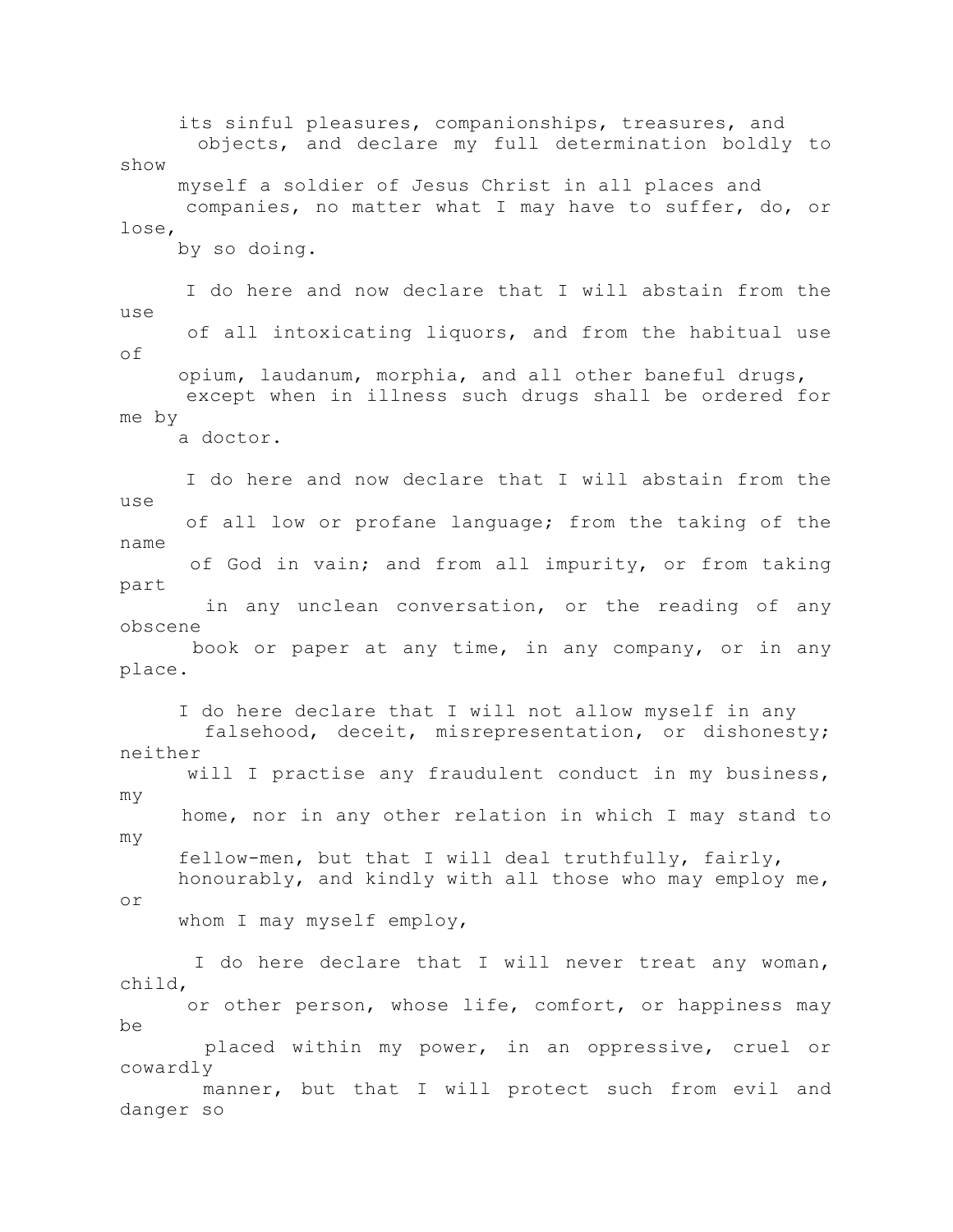its sinful pleasures, companionships, treasures, and objects, and declare my full determination boldly to show myself a soldier of Jesus Christ in all places and companies, no matter what I may have to suffer, do, or lose, by so doing.

I do here and now declare that I will abstain from the use of all intoxicating liquors, and from the habitual use of opium, laudanum, morphia, and all other baneful drugs, except when in illness such drugs shall be ordered for me by a doctor.

I do here and now declare that I will abstain from the use of all low or profane language; from the taking of the name of God in vain; and from all impurity, or from taking part in any unclean conversation, or the reading of any obscene book or paper at any time, in any company, or in any place.

I do here declare that I will not allow myself in any falsehood, deceit, misrepresentation, or dishonesty; neither will I practise any fraudulent conduct in my business, my home, nor in any other relation in which I may stand to my fellow-men, but that I will deal truthfully, fairly, honourably, and kindly with all those who may employ me, or whom I may myself employ,

I do here declare that I will never treat any woman, child, or other person, whose life, comfort, or happiness may be placed within my power, in an oppressive, cruel or cowardly manner, but that I will protect such from evil and danger so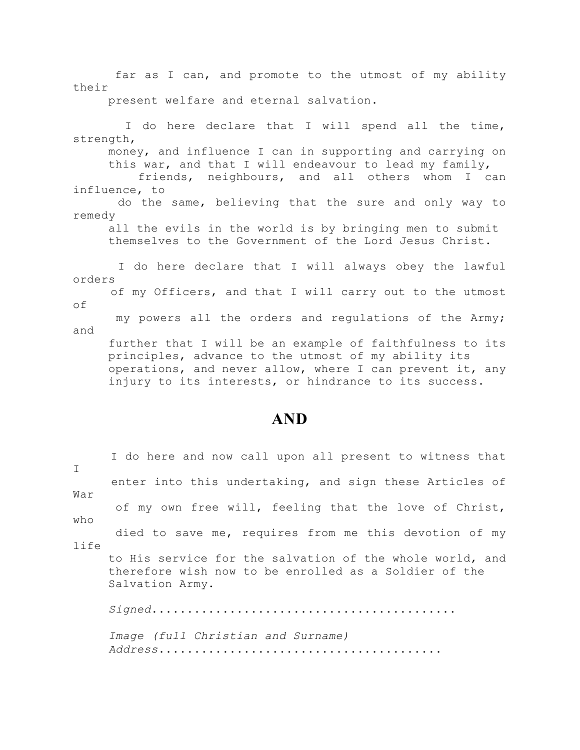far as I can, and promote to the utmost of my ability their present welfare and eternal salvation.

I do here declare that I will spend all the time, strength, money, and influence I can in supporting and carrying on this war, and that I will endeavour to lead my family, friends, neighbours, and all others whom I can influence, to do the same, believing that the sure and only way to remedy all the evils in the world is by bringing men to submit themselves to the Government of the Lord Jesus Christ.

I do here declare that I will always obey the lawful orders of my Officers, and that I will carry out to the utmost of my powers all the orders and regulations of the Army; and further that I will be an example of faithfulness to its principles, advance to the utmost of my ability its operations, and never allow, where I can prevent it, any injury to its interests, or hindrance to its success.

## AND

I do here and now call upon all present to witness that I enter into this undertaking, and sign these Articles of War of my own free will, feeling that the love of Christ, who died to save me, requires from me this devotion of my life to His service for the salvation of the whole world, and therefore wish now to be enrolled as a Soldier of the Salvation Army.

*Signed..........................................*

*Image (full Christian and Surname)*
*Address.......................................*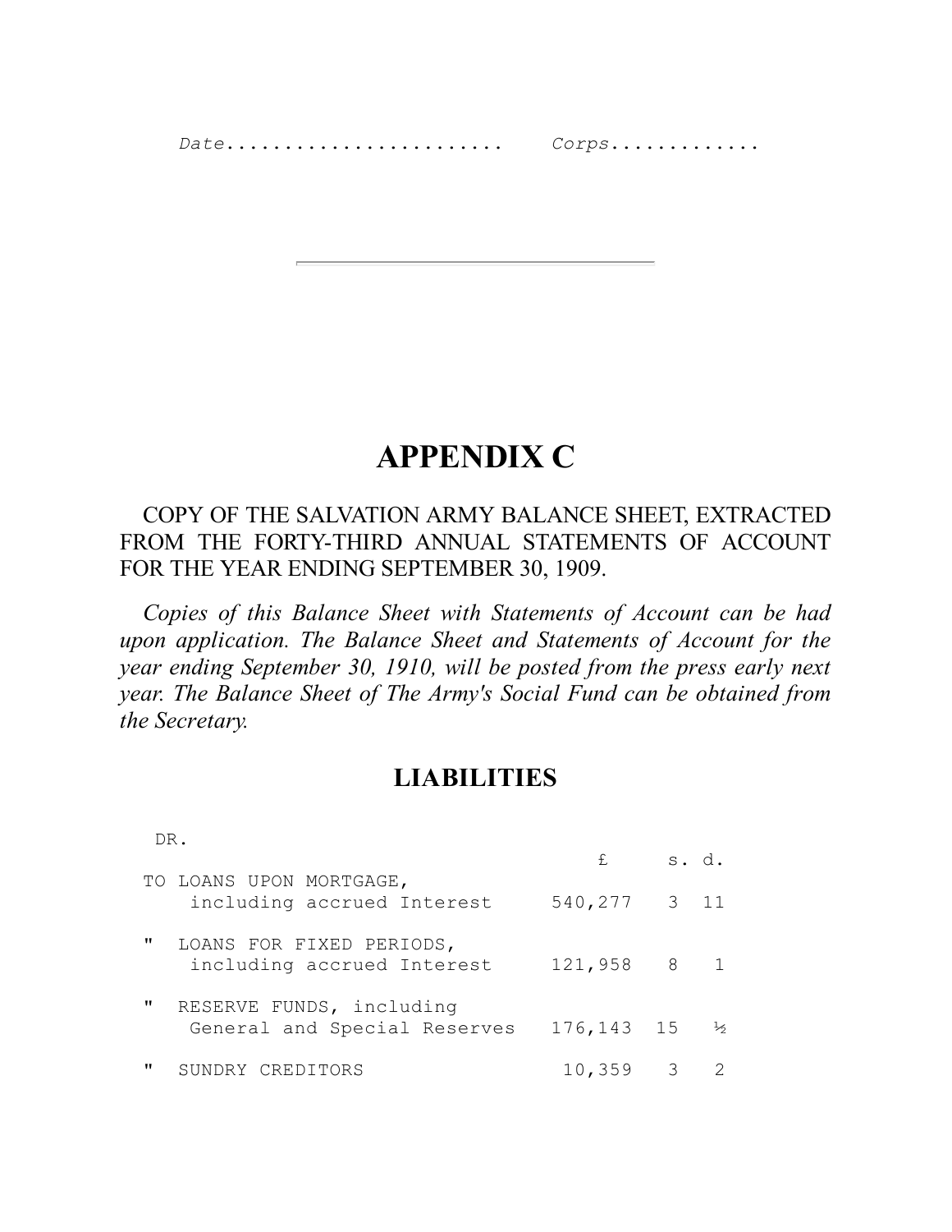Date........................ Corps............

---

# APPENDIX C

COPY OF THE SALVATION ARMY BALANCE SHEET, EXTRACTED FROM THE FORTY-THIRD ANNUAL STATEMENTS OF ACCOUNT FOR THE YEAR ENDING SEPTEMBER 30, 1909.

*Copies of this Balance Sheet with Statements of Account can be had upon application. The Balance Sheet and Statements of Account for the year ending September 30, 1910, will be posted from the press early next year. The Balance Sheet of The Army's Social Fund can be obtained from the Secretary.*

## LIABILITIES

| DR. | £ | s. | d. |
|---|---|---|---|
| TO LOANS UPON MORTGAGE, including accrued Interest | 540,277 | 3 | 11 |
| " LOANS FOR FIXED PERIODS, including accrued Interest | 121,958 | 8 | 1 |
| " RESERVE FUNDS, including General and Special Reserves | 176,143 | 15 | ½ |
| " SUNDRY CREDITORS | 10,359 | 3 | 2 |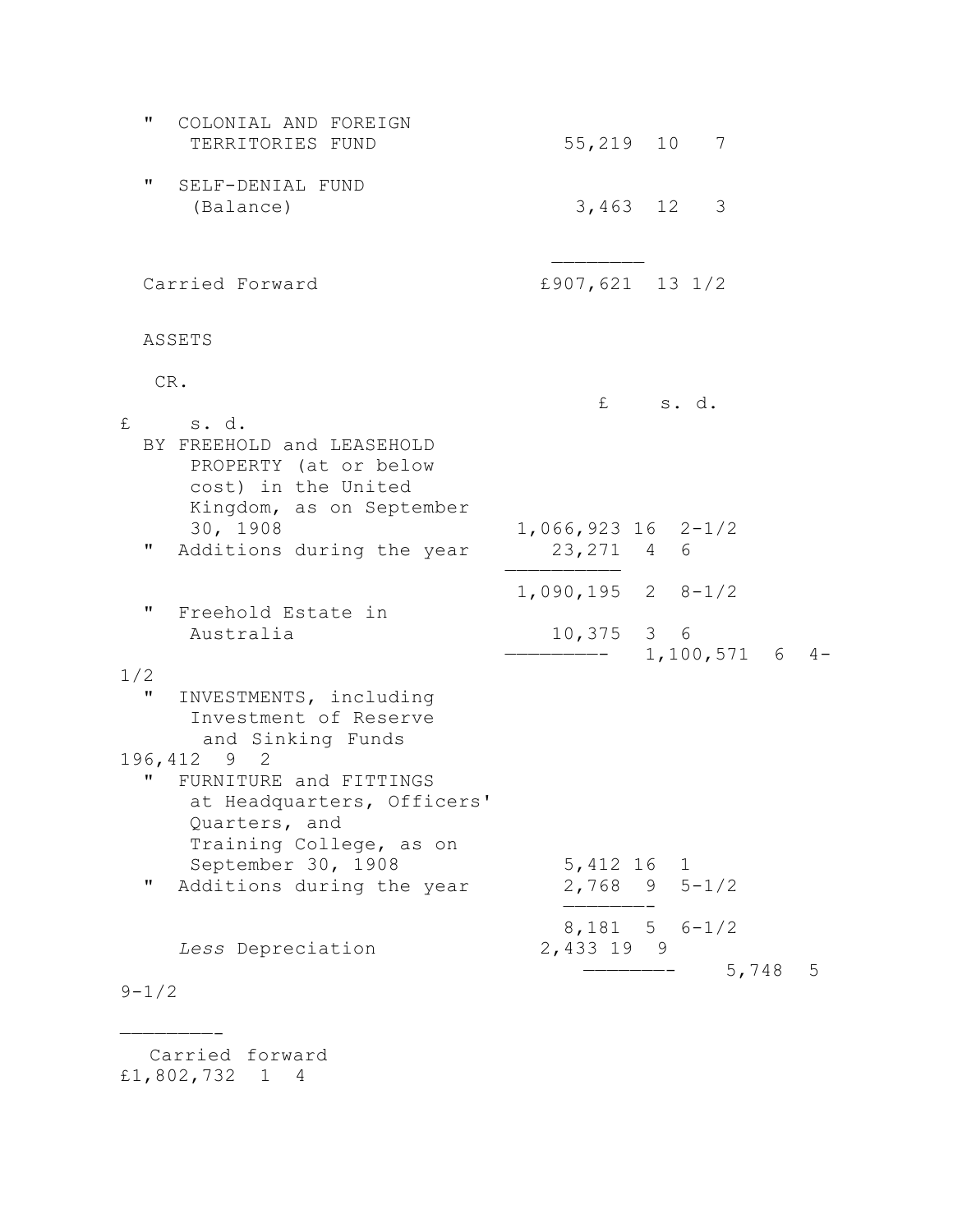| | £ | s. | d. |
|---|---|---|---|
| " COLONIAL AND FOREIGN TERRITORIES FUND | 55,219 | 10 | 7 |
| " SELF-DENIAL FUND (Balance) | 3,463 | 12 | 3 |
| Carried Forward | £907,621 | 13 | 1/2 |

ASSETS

CR.

| | £ | s. | d. | £ | s. | d. |
|---|---|---|---|---|---|---|
| BY FREEHOLD and LEASEHOLD PROPERTY (at or below cost) in the United Kingdom, as on September 30, 1908 | 1,066,923 | 16 | 2-1/2 | | | |
| " Additions during the year | 23,271 | 4 | 6 | | | |
| | 1,090,195 | 2 | 8-1/2 | | | |
| " Freehold Estate in Australia | 10,375 | 3 | 6 | 1,100,571 | 6 | 4-1/2 |
| " INVESTMENTS, including Investment of Reserve and Sinking Funds | | | | 196,412 | 9 | 2 |
| " FURNITURE and FITTINGS at Headquarters, Officers' Quarters, and Training College, as on September 30, 1908 | 5,412 | 16 | 1 | | | |
| " Additions during the year | 2,768 | 9 | 5-1/2 | | | |
| | 8,181 | 5 | 6-1/2 | | | |
| *Less* Depreciation | 2,433 | 19 | 9 | 5,748 | 5 | 9-1/2 |
| Carried forward | | | | £1,802,732 | 1 | 4 |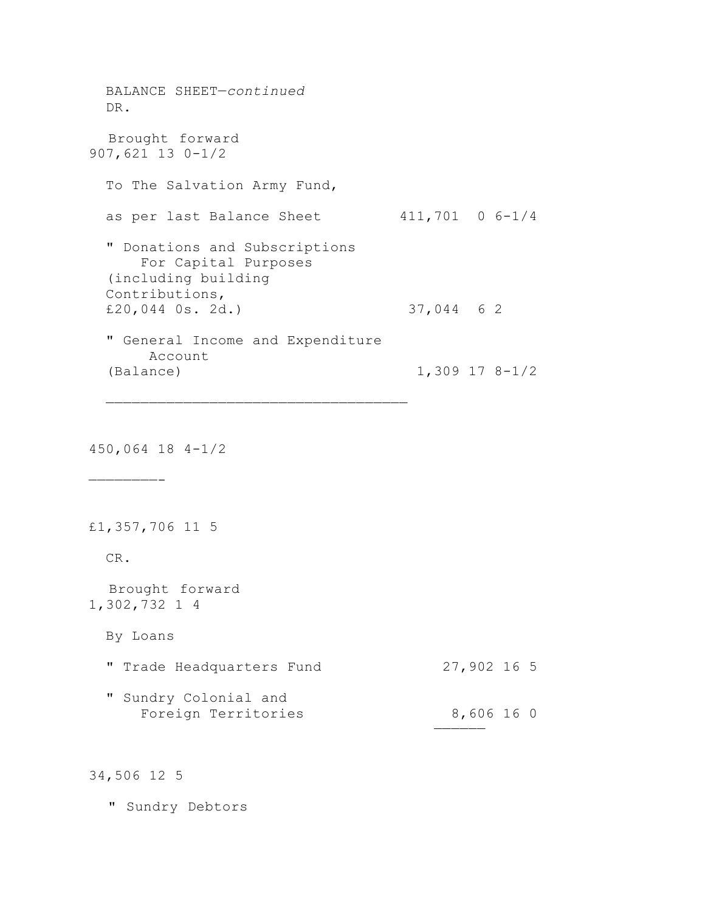BALANCE SHEET—*continued*

DR.

| | | |
|---|---|---|
| Brought forward | | 907,621 13 0-1/2 |
| To The Salvation Army Fund, as per last Balance Sheet | 411,701 0 6-1/4 | |
| " Donations and Subscriptions For Capital Purposes (including building Contributions, £20,044 0s. 2d.) | 37,044 6 2 | |
| " General Income and Expenditure Account (Balance) | 1,309 17 8-1/2 | |
| | | 450,064 18 4-1/2 |
| | | £1,357,706 11 5 |

CR.

| | | |
|---|---|---|
| Brought forward | | 1,302,732 1 4 |
| By Loans | | |
| " Trade Headquarters Fund | 27,902 16 5 | |
| " Sundry Colonial and Foreign Territories | 8,606 16 0 | |
| | | 34,506 12 5 |
| " Sundry Debtors | | |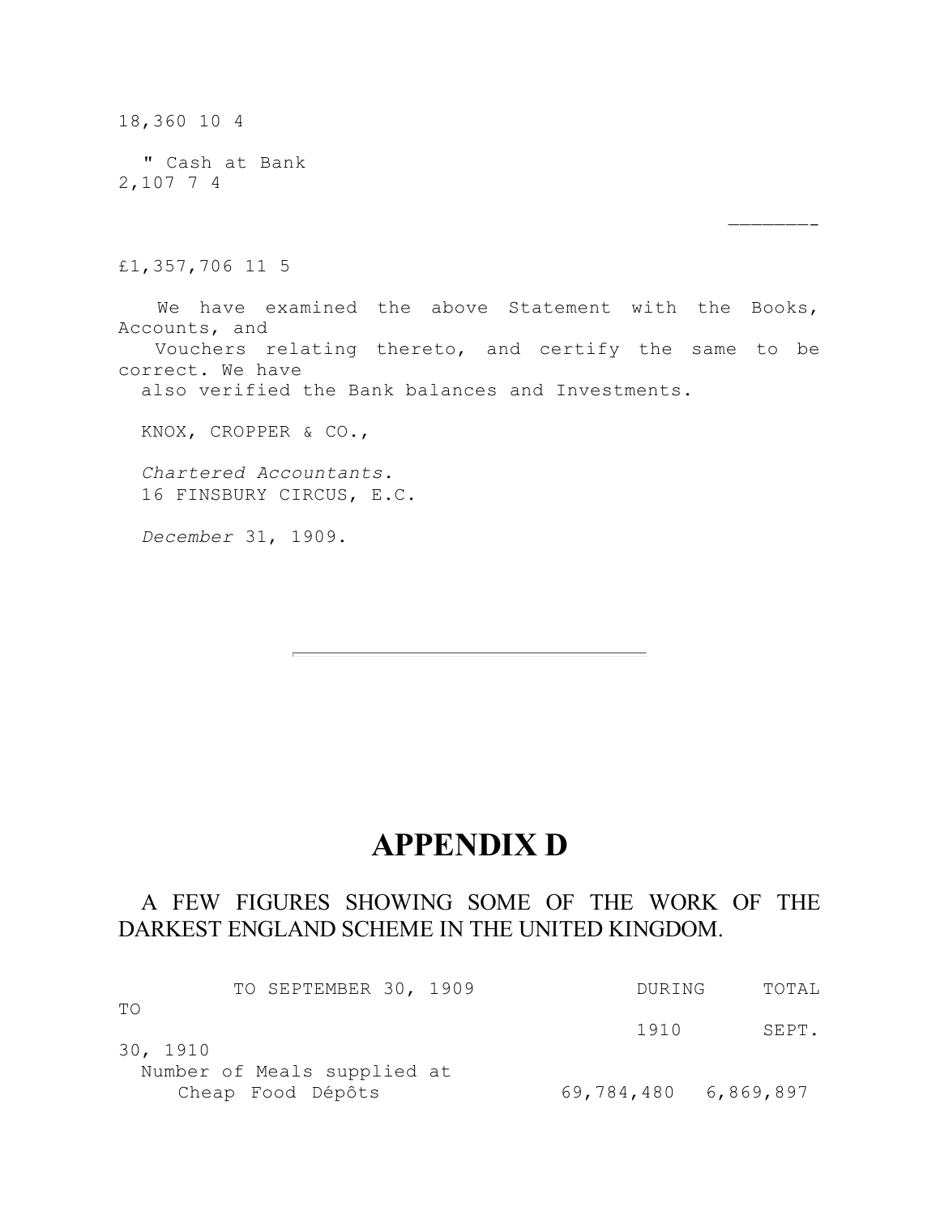18,360 10 4

" Cash at Bank
2,107 7 4

———————

£1,357,706 11 5

We have examined the above Statement with the Books, Accounts, and Vouchers relating thereto, and certify the same to be correct. We have also verified the Bank balances and Investments.

KNOX, CROPPER & CO.,

*Chartered Accountants.*
16 FINSBURY CIRCUS, E.C.

*December* 31, 1909.

---

# APPENDIX D

A FEW FIGURES SHOWING SOME OF THE WORK OF THE DARKEST ENGLAND SCHEME IN THE UNITED KINGDOM.

| | TO SEPTEMBER 30, 1909 | DURING 1910 | TOTAL TO SEPT. 30, 1910 |
|---|---|---|---|
| Number of Meals supplied at Cheap Food Dépôts | 69,784,480 | 6,869,897 | |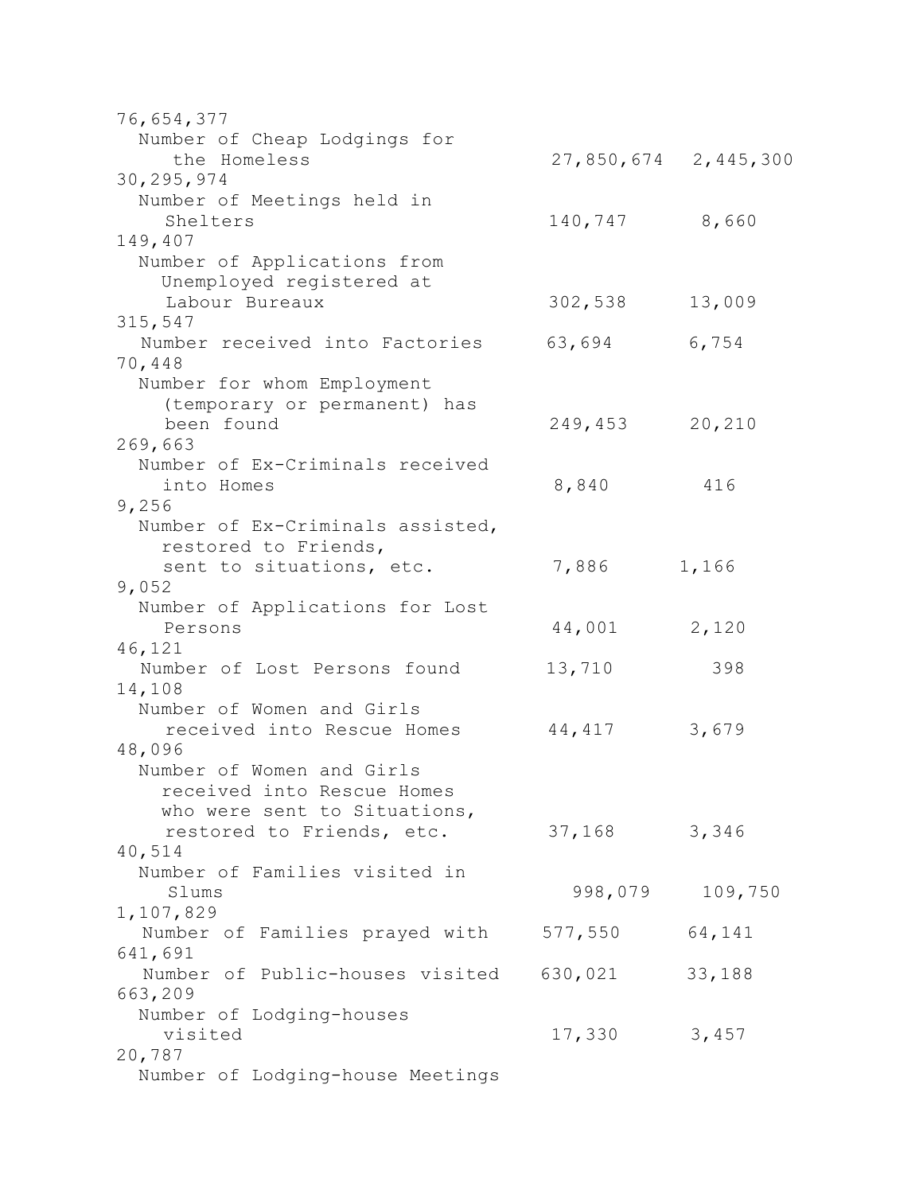| | | | |
|---|---|---|---|
| | | | 76,654,377 |
| Number of Cheap Lodgings for the Homeless | 27,850,674 | 2,445,300 | 30,295,974 |
| Number of Meetings held in Shelters | 140,747 | 8,660 | 149,407 |
| Number of Applications from Unemployed registered at Labour Bureaux | 302,538 | 13,009 | 315,547 |
| Number received into Factories | 63,694 | 6,754 | 70,448 |
| Number for whom Employment (temporary or permanent) has been found | 249,453 | 20,210 | 269,663 |
| Number of Ex-Criminals received into Homes | 8,840 | 416 | 9,256 |
| Number of Ex-Criminals assisted, restored to Friends, sent to situations, etc. | 7,886 | 1,166 | 9,052 |
| Number of Applications for Lost Persons | 44,001 | 2,120 | 46,121 |
| Number of Lost Persons found | 13,710 | 398 | 14,108 |
| Number of Women and Girls received into Rescue Homes | 44,417 | 3,679 | 48,096 |
| Number of Women and Girls received into Rescue Homes who were sent to Situations, restored to Friends, etc. | 37,168 | 3,346 | 40,514 |
| Number of Families visited in Slums | 998,079 | 109,750 | 1,107,829 |
| Number of Families prayed with | 577,550 | 64,141 | 641,691 |
| Number of Public-houses visited | 630,021 | 33,188 | 663,209 |
| Number of Lodging-houses visited | 17,330 | 3,457 | 20,787 |
| Number of Lodging-house Meetings | | | |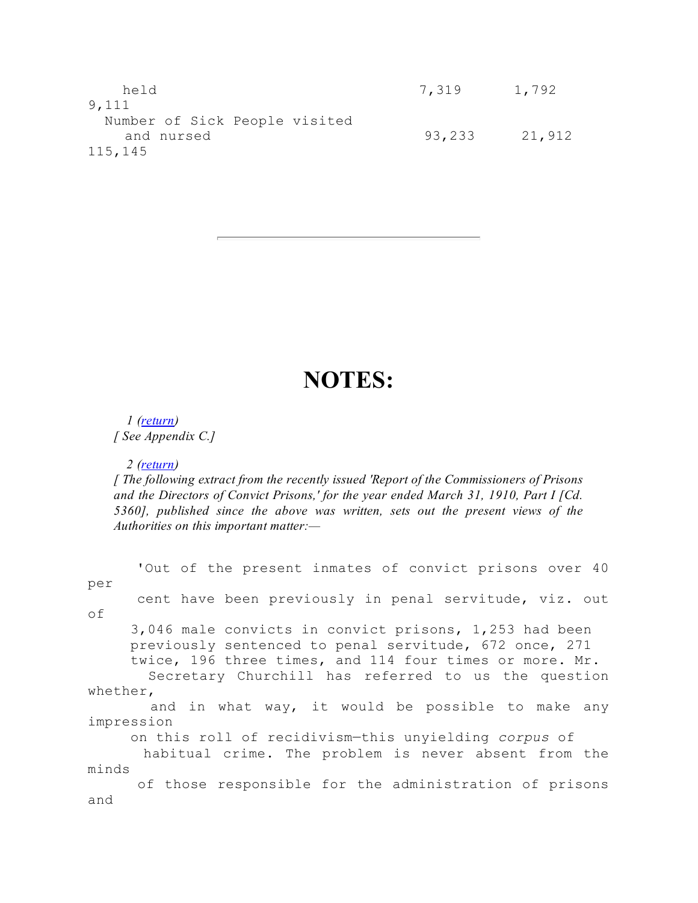| | | | |
|---|---|---|---|
| held | 7,319 | 1,792 | 9,111 |
| Number of Sick People visited and nursed | 93,233 | 21,912 | 115,145 |

---

# NOTES:

*1 (return)*
*[ See Appendix C.]*

*2 (return)*
*[ The following extract from the recently issued 'Report of the Commissioners of Prisons and the Directors of Convict Prisons,' for the year ended March 31, 1910, Part I [Cd. 5360], published since the above was written, sets out the present views of the Authorities on this important matter:—*

'Out of the present inmates of convict prisons over 40 per cent have been previously in penal servitude, viz. out of 3,046 male convicts in convict prisons, 1,253 had been previously sentenced to penal servitude, 672 once, 271 twice, 196 three times, and 114 four times or more. Mr. Secretary Churchill has referred to us the question whether, and in what way, it would be possible to make any impression on this roll of recidivism—this unyielding *corpus* of habitual crime. The problem is never absent from the minds of those responsible for the administration of prisons and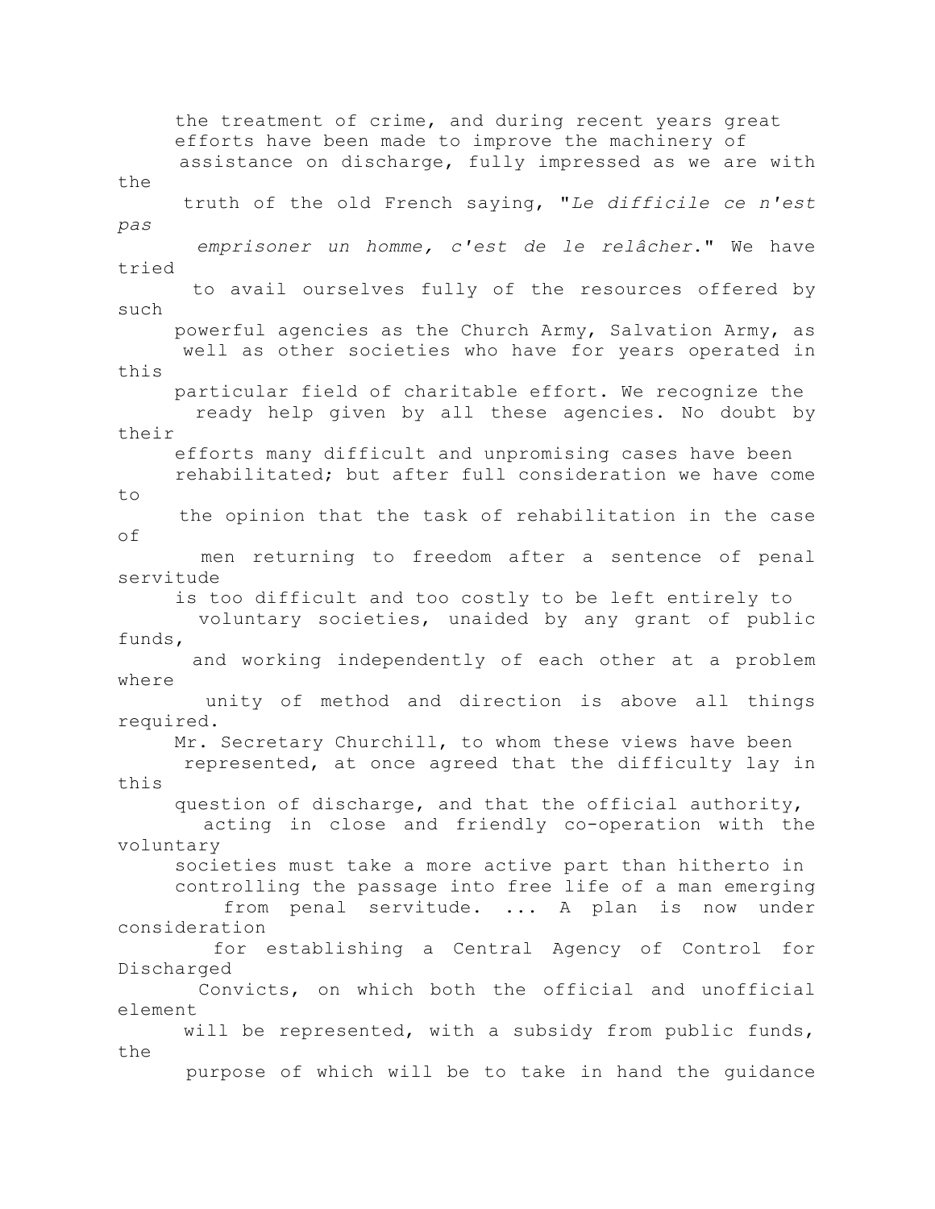the treatment of crime, and during recent years great efforts have been made to improve the machinery of assistance on discharge, fully impressed as we are with the truth of the old French saying, "*Le difficile ce n'est pas emprisoner un homme, c'est de le relâcher*." We have tried to avail ourselves fully of the resources offered by such powerful agencies as the Church Army, Salvation Army, as well as other societies who have for years operated in this particular field of charitable effort. We recognize the ready help given by all these agencies. No doubt by their efforts many difficult and unpromising cases have been rehabilitated; but after full consideration we have come to the opinion that the task of rehabilitation in the case of men returning to freedom after a sentence of penal servitude is too difficult and too costly to be left entirely to voluntary societies, unaided by any grant of public funds, and working independently of each other at a problem where unity of method and direction is above all things required.

Mr. Secretary Churchill, to whom these views have been represented, at once agreed that the difficulty lay in this question of discharge, and that the official authority, acting in close and friendly co-operation with the voluntary societies must take a more active part than hitherto in controlling the passage into free life of a man emerging from penal servitude. ... A plan is now under consideration for establishing a Central Agency of Control for Discharged Convicts, on which both the official and unofficial element will be represented, with a subsidy from public funds, the purpose of which will be to take in hand the guidance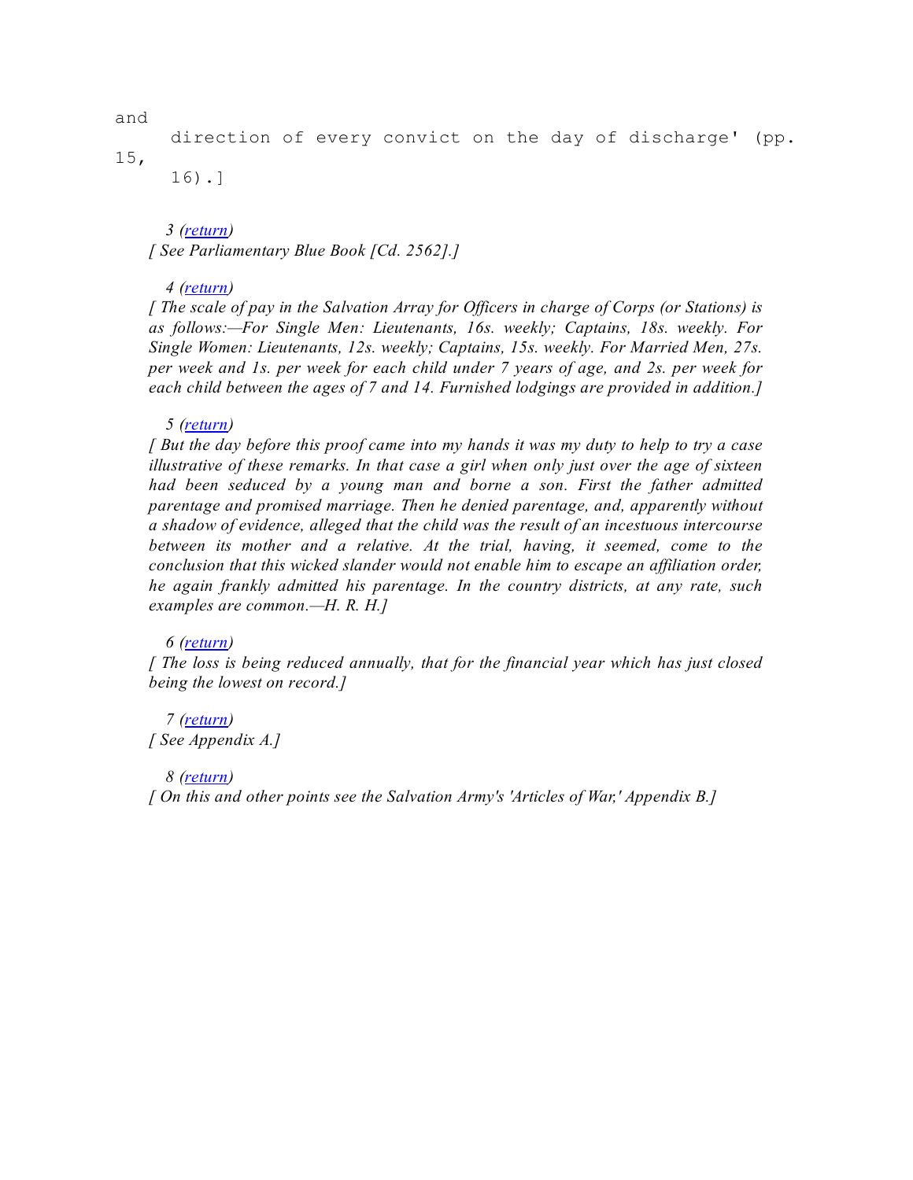and
direction of every convict on the day of discharge' (pp. 15, 16).]

*3 (return)*
*[ See Parliamentary Blue Book [Cd. 2562].]*

*4 (return)*
*[ The scale of pay in the Salvation Array for Officers in charge of Corps (or Stations) is as follows:—For Single Men: Lieutenants, 16s. weekly; Captains, 18s. weekly. For Single Women: Lieutenants, 12s. weekly; Captains, 15s. weekly. For Married Men, 27s. per week and 1s. per week for each child under 7 years of age, and 2s. per week for each child between the ages of 7 and 14. Furnished lodgings are provided in addition.]*

*5 (return)*
*[ But the day before this proof came into my hands it was my duty to help to try a case illustrative of these remarks. In that case a girl when only just over the age of sixteen had been seduced by a young man and borne a son. First the father admitted parentage and promised marriage. Then he denied parentage, and, apparently without a shadow of evidence, alleged that the child was the result of an incestuous intercourse between its mother and a relative. At the trial, having, it seemed, come to the conclusion that this wicked slander would not enable him to escape an affiliation order, he again frankly admitted his parentage. In the country districts, at any rate, such examples are common.—H. R. H.]*

*6 (return)*
*[ The loss is being reduced annually, that for the financial year which has just closed being the lowest on record.]*

*7 (return)*
*[ See Appendix A.]*

*8 (return)*
*[ On this and other points see the Salvation Army's 'Articles of War,' Appendix B.]*